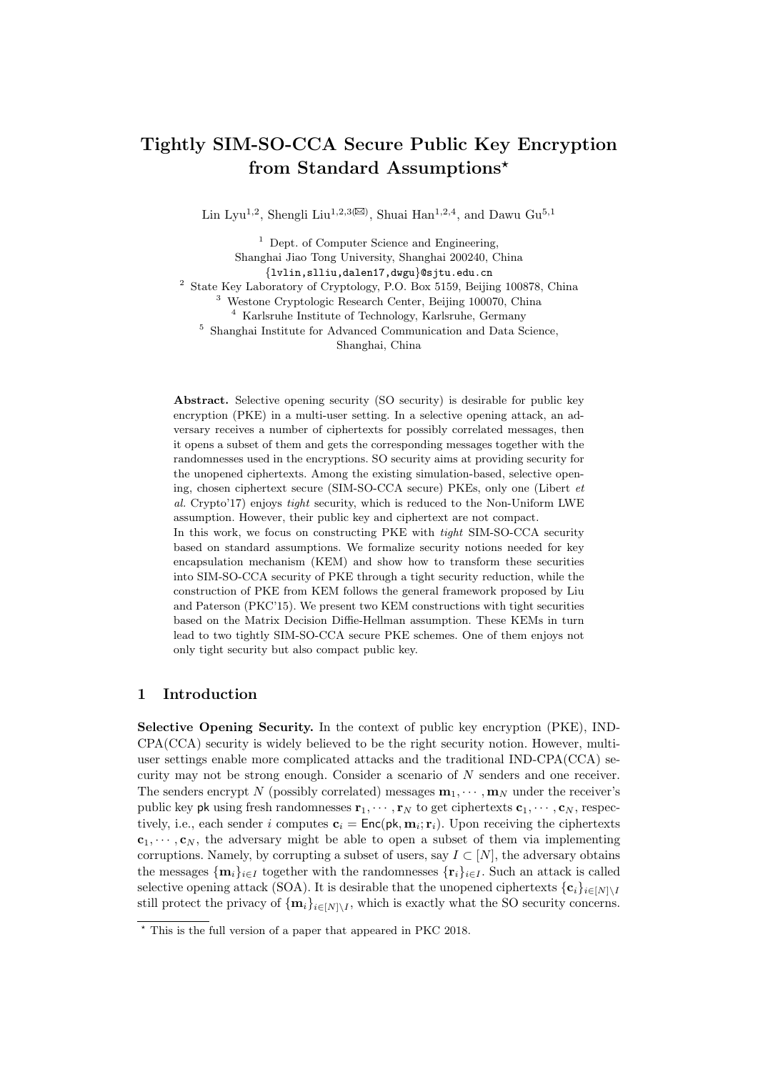# Tightly SIM-SO-CCA Secure Public Key Encryption from Standard Assumptions*

Lin Lyu[1,2], Shengli Liu[1,2,3(✉)], Shuai Han[1,2,4], and Dawu Gu[5,1]

[1] Dept. of Computer Science and Engineering,
Shanghai Jiao Tong University, Shanghai 200240, China
{lvlin,slliu,dalen17,dwgu}@sjtu.edu.cn

[2] State Key Laboratory of Cryptology, P.O. Box 5159, Beijing 100878, China

[3] Westone Cryptologic Research Center, Beijing 100070, China

[4] Karlsruhe Institute of Technology, Karlsruhe, Germany

[5] Shanghai Institute for Advanced Communication and Data Science,
Shanghai, China

**Abstract.** Selective opening security (SO security) is desirable for public key encryption (PKE) in a multi-user setting. In a selective opening attack, an adversary receives a number of ciphertexts for possibly correlated messages, then it opens a subset of them and gets the corresponding messages together with the randomnesses used in the encryptions. SO security aims at providing security for the unopened ciphertexts. Among the existing simulation-based, selective opening, chosen ciphertext secure (SIM-SO-CCA secure) PKEs, only one (Libert *et al.* Crypto'17) enjoys *tight* security, which is reduced to the Non-Uniform LWE assumption. However, their public key and ciphertext are not compact.

In this work, we focus on constructing PKE with *tight* SIM-SO-CCA security based on standard assumptions. We formalize security notions needed for key encapsulation mechanism (KEM) and show how to transform these securities into SIM-SO-CCA security of PKE through a tight security reduction, while the construction of PKE from KEM follows the general framework proposed by Liu and Paterson (PKC'15). We present two KEM constructions with tight securities based on the Matrix Decision Diffie-Hellman assumption. These KEMs in turn lead to two tightly SIM-SO-CCA secure PKE schemes. One of them enjoys not only tight security but also compact public key.

## 1 Introduction

**Selective Opening Security.** In the context of public key encryption (PKE), IND-CPA(CCA) security is widely believed to be the right security notion. However, multi-user settings enable more complicated attacks and the traditional IND-CPA(CCA) security may not be strong enough. Consider a scenario of $N$ senders and one receiver. The senders encrypt $N$ (possibly correlated) messages $\mathbf{m}_1, \cdots, \mathbf{m}_N$ under the receiver's public key $\mathsf{pk}$ using fresh randomnesses $\mathbf{r}_1, \cdots, \mathbf{r}_N$ to get ciphertexts $\mathbf{c}_1, \cdots, \mathbf{c}_N$, respectively, i.e., each sender $i$ computes $\mathbf{c}_i = \mathsf{Enc}(\mathsf{pk}, \mathbf{m}_i; \mathbf{r}_i)$. Upon receiving the ciphertexts $\mathbf{c}_1, \cdots, \mathbf{c}_N$, the adversary might be able to open a subset of them via implementing corruptions. Namely, by corrupting a subset of users, say $I \subset [N]$, the adversary obtains the messages $\{\mathbf{m}_i\}_{i \in I}$ together with the randomnesses $\{\mathbf{r}_i\}_{i \in I}$. Such an attack is called selective opening attack (SOA). It is desirable that the unopened ciphertexts $\{\mathbf{c}_i\}_{i \in [N] \setminus I}$ still protect the privacy of $\{\mathbf{m}_i\}_{i \in [N] \setminus I}$, which is exactly what the SO security concerns.

* This is the full version of a paper that appeared in PKC 2018.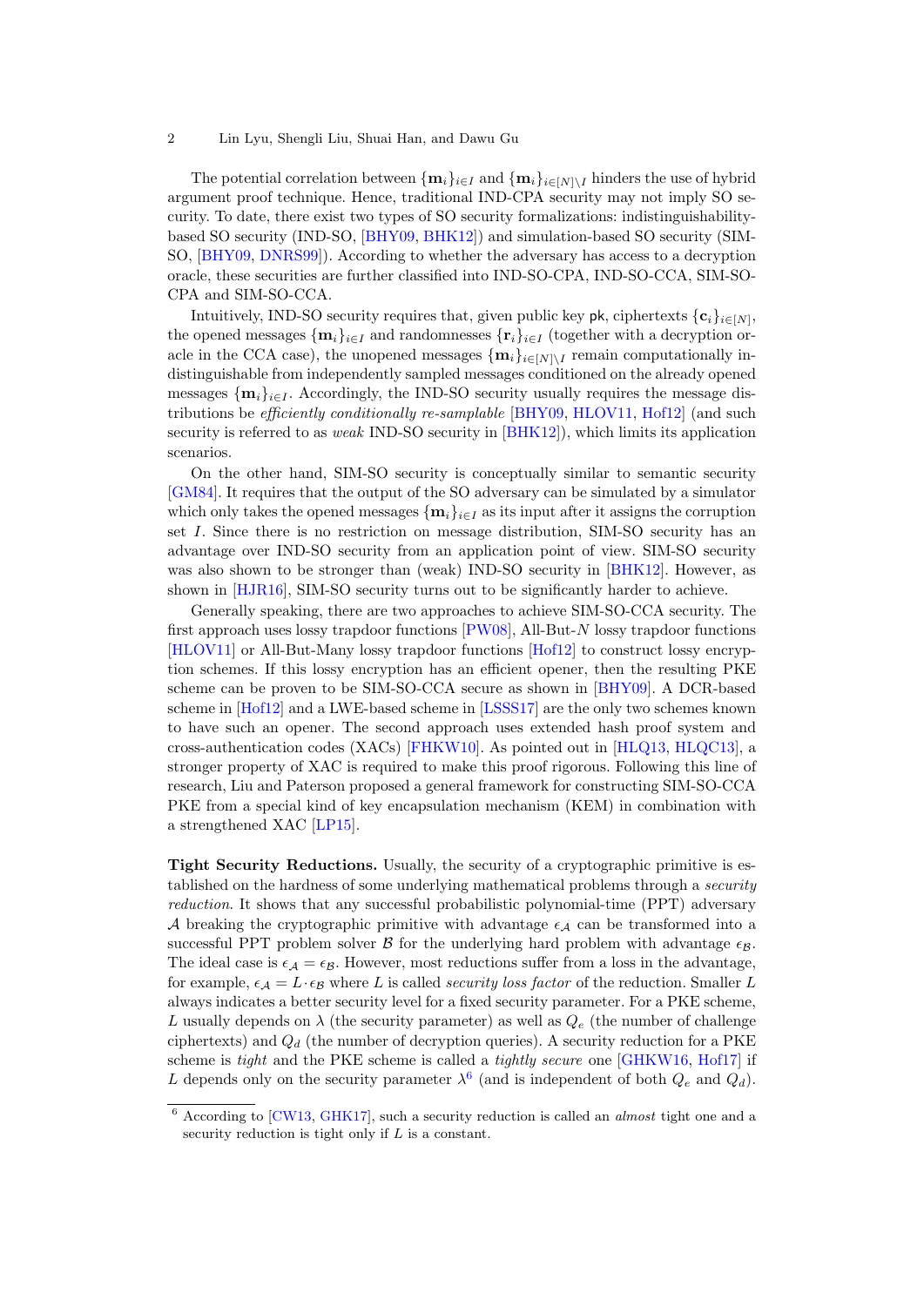The potential correlation between $\{\mathbf{m}_i\}_{i\in I}$ and $\{\mathbf{m}_i\}_{i\in[N]\setminus I}$ hinders the use of hybrid argument proof technique. Hence, traditional IND-CPA security may not imply SO security. To date, there exist two types of SO security formalizations: indistinguishability-based SO security (IND-SO, [BHY09, BHK12]) and simulation-based SO security (SIM-SO, [BHY09, DNRS99]). According to whether the adversary has access to a decryption oracle, these securities are further classified into IND-SO-CPA, IND-SO-CCA, SIM-SO-CPA and SIM-SO-CCA.

Intuitively, IND-SO security requires that, given public key $\mathsf{pk}$, ciphertexts $\{\mathbf{c}_i\}_{i\in[N]}$, the opened messages $\{\mathbf{m}_i\}_{i\in I}$ and randomnesses $\{\mathbf{r}_i\}_{i\in I}$ (together with a decryption oracle in the CCA case), the unopened messages $\{\mathbf{m}_i\}_{i\in[N]\setminus I}$ remain computationally indistinguishable from independently sampled messages conditioned on the already opened messages $\{\mathbf{m}_i\}_{i\in I}$. Accordingly, the IND-SO security usually requires the message distributions be *efficiently conditionally re-samplable* [BHY09, HLOV11, Hof12] (and such security is referred to as *weak* IND-SO security in [BHK12]), which limits its application scenarios.

On the other hand, SIM-SO security is conceptually similar to semantic security [GM84]. It requires that the output of the SO adversary can be simulated by a simulator which only takes the opened messages $\{\mathbf{m}_i\}_{i\in I}$ as its input after it assigns the corruption set $I$. Since there is no restriction on message distribution, SIM-SO security has an advantage over IND-SO security from an application point of view. SIM-SO security was also shown to be stronger than (weak) IND-SO security in [BHK12]. However, as shown in [HJR16], SIM-SO security turns out to be significantly harder to achieve.

Generally speaking, there are two approaches to achieve SIM-SO-CCA security. The first approach uses lossy trapdoor functions [PW08], All-But-$N$ lossy trapdoor functions [HLOV11] or All-But-Many lossy trapdoor functions [Hof12] to construct lossy encryption schemes. If this lossy encryption has an efficient opener, then the resulting PKE scheme can be proven to be SIM-SO-CCA secure as shown in [BHY09]. A DCR-based scheme in [Hof12] and a LWE-based scheme in [LSSS17] are the only two schemes known to have such an opener. The second approach uses extended hash proof system and cross-authentication codes (XACs) [FHKW10]. As pointed out in [HLQ13, HLQC13], a stronger property of XAC is required to make this proof rigorous. Following this line of research, Liu and Paterson proposed a general framework for constructing SIM-SO-CCA PKE from a special kind of key encapsulation mechanism (KEM) in combination with a strengthened XAC [LP15].

**Tight Security Reductions.** Usually, the security of a cryptographic primitive is established on the hardness of some underlying mathematical problems through a *security reduction*. It shows that any successful probabilistic polynomial-time (PPT) adversary $\mathcal{A}$ breaking the cryptographic primitive with advantage $\epsilon_{\mathcal{A}}$ can be transformed into a successful PPT problem solver $\mathcal{B}$ for the underlying hard problem with advantage $\epsilon_{\mathcal{B}}$. The ideal case is $\epsilon_{\mathcal{A}} = \epsilon_{\mathcal{B}}$. However, most reductions suffer from a loss in the advantage, for example, $\epsilon_{\mathcal{A}} = L \cdot \epsilon_{\mathcal{B}}$ where $L$ is called *security loss factor* of the reduction. Smaller $L$ always indicates a better security level for a fixed security parameter. For a PKE scheme, $L$ usually depends on $\lambda$ (the security parameter) as well as $Q_e$ (the number of challenge ciphertexts) and $Q_d$ (the number of decryption queries). A security reduction for a PKE scheme is *tight* and the PKE scheme is called a *tightly secure* one [GHKW16, Hof17] if $L$ depends only on the security parameter $\lambda$[6] (and is independent of both $Q_e$ and $Q_d$).

[6] According to [CW13, GHK17], such a security reduction is called an *almost* tight one and a security reduction is tight only if $L$ is a constant.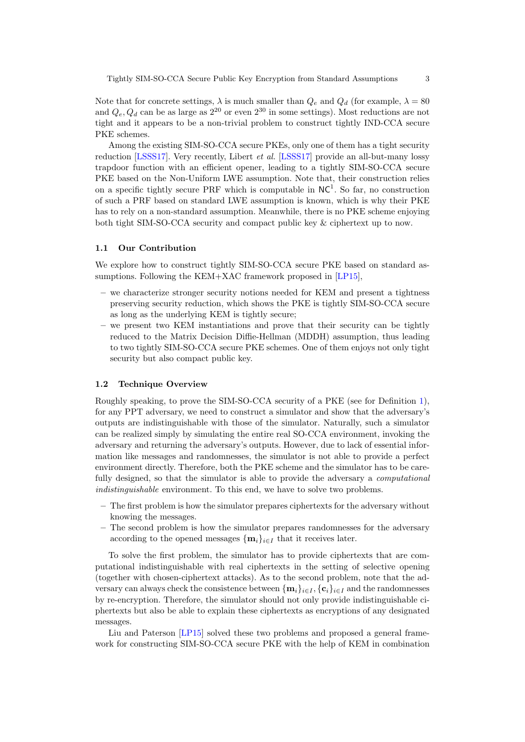Note that for concrete settings, $\lambda$ is much smaller than $Q_e$ and $Q_d$ (for example, $\lambda = 80$ and $Q_e, Q_d$ can be as large as $2^{20}$ or even $2^{30}$ in some settings). Most reductions are not tight and it appears to be a non-trivial problem to construct tightly IND-CCA secure PKE schemes.

Among the existing SIM-SO-CCA secure PKEs, only one of them has a tight security reduction [LSSS17]. Very recently, Libert *et al.* [LSSS17] provide an all-but-many lossy trapdoor function with an efficient opener, leading to a tightly SIM-SO-CCA secure PKE based on the Non-Uniform LWE assumption. Note that, their construction relies on a specific tightly secure PRF which is computable in $\mathsf{NC}^1$. So far, no construction of such a PRF based on standard LWE assumption is known, which is why their PKE has to rely on a non-standard assumption. Meanwhile, there is no PKE scheme enjoying both tight SIM-SO-CCA security and compact public key & ciphertext up to now.

### 1.1 Our Contribution

We explore how to construct tightly SIM-SO-CCA secure PKE based on standard assumptions. Following the KEM+XAC framework proposed in [LP15],

- we characterize stronger security notions needed for KEM and present a tightness preserving security reduction, which shows the PKE is tightly SIM-SO-CCA secure as long as the underlying KEM is tightly secure;
- we present two KEM instantiations and prove that their security can be tightly reduced to the Matrix Decision Diffie-Hellman (MDDH) assumption, thus leading to two tightly SIM-SO-CCA secure PKE schemes. One of them enjoys not only tight security but also compact public key.

### 1.2 Technique Overview

Roughly speaking, to prove the SIM-SO-CCA security of a PKE (see for Definition 1), for any PPT adversary, we need to construct a simulator and show that the adversary's outputs are indistinguishable with those of the simulator. Naturally, such a simulator can be realized simply by simulating the entire real SO-CCA environment, invoking the adversary and returning the adversary's outputs. However, due to lack of essential information like messages and randomnesses, the simulator is not able to provide a perfect environment directly. Therefore, both the PKE scheme and the simulator has to be carefully designed, so that the simulator is able to provide the adversary a *computational indistinguishable* environment. To this end, we have to solve two problems.

- The first problem is how the simulator prepares ciphertexts for the adversary without knowing the messages.
- The second problem is how the simulator prepares randomnesses for the adversary according to the opened messages $\{\mathbf{m}_i\}_{i\in I}$ that it receives later.

To solve the first problem, the simulator has to provide ciphertexts that are computational indistinguishable with real ciphertexts in the setting of selective opening (together with chosen-ciphertext attacks). As to the second problem, note that the adversary can always check the consistence between $\{\mathbf{m}_i\}_{i\in I}, \{\mathbf{c}_i\}_{i\in I}$ and the randomnesses by re-encryption. Therefore, the simulator should not only provide indistinguishable ciphertexts but also be able to explain these ciphertexts as encryptions of any designated messages.

Liu and Paterson [LP15] solved these two problems and proposed a general framework for constructing SIM-SO-CCA secure PKE with the help of KEM in combination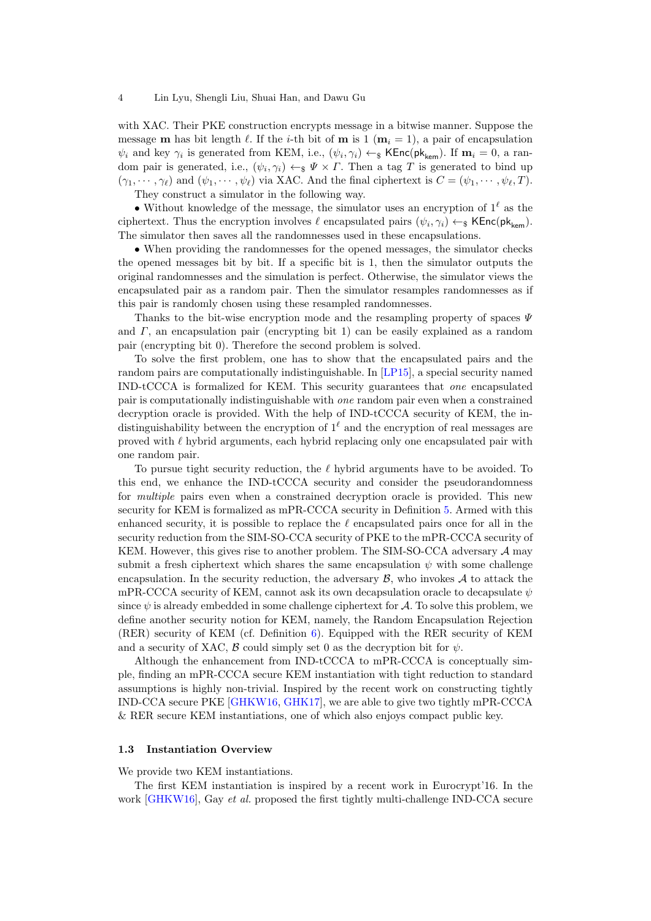with XAC. Their PKE construction encrypts message in a bitwise manner. Suppose the message $\mathbf{m}$ has bit length $\ell$. If the $i$-th bit of $\mathbf{m}$ is 1 ($\mathbf{m}_i = 1$), a pair of encapsulation $\psi_i$ and key $\gamma_i$ is generated from KEM, i.e., $(\psi_i, \gamma_i) \leftarrow_\$ \mathsf{KEnc}(\mathsf{pk}_{\mathsf{kem}})$. If $\mathbf{m}_i = 0$, a random pair is generated, i.e., $(\psi_i, \gamma_i) \leftarrow_\$ \Psi \times \Gamma$. Then a tag $T$ is generated to bind up $(\gamma_1, \cdots, \gamma_\ell)$ and $(\psi_1, \cdots, \psi_\ell)$ via XAC. And the final ciphertext is $C = (\psi_1, \cdots, \psi_\ell, T)$.

They construct a simulator in the following way.

• Without knowledge of the message, the simulator uses an encryption of $1^\ell$ as the ciphertext. Thus the encryption involves $\ell$ encapsulated pairs $(\psi_i, \gamma_i) \leftarrow_\$ \mathsf{KEnc}(\mathsf{pk}_{\mathsf{kem}})$. The simulator then saves all the randomnesses used in these encapsulations.

• When providing the randomnesses for the opened messages, the simulator checks the opened messages bit by bit. If a specific bit is 1, then the simulator outputs the original randomnesses and the simulation is perfect. Otherwise, the simulator views the encapsulated pair as a random pair. Then the simulator resamples randomnesses as if this pair is randomly chosen using these resampled randomnesses.

Thanks to the bit-wise encryption mode and the resampling property of spaces $\Psi$ and $\Gamma$, an encapsulation pair (encrypting bit 1) can be easily explained as a random pair (encrypting bit 0). Therefore the second problem is solved.

To solve the first problem, one has to show that the encapsulated pairs and the random pairs are computationally indistinguishable. In [LP15], a special security named IND-tCCCA is formalized for KEM. This security guarantees that *one* encapsulated pair is computationally indistinguishable with *one* random pair even when a constrained decryption oracle is provided. With the help of IND-tCCCA security of KEM, the indistinguishability between the encryption of $1^\ell$ and the encryption of real messages are proved with $\ell$ hybrid arguments, each hybrid replacing only one encapsulated pair with one random pair.

To pursue tight security reduction, the $\ell$ hybrid arguments have to be avoided. To this end, we enhance the IND-tCCCA security and consider the pseudorandomness for *multiple* pairs even when a constrained decryption oracle is provided. This new security for KEM is formalized as mPR-CCCA security in Definition 5. Armed with this enhanced security, it is possible to replace the $\ell$ encapsulated pairs once for all in the security reduction from the SIM-SO-CCA security of PKE to the mPR-CCCA security of KEM. However, this gives rise to another problem. The SIM-SO-CCA adversary $\mathcal{A}$ may submit a fresh ciphertext which shares the same encapsulation $\psi$ with some challenge encapsulation. In the security reduction, the adversary $\mathcal{B}$, who invokes $\mathcal{A}$ to attack the mPR-CCCA security of KEM, cannot ask its own decapsulation oracle to decapsulate $\psi$ since $\psi$ is already embedded in some challenge ciphertext for $\mathcal{A}$. To solve this problem, we define another security notion for KEM, namely, the Random Encapsulation Rejection (RER) security of KEM (cf. Definition 6). Equipped with the RER security of KEM and a security of XAC, $\mathcal{B}$ could simply set 0 as the decryption bit for $\psi$.

Although the enhancement from IND-tCCCA to mPR-CCCA is conceptually simple, finding an mPR-CCCA secure KEM instantiation with tight reduction to standard assumptions is highly non-trivial. Inspired by the recent work on constructing tightly IND-CCA secure PKE [GHKW16, GHK17], we are able to give two tightly mPR-CCCA & RER secure KEM instantiations, one of which also enjoys compact public key.

### 1.3 Instantiation Overview

We provide two KEM instantiations.

The first KEM instantiation is inspired by a recent work in Eurocrypt'16. In the work [GHKW16], Gay *et al.* proposed the first tightly multi-challenge IND-CCA secure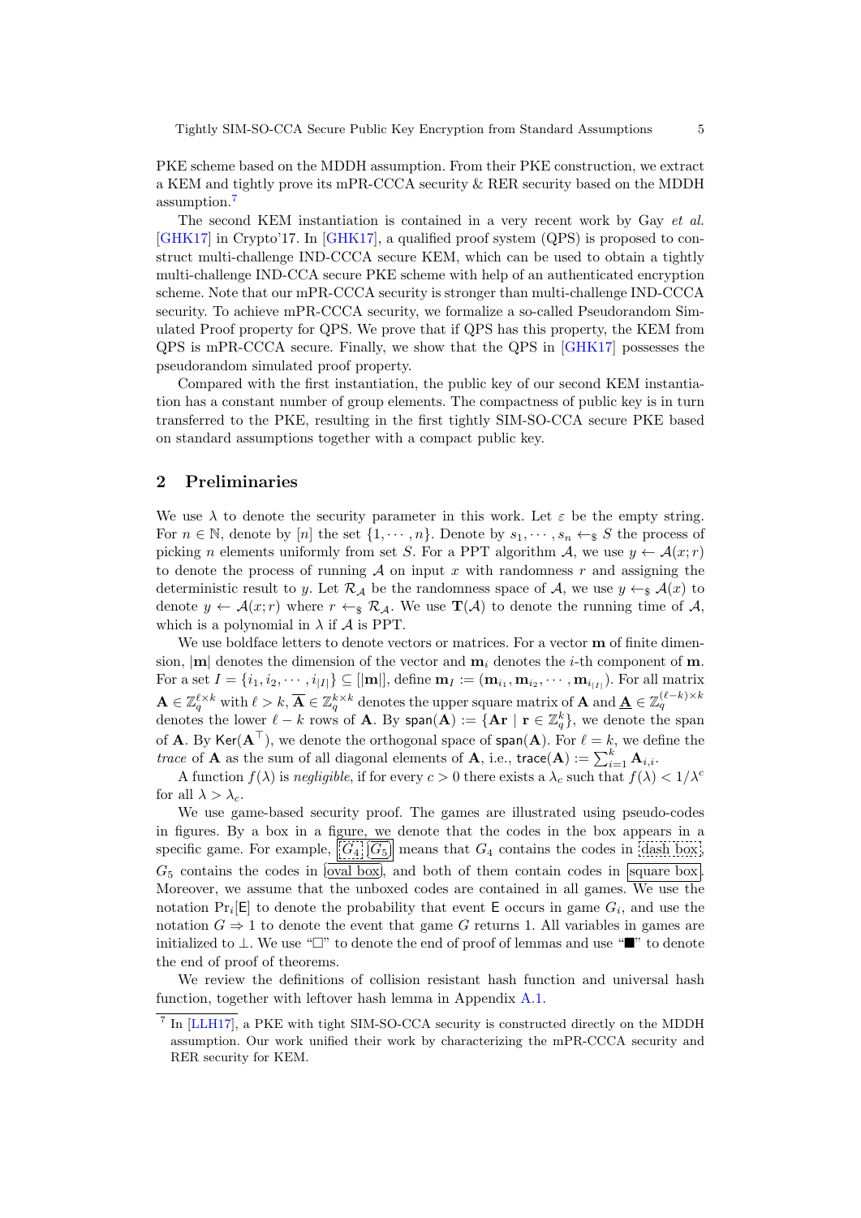PKE scheme based on the MDDH assumption. From their PKE construction, we extract a KEM and tightly prove its mPR-CCCA security & RER security based on the MDDH assumption.[7]

The second KEM instantiation is contained in a very recent work by Gay *et al.* [GHK17] in Crypto'17. In [GHK17], a qualified proof system (QPS) is proposed to construct multi-challenge IND-CCCA secure KEM, which can be used to obtain a tightly multi-challenge IND-CCA secure PKE scheme with help of an authenticated encryption scheme. Note that our mPR-CCCA security is stronger than multi-challenge IND-CCCA security. To achieve mPR-CCCA security, we formalize a so-called Pseudorandom Simulated Proof property for QPS. We prove that if QPS has this property, the KEM from QPS is mPR-CCCA secure. Finally, we show that the QPS in [GHK17] possesses the pseudorandom simulated proof property.

Compared with the first instantiation, the public key of our second KEM instantiation has a constant number of group elements. The compactness of public key is in turn transferred to the PKE, resulting in the first tightly SIM-SO-CCA secure PKE based on standard assumptions together with a compact public key.

## 2 Preliminaries

We use $\lambda$ to denote the security parameter in this work. Let $\varepsilon$ be the empty string. For $n \in \mathbb{N}$, denote by $[n]$ the set $\{1, \cdots, n\}$. Denote by $s_1, \cdots, s_n \leftarrow_\$ S$ the process of picking $n$ elements uniformly from set $S$. For a PPT algorithm $\mathcal{A}$, we use $y \leftarrow \mathcal{A}(x; r)$ to denote the process of running $\mathcal{A}$ on input $x$ with randomness $r$ and assigning the deterministic result to $y$. Let $\mathcal{R}_\mathcal{A}$ be the randomness space of $\mathcal{A}$, we use $y \leftarrow_\$ \mathcal{A}(x)$ to denote $y \leftarrow \mathcal{A}(x; r)$ where $r \leftarrow_\$ \mathcal{R}_\mathcal{A}$. We use $\mathbf{T}(\mathcal{A})$ to denote the running time of $\mathcal{A}$, which is a polynomial in $\lambda$ if $\mathcal{A}$ is PPT.

We use boldface letters to denote vectors or matrices. For a vector $\mathbf{m}$ of finite dimension, $|\mathbf{m}|$ denotes the dimension of the vector and $\mathbf{m}_i$ denotes the $i$-th component of $\mathbf{m}$. For a set $I = \{i_1, i_2, \cdots, i_{|I|}\} \subseteq [|\mathbf{m}|]$, define $\mathbf{m}_I := (\mathbf{m}_{i_1}, \mathbf{m}_{i_2}, \cdots, \mathbf{m}_{i_{|I|}})$. For all matrix $\mathbf{A} \in \mathbb{Z}_q^{\ell \times k}$ with $\ell > k$, $\overline{\mathbf{A}} \in \mathbb{Z}_q^{k \times k}$ denotes the upper square matrix of $\mathbf{A}$ and $\underline{\mathbf{A}} \in \mathbb{Z}_q^{(\ell-k) \times k}$ denotes the lower $\ell - k$ rows of $\mathbf{A}$. By $\mathsf{span}(\mathbf{A}) := \{\mathbf{Ar} \mid \mathbf{r} \in \mathbb{Z}_q^k\}$, we denote the span of $\mathbf{A}$. By $\mathsf{Ker}(\mathbf{A}^\top)$, we denote the orthogonal space of $\mathsf{span}(\mathbf{A})$. For $\ell = k$, we define the *trace* of $\mathbf{A}$ as the sum of all diagonal elements of $\mathbf{A}$, i.e., $\mathsf{trace}(\mathbf{A}) := \sum_{i=1}^k \mathbf{A}_{i,i}$.

A function $f(\lambda)$ is *negligible*, if for every $c > 0$ there exists a $\lambda_c$ such that $f(\lambda) < 1/\lambda^c$ for all $\lambda > \lambda_c$.

We use game-based security proof. The games are illustrated using pseudo-codes in figures. By a box in a figure, we denote that the codes in the box appears in a specific game. For example, $G_4$; $G_5$ means that $G_4$ contains the codes in dash box, $G_5$ contains the codes in oval box, and both of them contain codes in square box. Moreover, we assume that the unboxed codes are contained in all games. We use the notation $\Pr_i[\mathsf{E}]$ to denote the probability that event $\mathsf{E}$ occurs in game $G_i$, and use the notation $G \Rightarrow 1$ to denote the event that game $G$ returns 1. All variables in games are initialized to $\perp$. We use "□" to denote the end of proof of lemmas and use "■" to denote the end of proof of theorems.

We review the definitions of collision resistant hash function and universal hash function, together with leftover hash lemma in Appendix A.1.

[7] In [LLH17], a PKE with tight SIM-SO-CCA security is constructed directly on the MDDH assumption. Our work unified their work by characterizing the mPR-CCCA security and RER security for KEM.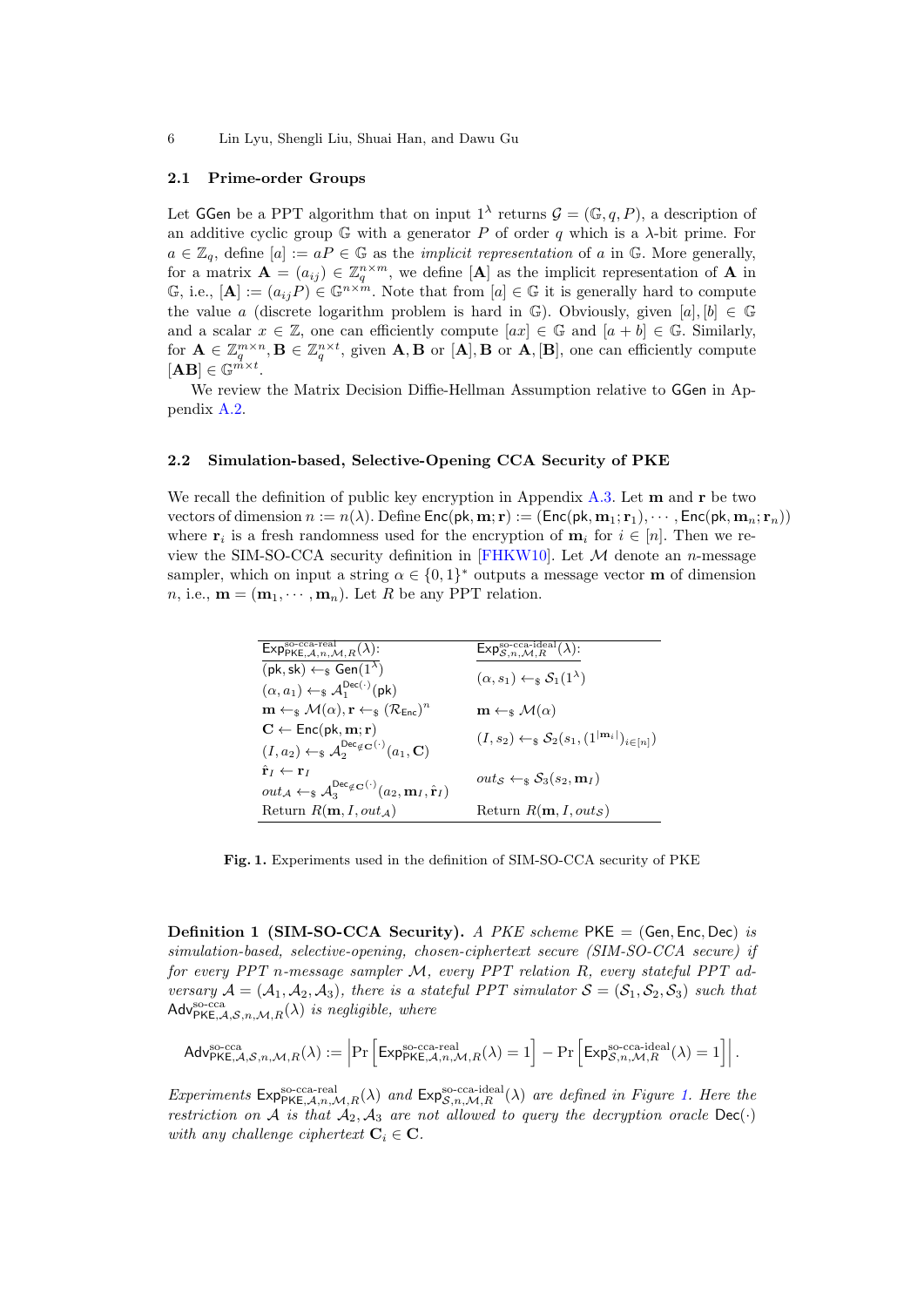### 2.1 Prime-order Groups

Let $\mathsf{GGen}$ be a PPT algorithm that on input $1^\lambda$ returns $\mathcal{G} = (\mathbb{G}, q, P)$, a description of an additive cyclic group $\mathbb{G}$ with a generator $P$ of order $q$ which is a $\lambda$-bit prime. For $a \in \mathbb{Z}_q$, define $[a] := aP \in \mathbb{G}$ as the *implicit representation* of $a$ in $\mathbb{G}$. More generally, for a matrix $\mathbf{A} = (a_{ij}) \in \mathbb{Z}_q^{n\times m}$, we define $[\mathbf{A}]$ as the implicit representation of $\mathbf{A}$ in $\mathbb{G}$, i.e., $[\mathbf{A}] := (a_{ij}P) \in \mathbb{G}^{n\times m}$. Note that from $[a] \in \mathbb{G}$ it is generally hard to compute the value $a$ (discrete logarithm problem is hard in $\mathbb{G}$). Obviously, given $[a], [b] \in \mathbb{G}$ and a scalar $x \in \mathbb{Z}$, one can efficiently compute $[ax] \in \mathbb{G}$ and $[a + b] \in \mathbb{G}$. Similarly, for $\mathbf{A} \in \mathbb{Z}_q^{m\times n}, \mathbf{B} \in \mathbb{Z}_q^{n\times t}$, given $\mathbf{A}, \mathbf{B}$ or $[\mathbf{A}], \mathbf{B}$ or $\mathbf{A}, [\mathbf{B}]$, one can efficiently compute $[\mathbf{AB}] \in \mathbb{G}^{m\times t}$.

We review the Matrix Decision Diffie-Hellman Assumption relative to $\mathsf{GGen}$ in Appendix A.2.

### 2.2 Simulation-based, Selective-Opening CCA Security of PKE

We recall the definition of public key encryption in Appendix A.3. Let $\mathbf{m}$ and $\mathbf{r}$ be two vectors of dimension $n := n(\lambda)$. Define $\mathsf{Enc}(\mathsf{pk}, \mathbf{m}; \mathbf{r}) := (\mathsf{Enc}(\mathsf{pk}, \mathbf{m}_1; \mathbf{r}_1), \cdots, \mathsf{Enc}(\mathsf{pk}, \mathbf{m}_n; \mathbf{r}_n))$ where $\mathbf{r}_i$ is a fresh randomness used for the encryption of $\mathbf{m}_i$ for $i \in [n]$. Then we review the SIM-SO-CCA security definition in [FHKW10]. Let $\mathcal{M}$ denote an $n$-message sampler, which on input a string $\alpha \in \{0, 1\}^*$ outputs a message vector $\mathbf{m}$ of dimension $n$, i.e., $\mathbf{m} = (\mathbf{m}_1, \cdots, \mathbf{m}_n)$. Let $R$ be any PPT relation.

| $\mathsf{Exp}^{\text{so-cca-real}}_{\mathsf{PKE},\mathcal{A},n,\mathcal{M},R}(\lambda)$: | $\mathsf{Exp}^{\text{so-cca-ideal}}_{\mathcal{S},n,\mathcal{M},R}(\lambda)$: |
|---|---|
| $(\mathsf{pk}, \mathsf{sk}) \leftarrow_\$ \mathsf{Gen}(1^\lambda)$ <br> $(\alpha, a_1) \leftarrow_\$ \mathcal{A}_1^{\mathsf{Dec}(\cdot)}(\mathsf{pk})$ | $(\alpha, s_1) \leftarrow_\$ \mathcal{S}_1(1^\lambda)$ |
| $\mathbf{m} \leftarrow_\$ \mathcal{M}(\alpha), \mathbf{r} \leftarrow_\$ (\mathcal{R}_{\mathsf{Enc}})^n$ | $\mathbf{m} \leftarrow_\$ \mathcal{M}(\alpha)$ |
| $\mathbf{C} \leftarrow \mathsf{Enc}(\mathsf{pk}, \mathbf{m}; \mathbf{r})$ <br> $(I, a_2) \leftarrow_\$ \mathcal{A}_2^{\mathsf{Dec}_{\notin \mathbf{C}}(\cdot)}(a_1, \mathbf{C})$ | $(I, s_2) \leftarrow_\$ \mathcal{S}_2(s_1, (1^{\lvert \mathbf{m}_i \rvert})_{i\in[n]})$ |
| $\hat{\mathbf{r}}_I \leftarrow \mathbf{r}_I$ <br> $out_{\mathcal{A}} \leftarrow_\$ \mathcal{A}_3^{\mathsf{Dec}_{\notin \mathbf{C}}(\cdot)}(a_2, \mathbf{m}_I, \hat{\mathbf{r}}_I)$ | $out_{\mathcal{S}} \leftarrow_\$ \mathcal{S}_3(s_2, \mathbf{m}_I)$ |
| Return $R(\mathbf{m}, I, out_{\mathcal{A}})$ | Return $R(\mathbf{m}, I, out_{\mathcal{S}})$ |

**Fig. 1.** Experiments used in the definition of SIM-SO-CCA security of PKE

**Definition 1 (SIM-SO-CCA Security).** *A PKE scheme $\mathsf{PKE} = (\mathsf{Gen}, \mathsf{Enc}, \mathsf{Dec})$ is simulation-based, selective-opening, chosen-ciphertext secure (SIM-SO-CCA secure) if for every PPT $n$-message sampler $\mathcal{M}$, every PPT relation $R$, every stateful PPT adversary $\mathcal{A} = (\mathcal{A}_1, \mathcal{A}_2, \mathcal{A}_3)$, there is a stateful PPT simulator $\mathcal{S} = (\mathcal{S}_1, \mathcal{S}_2, \mathcal{S}_3)$ such that $\mathsf{Adv}^{\text{so-cca}}_{\mathsf{PKE},\mathcal{A},\mathcal{S},n,\mathcal{M},R}(\lambda)$ is negligible, where*

$$\mathsf{Adv}^{\text{so-cca}}_{\mathsf{PKE},\mathcal{A},\mathcal{S},n,\mathcal{M},R}(\lambda) := \left|\Pr\left[\mathsf{Exp}^{\text{so-cca-real}}_{\mathsf{PKE},\mathcal{A},n,\mathcal{M},R}(\lambda) = 1\right] - \Pr\left[\mathsf{Exp}^{\text{so-cca-ideal}}_{\mathcal{S},n,\mathcal{M},R}(\lambda) = 1\right]\right|.$$

*Experiments $\mathsf{Exp}^{\text{so-cca-real}}_{\mathsf{PKE},\mathcal{A},n,\mathcal{M},R}(\lambda)$ and $\mathsf{Exp}^{\text{so-cca-ideal}}_{\mathcal{S},n,\mathcal{M},R}(\lambda)$ are defined in Figure 1. Here the restriction on $\mathcal{A}$ is that $\mathcal{A}_2, \mathcal{A}_3$ are not allowed to query the decryption oracle $\mathsf{Dec}(\cdot)$ with any challenge ciphertext $\mathbf{C}_i \in \mathbf{C}$.*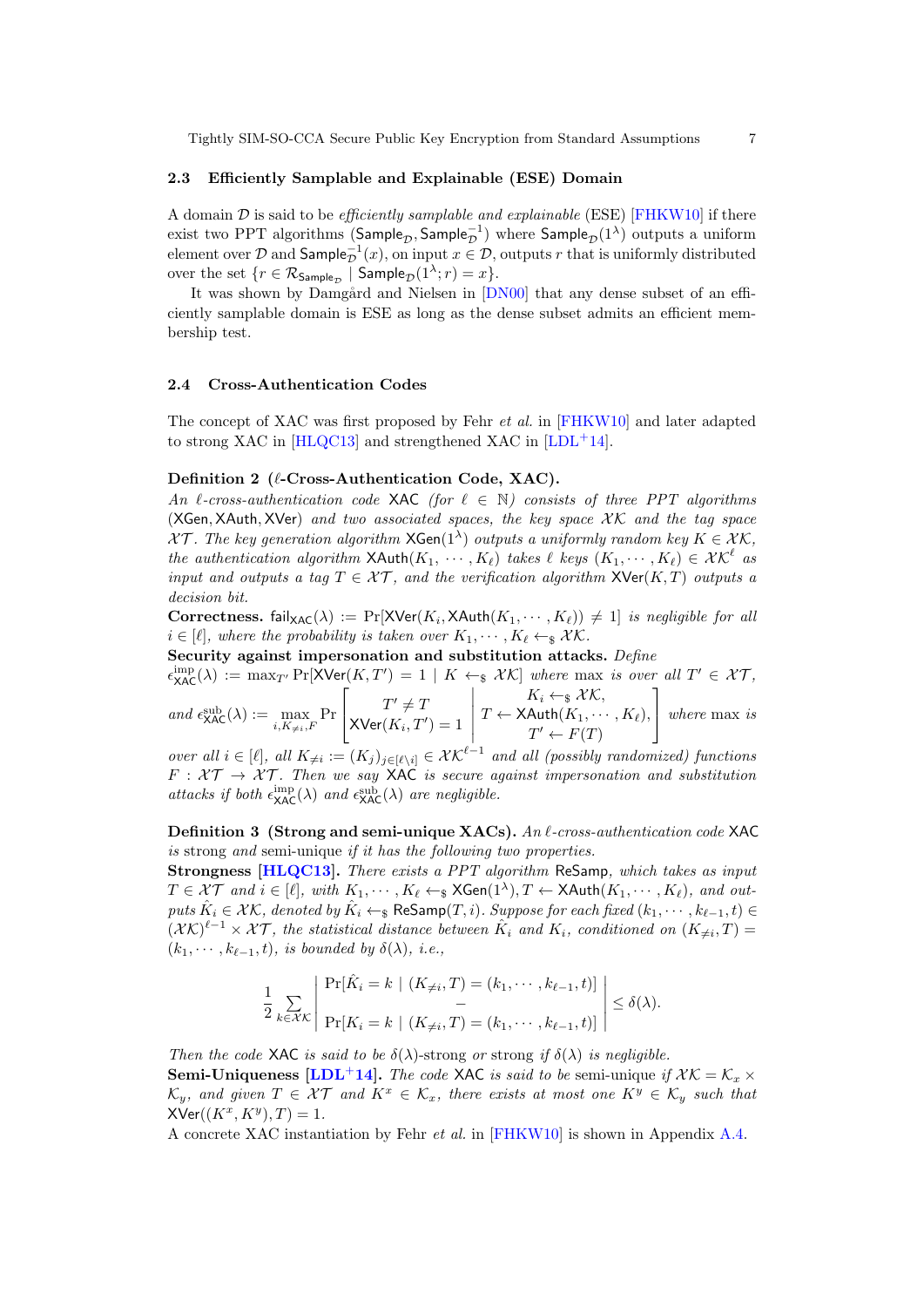### 2.3 Efficiently Samplable and Explainable (ESE) Domain

A domain $\mathcal{D}$ is said to be *efficiently samplable and explainable* (ESE) [FHKW10] if there exist two PPT algorithms $(\mathsf{Sample}_{\mathcal{D}}, \mathsf{Sample}_{\mathcal{D}}^{-1})$ where $\mathsf{Sample}_{\mathcal{D}}(1^\lambda)$ outputs a uniform element over $\mathcal{D}$ and $\mathsf{Sample}_{\mathcal{D}}^{-1}(x)$, on input $x \in \mathcal{D}$, outputs $r$ that is uniformly distributed over the set $\{r \in \mathcal{R}_{\mathsf{Sample}_{\mathcal{D}}} \mid \mathsf{Sample}_{\mathcal{D}}(1^\lambda; r) = x\}$.

It was shown by Damgård and Nielsen in [DN00] that any dense subset of an efficiently samplable domain is ESE as long as the dense subset admits an efficient membership test.

### 2.4 Cross-Authentication Codes

The concept of XAC was first proposed by Fehr *et al.* in [FHKW10] and later adapted to strong XAC in [HLQC13] and strengthened XAC in [LDL+14].

**Definition 2 ($\ell$-Cross-Authentication Code, XAC).** *An $\ell$-cross-authentication code $\mathsf{XAC}$ (for $\ell \in \mathbb{N}$) consists of three PPT algorithms $(\mathsf{XGen}, \mathsf{XAuth}, \mathsf{XVer})$ and two associated spaces, the key space $\mathcal{XK}$ and the tag space $\mathcal{XT}$. The key generation algorithm $\mathsf{XGen}(1^\lambda)$ outputs a uniformly random key $K \in \mathcal{XK}$, the authentication algorithm $\mathsf{XAuth}(K_1, \cdots, K_\ell)$ takes $\ell$ keys $(K_1, \cdots, K_\ell) \in \mathcal{XK}^\ell$ as input and outputs a tag $T \in \mathcal{XT}$, and the verification algorithm $\mathsf{XVer}(K, T)$ outputs a decision bit.*

**Correctness.** *$\mathsf{fail}_{\mathsf{XAC}}(\lambda) := \Pr[\mathsf{XVer}(K_i, \mathsf{XAuth}(K_1, \cdots, K_\ell)) \neq 1]$ is negligible for all $i \in [\ell]$, where the probability is taken over $K_1, \cdots, K_\ell \leftarrow_\$ \mathcal{XK}$.*

**Security against impersonation and substitution attacks.** *Define $\epsilon_{\mathsf{XAC}}^{\mathrm{imp}}(\lambda) := \max_{T'} \Pr[\mathsf{XVer}(K, T') = 1 \mid K \leftarrow_\$ \mathcal{XK}]$ where max is over all $T' \in \mathcal{XT}$, and*

$$\epsilon_{\mathsf{XAC}}^{\mathrm{sub}}(\lambda) := \max_{i, K_{\neq i}, F} \Pr\left[\begin{array}{c} T' \neq T \\ \mathsf{XVer}(K_i, T') = 1 \end{array} \middle| \begin{array}{c} K_i \leftarrow_\$ \mathcal{XK}, \\ T \leftarrow \mathsf{XAuth}(K_1, \cdots, K_\ell), \\ T' \leftarrow F(T) \end{array}\right]$$

*where max is over all $i \in [\ell]$, all $K_{\neq i} := (K_j)_{j \in [\ell \setminus i]} \in \mathcal{XK}^{\ell - 1}$ and all (possibly randomized) functions $F : \mathcal{XT} \to \mathcal{XT}$. Then we say $\mathsf{XAC}$ is secure against impersonation and substitution attacks if both $\epsilon_{\mathsf{XAC}}^{\mathrm{imp}}(\lambda)$ and $\epsilon_{\mathsf{XAC}}^{\mathrm{sub}}(\lambda)$ are negligible.*

**Definition 3 (Strong and semi-unique XACs).** *An $\ell$-cross-authentication code $\mathsf{XAC}$ is* strong *and* semi-unique *if it has the following two properties.*

**Strongness [HLQC13].** *There exists a PPT algorithm $\mathsf{ReSamp}$, which takes as input $T \in \mathcal{XT}$ and $i \in [\ell]$, with $K_1, \cdots, K_\ell \leftarrow_\$ \mathsf{XGen}(1^\lambda)$, $T \leftarrow \mathsf{XAuth}(K_1, \cdots, K_\ell)$, and outputs $\hat{K}_i \in \mathcal{XK}$, denoted by $\hat{K}_i \leftarrow_\$ \mathsf{ReSamp}(T, i)$. Suppose for each fixed $(k_1, \cdots, k_{\ell-1}, t) \in (\mathcal{XK})^{\ell-1} \times \mathcal{XT}$, the statistical distance between $\hat{K}_i$ and $K_i$, conditioned on $(K_{\neq i}, T) = (k_1, \cdots, k_{\ell-1}, t)$, is bounded by $\delta(\lambda)$, i.e.,*

$$\frac{1}{2} \sum_{k \in \mathcal{XK}} \left| \begin{array}{c} \Pr[\hat{K}_i = k \mid (K_{\neq i}, T) = (k_1, \cdots, k_{\ell-1}, t)] \\ - \\ \Pr[K_i = k \mid (K_{\neq i}, T) = (k_1, \cdots, k_{\ell-1}, t)] \end{array} \right| \leq \delta(\lambda).$$

*Then the code $\mathsf{XAC}$ is said to be $\delta(\lambda)$-strong or strong if $\delta(\lambda)$ is negligible.*

**Semi-Uniqueness [LDL+14].** *The code $\mathsf{XAC}$ is said to be* semi-unique *if $\mathcal{XK} = \mathcal{K}_x \times \mathcal{K}_y$, and given $T \in \mathcal{XT}$ and $K^x \in \mathcal{K}_x$, there exists at most one $K^y \in \mathcal{K}_y$ such that $\mathsf{XVer}((K^x, K^y), T) = 1$.*

A concrete XAC instantiation by Fehr *et al.* in [FHKW10] is shown in Appendix A.4.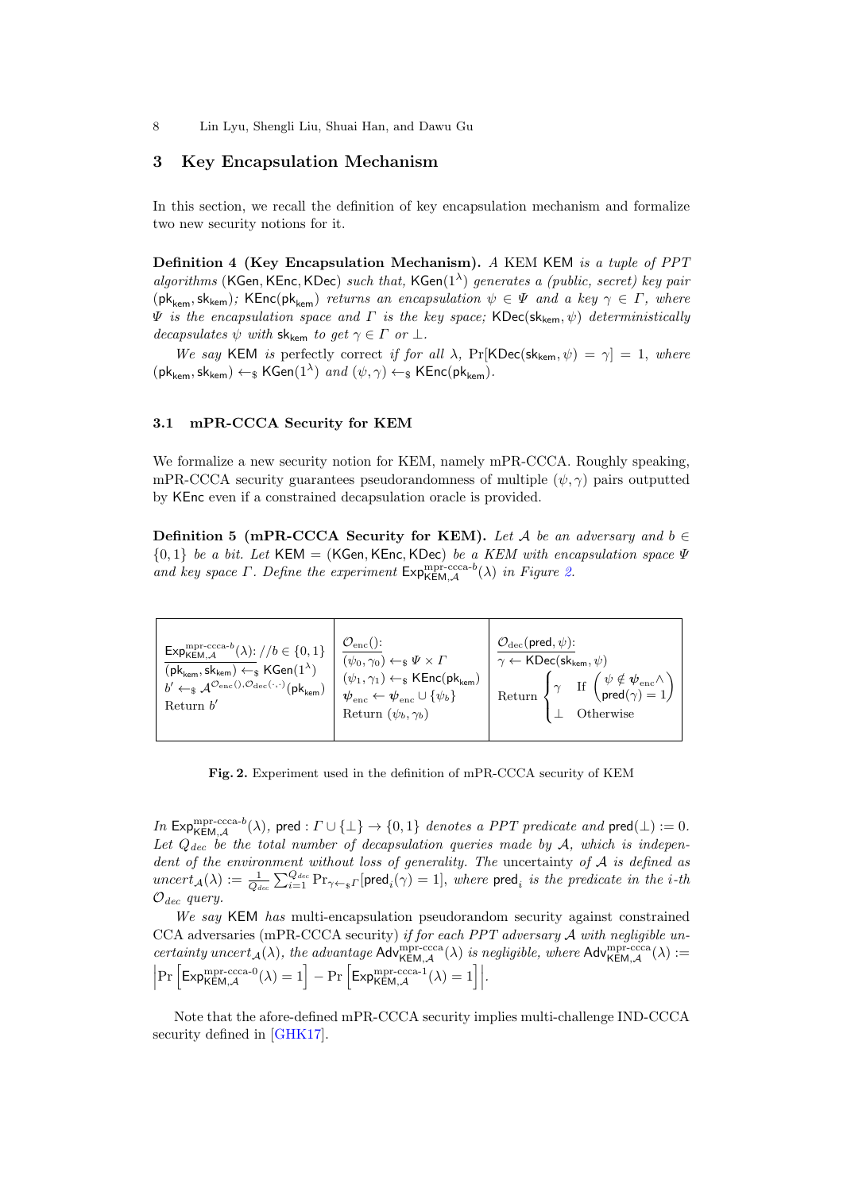## 3 Key Encapsulation Mechanism

In this section, we recall the definition of key encapsulation mechanism and formalize two new security notions for it.

**Definition 4 (Key Encapsulation Mechanism).** *A KEM* $\mathsf{KEM}$ *is a tuple of PPT algorithms* $(\mathsf{KGen}, \mathsf{KEnc}, \mathsf{KDec})$ *such that,* $\mathsf{KGen}(1^\lambda)$ *generates a (public, secret) key pair* $(\mathsf{pk}_{\mathsf{kem}}, \mathsf{sk}_{\mathsf{kem}})$*;* $\mathsf{KEnc}(\mathsf{pk}_{\mathsf{kem}})$ *returns an encapsulation* $\psi \in \Psi$ *and a key* $\gamma \in \Gamma$*, where* $\Psi$ *is the encapsulation space and* $\Gamma$ *is the key space;* $\mathsf{KDec}(\mathsf{sk}_{\mathsf{kem}}, \psi)$ *deterministically decapsulates* $\psi$ *with* $\mathsf{sk}_{\mathsf{kem}}$ *to get* $\gamma \in \Gamma$ *or* $\perp$.

*We say* $\mathsf{KEM}$ *is* perfectly correct *if for all* $\lambda$, $\Pr[\mathsf{KDec}(\mathsf{sk}_{\mathsf{kem}}, \psi) = \gamma] = 1$*, where* $(\mathsf{pk}_{\mathsf{kem}}, \mathsf{sk}_{\mathsf{kem}}) \leftarrow_\$ \mathsf{KGen}(1^\lambda)$ *and* $(\psi, \gamma) \leftarrow_\$ \mathsf{KEnc}(\mathsf{pk}_{\mathsf{kem}})$.

### 3.1 mPR-CCCA Security for KEM

We formalize a new security notion for KEM, namely mPR-CCCA. Roughly speaking, mPR-CCCA security guarantees pseudorandomness of multiple $(\psi, \gamma)$ pairs outputted by $\mathsf{KEnc}$ even if a constrained decapsulation oracle is provided.

**Definition 5 (mPR-CCCA Security for KEM).** *Let* $\mathcal{A}$ *be an adversary and* $b \in \{0,1\}$ *be a bit. Let* $\mathsf{KEM} = (\mathsf{KGen}, \mathsf{KEnc}, \mathsf{KDec})$ *be a KEM with encapsulation space* $\Psi$ *and key space* $\Gamma$*. Define the experiment* $\mathsf{Exp}^{\text{mpr-ccca-}b}_{\mathsf{KEM},\mathcal{A}}(\lambda)$ *in Figure 2.*

| $\mathsf{Exp}^{\text{mpr-ccca-}b}_{\mathsf{KEM},\mathcal{A}}(\lambda)$: // $b \in \{0,1\}$ | $\mathcal{O}_{\text{enc}}()$: | $\mathcal{O}_{\text{dec}}(\mathsf{pred}, \psi)$: |
|---|---|---|
| $(\mathsf{pk}_{\mathsf{kem}}, \mathsf{sk}_{\mathsf{kem}}) \leftarrow_\$ \mathsf{KGen}(1^\lambda)$ | $(\psi_0, \gamma_0) \leftarrow_\$ \Psi \times \Gamma$ | $\gamma \leftarrow \mathsf{KDec}(\mathsf{sk}_{\mathsf{kem}}, \psi)$ |
| $b' \leftarrow_\$ \mathcal{A}^{\mathcal{O}_{\text{enc}}(), \mathcal{O}_{\text{dec}}(\cdot,\cdot)}(\mathsf{pk}_{\mathsf{kem}})$ | $(\psi_1, \gamma_1) \leftarrow_\$ \mathsf{KEnc}(\mathsf{pk}_{\mathsf{kem}})$ | Return $\begin{cases} \gamma & \text{If } \begin{pmatrix} \psi \notin \boldsymbol{\psi}_{\text{enc}} \wedge \\ \mathsf{pred}(\gamma) = 1 \end{pmatrix} \\ \perp & \text{Otherwise} \end{cases}$ |
| Return $b'$ | $\boldsymbol{\psi}_{\text{enc}} \leftarrow \boldsymbol{\psi}_{\text{enc}} \cup \{\psi_b\}$ | |
| | Return $(\psi_b, \gamma_b)$ | |

**Fig. 2.** Experiment used in the definition of mPR-CCCA security of KEM

*In* $\mathsf{Exp}^{\text{mpr-ccca-}b}_{\mathsf{KEM},\mathcal{A}}(\lambda)$, $\mathsf{pred} : \Gamma \cup \{\perp\} \to \{0,1\}$ *denotes a PPT predicate and* $\mathsf{pred}(\perp) := 0$*. Let* $Q_{dec}$ *be the total number of decapsulation queries made by* $\mathcal{A}$*, which is independent of the environment without loss of generality. The* uncertainty *of* $\mathcal{A}$ *is defined as* $uncert_{\mathcal{A}}(\lambda) := \frac{1}{Q_{dec}} \sum_{i=1}^{Q_{dec}} \Pr_{\gamma \leftarrow_\$ \Gamma}[\mathsf{pred}_i(\gamma) = 1]$*, where* $\mathsf{pred}_i$ *is the predicate in the* $i$*-th* $\mathcal{O}_{dec}$ *query.*

*We say* $\mathsf{KEM}$ *has* multi-encapsulation pseudorandom security against constrained CCA adversaries (mPR-CCCA security) *if for each PPT adversary* $\mathcal{A}$ *with negligible uncertainty* $uncert_{\mathcal{A}}(\lambda)$*, the advantage* $\mathsf{Adv}^{\text{mpr-ccca}}_{\mathsf{KEM},\mathcal{A}}(\lambda)$ *is negligible, where* $\mathsf{Adv}^{\text{mpr-ccca}}_{\mathsf{KEM},\mathcal{A}}(\lambda) := \left| \Pr\left[\mathsf{Exp}^{\text{mpr-ccca-}0}_{\mathsf{KEM},\mathcal{A}}(\lambda) = 1\right] - \Pr\left[\mathsf{Exp}^{\text{mpr-ccca-}1}_{\mathsf{KEM},\mathcal{A}}(\lambda) = 1\right] \right|$.

Note that the afore-defined mPR-CCCA security implies multi-challenge IND-CCCA security defined in [GHK17].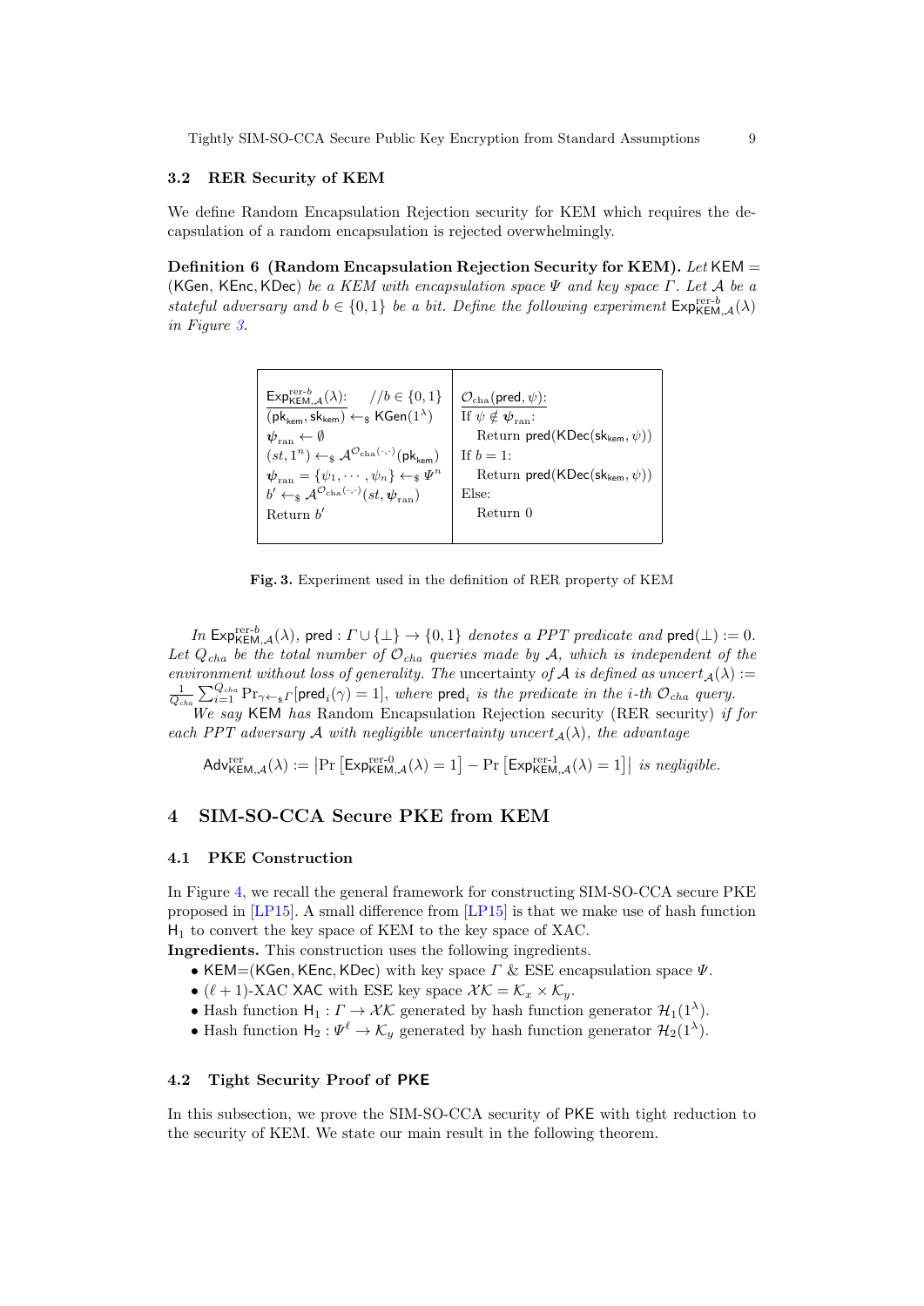### 3.2 RER Security of KEM

We define Random Encapsulation Rejection security for KEM which requires the decapsulation of a random encapsulation is rejected overwhelmingly.

**Definition 6 (Random Encapsulation Rejection Security for KEM).** *Let* $\mathsf{KEM} = (\mathsf{KGen}, \mathsf{KEnc}, \mathsf{KDec})$ *be a KEM with encapsulation space* $\Psi$ *and key space* $\Gamma$*. Let* $\mathcal{A}$ *be a stateful adversary and* $b \in \{0,1\}$ *be a bit. Define the following experiment* $\mathsf{Exp}^{\text{rer-}b}_{\mathsf{KEM},\mathcal{A}}(\lambda)$ *in Figure 3.*

| $\underline{\mathsf{Exp}^{\text{rer-}b}_{\mathsf{KEM},\mathcal{A}}(\lambda)\text{:}}$ $\quad //b \in \{0,1\}$ | $\underline{\mathcal{O}_{\text{cha}}(\mathsf{pred}, \psi)\text{:}}$ |
|---|---|
| $(\mathsf{pk}_{\mathsf{kem}}, \mathsf{sk}_{\mathsf{kem}}) \leftarrow_{\$} \mathsf{KGen}(1^\lambda)$ | If $\psi \notin \boldsymbol{\psi}_{\text{ran}}$: |
| $\boldsymbol{\psi}_{\text{ran}} \leftarrow \emptyset$ | $\quad$ Return $\mathsf{pred}(\mathsf{KDec}(\mathsf{sk}_{\mathsf{kem}}, \psi))$ |
| $(st, 1^n) \leftarrow_{\$} \mathcal{A}^{\mathcal{O}_{\text{cha}}(\cdot,\cdot)}(\mathsf{pk}_{\mathsf{kem}})$ | If $b = 1$: |
| $\boldsymbol{\psi}_{\text{ran}} = \{\psi_1, \cdots, \psi_n\} \leftarrow_{\$} \Psi^n$ | $\quad$ Return $\mathsf{pred}(\mathsf{KDec}(\mathsf{sk}_{\mathsf{kem}}, \psi))$ |
| $b' \leftarrow_{\$} \mathcal{A}^{\mathcal{O}_{\text{cha}}(\cdot,\cdot)}(st, \boldsymbol{\psi}_{\text{ran}})$ | Else: |
| Return $b'$ | $\quad$ Return 0 |

**Fig. 3.** Experiment used in the definition of RER property of KEM

*In* $\mathsf{Exp}^{\text{rer-}b}_{\mathsf{KEM},\mathcal{A}}(\lambda)$*,* $\mathsf{pred} : \Gamma \cup \{\perp\} \to \{0,1\}$ *denotes a PPT predicate and* $\mathsf{pred}(\perp) := 0$*. Let* $Q_{cha}$ *be the total number of* $\mathcal{O}_{cha}$ *queries made by* $\mathcal{A}$*, which is independent of the environment without loss of generality. The* uncertainty *of* $\mathcal{A}$ *is defined as* $uncert_{\mathcal{A}}(\lambda) := \frac{1}{Q_{cha}} \sum_{i=1}^{Q_{cha}} \Pr_{\gamma \leftarrow_{\$} \Gamma}[\mathsf{pred}_i(\gamma) = 1]$*, where* $\mathsf{pred}_i$ *is the predicate in the i-th* $\mathcal{O}_{cha}$ *query.*

*We say* $\mathsf{KEM}$ *has* Random Encapsulation Rejection security (RER security) *if for each PPT adversary* $\mathcal{A}$ *with negligible uncertainty* $uncert_{\mathcal{A}}(\lambda)$*, the advantage*

$$\mathsf{Adv}^{\text{rer}}_{\mathsf{KEM},\mathcal{A}}(\lambda) := \left|\Pr\left[\mathsf{Exp}^{\text{rer-}0}_{\mathsf{KEM},\mathcal{A}}(\lambda) = 1\right] - \Pr\left[\mathsf{Exp}^{\text{rer-}1}_{\mathsf{KEM},\mathcal{A}}(\lambda) = 1\right]\right| \text{ is negligible.}$$

## 4 SIM-SO-CCA Secure PKE from KEM

### 4.1 PKE Construction

In Figure 4, we recall the general framework for constructing SIM-SO-CCA secure PKE proposed in [LP15]. A small difference from [LP15] is that we make use of hash function $\mathsf{H}_1$ to convert the key space of KEM to the key space of XAC.

**Ingredients.** This construction uses the following ingredients.

- $\mathsf{KEM}$=($\mathsf{KGen}, \mathsf{KEnc}, \mathsf{KDec}$) with key space $\Gamma$ & ESE encapsulation space $\Psi$.
- $(\ell+1)$-XAC $\mathsf{XAC}$ with ESE key space $\mathcal{XK} = \mathcal{K}_x \times \mathcal{K}_y$.
- Hash function $\mathsf{H}_1 : \Gamma \to \mathcal{XK}$ generated by hash function generator $\mathcal{H}_1(1^\lambda)$.
- Hash function $\mathsf{H}_2 : \Psi^\ell \to \mathcal{K}_y$ generated by hash function generator $\mathcal{H}_2(1^\lambda)$.

### 4.2 Tight Security Proof of PKE

In this subsection, we prove the SIM-SO-CCA security of $\mathsf{PKE}$ with tight reduction to the security of KEM. We state our main result in the following theorem.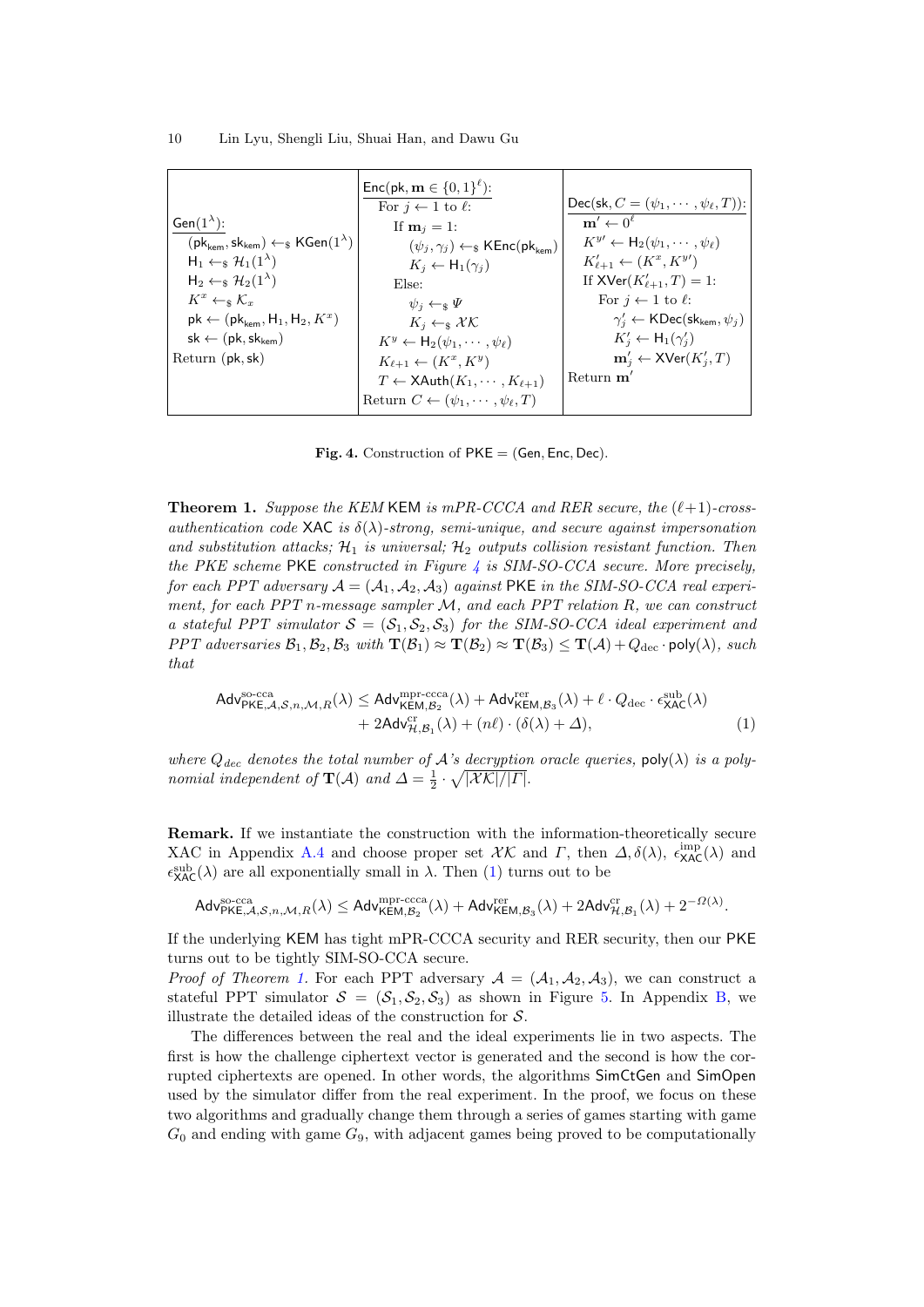| $\underline{\mathsf{Gen}(1^\lambda)}$: | $\underline{\mathsf{Enc}(\mathsf{pk}, \mathbf{m} \in \{0,1\}^\ell)}$: | $\underline{\mathsf{Dec}(\mathsf{sk}, C = (\psi_1, \cdots, \psi_\ell, T))}$: |
|---|---|---|
| $(\mathsf{pk}_{\mathsf{kem}}, \mathsf{sk}_{\mathsf{kem}}) \leftarrow_\$ \mathsf{KGen}(1^\lambda)$ | For $j \leftarrow 1$ to $\ell$: | $\mathbf{m}' \leftarrow 0^\ell$ |
| $\mathsf{H}_1 \leftarrow_\$ \mathcal{H}_1(1^\lambda)$ | If $\mathbf{m}_j = 1$: | $K^{y'} \leftarrow \mathsf{H}_2(\psi_1, \cdots, \psi_\ell)$ |
| $\mathsf{H}_2 \leftarrow_\$ \mathcal{H}_2(1^\lambda)$ | $(\psi_j, \gamma_j) \leftarrow_\$ \mathsf{KEnc}(\mathsf{pk}_{\mathsf{kem}})$ | $K'_{\ell+1} \leftarrow (K^x, K^{y'})$ |
| $K^x \leftarrow_\$ \mathcal{K}_x$ | $K_j \leftarrow \mathsf{H}_1(\gamma_j)$ | If $\mathsf{XVer}(K'_{\ell+1}, T) = 1$: |
| $\mathsf{pk} \leftarrow (\mathsf{pk}_{\mathsf{kem}}, \mathsf{H}_1, \mathsf{H}_2, K^x)$ | Else: | For $j \leftarrow 1$ to $\ell$: |
| $\mathsf{sk} \leftarrow (\mathsf{pk}, \mathsf{sk}_{\mathsf{kem}})$ | $\psi_j \leftarrow_\$ \Psi$ | $\gamma'_j \leftarrow \mathsf{KDec}(\mathsf{sk}_{\mathsf{kem}}, \psi_j)$ |
| Return $(\mathsf{pk}, \mathsf{sk})$ | $K_j \leftarrow_\$ \mathcal{XK}$ | $K'_j \leftarrow \mathsf{H}_1(\gamma'_j)$ |
| | $K^y \leftarrow \mathsf{H}_2(\psi_1, \cdots, \psi_\ell)$ | $\mathbf{m}'_j \leftarrow \mathsf{XVer}(K'_j, T)$ |
| | $K_{\ell+1} \leftarrow (K^x, K^y)$ | Return $\mathbf{m}'$ |
| | $T \leftarrow \mathsf{XAuth}(K_1, \cdots, K_{\ell+1})$ | |
| | Return $C \leftarrow (\psi_1, \cdots, \psi_\ell, T)$ | |

**Fig. 4.** Construction of $\mathsf{PKE} = (\mathsf{Gen}, \mathsf{Enc}, \mathsf{Dec})$.

**Theorem 1.** *Suppose the KEM* KEM *is mPR-CCCA and RER secure, the* $(\ell+1)$*-cross-authentication code* XAC *is* $\delta(\lambda)$*-strong, semi-unique, and secure against impersonation and substitution attacks;* $\mathcal{H}_1$ *is universal;* $\mathcal{H}_2$ *outputs collision resistant function. Then the PKE scheme* PKE *constructed in Figure 4 is SIM-SO-CCA secure. More precisely, for each PPT adversary* $\mathcal{A} = (\mathcal{A}_1, \mathcal{A}_2, \mathcal{A}_3)$ *against* PKE *in the SIM-SO-CCA real experiment, for each PPT* $n$*-message sampler* $\mathcal{M}$*, and each PPT relation* $R$*, we can construct a stateful PPT simulator* $\mathcal{S} = (\mathcal{S}_1, \mathcal{S}_2, \mathcal{S}_3)$ *for the SIM-SO-CCA ideal experiment and PPT adversaries* $\mathcal{B}_1, \mathcal{B}_2, \mathcal{B}_3$ *with* $\mathbf{T}(\mathcal{B}_1) \approx \mathbf{T}(\mathcal{B}_2) \approx \mathbf{T}(\mathcal{B}_3) \leq \mathbf{T}(\mathcal{A}) + Q_{\mathrm{dec}} \cdot \mathsf{poly}(\lambda)$*, such that*

$$\begin{aligned}\mathsf{Adv}^{\text{so-cca}}_{\mathsf{PKE},\mathcal{A},\mathcal{S},n,\mathcal{M},R}(\lambda) \leq\ & \mathsf{Adv}^{\text{mpr-ccca}}_{\mathsf{KEM},\mathcal{B}_2}(\lambda) + \mathsf{Adv}^{\text{rer}}_{\mathsf{KEM},\mathcal{B}_3}(\lambda) + \ell \cdot Q_{\mathrm{dec}} \cdot \epsilon^{\text{sub}}_{\mathsf{XAC}}(\lambda) \\ &+ 2\mathsf{Adv}^{\text{cr}}_{\mathcal{H},\mathcal{B}_1}(\lambda) + (n\ell) \cdot (\delta(\lambda) + \Delta),\end{aligned} \quad (1)$$

*where* $Q_{dec}$ *denotes the total number of* $\mathcal{A}$*'s decryption oracle queries,* $\mathsf{poly}(\lambda)$ *is a polynomial independent of* $\mathbf{T}(\mathcal{A})$ *and* $\Delta = \frac{1}{2} \cdot \sqrt{|\mathcal{XK}|/|\Gamma|}$.

**Remark.** If we instantiate the construction with the information-theoretically secure XAC in Appendix A.4 and choose proper set $\mathcal{XK}$ and $\Gamma$, then $\Delta, \delta(\lambda)$, $\epsilon^{\text{imp}}_{\mathsf{XAC}}(\lambda)$ and $\epsilon^{\text{sub}}_{\mathsf{XAC}}(\lambda)$ are all exponentially small in $\lambda$. Then (1) turns out to be

$$\mathsf{Adv}^{\text{so-cca}}_{\mathsf{PKE},\mathcal{A},\mathcal{S},n,\mathcal{M},R}(\lambda) \leq \mathsf{Adv}^{\text{mpr-ccca}}_{\mathsf{KEM},\mathcal{B}_2}(\lambda) + \mathsf{Adv}^{\text{rer}}_{\mathsf{KEM},\mathcal{B}_3}(\lambda) + 2\mathsf{Adv}^{\text{cr}}_{\mathcal{H},\mathcal{B}_1}(\lambda) + 2^{-\Omega(\lambda)}.$$

If the underlying KEM has tight mPR-CCCA security and RER security, then our PKE turns out to be tightly SIM-SO-CCA secure.

*Proof of Theorem 1.* For each PPT adversary $\mathcal{A} = (\mathcal{A}_1, \mathcal{A}_2, \mathcal{A}_3)$, we can construct a stateful PPT simulator $\mathcal{S} = (\mathcal{S}_1, \mathcal{S}_2, \mathcal{S}_3)$ as shown in Figure 5. In Appendix B, we illustrate the detailed ideas of the construction for $\mathcal{S}$.

The differences between the real and the ideal experiments lie in two aspects. The first is how the challenge ciphertext vector is generated and the second is how the corrupted ciphertexts are opened. In other words, the algorithms SimCtGen and SimOpen used by the simulator differ from the real experiment. In the proof, we focus on these two algorithms and gradually change them through a series of games starting with game $G_0$ and ending with game $G_9$, with adjacent games being proved to be computationally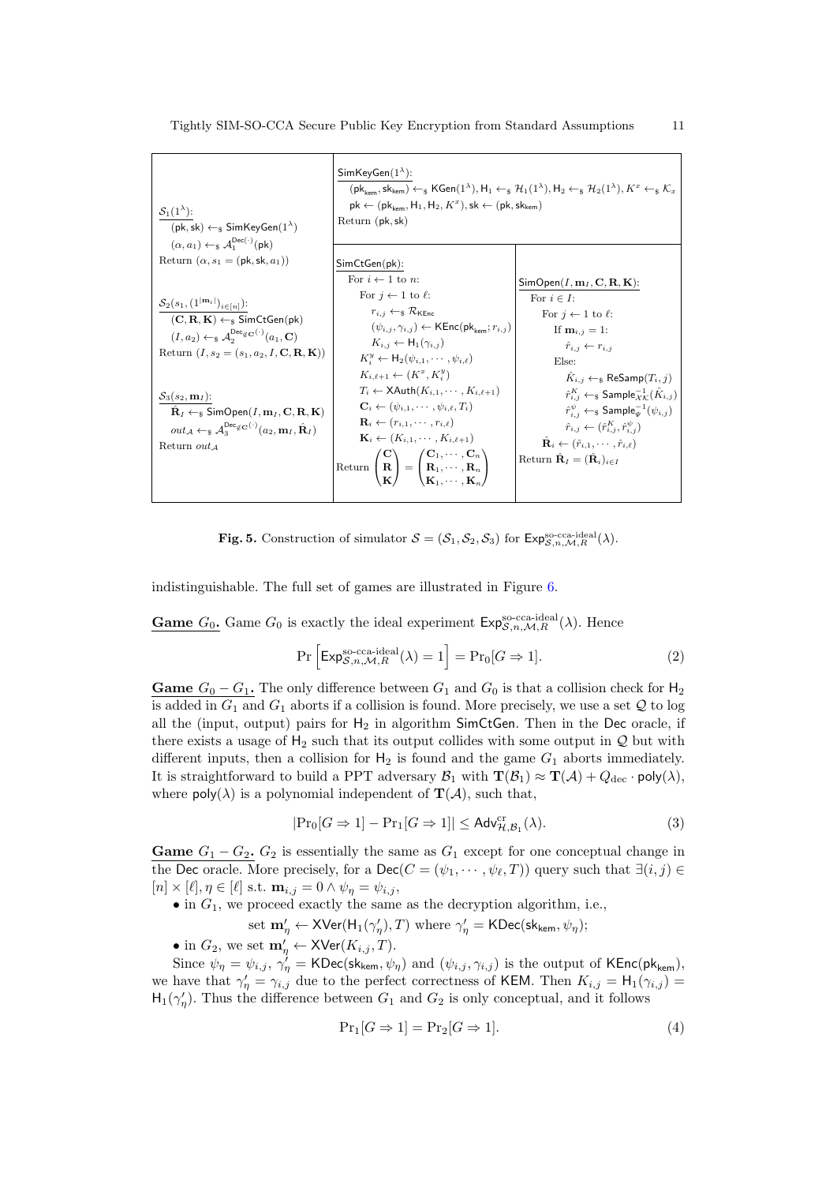```
S_1(1^λ):
  (pk, sk) ←$ SimKeyGen(1^λ)
  (α, a_1) ←$ A_1^{Dec(·)}(pk)
Return (α, s_1 = (pk, sk, a_1))

S_2(s_1, (1^{|m_i|})_{i∈[n]}):
  (C, R, K) ←$ SimCtGen(pk)
  (I, a_2) ←$ A_2^{Dec_{∉C}(·)}(a_1, C)
Return (I, s_2 = (s_1, a_2, I, C, R, K))

S_3(s_2, m_I):
  R̂_I ←$ SimOpen(I, m_I, C, R, K)
  out_A ←$ A_3^{Dec_{∉C}(·)}(a_2, m_I, R̂_I)
Return out_A
```

```
SimKeyGen(1^λ):
  (pk_kem, sk_kem) ←$ KGen(1^λ), H_1 ←$ H_1(1^λ), H_2 ←$ H_2(1^λ), K^x ←$ K_x
  pk ← (pk_kem, H_1, H_2, K^x), sk ← (pk, sk_kem)
Return (pk, sk)
```

```
SimCtGen(pk):
  For i ← 1 to n:
    For j ← 1 to ℓ:
      r_{i,j} ←$ R_KEnc
      (ψ_{i,j}, γ_{i,j}) ← KEnc(pk_kem; r_{i,j})
      K_{i,j} ← H_1(γ_{i,j})
    K_i^y ← H_2(ψ_{i,1}, ..., ψ_{i,ℓ})
    K_{i,ℓ+1} ← (K^x, K_i^y)
    T_i ← XAuth(K_{i,1}, ..., K_{i,ℓ+1})
    C_i ← (ψ_{i,1}, ..., ψ_{i,ℓ}, T_i)
    R_i ← (r_{i,1}, ..., r_{i,ℓ})
    K_i ← (K_{i,1}, ..., K_{i,ℓ+1})
  Return (C, R, K) = (C_1, ..., C_n ; R_1, ..., R_n ; K_1, ..., K_n)
```

```
SimOpen(I, m_I, C, R, K):
  For i ∈ I:
    For j ← 1 to ℓ:
      If m_{i,j} = 1:
        r̂_{i,j} ← r_{i,j}
      Else:
        K̂_{i,j} ←$ ReSamp(T_i, j)
        r̂^K_{i,j} ←$ Sample^{-1}_K(K̂_{i,j})
        r̂^ψ_{i,j} ←$ Sample^{-1}_Ψ(ψ_{i,j})
        r̂_{i,j} ← (r̂^K_{i,j}, r̂^ψ_{i,j})
    R̂_i ← (r̂_{i,1}, ..., r̂_{i,ℓ})
  Return R̂_I = (R̂_i)_{i∈I}
```

**Fig. 5.** Construction of simulator $\mathcal{S} = (\mathcal{S}_1, \mathcal{S}_2, \mathcal{S}_3)$ for $\mathsf{Exp}^{\text{so-cca-ideal}}_{\mathcal{S},n,\mathcal{M},R}(\lambda)$.

indistinguishable. The full set of games are illustrated in Figure 6.

**Game $G_0$.** Game $G_0$ is exactly the ideal experiment $\mathsf{Exp}^{\text{so-cca-ideal}}_{\mathcal{S},n,\mathcal{M},R}(\lambda)$. Hence

$$\Pr\left[\mathsf{Exp}^{\text{so-cca-ideal}}_{\mathcal{S},n,\mathcal{M},R}(\lambda) = 1\right] = \Pr_0[G \Rightarrow 1]. \tag{2}$$

**Game $G_0 - G_1$.** The only difference between $G_1$ and $G_0$ is that a collision check for $\mathsf{H}_2$ is added in $G_1$ and $G_1$ aborts if a collision is found. More precisely, we use a set $\mathcal{Q}$ to log all the (input, output) pairs for $\mathsf{H}_2$ in algorithm $\mathsf{SimCtGen}$. Then in the $\mathsf{Dec}$ oracle, if there exists a usage of $\mathsf{H}_2$ such that its output collides with some output in $\mathcal{Q}$ but with different inputs, then a collision for $\mathsf{H}_2$ is found and the game $G_1$ aborts immediately. It is straightforward to build a PPT adversary $\mathcal{B}_1$ with $\mathbf{T}(\mathcal{B}_1) \approx \mathbf{T}(\mathcal{A}) + Q_{\text{dec}} \cdot \mathsf{poly}(\lambda)$, where $\mathsf{poly}(\lambda)$ is a polynomial independent of $\mathbf{T}(\mathcal{A})$, such that,

$$|\Pr_0[G \Rightarrow 1] - \Pr_1[G \Rightarrow 1]| \leq \mathsf{Adv}^{\text{cr}}_{\mathcal{H},\mathcal{B}_1}(\lambda). \tag{3}$$

**Game $G_1 - G_2$.** $G_2$ is essentially the same as $G_1$ except for one conceptual change in the $\mathsf{Dec}$ oracle. More precisely, for a $\mathsf{Dec}(C = (\psi_1, \cdots, \psi_\ell, T))$ query such that $\exists (i,j) \in [n] \times [\ell], \eta \in [\ell]$ s.t. $\mathbf{m}_{i,j} = 0 \wedge \psi_\eta = \psi_{i,j}$,

- in $G_1$, we proceed exactly the same as the decryption algorithm, i.e.,

$$\text{set } \mathbf{m}'_\eta \leftarrow \mathsf{XVer}(\mathsf{H}_1(\gamma'_\eta), T) \text{ where } \gamma'_\eta = \mathsf{KDec}(\mathsf{sk}_{\mathsf{kem}}, \psi_\eta);$$

- in $G_2$, we set $\mathbf{m}'_\eta \leftarrow \mathsf{XVer}(K_{i,j}, T)$.

Since $\psi_\eta = \psi_{i,j}$, $\gamma'_\eta = \mathsf{KDec}(\mathsf{sk}_{\mathsf{kem}}, \psi_\eta)$ and $(\psi_{i,j}, \gamma_{i,j})$ is the output of $\mathsf{KEnc}(\mathsf{pk}_{\mathsf{kem}})$, we have that $\gamma'_\eta = \gamma_{i,j}$ due to the perfect correctness of $\mathsf{KEM}$. Then $K_{i,j} = \mathsf{H}_1(\gamma_{i,j}) = \mathsf{H}_1(\gamma'_\eta)$. Thus the difference between $G_1$ and $G_2$ is only conceptual, and it follows

$$\Pr_1[G \Rightarrow 1] = \Pr_2[G \Rightarrow 1]. \tag{4}$$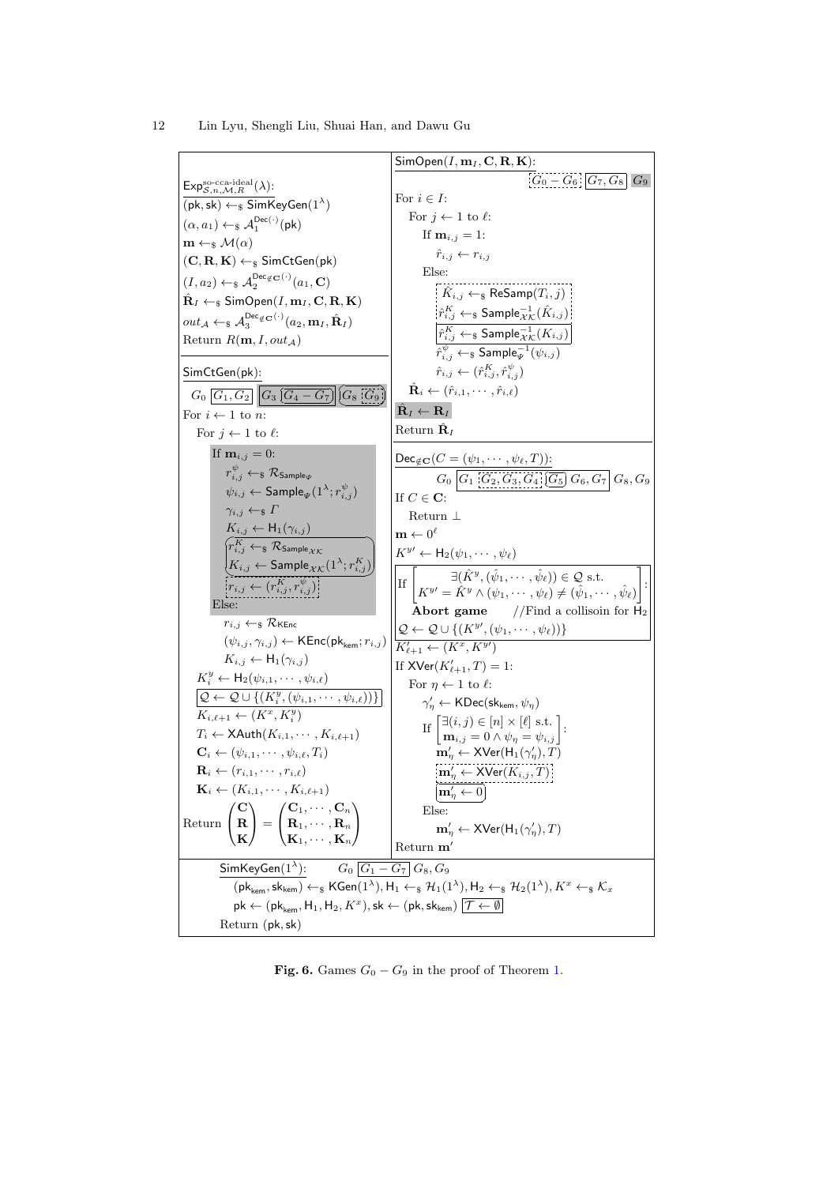$\mathsf{Exp}^{\text{so-cca-ideal}}_{\mathcal{S},n,\mathcal{M},R}(\lambda)$:

$(\mathsf{pk}, \mathsf{sk}) \leftarrow_\$ \mathsf{SimKeyGen}(1^\lambda)$

$(\alpha, a_1) \leftarrow_\$ \mathcal{A}_1^{\mathsf{Dec}(\cdot)}(\mathsf{pk})$

$\mathbf{m} \leftarrow_\$ \mathcal{M}(\alpha)$

$(\mathbf{C}, \mathbf{R}, \mathbf{K}) \leftarrow_\$ \mathsf{SimCtGen}(\mathsf{pk})$

$(I, a_2) \leftarrow_\$ \mathcal{A}_2^{\mathsf{Dec}_{\notin \mathbf{C}}(\cdot)}(a_1, \mathbf{C})$

$\hat{\mathbf{R}}_I \leftarrow_\$ \mathsf{SimOpen}(I, \mathbf{m}_I, \mathbf{C}, \mathbf{R}, \mathbf{K})$

$out_{\mathcal{A}} \leftarrow_\$ \mathcal{A}_3^{\mathsf{Dec}_{\notin \mathbf{C}}(\cdot)}(a_2, \mathbf{m}_I, \hat{\mathbf{R}}_I)$

Return $R(\mathbf{m}, I, out_{\mathcal{A}})$

$\mathsf{SimCtGen}(\mathsf{pk})$: $\quad G_0$ $\boxed{G_1, G_2}$ $\boxed{G_3 \boxed{G_4 - G_7}}$ $(G_8 \boxed{G_9})$

For $i \leftarrow 1$ to $n$:

  For $j \leftarrow 1$ to $\ell$:

    If $\mathbf{m}_{i,j} = 0$:

      $r^{\psi}_{i,j} \leftarrow_\$ \mathcal{R}_{\mathsf{Sample}_\Psi}$

      $\psi_{i,j} \leftarrow \mathsf{Sample}_\Psi(1^\lambda; r^{\psi}_{i,j})$

      $\gamma_{i,j} \leftarrow_\$ \Gamma$

      $K_{i,j} \leftarrow \mathsf{H}_1(\gamma_{i,j})$

      $r^{K}_{i,j} \leftarrow_\$ \mathcal{R}_{\mathsf{Sample}_{\mathcal{XK}}}$

      $K_{i,j} \leftarrow \mathsf{Sample}_{\mathcal{XK}}(1^\lambda; r^{K}_{i,j})$

      $r_{i,j} \leftarrow (r^{K}_{i,j}, r^{\psi}_{i,j})$

    Else:

      $r_{i,j} \leftarrow_\$ \mathcal{R}_{\mathsf{KEnc}}$

      $(\psi_{i,j}, \gamma_{i,j}) \leftarrow \mathsf{KEnc}(\mathsf{pk}_{\mathsf{kem}}; r_{i,j})$

      $K_{i,j} \leftarrow \mathsf{H}_1(\gamma_{i,j})$

  $K^y_i \leftarrow \mathsf{H}_2(\psi_{i,1}, \cdots, \psi_{i,\ell})$

  $\boxed{\mathcal{Q} \leftarrow \mathcal{Q} \cup \{(K^y_i, (\psi_{i,1}, \cdots, \psi_{i,\ell}))\}}$

  $K_{i,\ell+1} \leftarrow (K^x, K^y_i)$

  $T_i \leftarrow \mathsf{XAuth}(K_{i,1}, \cdots, K_{i,\ell+1})$

  $\mathbf{C}_i \leftarrow (\psi_{i,1}, \cdots, \psi_{i,\ell}, T_i)$

  $\mathbf{R}_i \leftarrow (r_{i,1}, \cdots, r_{i,\ell})$

  $\mathbf{K}_i \leftarrow (K_{i,1}, \cdots, K_{i,\ell+1})$

Return $\begin{pmatrix}\mathbf{C}\\ \mathbf{R}\\ \mathbf{K}\end{pmatrix} = \begin{pmatrix}\mathbf{C}_1, \cdots, \mathbf{C}_n\\ \mathbf{R}_1, \cdots, \mathbf{R}_n\\ \mathbf{K}_1, \cdots, \mathbf{K}_n\end{pmatrix}$

$\mathsf{SimOpen}(I, \mathbf{m}_I, \mathbf{C}, \mathbf{R}, \mathbf{K})$: $\quad G_0 - G_6$ $\boxed{G_7, G_8}$ $G_9$

For $i \in I$:

  For $j \leftarrow 1$ to $\ell$:

    If $\mathbf{m}_{i,j} = 1$:

      $\hat{r}_{i,j} \leftarrow r_{i,j}$

    Else:

      $\hat{K}_{i,j} \leftarrow_\$ \mathsf{ReSamp}(T_i, j)$

      $\hat{r}^{K}_{i,j} \leftarrow_\$ \mathsf{Sample}^{-1}_{\mathcal{XK}}(\hat{K}_{i,j})$

      $\boxed{\hat{r}^{K}_{i,j} \leftarrow_\$ \mathsf{Sample}^{-1}_{\mathcal{XK}}(K_{i,j})}$

      $\hat{r}^{\psi}_{i,j} \leftarrow_\$ \mathsf{Sample}^{-1}_{\Psi}(\psi_{i,j})$

      $\hat{r}_{i,j} \leftarrow (\hat{r}^{K}_{i,j}, \hat{r}^{\psi}_{i,j})$

  $\hat{\mathbf{R}}_i \leftarrow (\hat{r}_{i,1}, \cdots, \hat{r}_{i,\ell})$

$\hat{\mathbf{R}}_I \leftarrow \mathbf{R}_I$

Return $\hat{\mathbf{R}}_I$

$\mathsf{Dec}_{\notin \mathbf{C}}(C = (\psi_1, \cdots, \psi_\ell, T))$: $\quad G_0$ $\boxed{G_1 \boxed{G_2, G_3, G_4} \boxed{G_5}\, G_6, G_7}$ $G_8, G_9$

If $C \in \mathbf{C}$:

  Return $\perp$

$\mathbf{m} \leftarrow 0^\ell$

$K^{y\prime} \leftarrow \mathsf{H}_2(\psi_1, \cdots, \psi_\ell)$

If $\begin{bmatrix} \exists(\hat{K}^y, (\hat{\psi}_1, \cdots, \hat{\psi}_\ell)) \in \mathcal{Q} \text{ s.t.} \\ K^{y\prime} = \hat{K}^y \wedge (\psi_1, \cdots, \psi_\ell) \neq (\hat{\psi}_1, \cdots, \hat{\psi}_\ell) \end{bmatrix}$:

  **Abort game** $\quad$ //Find a collisoin for $\mathsf{H}_2$

$\mathcal{Q} \leftarrow \mathcal{Q} \cup \{(K^{y\prime}, (\psi_1, \cdots, \psi_\ell))\}$

$K'_{\ell+1} \leftarrow (K^x, K^{y\prime})$

If $\mathsf{XVer}(K'_{\ell+1}, T) = 1$:

  For $\eta \leftarrow 1$ to $\ell$:

    $\gamma'_\eta \leftarrow \mathsf{KDec}(\mathsf{sk}_{\mathsf{kem}}, \psi_\eta)$

    If $\begin{bmatrix} \exists(i,j) \in [n] \times [\ell] \text{ s.t.} \\ \mathbf{m}_{i,j} = 0 \wedge \psi_\eta = \psi_{i,j} \end{bmatrix}$:

      $\mathbf{m}'_\eta \leftarrow \mathsf{XVer}(\mathsf{H}_1(\gamma'_\eta), T)$

      $\mathbf{m}'_\eta \leftarrow \mathsf{XVer}(K_{i,j}, T)$

      $\boxed{\mathbf{m}'_\eta \leftarrow 0}$

    Else:

      $\mathbf{m}'_\eta \leftarrow \mathsf{XVer}(\mathsf{H}_1(\gamma'_\eta), T)$

Return $\mathbf{m}'$

$\mathsf{SimKeyGen}(1^\lambda)$: $\quad G_0$ $\boxed{G_1 - G_7}$ $G_8, G_9$

  $(\mathsf{pk}_{\mathsf{kem}}, \mathsf{sk}_{\mathsf{kem}}) \leftarrow_\$ \mathsf{KGen}(1^\lambda), \mathsf{H}_1 \leftarrow_\$ \mathcal{H}_1(1^\lambda), \mathsf{H}_2 \leftarrow_\$ \mathcal{H}_2(1^\lambda), K^x \leftarrow_\$ \mathcal{K}_x$

  $\mathsf{pk} \leftarrow (\mathsf{pk}_{\mathsf{kem}}, \mathsf{H}_1, \mathsf{H}_2, K^x), \mathsf{sk} \leftarrow (\mathsf{pk}, \mathsf{sk}_{\mathsf{kem}})$ $\boxed{\mathcal{T} \leftarrow \emptyset}$

  Return $(\mathsf{pk}, \mathsf{sk})$

**Fig. 6.** Games $G_0 - G_9$ in the proof of Theorem 1.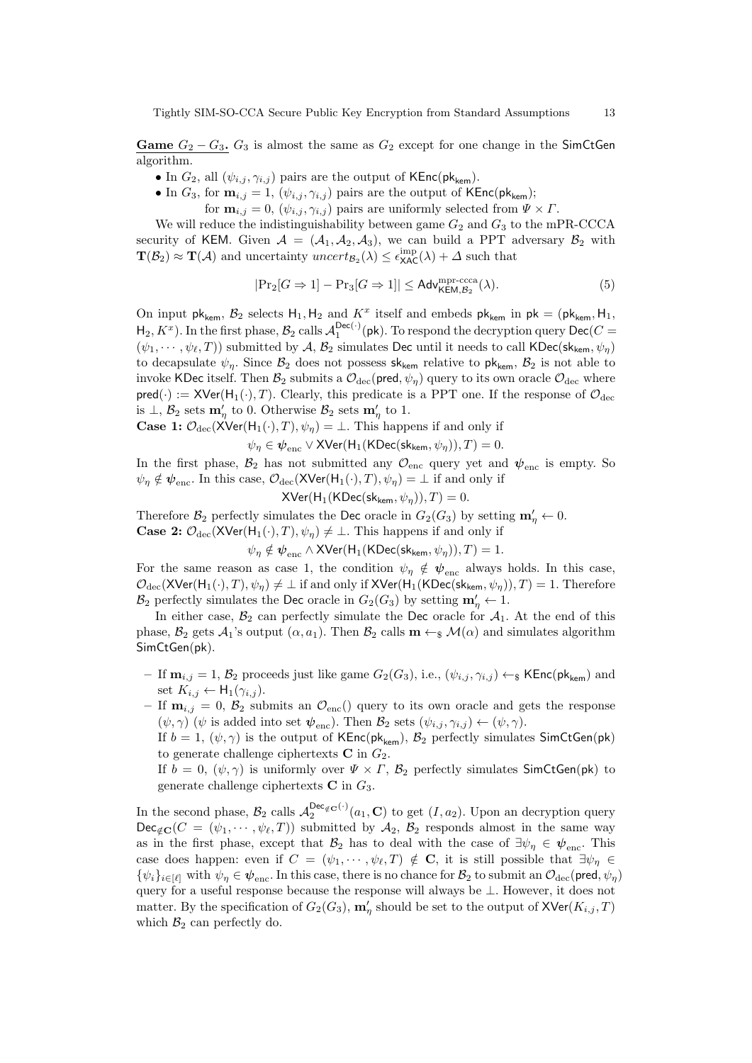**Game $G_2 - G_3$.** $G_3$ is almost the same as $G_2$ except for one change in the $\mathsf{SimCtGen}$ algorithm.

- In $G_2$, all $(\psi_{i,j}, \gamma_{i,j})$ pairs are the output of $\mathsf{KEnc}(\mathsf{pk}_{\mathsf{kem}})$.
- In $G_3$, for $\mathbf{m}_{i,j} = 1$, $(\psi_{i,j}, \gamma_{i,j})$ pairs are the output of $\mathsf{KEnc}(\mathsf{pk}_{\mathsf{kem}})$;
  for $\mathbf{m}_{i,j} = 0$, $(\psi_{i,j}, \gamma_{i,j})$ pairs are uniformly selected from $\Psi \times \Gamma$.

We will reduce the indistinguishability between game $G_2$ and $G_3$ to the mPR-CCCA security of $\mathsf{KEM}$. Given $\mathcal{A} = (\mathcal{A}_1, \mathcal{A}_2, \mathcal{A}_3)$, we can build a PPT adversary $\mathcal{B}_2$ with $\mathbf{T}(\mathcal{B}_2) \approx \mathbf{T}(\mathcal{A})$ and uncertainty $uncert_{\mathcal{B}_2}(\lambda) \leq \epsilon^{\text{imp}}_{\mathsf{XAC}}(\lambda) + \Delta$ such that

$$|\Pr_2[G \Rightarrow 1] - \Pr_3[G \Rightarrow 1]| \leq \mathsf{Adv}^{\text{mpr-ccca}}_{\mathsf{KEM},\mathcal{B}_2}(\lambda). \tag{5}$$

On input $\mathsf{pk}_{\mathsf{kem}}$, $\mathcal{B}_2$ selects $\mathsf{H}_1, \mathsf{H}_2$ and $K^x$ itself and embeds $\mathsf{pk}_{\mathsf{kem}}$ in $\mathsf{pk} = (\mathsf{pk}_{\mathsf{kem}}, \mathsf{H}_1, \mathsf{H}_2, K^x)$. In the first phase, $\mathcal{B}_2$ calls $\mathcal{A}_1^{\mathsf{Dec}(\cdot)}(\mathsf{pk})$. To respond the decryption query $\mathsf{Dec}(C = (\psi_1, \cdots, \psi_\ell, T))$ submitted by $\mathcal{A}$, $\mathcal{B}_2$ simulates $\mathsf{Dec}$ until it needs to call $\mathsf{KDec}(\mathsf{sk}_{\mathsf{kem}}, \psi_\eta)$ to decapsulate $\psi_\eta$. Since $\mathcal{B}_2$ does not possess $\mathsf{sk}_{\mathsf{kem}}$ relative to $\mathsf{pk}_{\mathsf{kem}}$, $\mathcal{B}_2$ is not able to invoke $\mathsf{KDec}$ itself. Then $\mathcal{B}_2$ submits a $\mathcal{O}_{\text{dec}}(\mathsf{pred}, \psi_\eta)$ query to its own oracle $\mathcal{O}_{\text{dec}}$ where $\mathsf{pred}(\cdot) := \mathsf{XVer}(\mathsf{H}_1(\cdot), T)$. Clearly, this predicate is a PPT one. If the response of $\mathcal{O}_{\text{dec}}$ is $\perp$, $\mathcal{B}_2$ sets $\mathbf{m}'_\eta$ to 0. Otherwise $\mathcal{B}_2$ sets $\mathbf{m}'_\eta$ to 1.

**Case 1:** $\mathcal{O}_{\text{dec}}(\mathsf{XVer}(\mathsf{H}_1(\cdot), T), \psi_\eta) = \perp$. This happens if and only if

$$\psi_\eta \in \boldsymbol{\psi}_{\text{enc}} \vee \mathsf{XVer}(\mathsf{H}_1(\mathsf{KDec}(\mathsf{sk}_{\mathsf{kem}}, \psi_\eta)), T) = 0.$$

In the first phase, $\mathcal{B}_2$ has not submitted any $\mathcal{O}_{\text{enc}}$ query yet and $\boldsymbol{\psi}_{\text{enc}}$ is empty. So $\psi_\eta \notin \boldsymbol{\psi}_{\text{enc}}$. In this case, $\mathcal{O}_{\text{dec}}(\mathsf{XVer}(\mathsf{H}_1(\cdot), T), \psi_\eta) = \perp$ if and only if

$$\mathsf{XVer}(\mathsf{H}_1(\mathsf{KDec}(\mathsf{sk}_{\mathsf{kem}}, \psi_\eta)), T) = 0.$$

Therefore $\mathcal{B}_2$ perfectly simulates the $\mathsf{Dec}$ oracle in $G_2(G_3)$ by setting $\mathbf{m}'_\eta \leftarrow 0$.

**Case 2:** $\mathcal{O}_{\text{dec}}(\mathsf{XVer}(\mathsf{H}_1(\cdot), T), \psi_\eta) \neq \perp$. This happens if and only if

$$\psi_\eta \notin \boldsymbol{\psi}_{\text{enc}} \wedge \mathsf{XVer}(\mathsf{H}_1(\mathsf{KDec}(\mathsf{sk}_{\mathsf{kem}}, \psi_\eta)), T) = 1.$$

For the same reason as case 1, the condition $\psi_\eta \notin \boldsymbol{\psi}_{\text{enc}}$ always holds. In this case, $\mathcal{O}_{\text{dec}}(\mathsf{XVer}(\mathsf{H}_1(\cdot), T), \psi_\eta) \neq \perp$ if and only if $\mathsf{XVer}(\mathsf{H}_1(\mathsf{KDec}(\mathsf{sk}_{\mathsf{kem}}, \psi_\eta)), T) = 1$. Therefore $\mathcal{B}_2$ perfectly simulates the $\mathsf{Dec}$ oracle in $G_2(G_3)$ by setting $\mathbf{m}'_\eta \leftarrow 1$.

In either case, $\mathcal{B}_2$ can perfectly simulate the $\mathsf{Dec}$ oracle for $\mathcal{A}_1$. At the end of this phase, $\mathcal{B}_2$ gets $\mathcal{A}_1$'s output $(\alpha, a_1)$. Then $\mathcal{B}_2$ calls $\mathbf{m} \leftarrow_\$ \mathcal{M}(\alpha)$ and simulates algorithm $\mathsf{SimCtGen}(\mathsf{pk})$.

- If $\mathbf{m}_{i,j} = 1$, $\mathcal{B}_2$ proceeds just like game $G_2(G_3)$, i.e., $(\psi_{i,j}, \gamma_{i,j}) \leftarrow_\$ \mathsf{KEnc}(\mathsf{pk}_{\mathsf{kem}})$ and set $K_{i,j} \leftarrow \mathsf{H}_1(\gamma_{i,j})$.
- If $\mathbf{m}_{i,j} = 0$, $\mathcal{B}_2$ submits an $\mathcal{O}_{\text{enc}}()$ query to its own oracle and gets the response $(\psi, \gamma)$ ($\psi$ is added into set $\boldsymbol{\psi}_{\text{enc}}$). Then $\mathcal{B}_2$ sets $(\psi_{i,j}, \gamma_{i,j}) \leftarrow (\psi, \gamma)$.
  If $b = 1$, $(\psi, \gamma)$ is the output of $\mathsf{KEnc}(\mathsf{pk}_{\mathsf{kem}})$, $\mathcal{B}_2$ perfectly simulates $\mathsf{SimCtGen}(\mathsf{pk})$ to generate challenge ciphertexts $\mathbf{C}$ in $G_2$.
  If $b = 0$, $(\psi, \gamma)$ is uniformly over $\Psi \times \Gamma$, $\mathcal{B}_2$ perfectly simulates $\mathsf{SimCtGen}(\mathsf{pk})$ to generate challenge ciphertexts $\mathbf{C}$ in $G_3$.

In the second phase, $\mathcal{B}_2$ calls $\mathcal{A}_2^{\mathsf{Dec}_{\notin \mathbf{C}}(\cdot)}(a_1, \mathbf{C})$ to get $(I, a_2)$. Upon an decryption query $\mathsf{Dec}_{\notin \mathbf{C}}(C = (\psi_1, \cdots, \psi_\ell, T))$ submitted by $\mathcal{A}_2$, $\mathcal{B}_2$ responds almost in the same way as in the first phase, except that $\mathcal{B}_2$ has to deal with the case of $\exists \psi_\eta \in \boldsymbol{\psi}_{\text{enc}}$. This case does happen: even if $C = (\psi_1, \cdots, \psi_\ell, T) \notin \mathbf{C}$, it is still possible that $\exists \psi_\eta \in \{\psi_i\}_{i \in [\ell]}$ with $\psi_\eta \in \boldsymbol{\psi}_{\text{enc}}$. In this case, there is no chance for $\mathcal{B}_2$ to submit an $\mathcal{O}_{\text{dec}}(\mathsf{pred}, \psi_\eta)$ query for a useful response because the response will always be $\perp$. However, it does not matter. By the specification of $G_2(G_3)$, $\mathbf{m}'_\eta$ should be set to the output of $\mathsf{XVer}(K_{i,j}, T)$ which $\mathcal{B}_2$ can perfectly do.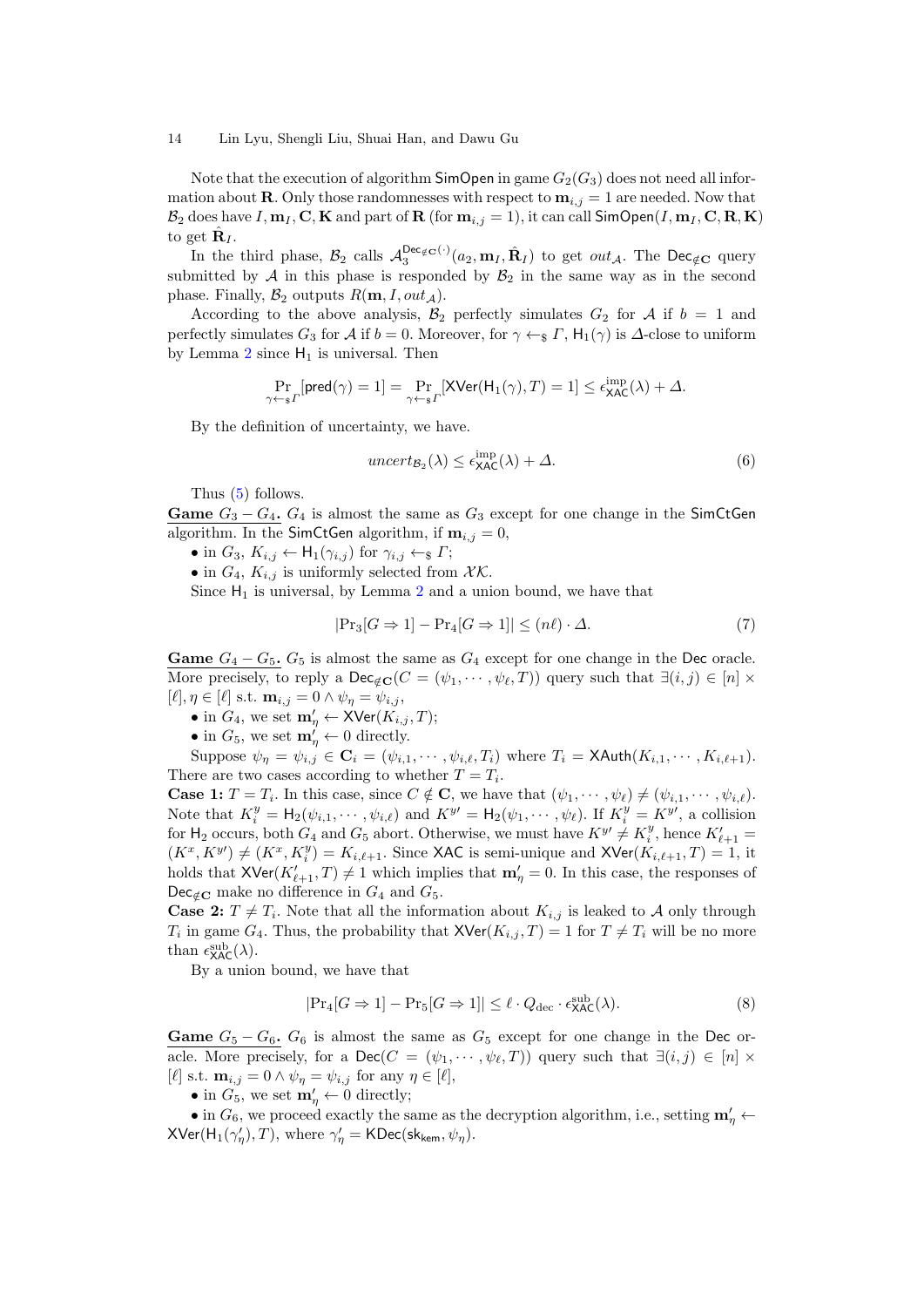Note that the execution of algorithm $\mathsf{SimOpen}$ in game $G_2(G_3)$ does not need all information about $\mathbf{R}$. Only those randomnesses with respect to $\mathbf{m}_{i,j} = 1$ are needed. Now that $\mathcal{B}_2$ does have $I, \mathbf{m}_I, \mathbf{C}, \mathbf{K}$ and part of $\mathbf{R}$ (for $\mathbf{m}_{i,j} = 1$), it can call $\mathsf{SimOpen}(I, \mathbf{m}_I, \mathbf{C}, \mathbf{R}, \mathbf{K})$ to get $\hat{\mathbf{R}}_I$.

In the third phase, $\mathcal{B}_2$ calls $\mathcal{A}_3^{\mathsf{Dec}_{\notin \mathbf{C}}(\cdot)}(a_2, \mathbf{m}_I, \hat{\mathbf{R}}_I)$ to get $out_{\mathcal{A}}$. The $\mathsf{Dec}_{\notin \mathbf{C}}$ query submitted by $\mathcal{A}$ in this phase is responded by $\mathcal{B}_2$ in the same way as in the second phase. Finally, $\mathcal{B}_2$ outputs $R(\mathbf{m}, I, out_{\mathcal{A}})$.

According to the above analysis, $\mathcal{B}_2$ perfectly simulates $G_2$ for $\mathcal{A}$ if $b = 1$ and perfectly simulates $G_3$ for $\mathcal{A}$ if $b = 0$. Moreover, for $\gamma \leftarrow_\$ \Gamma$, $\mathsf{H}_1(\gamma)$ is $\Delta$-close to uniform by Lemma 2 since $\mathsf{H}_1$ is universal. Then

$$\Pr_{\gamma \leftarrow_\$ \Gamma}[\mathsf{pred}(\gamma) = 1] = \Pr_{\gamma \leftarrow_\$ \Gamma}[\mathsf{XVer}(\mathsf{H}_1(\gamma), T) = 1] \le \epsilon_{\mathsf{XAC}}^{\mathrm{imp}}(\lambda) + \Delta.$$

By the definition of uncertainty, we have.

$$uncert_{\mathcal{B}_2}(\lambda) \le \epsilon_{\mathsf{XAC}}^{\mathrm{imp}}(\lambda) + \Delta. \tag{6}$$

Thus (5) follows.

**Game $G_3 - G_4$.** $G_4$ is almost the same as $G_3$ except for one change in the $\mathsf{SimCtGen}$ algorithm. In the $\mathsf{SimCtGen}$ algorithm, if $\mathbf{m}_{i,j} = 0$,

- in $G_3$, $K_{i,j} \leftarrow \mathsf{H}_1(\gamma_{i,j})$ for $\gamma_{i,j} \leftarrow_\$ \Gamma$;
- in $G_4$, $K_{i,j}$ is uniformly selected from $\mathcal{XK}$.

Since $\mathsf{H}_1$ is universal, by Lemma 2 and a union bound, we have that

$$|\Pr_3[G \Rightarrow 1] - \Pr_4[G \Rightarrow 1]| \le (n\ell) \cdot \Delta. \tag{7}$$

**Game $G_4 - G_5$.** $G_5$ is almost the same as $G_4$ except for one change in the $\mathsf{Dec}$ oracle. More precisely, to reply a $\mathsf{Dec}_{\notin \mathbf{C}}(C = (\psi_1, \cdots, \psi_\ell, T))$ query such that $\exists (i,j) \in [n] \times [\ell], \eta \in [\ell]$ s.t. $\mathbf{m}_{i,j} = 0 \wedge \psi_\eta = \psi_{i,j}$,

- in $G_4$, we set $\mathbf{m}'_\eta \leftarrow \mathsf{XVer}(K_{i,j}, T)$;
- in $G_5$, we set $\mathbf{m}'_\eta \leftarrow 0$ directly.

Suppose $\psi_\eta = \psi_{i,j} \in \mathbf{C}_i = (\psi_{i,1}, \cdots, \psi_{i,\ell}, T_i)$ where $T_i = \mathsf{XAuth}(K_{i,1}, \cdots, K_{i,\ell+1})$. There are two cases according to whether $T = T_i$.

**Case 1:** $T = T_i$. In this case, since $C \notin \mathbf{C}$, we have that $(\psi_1, \cdots, \psi_\ell) \neq (\psi_{i,1}, \cdots, \psi_{i,\ell})$. Note that $K_i^y = \mathsf{H}_2(\psi_{i,1}, \cdots, \psi_{i,\ell})$ and $K^{y\prime} = \mathsf{H}_2(\psi_1, \cdots, \psi_\ell)$. If $K_i^y = K^{y\prime}$, a collision for $\mathsf{H}_2$ occurs, both $G_4$ and $G_5$ abort. Otherwise, we must have $K^{y\prime} \neq K_i^y$, hence $K'_{\ell+1} = (K^x, K^{y\prime}) \neq (K^x, K_i^y) = K_{i,\ell+1}$. Since $\mathsf{XAC}$ is semi-unique and $\mathsf{XVer}(K_{i,\ell+1}, T) = 1$, it holds that $\mathsf{XVer}(K'_{\ell+1}, T) \neq 1$ which implies that $\mathbf{m}'_\eta = 0$. In this case, the responses of $\mathsf{Dec}_{\notin \mathbf{C}}$ make no difference in $G_4$ and $G_5$.

**Case 2:** $T \neq T_i$. Note that all the information about $K_{i,j}$ is leaked to $\mathcal{A}$ only through $T_i$ in game $G_4$. Thus, the probability that $\mathsf{XVer}(K_{i,j}, T) = 1$ for $T \neq T_i$ will be no more than $\epsilon_{\mathsf{XAC}}^{\mathrm{sub}}(\lambda)$.

By a union bound, we have that

$$|\Pr_4[G \Rightarrow 1] - \Pr_5[G \Rightarrow 1]| \le \ell \cdot Q_{\mathrm{dec}} \cdot \epsilon_{\mathsf{XAC}}^{\mathrm{sub}}(\lambda). \tag{8}$$

**Game $G_5 - G_6$.** $G_6$ is almost the same as $G_5$ except for one change in the $\mathsf{Dec}$ oracle. More precisely, for a $\mathsf{Dec}(C = (\psi_1, \cdots, \psi_\ell, T))$ query such that $\exists (i,j) \in [n] \times [\ell]$ s.t. $\mathbf{m}_{i,j} = 0 \wedge \psi_\eta = \psi_{i,j}$ for any $\eta \in [\ell]$,

- in $G_5$, we set $\mathbf{m}'_\eta \leftarrow 0$ directly;
- in $G_6$, we proceed exactly the same as the decryption algorithm, i.e., setting $\mathbf{m}'_\eta \leftarrow \mathsf{XVer}(\mathsf{H}_1(\gamma'_\eta), T)$, where $\gamma'_\eta = \mathsf{KDec}(\mathsf{sk}_{\mathsf{kem}}, \psi_\eta)$.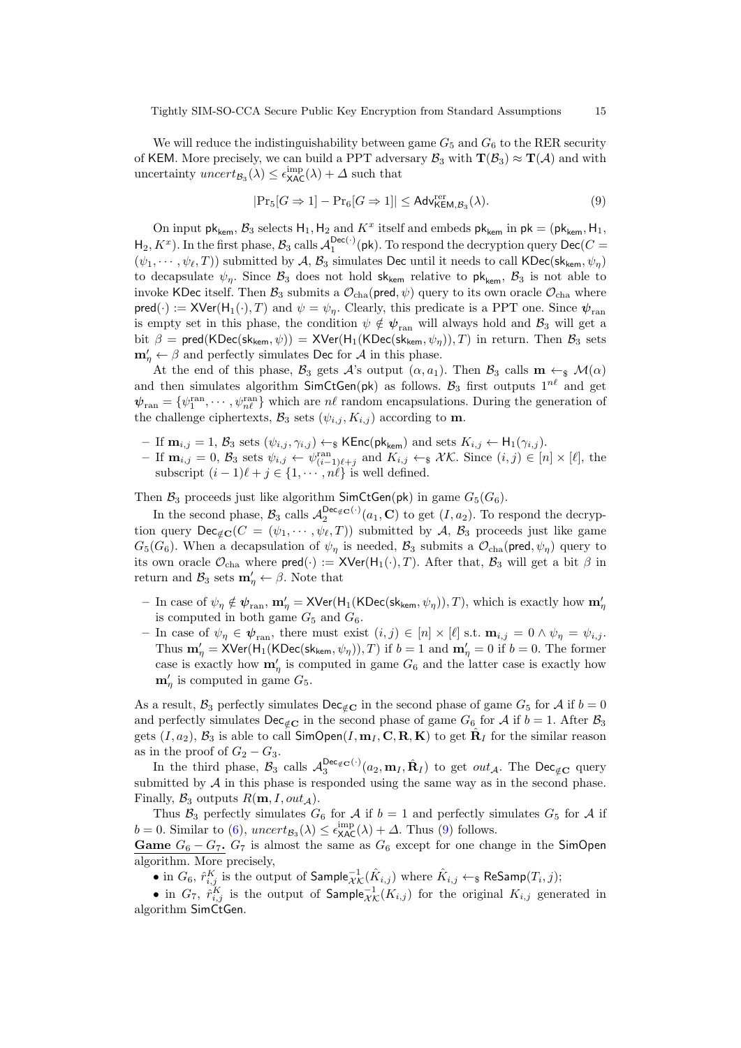We will reduce the indistinguishability between game $G_5$ and $G_6$ to the RER security of $\mathsf{KEM}$. More precisely, we can build a PPT adversary $\mathcal{B}_3$ with $\mathbf{T}(\mathcal{B}_3) \approx \mathbf{T}(\mathcal{A})$ and with uncertainty $uncert_{\mathcal{B}_3}(\lambda) \le \epsilon^{\text{imp}}_{\mathsf{XAC}}(\lambda) + \Delta$ such that

$$|\Pr_5[G \Rightarrow 1] - \Pr_6[G \Rightarrow 1]| \le \mathsf{Adv}^{\text{rer}}_{\mathsf{KEM},\mathcal{B}_3}(\lambda). \tag{9}$$

On input $\mathsf{pk}_{\mathsf{kem}}$, $\mathcal{B}_3$ selects $\mathsf{H}_1, \mathsf{H}_2$ and $K^x$ itself and embeds $\mathsf{pk}_{\mathsf{kem}}$ in $\mathsf{pk} = (\mathsf{pk}_{\mathsf{kem}}, \mathsf{H}_1, \mathsf{H}_2, K^x)$. In the first phase, $\mathcal{B}_3$ calls $\mathcal{A}_1^{\mathsf{Dec}(\cdot)}(\mathsf{pk})$. To respond the decryption query $\mathsf{Dec}(C = (\psi_1, \cdots, \psi_\ell, T))$ submitted by $\mathcal{A}$, $\mathcal{B}_3$ simulates $\mathsf{Dec}$ until it needs to call $\mathsf{KDec}(\mathsf{sk}_{\mathsf{kem}}, \psi_\eta)$ to decapsulate $\psi_\eta$. Since $\mathcal{B}_3$ does not hold $\mathsf{sk}_{\mathsf{kem}}$ relative to $\mathsf{pk}_{\mathsf{kem}}$, $\mathcal{B}_3$ is not able to invoke $\mathsf{KDec}$ itself. Then $\mathcal{B}_3$ submits a $\mathcal{O}_{\text{cha}}(\mathsf{pred}, \psi)$ query to its own oracle $\mathcal{O}_{\text{cha}}$ where $\mathsf{pred}(\cdot) := \mathsf{XVer}(\mathsf{H}_1(\cdot), T)$ and $\psi = \psi_\eta$. Clearly, this predicate is a PPT one. Since $\boldsymbol{\psi}_{\text{ran}}$ is empty set in this phase, the condition $\psi \notin \boldsymbol{\psi}_{\text{ran}}$ will always hold and $\mathcal{B}_3$ will get a bit $\beta = \mathsf{pred}(\mathsf{KDec}(\mathsf{sk}_{\mathsf{kem}}, \psi)) = \mathsf{XVer}(\mathsf{H}_1(\mathsf{KDec}(\mathsf{sk}_{\mathsf{kem}}, \psi_\eta)), T)$ in return. Then $\mathcal{B}_3$ sets $\mathbf{m}'_\eta \leftarrow \beta$ and perfectly simulates $\mathsf{Dec}$ for $\mathcal{A}$ in this phase.

At the end of this phase, $\mathcal{B}_3$ gets $\mathcal{A}$'s output $(\alpha, a_1)$. Then $\mathcal{B}_3$ calls $\mathbf{m} \leftarrow_\$ \mathcal{M}(\alpha)$ and then simulates algorithm $\mathsf{SimCtGen}(\mathsf{pk})$ as follows. $\mathcal{B}_3$ first outputs $1^{n\ell}$ and get $\boldsymbol{\psi}_{\text{ran}} = \{\psi^{\text{ran}}_1, \cdots, \psi^{\text{ran}}_{n\ell}\}$ which are $n\ell$ random encapsulations. During the generation of the challenge ciphertexts, $\mathcal{B}_3$ sets $(\psi_{i,j}, K_{i,j})$ according to $\mathbf{m}$.

- If $\mathbf{m}_{i,j} = 1$, $\mathcal{B}_3$ sets $(\psi_{i,j}, \gamma_{i,j}) \leftarrow_\$ \mathsf{KEnc}(\mathsf{pk}_{\mathsf{kem}})$ and sets $K_{i,j} \leftarrow \mathsf{H}_1(\gamma_{i,j})$.
- If $\mathbf{m}_{i,j} = 0$, $\mathcal{B}_3$ sets $\psi_{i,j} \leftarrow \psi^{\text{ran}}_{(i-1)\ell+j}$ and $K_{i,j} \leftarrow_\$ \mathcal{XK}$. Since $(i,j) \in [n] \times [\ell]$, the subscript $(i-1)\ell + j \in \{1, \cdots, n\ell\}$ is well defined.

Then $\mathcal{B}_3$ proceeds just like algorithm $\mathsf{SimCtGen}(\mathsf{pk})$ in game $G_5(G_6)$.

In the second phase, $\mathcal{B}_3$ calls $\mathcal{A}_2^{\mathsf{Dec}_{\notin \mathbf{C}}(\cdot)}(a_1, \mathbf{C})$ to get $(I, a_2)$. To respond the decryption query $\mathsf{Dec}_{\notin \mathbf{C}}(C = (\psi_1, \cdots, \psi_\ell, T))$ submitted by $\mathcal{A}$, $\mathcal{B}_3$ proceeds just like game $G_5(G_6)$. When a decapsulation of $\psi_\eta$ is needed, $\mathcal{B}_3$ submits a $\mathcal{O}_{\text{cha}}(\mathsf{pred}, \psi_\eta)$ query to its own oracle $\mathcal{O}_{\text{cha}}$ where $\mathsf{pred}(\cdot) := \mathsf{XVer}(\mathsf{H}_1(\cdot), T)$. After that, $\mathcal{B}_3$ will get a bit $\beta$ in return and $\mathcal{B}_3$ sets $\mathbf{m}'_\eta \leftarrow \beta$. Note that

- In case of $\psi_\eta \notin \boldsymbol{\psi}_{\text{ran}}$, $\mathbf{m}'_\eta = \mathsf{XVer}(\mathsf{H}_1(\mathsf{KDec}(\mathsf{sk}_{\mathsf{kem}}, \psi_\eta)), T)$, which is exactly how $\mathbf{m}'_\eta$ is computed in both game $G_5$ and $G_6$.
- In case of $\psi_\eta \in \boldsymbol{\psi}_{\text{ran}}$, there must exist $(i,j) \in [n] \times [\ell]$ s.t. $\mathbf{m}_{i,j} = 0 \wedge \psi_\eta = \psi_{i,j}$. Thus $\mathbf{m}'_\eta = \mathsf{XVer}(\mathsf{H}_1(\mathsf{KDec}(\mathsf{sk}_{\mathsf{kem}}, \psi_\eta)), T)$ if $b = 1$ and $\mathbf{m}'_\eta = 0$ if $b = 0$. The former case is exactly how $\mathbf{m}'_\eta$ is computed in game $G_6$ and the latter case is exactly how $\mathbf{m}'_\eta$ is computed in game $G_5$.

As a result, $\mathcal{B}_3$ perfectly simulates $\mathsf{Dec}_{\notin \mathbf{C}}$ in the second phase of game $G_5$ for $\mathcal{A}$ if $b = 0$ and perfectly simulates $\mathsf{Dec}_{\notin \mathbf{C}}$ in the second phase of game $G_6$ for $\mathcal{A}$ if $b = 1$. After $\mathcal{B}_3$ gets $(I, a_2)$, $\mathcal{B}_3$ is able to call $\mathsf{SimOpen}(I, \mathbf{m}_I, \mathbf{C}, \mathbf{R}, \mathbf{K})$ to get $\hat{\mathbf{R}}_I$ for the similar reason as in the proof of $G_2 - G_3$.

In the third phase, $\mathcal{B}_3$ calls $\mathcal{A}_3^{\mathsf{Dec}_{\notin \mathbf{C}}(\cdot)}(a_2, \mathbf{m}_I, \hat{\mathbf{R}}_I)$ to get $out_{\mathcal{A}}$. The $\mathsf{Dec}_{\notin \mathbf{C}}$ query submitted by $\mathcal{A}$ in this phase is responded using the same way as in the second phase. Finally, $\mathcal{B}_3$ outputs $R(\mathbf{m}, I, out_{\mathcal{A}})$.

Thus $\mathcal{B}_3$ perfectly simulates $G_6$ for $\mathcal{A}$ if $b = 1$ and perfectly simulates $G_5$ for $\mathcal{A}$ if $b = 0$. Similar to (6), $uncert_{\mathcal{B}_3}(\lambda) \le \epsilon^{\text{imp}}_{\mathsf{XAC}}(\lambda) + \Delta$. Thus (9) follows.

**Game $G_6 - G_7$.** $G_7$ is almost the same as $G_6$ except for one change in the $\mathsf{SimOpen}$ algorithm. More precisely,

- in $G_6$, $\hat{r}^K_{i,j}$ is the output of $\mathsf{Sample}^{-1}_{\mathcal{XK}}(\hat{K}_{i,j})$ where $\hat{K}_{i,j} \leftarrow_\$ \mathsf{ReSamp}(T_i, j)$;
- in $G_7$, $\hat{r}^K_{i,j}$ is the output of $\mathsf{Sample}^{-1}_{\mathcal{XK}}(K_{i,j})$ for the original $K_{i,j}$ generated in algorithm $\mathsf{SimCtGen}$.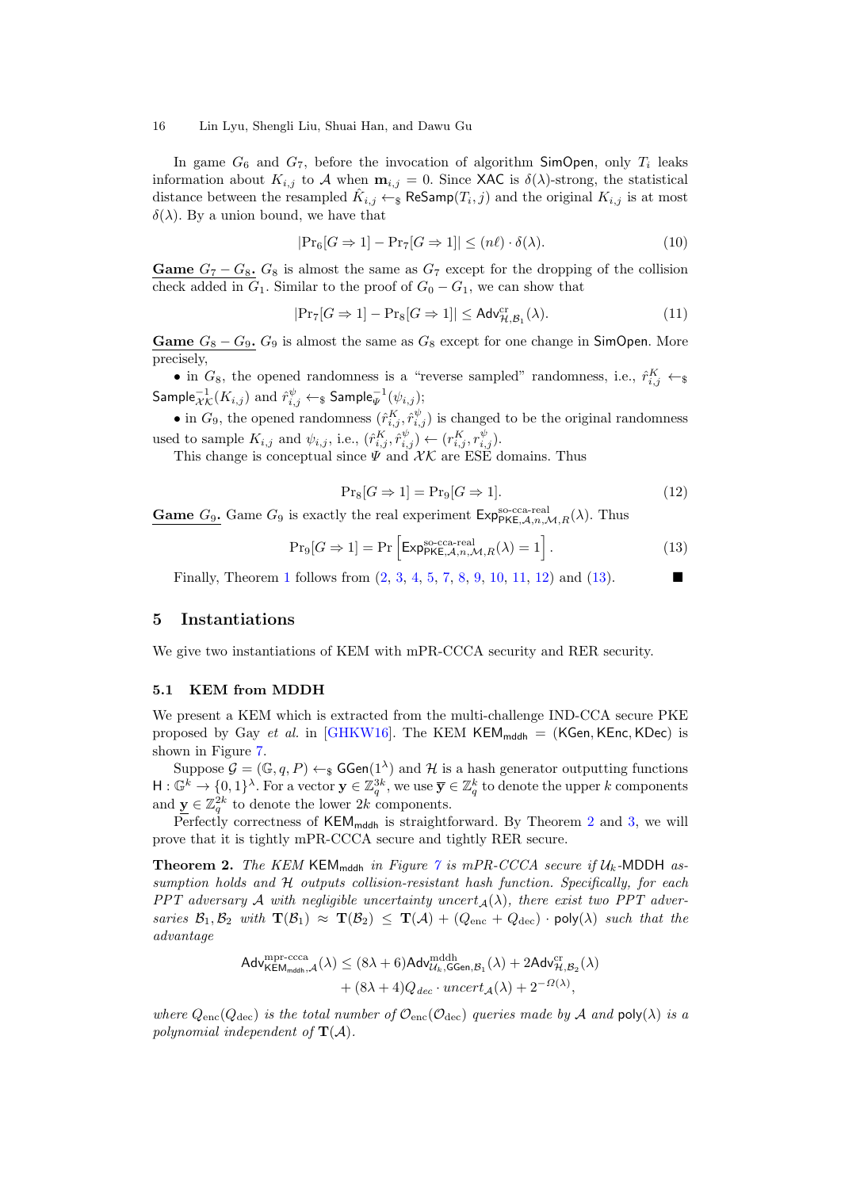In game $G_6$ and $G_7$, before the invocation of algorithm $\mathsf{SimOpen}$, only $T_i$ leaks information about $K_{i,j}$ to $\mathcal{A}$ when $\mathbf{m}_{i,j} = 0$. Since $\mathsf{XAC}$ is $\delta(\lambda)$-strong, the statistical distance between the resampled $\hat{K}_{i,j} \leftarrow_\$ \mathsf{ReSamp}(T_i, j)$ and the original $K_{i,j}$ is at most $\delta(\lambda)$. By a union bound, we have that

$$|\Pr_6[G \Rightarrow 1] - \Pr_7[G \Rightarrow 1]| \leq (n\ell) \cdot \delta(\lambda). \tag{10}$$

**Game $G_7 - G_8$.** $G_8$ is almost the same as $G_7$ except for the dropping of the collision check added in $G_1$. Similar to the proof of $G_0 - G_1$, we can show that

$$|\Pr_7[G \Rightarrow 1] - \Pr_8[G \Rightarrow 1]| \leq \mathsf{Adv}^{\mathrm{cr}}_{\mathcal{H},\mathcal{B}_1}(\lambda). \tag{11}$$

**Game $G_8 - G_9$.** $G_9$ is almost the same as $G_8$ except for one change in $\mathsf{SimOpen}$. More precisely,

- in $G_8$, the opened randomness is a "reverse sampled" randomness, i.e., $\hat{r}^K_{i,j} \leftarrow_\$ \mathsf{Sample}^{-1}_{\mathcal{XK}}(K_{i,j})$ and $\hat{r}^\psi_{i,j} \leftarrow_\$ \mathsf{Sample}^{-1}_{\Psi}(\psi_{i,j})$;
- in $G_9$, the opened randomness $(\hat{r}^K_{i,j}, \hat{r}^\psi_{i,j})$ is changed to be the original randomness used to sample $K_{i,j}$ and $\psi_{i,j}$, i.e., $(\hat{r}^K_{i,j}, \hat{r}^\psi_{i,j}) \leftarrow (r^K_{i,j}, r^\psi_{i,j})$.

This change is conceptual since $\Psi$ and $\mathcal{XK}$ are ESE domains. Thus

$$\Pr_8[G \Rightarrow 1] = \Pr_9[G \Rightarrow 1]. \tag{12}$$

**Game $G_9$.** Game $G_9$ is exactly the real experiment $\mathsf{Exp}^{\text{so-cca-real}}_{\mathsf{PKE},\mathcal{A},n,\mathcal{M},R}(\lambda)$. Thus

$$\Pr_9[G \Rightarrow 1] = \Pr\left[\mathsf{Exp}^{\text{so-cca-real}}_{\mathsf{PKE},\mathcal{A},n,\mathcal{M},R}(\lambda) = 1\right]. \tag{13}$$

Finally, Theorem 1 follows from (2, 3, 4, 5, 7, 8, 9, 10, 11, 12) and (13). ■

## 5 Instantiations

We give two instantiations of KEM with mPR-CCCA security and RER security.

### 5.1 KEM from MDDH

We present a KEM which is extracted from the multi-challenge IND-CCA secure PKE proposed by Gay *et al.* in [GHKW16]. The KEM $\mathsf{KEM}_{\mathsf{mddh}} = (\mathsf{KGen}, \mathsf{KEnc}, \mathsf{KDec})$ is shown in Figure 7.

Suppose $\mathcal{G} = (\mathbb{G}, q, P) \leftarrow_\$ \mathsf{GGen}(1^\lambda)$ and $\mathcal{H}$ is a hash generator outputting functions $\mathsf{H} : \mathbb{G}^k \rightarrow \{0,1\}^\lambda$. For a vector $\mathbf{y} \in \mathbb{Z}_q^{3k}$, we use $\overline{\mathbf{y}} \in \mathbb{Z}_q^k$ to denote the upper $k$ components and $\underline{\mathbf{y}} \in \mathbb{Z}_q^{2k}$ to denote the lower $2k$ components.

Perfectly correctness of $\mathsf{KEM}_{\mathsf{mddh}}$ is straightforward. By Theorem 2 and 3, we will prove that it is tightly mPR-CCCA secure and tightly RER secure.

**Theorem 2.** *The KEM $\mathsf{KEM}_{\mathsf{mddh}}$ in Figure 7 is mPR-CCCA secure if $\mathcal{U}_k$-$\mathsf{MDDH}$ assumption holds and $\mathcal{H}$ outputs collision-resistant hash function. Specifically, for each PPT adversary $\mathcal{A}$ with negligible uncertainty $uncert_{\mathcal{A}}(\lambda)$, there exist two PPT adversaries $\mathcal{B}_1, \mathcal{B}_2$ with $\mathbf{T}(\mathcal{B}_1) \approx \mathbf{T}(\mathcal{B}_2) \leq \mathbf{T}(\mathcal{A}) + (Q_{\mathrm{enc}} + Q_{\mathrm{dec}}) \cdot \mathsf{poly}(\lambda)$ such that the advantage*

$$\begin{aligned}\mathsf{Adv}^{\mathrm{mpr\text{-}ccca}}_{\mathsf{KEM}_{\mathsf{mddh}},\mathcal{A}}(\lambda) \leq\ & (8\lambda + 6)\mathsf{Adv}^{\mathrm{mddh}}_{\mathcal{U}_k,\mathsf{GGen},\mathcal{B}_1}(\lambda) + 2\mathsf{Adv}^{\mathrm{cr}}_{\mathcal{H},\mathcal{B}_2}(\lambda) \\ & + (8\lambda + 4)Q_{dec} \cdot uncert_{\mathcal{A}}(\lambda) + 2^{-\Omega(\lambda)},\end{aligned}$$

*where $Q_{\mathrm{enc}}(Q_{\mathrm{dec}})$ is the total number of $\mathcal{O}_{\mathrm{enc}}(\mathcal{O}_{\mathrm{dec}})$ queries made by $\mathcal{A}$ and $\mathsf{poly}(\lambda)$ is a polynomial independent of $\mathbf{T}(\mathcal{A})$.*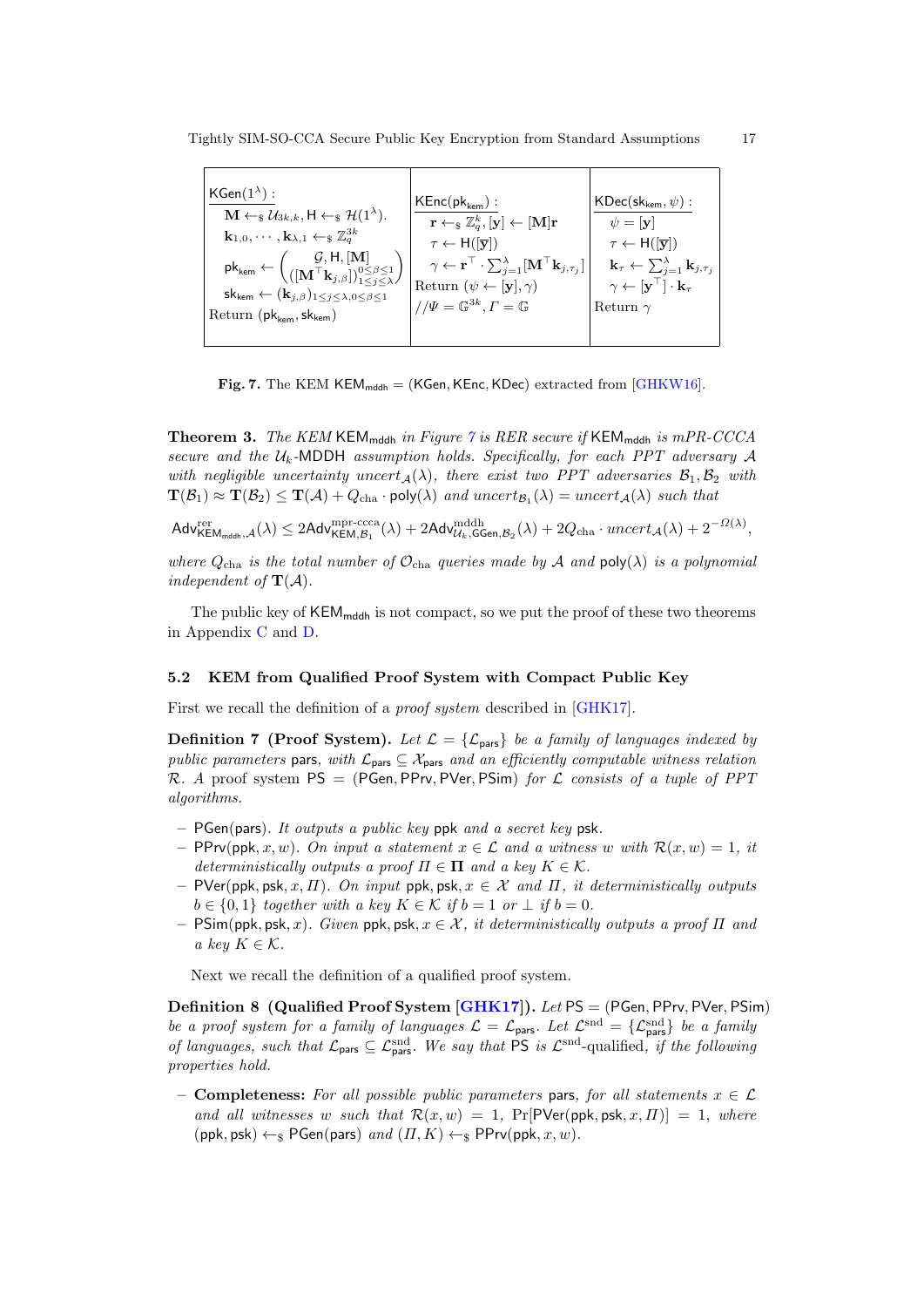| $\underline{\mathsf{KGen}(1^\lambda):}$ | $\underline{\mathsf{KEnc}(\mathsf{pk}_{\mathsf{kem}}):}$ | $\underline{\mathsf{KDec}(\mathsf{sk}_{\mathsf{kem}}, \psi):}$ |
|---|---|---|
| $\mathbf{M} \leftarrow_\$ \mathcal{U}_{3k,k}, \mathsf{H} \leftarrow_\$ \mathcal{H}(1^\lambda).$ | $\mathbf{r} \leftarrow_\$ \mathbb{Z}_q^k, [\mathbf{y}] \leftarrow [\mathbf{M}]\mathbf{r}$ | $\psi = [\mathbf{y}]$ |
| $\mathbf{k}_{1,0}, \cdots, \mathbf{k}_{\lambda,1} \leftarrow_\$ \mathbb{Z}_q^{3k}$ | $\tau \leftarrow \mathsf{H}([\overline{\mathbf{y}}])$ | $\tau \leftarrow \mathsf{H}([\overline{\mathbf{y}}])$ |
| $\mathsf{pk}_{\mathsf{kem}} \leftarrow \begin{pmatrix} \mathcal{G}, \mathsf{H}, [\mathbf{M}] \\ ([\mathbf{M}^\top \mathbf{k}_{j,\beta}])_{1\le j\le\lambda}^{0\le\beta\le 1} \end{pmatrix}$ | $\gamma \leftarrow \mathbf{r}^\top \cdot \sum_{j=1}^{\lambda} [\mathbf{M}^\top \mathbf{k}_{j,\tau_j}]$ | $\mathbf{k}_\tau \leftarrow \sum_{j=1}^{\lambda} \mathbf{k}_{j,\tau_j}$ |
| $\mathsf{sk}_{\mathsf{kem}} \leftarrow (\mathbf{k}_{j,\beta})_{1\le j\le\lambda, 0\le\beta\le 1}$ | Return $(\psi \leftarrow [\mathbf{y}], \gamma)$ | $\gamma \leftarrow [\mathbf{y}^\top] \cdot \mathbf{k}_\tau$ |
| Return $(\mathsf{pk}_{\mathsf{kem}}, \mathsf{sk}_{\mathsf{kem}})$ | $//\Psi = \mathbb{G}^{3k}, \Gamma = \mathbb{G}$ | Return $\gamma$ |

**Fig. 7.** The KEM $\mathsf{KEM}_{\mathsf{mddh}} = (\mathsf{KGen}, \mathsf{KEnc}, \mathsf{KDec})$ extracted from [GHKW16].

**Theorem 3.** *The KEM $\mathsf{KEM}_{\mathsf{mddh}}$ in Figure 7 is RER secure if $\mathsf{KEM}_{\mathsf{mddh}}$ is mPR-CCCA secure and the $\mathcal{U}_k$-MDDH assumption holds. Specifically, for each PPT adversary $\mathcal{A}$ with negligible uncertainty $uncert_{\mathcal{A}}(\lambda)$, there exist two PPT adversaries $\mathcal{B}_1, \mathcal{B}_2$ with $\mathbf{T}(\mathcal{B}_1) \approx \mathbf{T}(\mathcal{B}_2) \le \mathbf{T}(\mathcal{A}) + Q_{\text{cha}} \cdot \mathsf{poly}(\lambda)$ and $uncert_{\mathcal{B}_1}(\lambda) = uncert_{\mathcal{A}}(\lambda)$ such that*

$$\mathsf{Adv}^{\text{rer}}_{\mathsf{KEM}_{\mathsf{mddh}},\mathcal{A}}(\lambda) \le 2\mathsf{Adv}^{\text{mpr-ccca}}_{\mathsf{KEM},\mathcal{B}_1}(\lambda) + 2\mathsf{Adv}^{\text{mddh}}_{\mathcal{U}_k,\mathsf{GGen},\mathcal{B}_2}(\lambda) + 2Q_{\text{cha}} \cdot uncert_{\mathcal{A}}(\lambda) + 2^{-\Omega(\lambda)},$$

*where $Q_{\text{cha}}$ is the total number of $\mathcal{O}_{\text{cha}}$ queries made by $\mathcal{A}$ and $\mathsf{poly}(\lambda)$ is a polynomial independent of $\mathbf{T}(\mathcal{A})$.*

The public key of $\mathsf{KEM}_{\mathsf{mddh}}$ is not compact, so we put the proof of these two theorems in Appendix C and D.

### 5.2 KEM from Qualified Proof System with Compact Public Key

First we recall the definition of a *proof system* described in [GHK17].

**Definition 7 (Proof System).** *Let $\mathcal{L} = \{\mathcal{L}_{\mathsf{pars}}\}$ be a family of languages indexed by public parameters $\mathsf{pars}$, with $\mathcal{L}_{\mathsf{pars}} \subseteq \mathcal{X}_{\mathsf{pars}}$ and an efficiently computable witness relation $\mathcal{R}$. A* proof system $\mathsf{PS} = (\mathsf{PGen}, \mathsf{PPrv}, \mathsf{PVer}, \mathsf{PSim})$ *for $\mathcal{L}$ consists of a tuple of PPT algorithms.*

- $\mathsf{PGen}(\mathsf{pars})$*. It outputs a public key $\mathsf{ppk}$ and a secret key $\mathsf{psk}$.*
- $\mathsf{PPrv}(\mathsf{ppk}, x, w)$*. On input a statement $x \in \mathcal{L}$ and a witness $w$ with $\mathcal{R}(x, w) = 1$, it deterministically outputs a proof $\Pi \in \mathbf{\Pi}$ and a key $K \in \mathcal{K}$.*
- $\mathsf{PVer}(\mathsf{ppk}, \mathsf{psk}, x, \Pi)$*. On input $\mathsf{ppk}, \mathsf{psk}, x \in \mathcal{X}$ and $\Pi$, it deterministically outputs $b \in \{0, 1\}$ together with a key $K \in \mathcal{K}$ if $b = 1$ or $\perp$ if $b = 0$.*
- $\mathsf{PSim}(\mathsf{ppk}, \mathsf{psk}, x)$*. Given $\mathsf{ppk}, \mathsf{psk}, x \in \mathcal{X}$, it deterministically outputs a proof $\Pi$ and a key $K \in \mathcal{K}$.*

Next we recall the definition of a qualified proof system.

**Definition 8 (Qualified Proof System [GHK17]).** *Let $\mathsf{PS} = (\mathsf{PGen}, \mathsf{PPrv}, \mathsf{PVer}, \mathsf{PSim})$ be a proof system for a family of languages $\mathcal{L} = \mathcal{L}_{\mathsf{pars}}$. Let $\mathcal{L}^{\text{snd}} = \{\mathcal{L}^{\text{snd}}_{\mathsf{pars}}\}$ be a family of languages, such that $\mathcal{L}_{\mathsf{pars}} \subseteq \mathcal{L}^{\text{snd}}_{\mathsf{pars}}$. We say that $\mathsf{PS}$ is $\mathcal{L}^{\text{snd}}$-*qualified*, if the following properties hold.*

- **Completeness:** *For all possible public parameters $\mathsf{pars}$, for all statements $x \in \mathcal{L}$ and all witnesses $w$ such that $\mathcal{R}(x, w) = 1$, $\Pr[\mathsf{PVer}(\mathsf{ppk}, \mathsf{psk}, x, \Pi)] = 1$, where $(\mathsf{ppk}, \mathsf{psk}) \leftarrow_\$ \mathsf{PGen}(\mathsf{pars})$ and $(\Pi, K) \leftarrow_\$ \mathsf{PPrv}(\mathsf{ppk}, x, w)$.*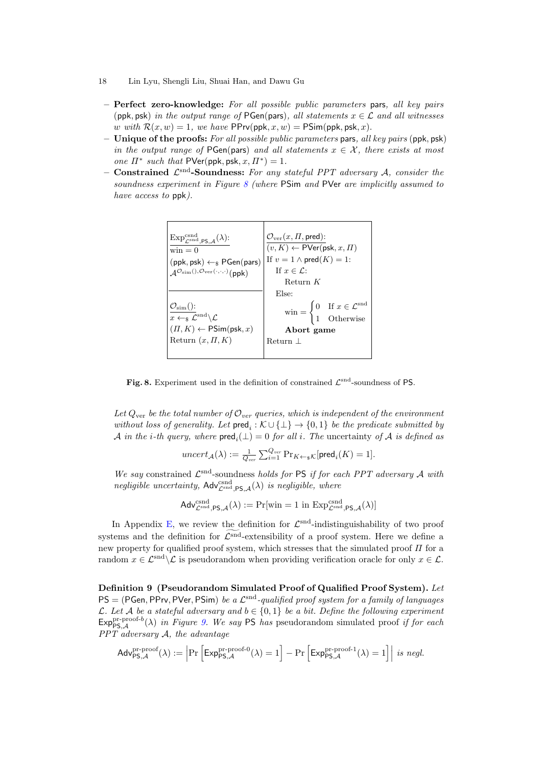- **Perfect zero-knowledge:** *For all possible public parameters* pars*, all key pairs* (ppk, psk) *in the output range of* PGen(pars)*, all statements* $x \in \mathcal{L}$ *and all witnesses* $w$ *with* $\mathcal{R}(x, w) = 1$*, we have* $\mathsf{PPrv}(\mathsf{ppk}, x, w) = \mathsf{PSim}(\mathsf{ppk}, \mathsf{psk}, x)$.
- **Unique of the proofs:** *For all possible public parameters* pars*, all key pairs* (ppk, psk) *in the output range of* PGen(pars) *and all statements* $x \in \mathcal{X}$*, there exists at most one* $\Pi^*$ *such that* $\mathsf{PVer}(\mathsf{ppk}, \mathsf{psk}, x, \Pi^*) = 1$.
- **Constrained $\mathcal{L}^{\text{snd}}$-Soundness:** *For any stateful PPT adversary* $\mathcal{A}$*, consider the soundness experiment in Figure 8 (where* PSim *and* PVer *are implicitly assumed to have access to* ppk*).*

| $\underline{\text{Exp}^{\text{csnd}}_{\mathcal{L}^{\text{snd}},\mathsf{PS},\mathcal{A}}(\lambda)}$: <br> win $= 0$ <br> $(\mathsf{ppk}, \mathsf{psk}) \leftarrow_\$ \mathsf{PGen}(\mathsf{pars})$ <br> $\mathcal{A}^{\mathcal{O}_{\text{sim}}(), \mathcal{O}_{\text{ver}}(\cdot,\cdot,\cdot)}(\mathsf{ppk})$ <br><br> $\underline{\mathcal{O}_{\text{sim}}()}$: <br> $x \leftarrow_\$ \mathcal{L}^{\text{snd}} \backslash \mathcal{L}$ <br> $(\Pi, K) \leftarrow \mathsf{PSim}(\mathsf{psk}, x)$ <br> Return $(x, \Pi, K)$ | $\underline{\mathcal{O}_{\text{ver}}(x, \Pi, \mathsf{pred})}$: <br> $(v, K) \leftarrow \mathsf{PVer}(\mathsf{psk}, x, \Pi)$ <br> If $v = 1 \wedge \mathsf{pred}(K) = 1$: <br> &nbsp;&nbsp;If $x \in \mathcal{L}$: <br> &nbsp;&nbsp;&nbsp;&nbsp;Return $K$ <br> &nbsp;&nbsp;Else: <br> &nbsp;&nbsp;&nbsp;&nbsp;$\text{win} = \begin{cases} 0 & \text{If } x \in \mathcal{L}^{\text{snd}} \\ 1 & \text{Otherwise} \end{cases}$ <br> &nbsp;&nbsp;&nbsp;&nbsp;**Abort game** <br> Return $\perp$ |
|---|---|

**Fig. 8.** Experiment used in the definition of constrained $\mathcal{L}^{\text{snd}}$-soundness of PS.

*Let* $Q_{\text{ver}}$ *be the total number of* $\mathcal{O}_{ver}$ *queries, which is independent of the environment without loss of generality. Let* $\mathsf{pred}_i : \mathcal{K} \cup \{\perp\} \to \{0, 1\}$ *be the predicate submitted by* $\mathcal{A}$ *in the* $i$*-th query, where* $\mathsf{pred}_i(\perp) = 0$ *for all* $i$*. The* uncertainty *of* $\mathcal{A}$ *is defined as*

$$uncert_{\mathcal{A}}(\lambda) := \tfrac{1}{Q_{ver}} \textstyle\sum_{i=1}^{Q_{ver}} \Pr_{K \leftarrow_\$ \mathcal{K}}[\mathsf{pred}_i(K) = 1].$$

*We say* constrained $\mathcal{L}^{\text{snd}}$-soundness *holds for* PS *if for each PPT adversary* $\mathcal{A}$ *with negligible uncertainty,* $\mathsf{Adv}^{\text{csnd}}_{\mathcal{L}^{\text{snd}},\mathsf{PS},\mathcal{A}}(\lambda)$ *is negligible, where*

$$\mathsf{Adv}^{\text{csnd}}_{\mathcal{L}^{\text{snd}},\mathsf{PS},\mathcal{A}}(\lambda) := \Pr[\text{win} = 1 \text{ in } \text{Exp}^{\text{csnd}}_{\mathcal{L}^{\text{snd}},\mathsf{PS},\mathcal{A}}(\lambda)]$$

In Appendix E, we review the definition for $\mathcal{L}^{\text{snd}}$-indistinguishability of two proof systems and the definition for $\widetilde{\mathcal{L}^{\text{snd}}}$-extensibility of a proof system. Here we define a new property for qualified proof system, which stresses that the simulated proof $\Pi$ for a random $x \in \mathcal{L}^{\text{snd}} \backslash \mathcal{L}$ is pseudorandom when providing verification oracle for only $x \in \mathcal{L}$.

**Definition 9 (Pseudorandom Simulated Proof of Qualified Proof System).** *Let* $\mathsf{PS} = (\mathsf{PGen}, \mathsf{PPrv}, \mathsf{PVer}, \mathsf{PSim})$ *be a* $\mathcal{L}^{\text{snd}}$*-qualified proof system for a family of languages* $\mathcal{L}$*. Let* $\mathcal{A}$ *be a stateful adversary and* $b \in \{0, 1\}$ *be a bit. Define the following experiment* $\mathsf{Exp}^{\text{pr-proof-}b}_{\mathsf{PS},\mathcal{A}}(\lambda)$ *in Figure 9. We say* PS *has* pseudorandom simulated proof *if for each PPT adversary* $\mathcal{A}$*, the advantage*

$$\mathsf{Adv}^{\text{pr-proof}}_{\mathsf{PS},\mathcal{A}}(\lambda) := \left| \Pr\left[\mathsf{Exp}^{\text{pr-proof-0}}_{\mathsf{PS},\mathcal{A}}(\lambda) = 1\right] - \Pr\left[\mathsf{Exp}^{\text{pr-proof-1}}_{\mathsf{PS},\mathcal{A}}(\lambda) = 1\right] \right| \text{ is negl.}$$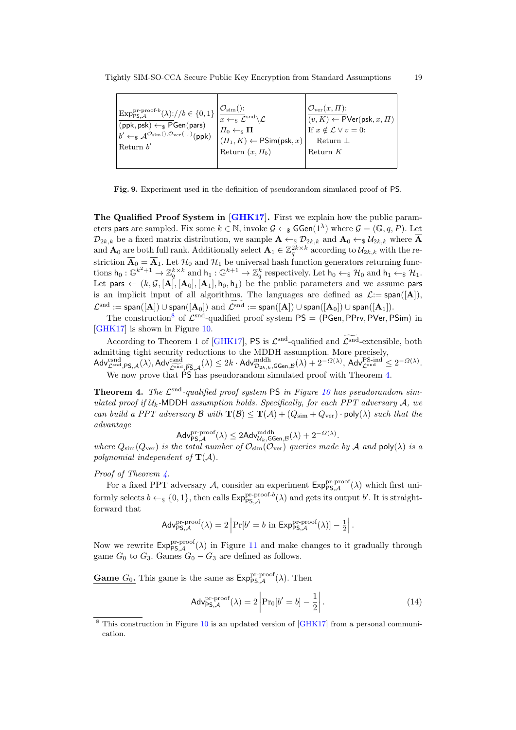| $\mathrm{Exp}^{\text{pr-proof-}b}_{\mathsf{PS},\mathcal{A}}(\lambda)$://$b \in \{0,1\}$ | $\mathcal{O}_{\mathrm{sim}}()$: | $\mathcal{O}_{\mathrm{ver}}(x, \Pi)$: |
|---|---|---|
| $(\mathsf{ppk}, \mathsf{psk}) \leftarrow_\$ \mathsf{PGen}(\mathsf{pars})$ | $x \leftarrow_\$ \mathcal{L}^{\mathrm{snd}} \backslash \mathcal{L}$ | $(v, K) \leftarrow \mathsf{PVer}(\mathsf{psk}, x, \Pi)$ |
| $b' \leftarrow_\$ \mathcal{A}^{\mathcal{O}_{\mathrm{sim}}(), \mathcal{O}_{\mathrm{ver}}(\cdot,\cdot)}(\mathsf{ppk})$ | $\Pi_0 \leftarrow_\$ \mathbf{\Pi}$ | If $x \notin \mathcal{L} \vee v = 0$: |
| Return $b'$ | $(\Pi_1, K) \leftarrow \mathsf{PSim}(\mathsf{psk}, x)$ | Return $\perp$ |
| | Return $(x, \Pi_b)$ | Return $K$ |

**Fig. 9.** Experiment used in the definition of pseudorandom simulated proof of PS.

**The Qualified Proof System in [GHK17].** First we explain how the public parameters pars are sampled. Fix some $k \in \mathbb{N}$, invoke $\mathcal{G} \leftarrow_\$ \mathsf{GGen}(1^\lambda)$ where $\mathcal{G} = (\mathbb{G}, q, P)$. Let $\mathcal{D}_{2k,k}$ be a fixed matrix distribution, we sample $\mathbf{A} \leftarrow_\$ \mathcal{D}_{2k,k}$ and $\mathbf{A}_0 \leftarrow_\$ \mathcal{U}_{2k,k}$ where $\overline{\mathbf{A}}$ and $\overline{\mathbf{A}}_0$ are both full rank. Additionally select $\mathbf{A}_1 \in \mathbb{Z}_q^{2k\times k}$ according to $\mathcal{U}_{2k,k}$ with the restriction $\overline{\mathbf{A}}_0 = \overline{\mathbf{A}}_1$. Let $\mathcal{H}_0$ and $\mathcal{H}_1$ be universal hash function generators returning functions $\mathsf{h}_0 : \mathbb{G}^{k^2+1} \rightarrow \mathbb{Z}_q^{k\times k}$ and $\mathsf{h}_1 : \mathbb{G}^{k+1} \rightarrow \mathbb{Z}_q^{k}$ respectively. Let $\mathsf{h}_0 \leftarrow_\$ \mathcal{H}_0$ and $\mathsf{h}_1 \leftarrow_\$ \mathcal{H}_1$. Let $\mathsf{pars} \leftarrow (k, \mathcal{G}, [\mathbf{A}], [\mathbf{A}_0], [\mathbf{A}_1], \mathsf{h}_0, \mathsf{h}_1)$ be the public parameters and we assume pars is an implicit input of all algorithms. The languages are defined as $\mathcal{L} := \mathsf{span}([\mathbf{A}])$, $\mathcal{L}^{\mathrm{snd}} := \mathsf{span}([\mathbf{A}]) \cup \mathsf{span}([\mathbf{A}_0])$ and $\widetilde{\mathcal{L}^{\mathrm{snd}}} := \mathsf{span}([\mathbf{A}]) \cup \mathsf{span}([\mathbf{A}_0]) \cup \mathsf{span}([\mathbf{A}_1])$.

The construction[8] of $\mathcal{L}^{\mathrm{snd}}$-qualified proof system $\mathsf{PS} = (\mathsf{PGen}, \mathsf{PPrv}, \mathsf{PVer}, \mathsf{PSim})$ in [GHK17] is shown in Figure 10.

According to Theorem 1 of [GHK17], PS is $\mathcal{L}^{\mathrm{snd}}$-qualified and $\widetilde{\mathcal{L}^{\mathrm{snd}}}$-extensible, both admitting tight security reductions to the MDDH assumption. More precisely, $\mathsf{Adv}^{\mathrm{csnd}}_{\mathcal{L}^{\mathrm{snd}},\mathsf{PS},\mathcal{A}}(\lambda), \mathsf{Adv}^{\mathrm{csnd}}_{\widetilde{\mathcal{L}^{\mathrm{snd}}},\widetilde{\mathsf{PS}},\mathcal{A}}(\lambda) \leq 2k \cdot \mathsf{Adv}^{\mathrm{mddh}}_{\mathcal{D}_{2k,k},\mathsf{GGen},\mathcal{B}}(\lambda) + 2^{-\Omega(\lambda)}$, $\mathsf{Adv}^{\mathrm{PS\text{-}ind}}_{\mathcal{L}^{\mathrm{snd}}} \leq 2^{-\Omega(\lambda)}$.

We now prove that PS has pseudorandom simulated proof with Theorem 4.

**Theorem 4.** *The $\mathcal{L}^{\mathrm{snd}}$-qualified proof system PS in Figure 10 has pseudorandom simulated proof if $\mathcal{U}_k$-MDDH assumption holds. Specifically, for each PPT adversary $\mathcal{A}$, we can build a PPT adversary $\mathcal{B}$ with $\mathbf{T}(\mathcal{B}) \leq \mathbf{T}(\mathcal{A}) + (Q_{\mathrm{sim}} + Q_{\mathrm{ver}}) \cdot \mathsf{poly}(\lambda)$ such that the advantage*

$$\mathsf{Adv}^{\text{pr-proof}}_{\mathsf{PS},\mathcal{A}}(\lambda) \leq 2\mathsf{Adv}^{\mathrm{mddh}}_{\mathcal{U}_k,\mathsf{GGen},\mathcal{B}}(\lambda) + 2^{-\Omega(\lambda)}.$$

*where $Q_{\mathrm{sim}}(Q_{\mathrm{ver}})$ is the total number of $\mathcal{O}_{\mathrm{sim}}(\mathcal{O}_{\mathrm{ver}})$ queries made by $\mathcal{A}$ and $\mathsf{poly}(\lambda)$ is a polynomial independent of $\mathbf{T}(\mathcal{A})$.*

*Proof of Theorem 4.*

For a fixed PPT adversary $\mathcal{A}$, consider an experiment $\mathsf{Exp}^{\text{pr-proof}}_{\mathsf{PS},\mathcal{A}}(\lambda)$ which first uniformly selects $b \leftarrow_\$ \{0,1\}$, then calls $\mathsf{Exp}^{\text{pr-proof-}b}_{\mathsf{PS},\mathcal{A}}(\lambda)$ and gets its output $b'$. It is straightforward that

$$\mathsf{Adv}^{\text{pr-proof}}_{\mathsf{PS},\mathcal{A}}(\lambda) = 2\left|\Pr[b' = b \text{ in } \mathsf{Exp}^{\text{pr-proof}}_{\mathsf{PS},\mathcal{A}}(\lambda)] - \tfrac{1}{2}\right|.$$

Now we rewrite $\mathsf{Exp}^{\text{pr-proof}}_{\mathsf{PS},\mathcal{A}}(\lambda)$ in Figure 11 and make changes to it gradually through game $G_0$ to $G_3$. Games $G_0 - G_3$ are defined as follows.

**Game $G_0$.** This game is the same as $\mathsf{Exp}^{\text{pr-proof}}_{\mathsf{PS},\mathcal{A}}(\lambda)$. Then

$$\mathsf{Adv}^{\text{pr-proof}}_{\mathsf{PS},\mathcal{A}}(\lambda) = 2\left|\Pr_0[b' = b] - \frac{1}{2}\right|. \tag{14}$$

[8] This construction in Figure 10 is an updated version of [GHK17] from a personal communication.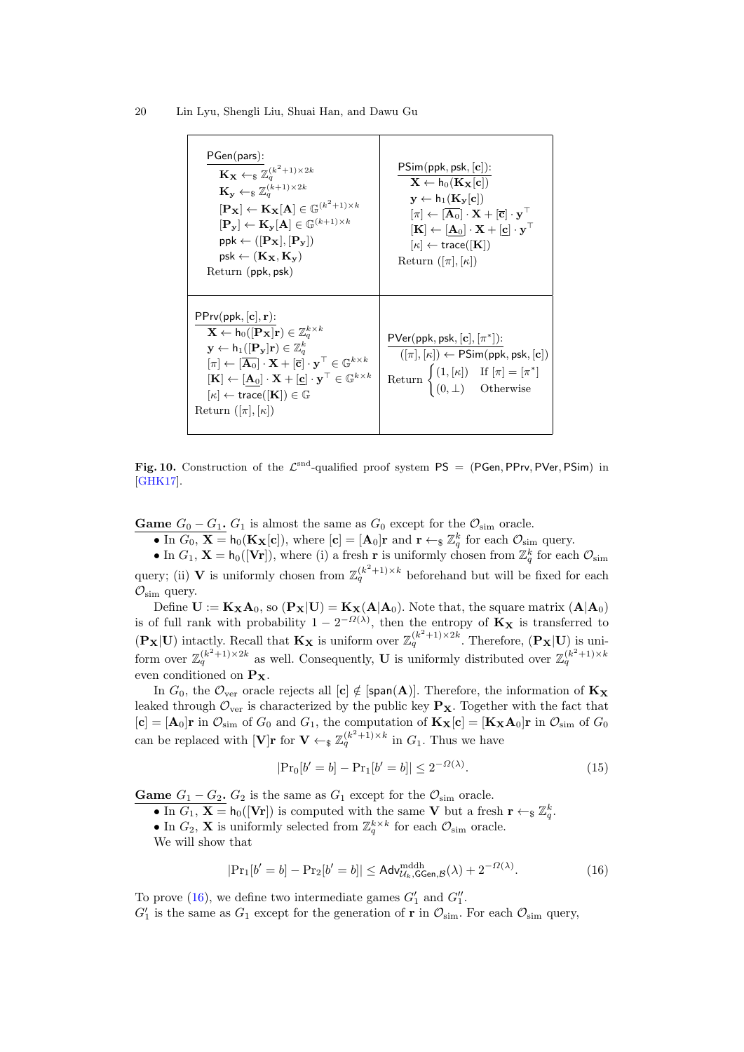| $\underline{\mathsf{PGen}(\mathsf{pars})}$: <br> $\mathbf{K_X} \leftarrow_\$ \mathbb{Z}_q^{(k^2+1)\times 2k}$ <br> $\mathbf{K_y} \leftarrow_\$ \mathbb{Z}_q^{(k+1)\times 2k}$ <br> $[\mathbf{P_X}] \leftarrow \mathbf{K_X}[\mathbf{A}] \in \mathbb{G}^{(k^2+1)\times k}$ <br> $[\mathbf{P_y}] \leftarrow \mathbf{K_y}[\mathbf{A}] \in \mathbb{G}^{(k+1)\times k}$ <br> $\mathsf{ppk} \leftarrow ([\mathbf{P_X}], [\mathbf{P_y}])$ <br> $\mathsf{psk} \leftarrow (\mathbf{K_X}, \mathbf{K_y})$ <br> Return $(\mathsf{ppk}, \mathsf{psk})$ | $\underline{\mathsf{PSim}(\mathsf{ppk}, \mathsf{psk}, [\mathbf{c}])}$: <br> $\mathbf{X} \leftarrow \mathsf{h}_0(\mathbf{K_X}[\mathbf{c}])$ <br> $\mathbf{y} \leftarrow \mathsf{h}_1(\mathbf{K_y}[\mathbf{c}])$ <br> $[\pi] \leftarrow [\overline{\mathbf{A}_0}] \cdot \mathbf{X} + [\overline{\mathbf{c}}] \cdot \mathbf{y}^\top$ <br> $[\mathbf{K}] \leftarrow [\underline{\mathbf{A}_0}] \cdot \mathbf{X} + [\underline{\mathbf{c}}] \cdot \mathbf{y}^\top$ <br> $[\kappa] \leftarrow \mathsf{trace}([\mathbf{K}])$ <br> Return $([\pi], [\kappa])$ |
|---|---|
| $\underline{\mathsf{PPrv}(\mathsf{ppk}, [\mathbf{c}], \mathbf{r})}$: <br> $\mathbf{X} \leftarrow \mathsf{h}_0([\mathbf{P_X}]\mathbf{r}) \in \mathbb{Z}_q^{k\times k}$ <br> $\mathbf{y} \leftarrow \mathsf{h}_1([\mathbf{P_y}]\mathbf{r}) \in \mathbb{Z}_q^{k}$ <br> $[\pi] \leftarrow [\overline{\mathbf{A}_0}] \cdot \mathbf{X} + [\overline{\mathbf{c}}] \cdot \mathbf{y}^\top \in \mathbb{G}^{k\times k}$ <br> $[\mathbf{K}] \leftarrow [\underline{\mathbf{A}_0}] \cdot \mathbf{X} + [\underline{\mathbf{c}}] \cdot \mathbf{y}^\top \in \mathbb{G}^{k\times k}$ <br> $[\kappa] \leftarrow \mathsf{trace}([\mathbf{K}]) \in \mathbb{G}$ <br> Return $([\pi], [\kappa])$ | $\underline{\mathsf{PVer}(\mathsf{ppk}, \mathsf{psk}, [\mathbf{c}], [\pi^*])}$: <br> $([\pi], [\kappa]) \leftarrow \mathsf{PSim}(\mathsf{ppk}, \mathsf{psk}, [\mathbf{c}])$ <br> Return $\begin{cases}(1, [\kappa]) & \text{If } [\pi] = [\pi^*] \\ (0, \perp) & \text{Otherwise}\end{cases}$ |

**Fig. 10.** Construction of the $\mathcal{L}^{\mathrm{snd}}$-qualified proof system $\mathsf{PS} = (\mathsf{PGen}, \mathsf{PPrv}, \mathsf{PVer}, \mathsf{PSim})$ in [GHK17].

**Game $G_0 - G_1$.** $G_1$ is almost the same as $G_0$ except for the $\mathcal{O}_{\mathrm{sim}}$ oracle.

- In $G_0$, $\mathbf{X} = \mathsf{h}_0(\mathbf{K_X}[\mathbf{c}])$, where $[\mathbf{c}] = [\mathbf{A}_0]\mathbf{r}$ and $\mathbf{r} \leftarrow_\$ \mathbb{Z}_q^k$ for each $\mathcal{O}_{\mathrm{sim}}$ query.
- In $G_1$, $\mathbf{X} = \mathsf{h}_0([\mathbf{V}\mathbf{r}])$, where (i) a fresh $\mathbf{r}$ is uniformly chosen from $\mathbb{Z}_q^k$ for each $\mathcal{O}_{\mathrm{sim}}$ query; (ii) $\mathbf{V}$ is uniformly chosen from $\mathbb{Z}_q^{(k^2+1)\times k}$ beforehand but will be fixed for each $\mathcal{O}_{\mathrm{sim}}$ query.

Define $\mathbf{U} := \mathbf{K_X}\mathbf{A}_0$, so $(\mathbf{P_X}|\mathbf{U}) = \mathbf{K_X}(\mathbf{A}|\mathbf{A}_0)$. Note that, the square matrix $(\mathbf{A}|\mathbf{A}_0)$ is of full rank with probability $1 - 2^{-\Omega(\lambda)}$, then the entropy of $\mathbf{K_X}$ is transferred to $(\mathbf{P_X}|\mathbf{U})$ intactly. Recall that $\mathbf{K_X}$ is uniform over $\mathbb{Z}_q^{(k^2+1)\times 2k}$. Therefore, $(\mathbf{P_X}|\mathbf{U})$ is uniform over $\mathbb{Z}_q^{(k^2+1)\times 2k}$ as well. Consequently, $\mathbf{U}$ is uniformly distributed over $\mathbb{Z}_q^{(k^2+1)\times k}$ even conditioned on $\mathbf{P_X}$.

In $G_0$, the $\mathcal{O}_{\mathrm{ver}}$ oracle rejects all $[\mathbf{c}] \notin [\mathsf{span}(\mathbf{A})]$. Therefore, the information of $\mathbf{K_X}$ leaked through $\mathcal{O}_{\mathrm{ver}}$ is characterized by the public key $\mathbf{P_X}$. Together with the fact that $[\mathbf{c}] = [\mathbf{A}_0]\mathbf{r}$ in $\mathcal{O}_{\mathrm{sim}}$ of $G_0$ and $G_1$, the computation of $\mathbf{K_X}[\mathbf{c}] = [\mathbf{K_X}\mathbf{A}_0]\mathbf{r}$ in $\mathcal{O}_{\mathrm{sim}}$ of $G_0$ can be replaced with $[\mathbf{V}]\mathbf{r}$ for $\mathbf{V} \leftarrow_\$ \mathbb{Z}_q^{(k^2+1)\times k}$ in $G_1$. Thus we have

$$|\Pr_0[b' = b] - \Pr_1[b' = b]| \leq 2^{-\Omega(\lambda)}. \tag{15}$$

**Game $G_1 - G_2$.** $G_2$ is the same as $G_1$ except for the $\mathcal{O}_{\mathrm{sim}}$ oracle.

- In $G_1$, $\mathbf{X} = \mathsf{h}_0([\mathbf{V}\mathbf{r}])$ is computed with the same $\mathbf{V}$ but a fresh $\mathbf{r} \leftarrow_\$ \mathbb{Z}_q^k$.
- In $G_2$, $\mathbf{X}$ is uniformly selected from $\mathbb{Z}_q^{k\times k}$ for each $\mathcal{O}_{\mathrm{sim}}$ oracle.

We will show that

$$|\Pr_1[b' = b] - \Pr_2[b' = b]| \leq \mathsf{Adv}^{\mathrm{mddh}}_{\mathcal{U}_k,\mathsf{GGen},\mathcal{B}}(\lambda) + 2^{-\Omega(\lambda)}. \tag{16}$$

To prove (16), we define two intermediate games $G_1'$ and $G_1''$.

$G_1'$ is the same as $G_1$ except for the generation of $\mathbf{r}$ in $\mathcal{O}_{\mathrm{sim}}$. For each $\mathcal{O}_{\mathrm{sim}}$ query,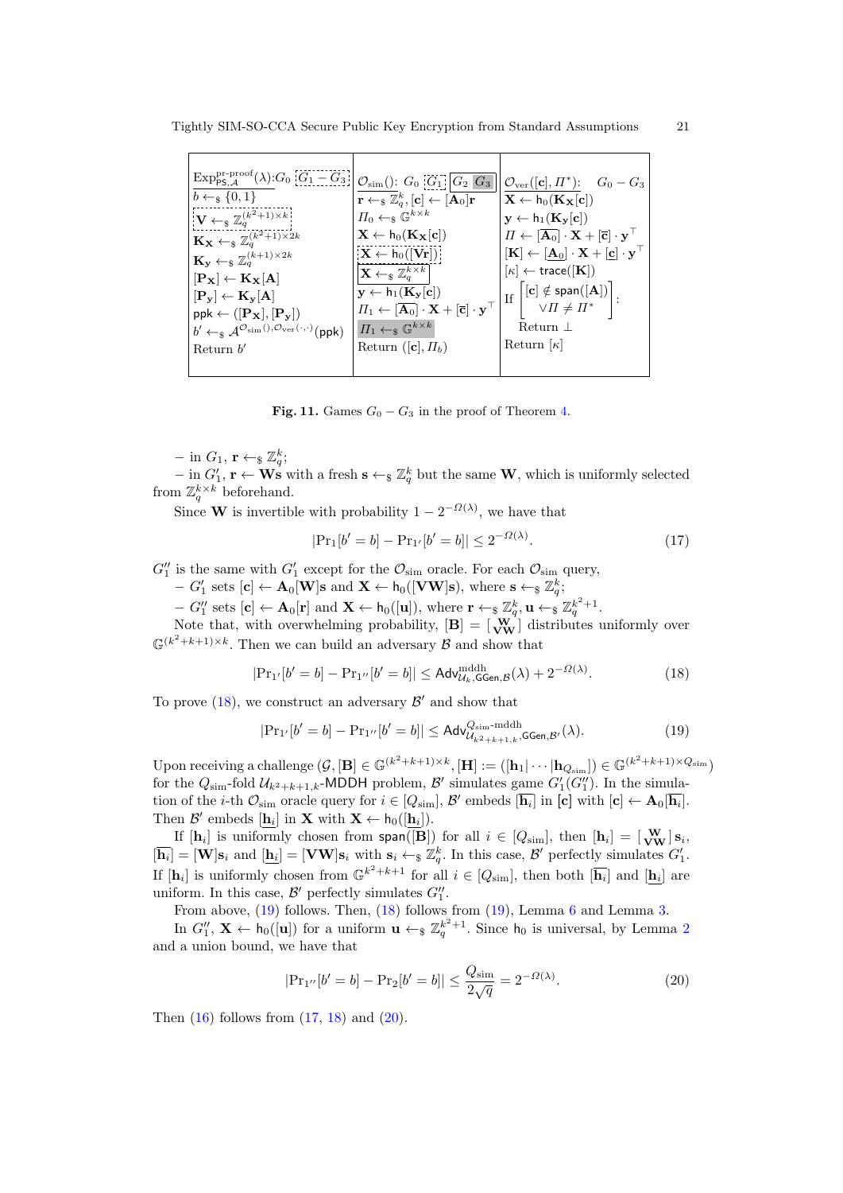| $\mathrm{Exp}^{\text{pr-proof}}_{\mathsf{PS},\mathcal{A}}(\lambda)$: $G_0$ $\boxed{G_1 - G_3}$ | $\mathcal{O}_{\text{sim}}()$: $G_0$ $\boxed{G_1}$ $\boxed{G_2\ G_3}$ | $\mathcal{O}_{\text{ver}}([\mathbf{c}], \Pi^*)$: $G_0 - G_3$ |
|---|---|---|
| $b \leftarrow_\$ \{0,1\}$ | $\mathbf{r} \leftarrow_\$ \mathbb{Z}_q^k, [\mathbf{c}] \leftarrow [\mathbf{A}_0]\mathbf{r}$ | $\mathbf{X} \leftarrow \mathsf{h}_0(\mathbf{K}_\mathbf{X}[\mathbf{c}])$ |
| $\boxed{\mathbf{V} \leftarrow_\$ \mathbb{Z}_q^{(k^2+1)\times k}}$ | $\Pi_0 \leftarrow_\$ \mathbb{G}^{k\times k}$ | $\mathbf{y} \leftarrow \mathsf{h}_1(\mathbf{K}_\mathbf{y}[\mathbf{c}])$ |
| $\mathbf{K}_\mathbf{X} \leftarrow_\$ \mathbb{Z}_q^{(k^2+1)\times 2k}$ | $\mathbf{X} \leftarrow \mathsf{h}_0(\mathbf{K}_\mathbf{X}[\mathbf{c}])$ | $\Pi \leftarrow [\overline{\mathbf{A}_0}] \cdot \mathbf{X} + [\overline{\mathbf{c}}] \cdot \mathbf{y}^\top$ |
| $\mathbf{K}_\mathbf{y} \leftarrow_\$ \mathbb{Z}_q^{(k+1)\times 2k}$ | $\boxed{\mathbf{X} \leftarrow \mathsf{h}_0([\mathbf{V}\mathbf{r}])}$ | $[\mathbf{K}] \leftarrow [\underline{\mathbf{A}_0}] \cdot \mathbf{X} + [\underline{\mathbf{c}}] \cdot \mathbf{y}^\top$ |
| $[\mathbf{P}_\mathbf{X}] \leftarrow \mathbf{K}_\mathbf{X}[\mathbf{A}]$ | $\boxed{\mathbf{X} \leftarrow_\$ \mathbb{Z}_q^{k\times k}}$ | $[\kappa] \leftarrow \mathsf{trace}([\mathbf{K}])$ |
| $[\mathbf{P}_\mathbf{y}] \leftarrow \mathbf{K}_\mathbf{y}[\mathbf{A}]$ | $\mathbf{y} \leftarrow \mathsf{h}_1(\mathbf{K}_\mathbf{y}[\mathbf{c}])$ | If $\left[\begin{matrix}[\mathbf{c}] \notin \mathsf{span}([\mathbf{A}]) \\ \vee \Pi \neq \Pi^*\end{matrix}\right]$: |
| $\mathsf{ppk} \leftarrow ([\mathbf{P}_\mathbf{X}], [\mathbf{P}_\mathbf{y}])$ | $\Pi_1 \leftarrow [\overline{\mathbf{A}_0}] \cdot \mathbf{X} + [\overline{\mathbf{c}}] \cdot \mathbf{y}^\top$ | Return $\perp$ |
| $b' \leftarrow_\$ \mathcal{A}^{\mathcal{O}_{\text{sim}}(), \mathcal{O}_{\text{ver}}(\cdot,\cdot)}(\mathsf{ppk})$ | $\boxed{\Pi_1 \leftarrow_\$ \mathbb{G}^{k\times k}}$ | Return $[\kappa]$ |
| Return $b'$ | Return $([\mathbf{c}], \Pi_b)$ | |

**Fig. 11.** Games $G_0 - G_3$ in the proof of Theorem 4.

– in $G_1$, $\mathbf{r} \leftarrow_\$ \mathbb{Z}_q^k$;

– in $G_1'$, $\mathbf{r} \leftarrow \mathbf{W}\mathbf{s}$ with a fresh $\mathbf{s} \leftarrow_\$ \mathbb{Z}_q^k$ but the same $\mathbf{W}$, which is uniformly selected from $\mathbb{Z}_q^{k\times k}$ beforehand.

Since $\mathbf{W}$ is invertible with probability $1 - 2^{-\Omega(\lambda)}$, we have that

$$|\Pr_1[b' = b] - \Pr_{1'}[b' = b]| \leq 2^{-\Omega(\lambda)}. \tag{17}$$

$G_1''$ is the same with $G_1'$ except for the $\mathcal{O}_{\text{sim}}$ oracle. For each $\mathcal{O}_{\text{sim}}$ query,

– $G_1'$ sets $[\mathbf{c}] \leftarrow \mathbf{A}_0[\mathbf{W}]\mathbf{s}$ and $\mathbf{X} \leftarrow \mathsf{h}_0([\mathbf{V}\mathbf{W}]\mathbf{s})$, where $\mathbf{s} \leftarrow_\$ \mathbb{Z}_q^k$;

– $G_1''$ sets $[\mathbf{c}] \leftarrow \mathbf{A}_0[\mathbf{r}]$ and $\mathbf{X} \leftarrow \mathsf{h}_0([\mathbf{u}])$, where $\mathbf{r} \leftarrow_\$ \mathbb{Z}_q^k, \mathbf{u} \leftarrow_\$ \mathbb{Z}_q^{k^2+1}$.

Note that, with overwhelming probability, $[\mathbf{B}] = [\begin{smallmatrix}\mathbf{W} \\ \mathbf{V}\mathbf{W}\end{smallmatrix}]$ distributes uniformly over $\mathbb{G}^{(k^2+k+1)\times k}$. Then we can build an adversary $\mathcal{B}$ and show that

$$|\Pr_{1'}[b' = b] - \Pr_{1''}[b' = b]| \leq \mathsf{Adv}^{\text{mddh}}_{\mathcal{U}_k,\mathsf{GGen},\mathcal{B}}(\lambda) + 2^{-\Omega(\lambda)}. \tag{18}$$

To prove (18), we construct an adversary $\mathcal{B}'$ and show that

$$|\Pr_{1'}[b' = b] - \Pr_{1''}[b' = b]| \leq \mathsf{Adv}^{Q_{\text{sim}}\text{-mddh}}_{\mathcal{U}_{k^2+k+1,k},\mathsf{GGen},\mathcal{B}'}(\lambda). \tag{19}$$

Upon receiving a challenge $(\mathcal{G}, [\mathbf{B}] \in \mathbb{G}^{(k^2+k+1)\times k}, [\mathbf{H}] := ([\mathbf{h}_1| \cdots |\mathbf{h}_{Q_{\text{sim}}}]) \in \mathbb{G}^{(k^2+k+1)\times Q_{\text{sim}}})$ for the $Q_{\text{sim}}$-fold $\mathcal{U}_{k^2+k+1,k}$-MDDH problem, $\mathcal{B}'$ simulates game $G_1'$ ($G_1''$). In the simulation of the $i$-th $\mathcal{O}_{\text{sim}}$ oracle query for $i \in [Q_{\text{sim}}]$, $\mathcal{B}'$ embeds $[\overline{\mathbf{h}_i}]$ in $[\mathbf{c}]$ with $[\mathbf{c}] \leftarrow \mathbf{A}_0[\overline{\mathbf{h}_i}]$. Then $\mathcal{B}'$ embeds $[\underline{\mathbf{h}_i}]$ in $\mathbf{X}$ with $\mathbf{X} \leftarrow \mathsf{h}_0([\underline{\mathbf{h}_i}])$.

If $[\mathbf{h}_i]$ is uniformly chosen from $\mathsf{span}([\mathbf{B}])$ for all $i \in [Q_{\text{sim}}]$, then $[\mathbf{h}_i] = [\begin{smallmatrix}\mathbf{W} \\ \mathbf{V}\mathbf{W}\end{smallmatrix}]\mathbf{s}_i$, $[\overline{\mathbf{h}_i}] = [\mathbf{W}]\mathbf{s}_i$ and $[\underline{\mathbf{h}_i}] = [\mathbf{V}\mathbf{W}]\mathbf{s}_i$ with $\mathbf{s}_i \leftarrow_\$ \mathbb{Z}_q^k$. In this case, $\mathcal{B}'$ perfectly simulates $G_1'$. If $[\mathbf{h}_i]$ is uniformly chosen from $\mathbb{G}^{k^2+k+1}$ for all $i \in [Q_{\text{sim}}]$, then both $[\overline{\mathbf{h}_i}]$ and $[\underline{\mathbf{h}_i}]$ are uniform. In this case, $\mathcal{B}'$ perfectly simulates $G_1''$.

From above, (19) follows. Then, (18) follows from (19), Lemma 6 and Lemma 3.

In $G_1''$, $\mathbf{X} \leftarrow \mathsf{h}_0([\mathbf{u}])$ for a uniform $\mathbf{u} \leftarrow_\$ \mathbb{Z}_q^{k^2+1}$. Since $\mathsf{h}_0$ is universal, by Lemma 2 and a union bound, we have that

$$|\Pr_{1''}[b' = b] - \Pr_2[b' = b]| \leq \frac{Q_{\text{sim}}}{2\sqrt{q}} = 2^{-\Omega(\lambda)}. \tag{20}$$

Then (16) follows from (17, 18) and (20).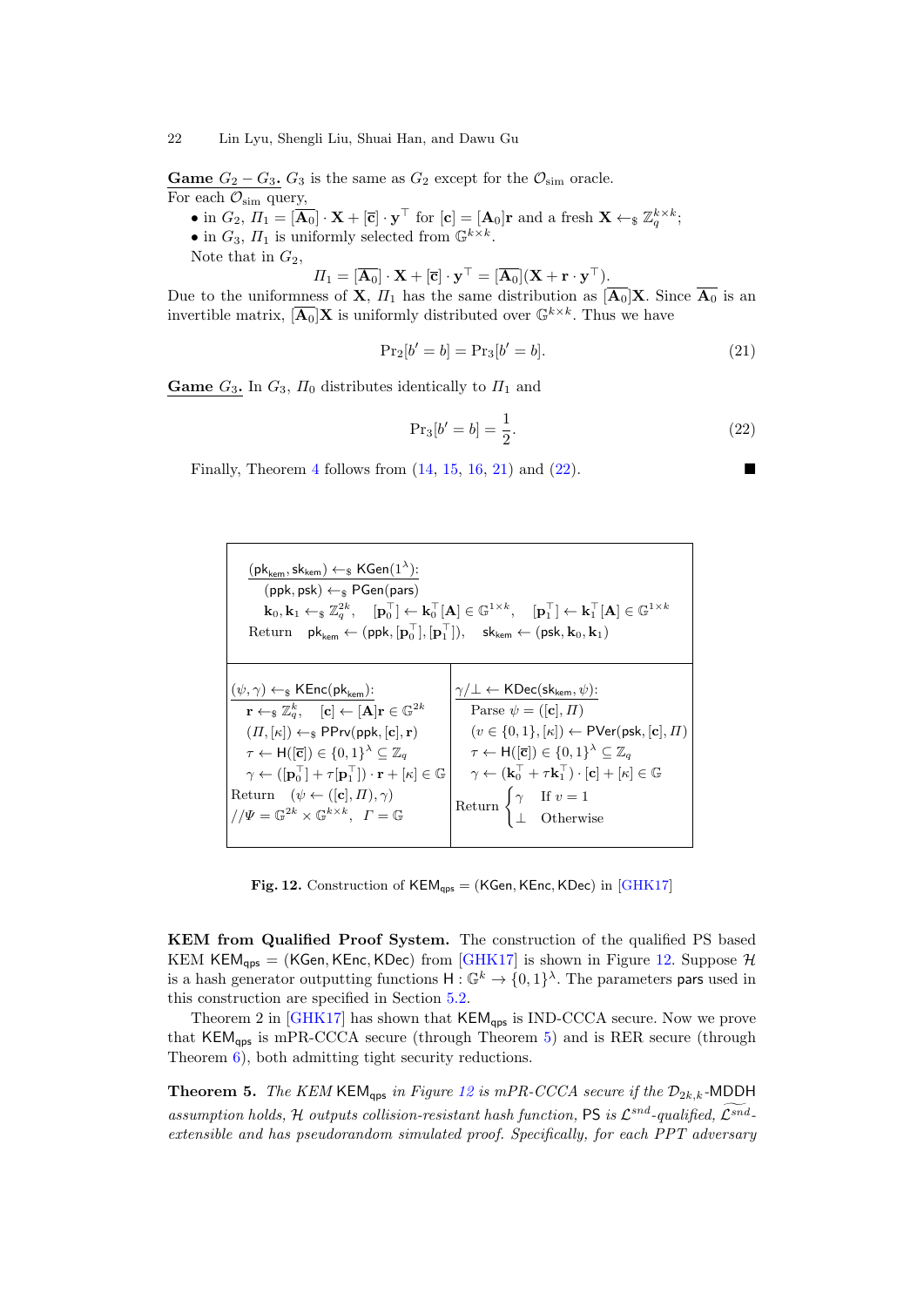**Game $G_2 - G_3$.** $G_3$ is the same as $G_2$ except for the $\mathcal{O}_{\text{sim}}$ oracle.
For each $\mathcal{O}_{\text{sim}}$ query,

- in $G_2$, $\Pi_1 = [\overline{\mathbf{A}_0}] \cdot \mathbf{X} + [\overline{\mathbf{c}}] \cdot \mathbf{y}^\top$ for $[\mathbf{c}] = [\mathbf{A}_0]\mathbf{r}$ and a fresh $\mathbf{X} \leftarrow_\$ \mathbb{Z}_q^{k \times k}$;
- in $G_3$, $\Pi_1$ is uniformly selected from $\mathbb{G}^{k \times k}$.

Note that in $G_2$,

$$\Pi_1 = [\overline{\mathbf{A}_0}] \cdot \mathbf{X} + [\overline{\mathbf{c}}] \cdot \mathbf{y}^\top = [\overline{\mathbf{A}_0}](\mathbf{X} + \mathbf{r} \cdot \mathbf{y}^\top).$$

Due to the uniformness of $\mathbf{X}$, $\Pi_1$ has the same distribution as $[\overline{\mathbf{A}_0}]\mathbf{X}$. Since $\overline{\mathbf{A}_0}$ is an invertible matrix, $[\overline{\mathbf{A}_0}]\mathbf{X}$ is uniformly distributed over $\mathbb{G}^{k \times k}$. Thus we have

$$\Pr\nolimits_2[b' = b] = \Pr\nolimits_3[b' = b]. \tag{21}$$

**Game $G_3$.** In $G_3$, $\Pi_0$ distributes identically to $\Pi_1$ and

$$\Pr\nolimits_3[b' = b] = \frac{1}{2}. \tag{22}$$

Finally, Theorem 4 follows from (14, 15, 16, 21) and (22). ■

$\underline{(\mathsf{pk}_{\mathsf{kem}}, \mathsf{sk}_{\mathsf{kem}}) \leftarrow_\$ \mathsf{KGen}(1^\lambda)}$:
$(\mathsf{ppk}, \mathsf{psk}) \leftarrow_\$ \mathsf{PGen}(\mathsf{pars})$
$\mathbf{k}_0, \mathbf{k}_1 \leftarrow_\$ \mathbb{Z}_q^{2k}$, $[\mathbf{p}_0^\top] \leftarrow \mathbf{k}_0^\top[\mathbf{A}] \in \mathbb{G}^{1 \times k}$, $[\mathbf{p}_1^\top] \leftarrow \mathbf{k}_1^\top[\mathbf{A}] \in \mathbb{G}^{1 \times k}$
Return $\mathsf{pk}_{\mathsf{kem}} \leftarrow (\mathsf{ppk}, [\mathbf{p}_0^\top], [\mathbf{p}_1^\top])$, $\mathsf{sk}_{\mathsf{kem}} \leftarrow (\mathsf{psk}, \mathbf{k}_0, \mathbf{k}_1)$

$\underline{(\psi, \gamma) \leftarrow_\$ \mathsf{KEnc}(\mathsf{pk}_{\mathsf{kem}})}$:
$\mathbf{r} \leftarrow_\$ \mathbb{Z}_q^k$, $[\mathbf{c}] \leftarrow [\mathbf{A}]\mathbf{r} \in \mathbb{G}^{2k}$
$(\Pi, [\kappa]) \leftarrow_\$ \mathsf{PPrv}(\mathsf{ppk}, [\mathbf{c}], \mathbf{r})$
$\tau \leftarrow \mathsf{H}([\overline{\mathbf{c}}]) \in \{0,1\}^\lambda \subseteq \mathbb{Z}_q$
$\gamma \leftarrow ([\mathbf{p}_0^\top] + \tau[\mathbf{p}_1^\top]) \cdot \mathbf{r} + [\kappa] \in \mathbb{G}$
Return $(\psi \leftarrow ([\mathbf{c}], \Pi), \gamma)$
$//\Psi = \mathbb{G}^{2k} \times \mathbb{G}^{k \times k}$, $\Gamma = \mathbb{G}$

$\underline{\gamma/\bot \leftarrow \mathsf{KDec}(\mathsf{sk}_{\mathsf{kem}}, \psi)}$:
Parse $\psi = ([\mathbf{c}], \Pi)$
$(v \in \{0,1\}, [\kappa]) \leftarrow \mathsf{PVer}(\mathsf{psk}, [\mathbf{c}], \Pi)$
$\tau \leftarrow \mathsf{H}([\overline{\mathbf{c}}]) \in \{0,1\}^\lambda \subseteq \mathbb{Z}_q$
$\gamma \leftarrow (\mathbf{k}_0^\top + \tau\mathbf{k}_1^\top) \cdot [\mathbf{c}] + [\kappa] \in \mathbb{G}$
Return $\begin{cases} \gamma & \text{If } v = 1 \\ \bot & \text{Otherwise} \end{cases}$

**Fig. 12.** Construction of $\mathsf{KEM}_{\mathsf{qps}} = (\mathsf{KGen}, \mathsf{KEnc}, \mathsf{KDec})$ in [GHK17]

**KEM from Qualified Proof System.** The construction of the qualified PS based KEM $\mathsf{KEM}_{\mathsf{qps}} = (\mathsf{KGen}, \mathsf{KEnc}, \mathsf{KDec})$ from [GHK17] is shown in Figure 12. Suppose $\mathcal{H}$ is a hash generator outputting functions $\mathsf{H} : \mathbb{G}^k \to \{0,1\}^\lambda$. The parameters $\mathsf{pars}$ used in this construction are specified in Section 5.2.

Theorem 2 in [GHK17] has shown that $\mathsf{KEM}_{\mathsf{qps}}$ is IND-CCCA secure. Now we prove that $\mathsf{KEM}_{\mathsf{qps}}$ is mPR-CCCA secure (through Theorem 5) and is RER secure (through Theorem 6), both admitting tight security reductions.

**Theorem 5.** *The KEM $\mathsf{KEM}_{\mathsf{qps}}$ in Figure 12 is mPR-CCCA secure if the $\mathcal{D}_{2k,k}$-MDDH assumption holds, $\mathcal{H}$ outputs collision-resistant hash function, $\mathsf{PS}$ is $\mathcal{L}^{snd}$-qualified, $\widetilde{\mathcal{L}^{snd}}$-extensible and has pseudorandom simulated proof. Specifically, for each PPT adversary*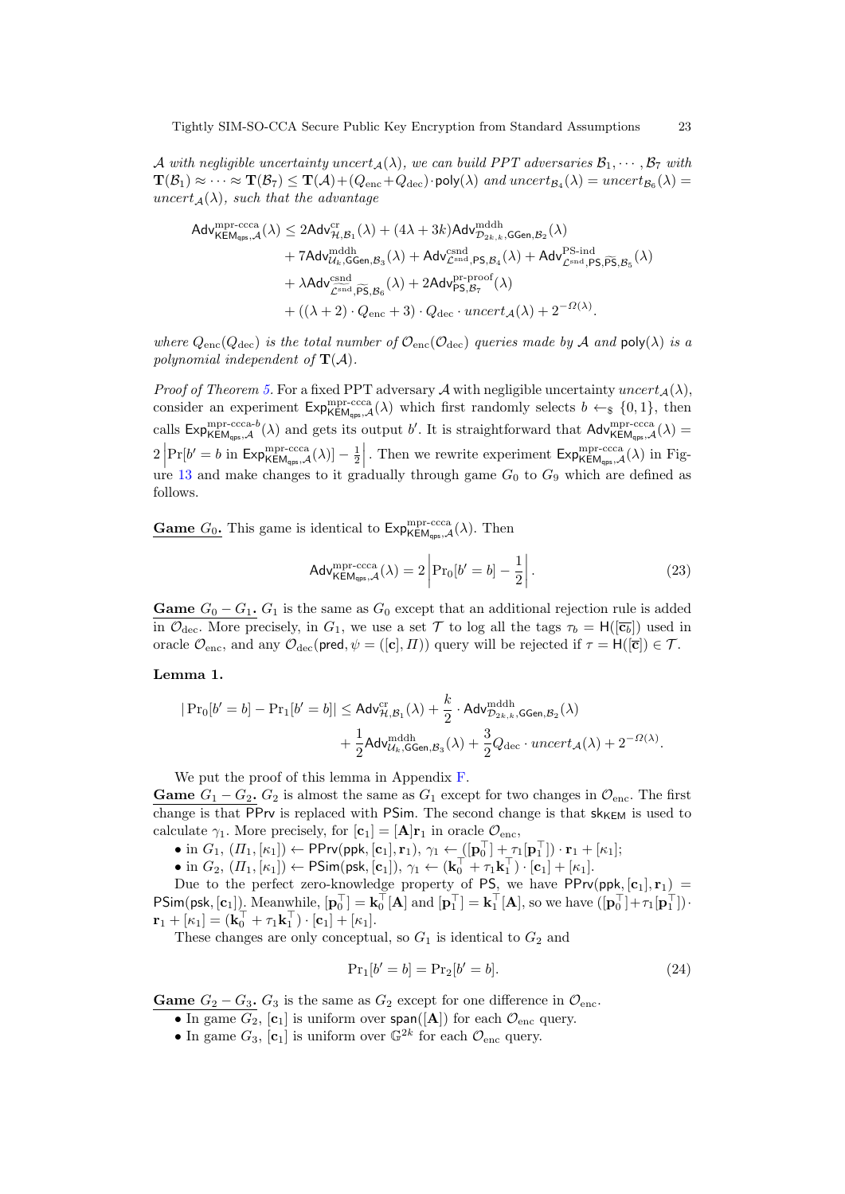*$\mathcal{A}$ with negligible uncertainty $uncert_{\mathcal{A}}(\lambda)$, we can build PPT adversaries $\mathcal{B}_1, \cdots, \mathcal{B}_7$ with $\mathbf{T}(\mathcal{B}_1) \approx \cdots \approx \mathbf{T}(\mathcal{B}_7) \le \mathbf{T}(\mathcal{A}) + (Q_{\text{enc}} + Q_{\text{dec}}) \cdot \mathsf{poly}(\lambda)$ and $uncert_{\mathcal{B}_4}(\lambda) = uncert_{\mathcal{B}_6}(\lambda) = uncert_{\mathcal{A}}(\lambda)$, such that the advantage*

$$
\begin{aligned}
\mathsf{Adv}^{\text{mpr-ccca}}_{\mathsf{KEM}_{\mathsf{qps}},\mathcal{A}}(\lambda) \le\; & 2\mathsf{Adv}^{\text{cr}}_{\mathcal{H},\mathcal{B}_1}(\lambda) + (4\lambda + 3k)\mathsf{Adv}^{\text{mddh}}_{\mathcal{D}_{2k,k},\mathsf{GGen},\mathcal{B}_2}(\lambda) \\
& + 7\mathsf{Adv}^{\text{mddh}}_{\mathcal{U}_k,\mathsf{GGen},\mathcal{B}_3}(\lambda) + \mathsf{Adv}^{\text{csnd}}_{\mathcal{L}^{\text{snd}},\mathsf{PS},\mathcal{B}_4}(\lambda) + \mathsf{Adv}^{\text{PS-ind}}_{\mathcal{L}^{\text{snd}},\mathsf{PS},\widetilde{\mathsf{PS}},\mathcal{B}_5}(\lambda) \\
& + \lambda\mathsf{Adv}^{\text{csnd}}_{\widetilde{\mathcal{L}^{\text{snd}}},\widetilde{\mathsf{PS}},\mathcal{B}_6}(\lambda) + 2\mathsf{Adv}^{\text{pr-proof}}_{\mathsf{PS},\mathcal{B}_7}(\lambda) \\
& + ((\lambda+2)\cdot Q_{\text{enc}} + 3)\cdot Q_{\text{dec}} \cdot uncert_{\mathcal{A}}(\lambda) + 2^{-\Omega(\lambda)}.
\end{aligned}
$$

*where $Q_{\text{enc}}(Q_{\text{dec}})$ is the total number of $\mathcal{O}_{\text{enc}}(\mathcal{O}_{\text{dec}})$ queries made by $\mathcal{A}$ and $\mathsf{poly}(\lambda)$ is a polynomial independent of $\mathbf{T}(\mathcal{A})$.*

*Proof of Theorem 5.* For a fixed PPT adversary $\mathcal{A}$ with negligible uncertainty $uncert_{\mathcal{A}}(\lambda)$, consider an experiment $\mathsf{Exp}^{\text{mpr-ccca}}_{\mathsf{KEM}_{\mathsf{qps}},\mathcal{A}}(\lambda)$ which first randomly selects $b \leftarrow_{\$} \{0,1\}$, then calls $\mathsf{Exp}^{\text{mpr-ccca-}b}_{\mathsf{KEM}_{\mathsf{qps}},\mathcal{A}}(\lambda)$ and gets its output $b'$. It is straightforward that $\mathsf{Adv}^{\text{mpr-ccca}}_{\mathsf{KEM}_{\mathsf{qps}},\mathcal{A}}(\lambda) = 2\left|\Pr[b' = b \text{ in } \mathsf{Exp}^{\text{mpr-ccca}}_{\mathsf{KEM}_{\mathsf{qps}},\mathcal{A}}(\lambda)] - \frac{1}{2}\right|$. Then we rewrite experiment $\mathsf{Exp}^{\text{mpr-ccca}}_{\mathsf{KEM}_{\mathsf{qps}},\mathcal{A}}(\lambda)$ in Figure 13 and make changes to it gradually through game $G_0$ to $G_9$ which are defined as follows.

**Game $G_0$.** This game is identical to $\mathsf{Exp}^{\text{mpr-ccca}}_{\mathsf{KEM}_{\mathsf{qps}},\mathcal{A}}(\lambda)$. Then

$$
\mathsf{Adv}^{\text{mpr-ccca}}_{\mathsf{KEM}_{\mathsf{qps}},\mathcal{A}}(\lambda) = 2\left|\Pr_0[b' = b] - \frac{1}{2}\right|. \tag{23}
$$

**Game $G_0 - G_1$.** $G_1$ is the same as $G_0$ except that an additional rejection rule is added in $\mathcal{O}_{\text{dec}}$. More precisely, in $G_1$, we use a set $\mathcal{T}$ to log all the tags $\tau_b = \mathsf{H}([\overline{\mathbf{c}_b}])$ used in oracle $\mathcal{O}_{\text{enc}}$, and any $\mathcal{O}_{\text{dec}}(\mathsf{pred}, \psi = ([\mathbf{c}], \Pi))$ query will be rejected if $\tau = \mathsf{H}([\overline{\mathbf{c}}]) \in \mathcal{T}$.

**Lemma 1.**

$$
\begin{aligned}
|\Pr_0[b' = b] - \Pr_1[b' = b]| \le\; & \mathsf{Adv}^{\text{cr}}_{\mathcal{H},\mathcal{B}_1}(\lambda) + \frac{k}{2}\cdot\mathsf{Adv}^{\text{mddh}}_{\mathcal{D}_{2k,k},\mathsf{GGen},\mathcal{B}_2}(\lambda) \\
& + \frac{1}{2}\mathsf{Adv}^{\text{mddh}}_{\mathcal{U}_k,\mathsf{GGen},\mathcal{B}_3}(\lambda) + \frac{3}{2}Q_{\text{dec}}\cdot uncert_{\mathcal{A}}(\lambda) + 2^{-\Omega(\lambda)}.
\end{aligned}
$$

We put the proof of this lemma in Appendix F.

**Game $G_1 - G_2$.** $G_2$ is almost the same as $G_1$ except for two changes in $\mathcal{O}_{\text{enc}}$. The first change is that $\mathsf{PPrv}$ is replaced with $\mathsf{PSim}$. The second change is that $\mathsf{sk}_{\mathsf{KEM}}$ is used to calculate $\gamma_1$. More precisely, for $[\mathbf{c}_1] = [\mathbf{A}]\mathbf{r}_1$ in oracle $\mathcal{O}_{\text{enc}}$,

- in $G_1$, $(\Pi_1, [\kappa_1]) \leftarrow \mathsf{PPrv}(\mathsf{ppk}, [\mathbf{c}_1], \mathbf{r}_1)$, $\gamma_1 \leftarrow ([\mathbf{p}_0^\top] + \tau_1[\mathbf{p}_1^\top])\cdot\mathbf{r}_1 + [\kappa_1]$;
- in $G_2$, $(\Pi_1, [\kappa_1]) \leftarrow \mathsf{PSim}(\mathsf{psk}, [\mathbf{c}_1])$, $\gamma_1 \leftarrow (\mathbf{k}_0^\top + \tau_1\mathbf{k}_1^\top)\cdot[\mathbf{c}_1] + [\kappa_1]$.

Due to the perfect zero-knowledge property of $\mathsf{PS}$, we have $\mathsf{PPrv}(\mathsf{ppk}, [\mathbf{c}_1], \mathbf{r}_1) = \mathsf{PSim}(\mathsf{psk}, [\mathbf{c}_1])$. Meanwhile, $[\mathbf{p}_0^\top] = \mathbf{k}_0^\top[\mathbf{A}]$ and $[\mathbf{p}_1^\top] = \mathbf{k}_1^\top[\mathbf{A}]$, so we have $([\mathbf{p}_0^\top] + \tau_1[\mathbf{p}_1^\top])\cdot\mathbf{r}_1 + [\kappa_1] = (\mathbf{k}_0^\top + \tau_1\mathbf{k}_1^\top)\cdot[\mathbf{c}_1] + [\kappa_1]$.

These changes are only conceptual, so $G_1$ is identical to $G_2$ and

$$
\Pr_1[b' = b] = \Pr_2[b' = b]. \tag{24}
$$

**Game $G_2 - G_3$.** $G_3$ is the same as $G_2$ except for one difference in $\mathcal{O}_{\text{enc}}$.

- In game $G_2$, $[\mathbf{c}_1]$ is uniform over $\mathsf{span}([\mathbf{A}])$ for each $\mathcal{O}_{\text{enc}}$ query.
- In game $G_3$, $[\mathbf{c}_1]$ is uniform over $\mathbb{G}^{2k}$ for each $\mathcal{O}_{\text{enc}}$ query.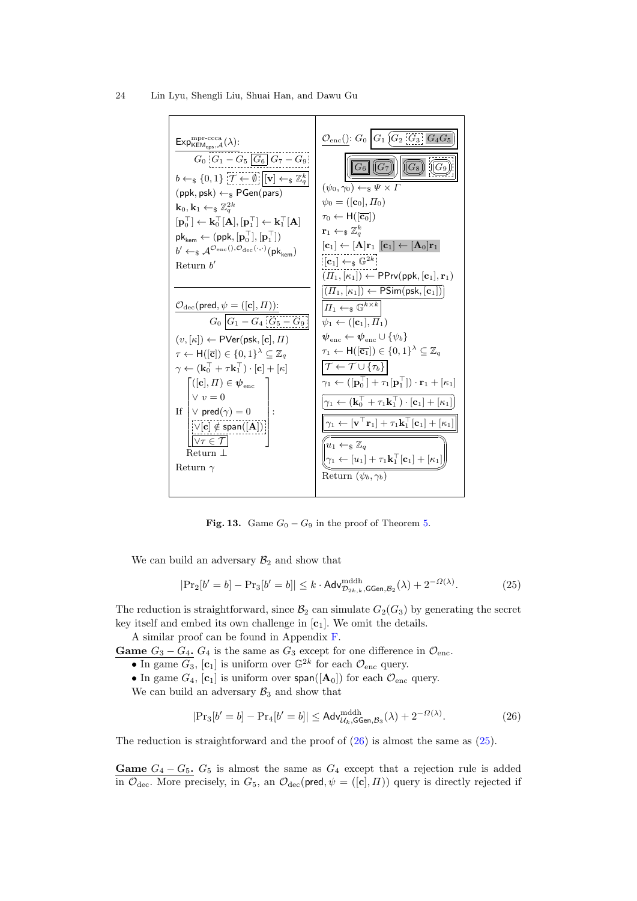```
Exp^{mpr-ccca}_{KEM_qps,A}(λ):
    G_0 [G_1 − G_5] [G_6] [G_7 − G_9]
b ←$ {0,1}  [T ← ∅]  [[v] ←$ Z_q^k]
(ppk, psk) ←$ PGen(pars)
k_0, k_1 ←$ Z_q^{2k}
[p_0^T] ← k_0^T[A], [p_1^T] ← k_1^T[A]
pk_kem ← (ppk, [p_0^T], [p_1^T])
b' ←$ A^{O_enc(), O_dec(·,·)}(pk_kem)
Return b'

O_dec(pred, ψ = ([c], Π)):
    G_0 [G_1 − G_4] [G_5 − G_9]
(v, [κ]) ← PVer(psk, [c], Π)
τ ← H([c̄]) ∈ {0,1}^λ ⊆ Z_q
γ ← (k_0^T + τ k_1^T) · [c] + [κ]
If  ([c], Π) ∈ ψ_enc
    ∨ v = 0
    ∨ pred(γ) = 0
    ∨ [c] ∉ span([A])     (G_5 − G_9)
    ∨ τ ∈ T               (G_1 − G_4)
  : Return ⊥
Return γ

O_enc(): G_0 [G_1 [G_2 [G_3] [G_4 G_5]]]
         [[G_6] [G_7]] [[G_8] [G_9]]
(ψ_0, γ_0) ←$ Ψ × Γ
ψ_0 = ([c_0], Π_0)
τ_0 ← H([c̄_0])
r_1 ←$ Z_q^k
[c_1] ← [A] r_1   [[c_1] ← [A_0] r_1]
[[c_1] ←$ G^{2k}]
(Π_1, [κ_1]) ← PPrv(ppk, [c_1], r_1)
[(Π_1, [κ_1]) ← PSim(psk, [c_1])]
[Π_1 ←$ G^{k×k}]
ψ_1 ← ([c_1], Π_1)
ψ_enc ← ψ_enc ∪ {ψ_b}
τ_1 ← H([c̄_1]) ∈ {0,1}^λ ⊆ Z_q
[T ← T ∪ {τ_b}]
γ_1 ← ([p_0^T] + τ_1 [p_1^T]) · r_1 + [κ_1]
[γ_1 ← (k_0^T + τ_1 k_1^T) · [c_1] + [κ_1]]
[γ_1 ← [v^T r_1] + τ_1 k_1^T [c_1] + [κ_1]]
[u_1 ←$ Z_q
 γ_1 ← [u_1] + τ_1 k_1^T [c_1] + [κ_1]]
Return (ψ_b, γ_b)
```

**Fig. 13.** Game $G_0 - G_9$ in the proof of Theorem 5.

We can build an adversary $\mathcal{B}_2$ and show that

$$|\Pr_2[b' = b] - \Pr_3[b' = b]| \leq k \cdot \mathsf{Adv}^{\mathrm{mddh}}_{\mathcal{D}_{2k,k},\mathsf{GGen},\mathcal{B}_2}(\lambda) + 2^{-\Omega(\lambda)}. \tag{25}$$

The reduction is straightforward, since $\mathcal{B}_2$ can simulate $G_2(G_3)$ by generating the secret key itself and embed its own challenge in $[\mathbf{c}_1]$. We omit the details.

A similar proof can be found in Appendix F.

**Game $G_3 - G_4$.** $G_4$ is the same as $G_3$ except for one difference in $\mathcal{O}_{\mathrm{enc}}$.

- In game $G_3$, $[\mathbf{c}_1]$ is uniform over $\mathbb{G}^{2k}$ for each $\mathcal{O}_{\mathrm{enc}}$ query.
- In game $G_4$, $[\mathbf{c}_1]$ is uniform over $\mathsf{span}([\mathbf{A}_0])$ for each $\mathcal{O}_{\mathrm{enc}}$ query.

We can build an adversary $\mathcal{B}_3$ and show that

$$|\Pr_3[b' = b] - \Pr_4[b' = b]| \leq \mathsf{Adv}^{\mathrm{mddh}}_{\mathcal{U}_k,\mathsf{GGen},\mathcal{B}_3}(\lambda) + 2^{-\Omega(\lambda)}. \tag{26}$$

The reduction is straightforward and the proof of (26) is almost the same as (25).

**Game $G_4 - G_5$.** $G_5$ is almost the same as $G_4$ except that a rejection rule is added in $\mathcal{O}_{\mathrm{dec}}$. More precisely, in $G_5$, an $\mathcal{O}_{\mathrm{dec}}(\mathsf{pred}, \psi = ([\mathbf{c}], \Pi))$ query is directly rejected if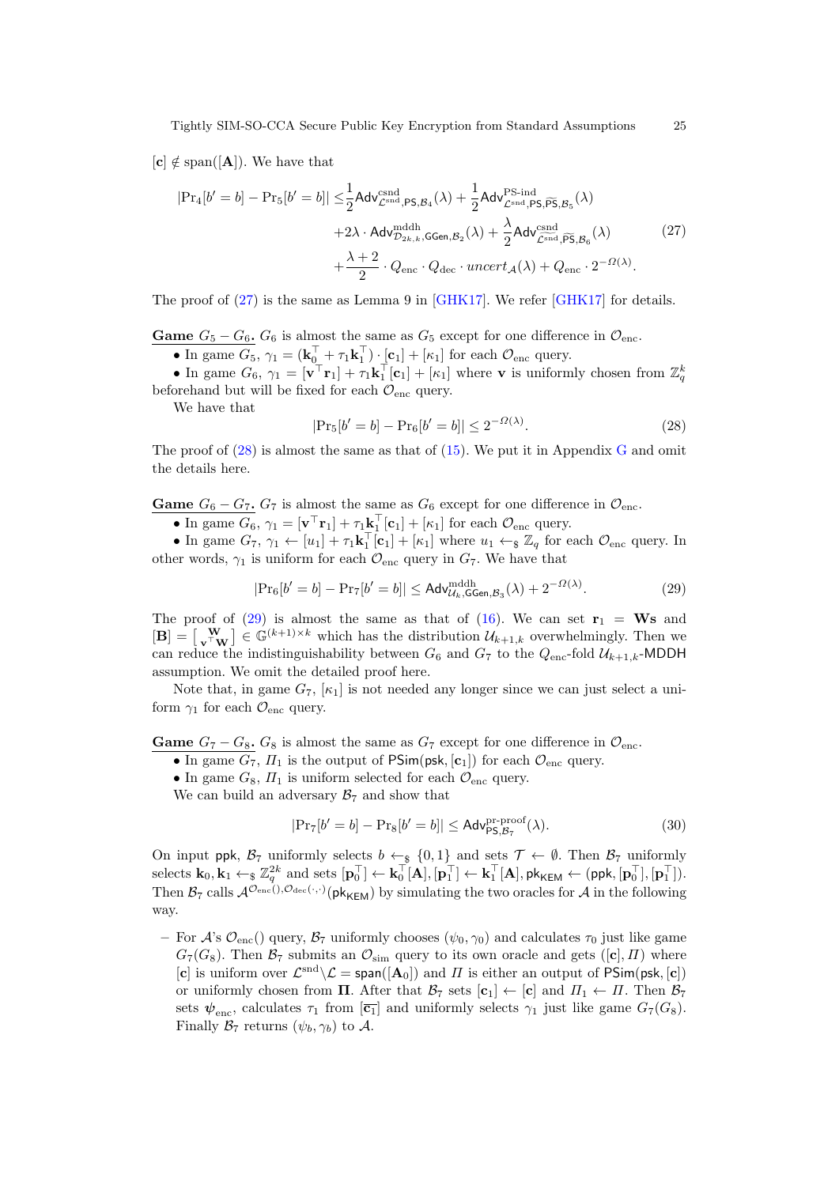$[\mathbf{c}] \notin \mathrm{span}([\mathbf{A}])$. We have that

$$
\begin{aligned}
|\Pr_4[b'=b] - \Pr_5[b'=b]| \leq & \frac{1}{2}\mathsf{Adv}^{\mathrm{csnd}}_{\mathcal{L}^{\mathrm{snd}},\mathsf{PS},\mathcal{B}_4}(\lambda) + \frac{1}{2}\mathsf{Adv}^{\text{PS-ind}}_{\mathcal{L}^{\mathrm{snd}},\mathsf{PS},\widetilde{\mathsf{PS}},\mathcal{B}_5}(\lambda) \\
& + 2\lambda \cdot \mathsf{Adv}^{\mathrm{mddh}}_{\mathcal{D}_{2k,k},\mathsf{GGen},\mathcal{B}_2}(\lambda) + \frac{\lambda}{2}\mathsf{Adv}^{\mathrm{csnd}}_{\mathcal{L}^{\mathrm{snd}},\widetilde{\mathsf{PS}},\mathcal{B}_6}(\lambda) \\
& + \frac{\lambda+2}{2} \cdot Q_{\mathrm{enc}} \cdot Q_{\mathrm{dec}} \cdot \mathit{uncert}_{\mathcal{A}}(\lambda) + Q_{\mathrm{enc}} \cdot 2^{-\Omega(\lambda)}.
\end{aligned} \tag{27}
$$

The proof of (27) is the same as Lemma 9 in [GHK17]. We refer [GHK17] for details.

**Game $G_5 - G_6$.** $G_6$ is almost the same as $G_5$ except for one difference in $\mathcal{O}_{\mathrm{enc}}$.

- In game $G_5$, $\gamma_1 = (\mathbf{k}_0^\top + \tau_1\mathbf{k}_1^\top)\cdot[\mathbf{c}_1] + [\kappa_1]$ for each $\mathcal{O}_{\mathrm{enc}}$ query.
- In game $G_6$, $\gamma_1 = [\mathbf{v}^\top\mathbf{r}_1] + \tau_1\mathbf{k}_1^\top[\mathbf{c}_1] + [\kappa_1]$ where $\mathbf{v}$ is uniformly chosen from $\mathbb{Z}_q^k$ beforehand but will be fixed for each $\mathcal{O}_{\mathrm{enc}}$ query.

We have that

$$
|\Pr_5[b'=b] - \Pr_6[b'=b]| \leq 2^{-\Omega(\lambda)}. \tag{28}
$$

The proof of (28) is almost the same as that of (15). We put it in Appendix G and omit the details here.

**Game $G_6 - G_7$.** $G_7$ is almost the same as $G_6$ except for one difference in $\mathcal{O}_{\mathrm{enc}}$.

- In game $G_6$, $\gamma_1 = [\mathbf{v}^\top\mathbf{r}_1] + \tau_1\mathbf{k}_1^\top[\mathbf{c}_1] + [\kappa_1]$ for each $\mathcal{O}_{\mathrm{enc}}$ query.
- In game $G_7$, $\gamma_1 \leftarrow [u_1] + \tau_1\mathbf{k}_1^\top[\mathbf{c}_1] + [\kappa_1]$ where $u_1 \leftarrow_\$ \mathbb{Z}_q$ for each $\mathcal{O}_{\mathrm{enc}}$ query. In other words, $\gamma_1$ is uniform for each $\mathcal{O}_{\mathrm{enc}}$ query in $G_7$. We have that

$$
|\Pr_6[b'=b] - \Pr_7[b'=b]| \leq \mathsf{Adv}^{\mathrm{mddh}}_{\mathcal{U}_k,\mathsf{GGen},\mathcal{B}_3}(\lambda) + 2^{-\Omega(\lambda)}. \tag{29}
$$

The proof of (29) is almost the same as that of (16). We can set $\mathbf{r}_1 = \mathbf{W}\mathbf{s}$ and $[\mathbf{B}] = \begin{bmatrix}\mathbf{W} \\ \mathbf{v}^\top\mathbf{W}\end{bmatrix} \in \mathbb{G}^{(k+1)\times k}$ which has the distribution $\mathcal{U}_{k+1,k}$ overwhelmingly. Then we can reduce the indistinguishability between $G_6$ and $G_7$ to the $Q_{\mathrm{enc}}$-fold $\mathcal{U}_{k+1,k}$-$\mathsf{MDDH}$ assumption. We omit the detailed proof here.

Note that, in game $G_7$, $[\kappa_1]$ is not needed any longer since we can just select a uniform $\gamma_1$ for each $\mathcal{O}_{\mathrm{enc}}$ query.

**Game $G_7 - G_8$.** $G_8$ is almost the same as $G_7$ except for one difference in $\mathcal{O}_{\mathrm{enc}}$.

- In game $G_7$, $\Pi_1$ is the output of $\mathsf{PSim}(\mathsf{psk},[\mathbf{c}_1])$ for each $\mathcal{O}_{\mathrm{enc}}$ query.
- In game $G_8$, $\Pi_1$ is uniform selected for each $\mathcal{O}_{\mathrm{enc}}$ query.

We can build an adversary $\mathcal{B}_7$ and show that

$$
|\Pr_7[b'=b] - \Pr_8[b'=b]| \leq \mathsf{Adv}^{\text{pr-proof}}_{\mathsf{PS},\mathcal{B}_7}(\lambda). \tag{30}
$$

On input $\mathsf{ppk}$, $\mathcal{B}_7$ uniformly selects $b \leftarrow_\$ \{0,1\}$ and sets $\mathcal{T} \leftarrow \emptyset$. Then $\mathcal{B}_7$ uniformly selects $\mathbf{k}_0,\mathbf{k}_1 \leftarrow_\$ \mathbb{Z}_q^{2k}$ and sets $[\mathbf{p}_0^\top] \leftarrow \mathbf{k}_0^\top[\mathbf{A}], [\mathbf{p}_1^\top] \leftarrow \mathbf{k}_1^\top[\mathbf{A}], \mathsf{pk}_{\mathsf{KEM}} \leftarrow (\mathsf{ppk},[\mathbf{p}_0^\top],[\mathbf{p}_1^\top])$. Then $\mathcal{B}_7$ calls $\mathcal{A}^{\mathcal{O}_{\mathrm{enc}}(),\mathcal{O}_{\mathrm{dec}}(\cdot,\cdot)}(\mathsf{pk}_{\mathsf{KEM}})$ by simulating the two oracles for $\mathcal{A}$ in the following way.

– For $\mathcal{A}$'s $\mathcal{O}_{\mathrm{enc}}()$ query, $\mathcal{B}_7$ uniformly chooses $(\psi_0,\gamma_0)$ and calculates $\tau_0$ just like game $G_7(G_8)$. Then $\mathcal{B}_7$ submits an $\mathcal{O}_{\mathrm{sim}}$ query to its own oracle and gets $([\mathbf{c}],\Pi)$ where $[\mathbf{c}]$ is uniform over $\mathcal{L}^{\mathrm{snd}}\backslash\mathcal{L} = \mathsf{span}([\mathbf{A}_0])$ and $\Pi$ is either an output of $\mathsf{PSim}(\mathsf{psk},[\mathbf{c}])$ or uniformly chosen from $\mathbf{\Pi}$. After that $\mathcal{B}_7$ sets $[\mathbf{c}_1] \leftarrow [\mathbf{c}]$ and $\Pi_1 \leftarrow \Pi$. Then $\mathcal{B}_7$ sets $\boldsymbol{\psi}_{\mathrm{enc}}$, calculates $\tau_1$ from $[\overline{\mathbf{c}_1}]$ and uniformly selects $\gamma_1$ just like game $G_7(G_8)$. Finally $\mathcal{B}_7$ returns $(\psi_b,\gamma_b)$ to $\mathcal{A}$.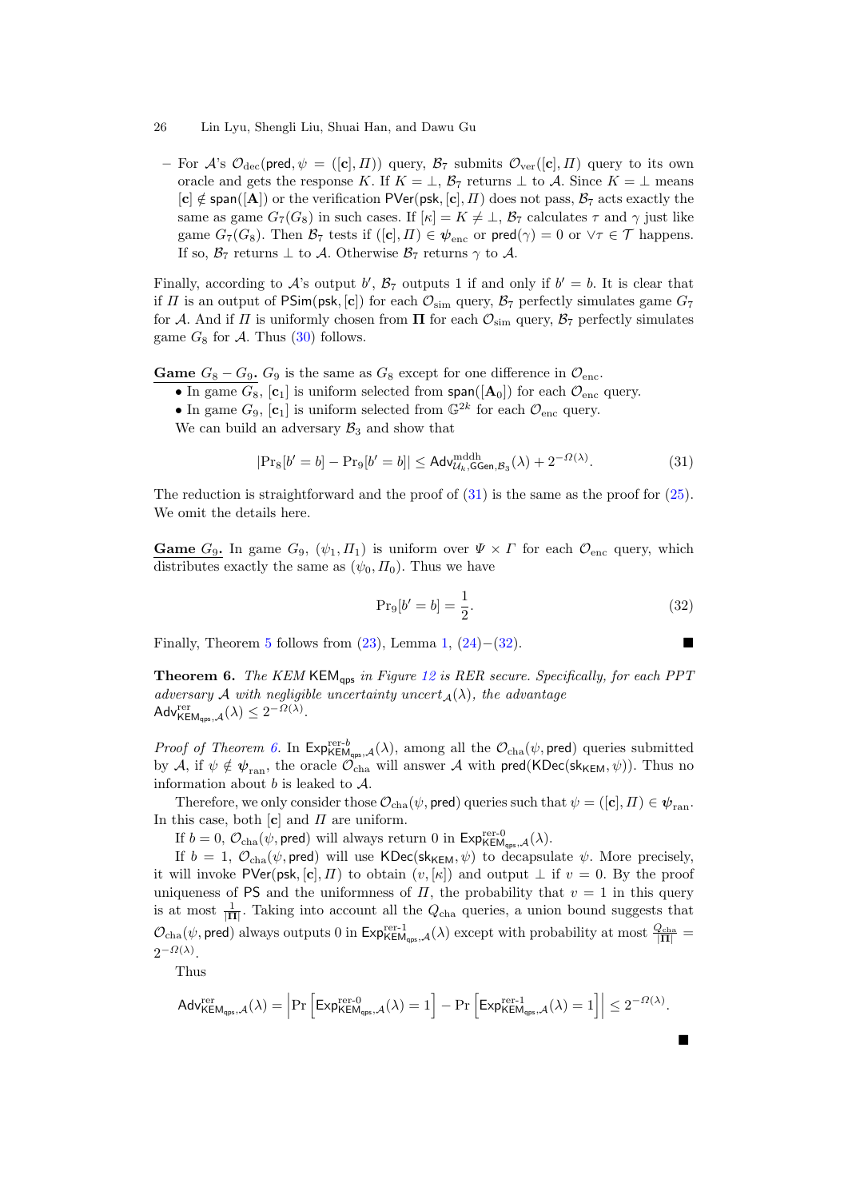– For $\mathcal{A}$'s $\mathcal{O}_{\text{dec}}(\mathsf{pred}, \psi = ([\mathbf{c}], \Pi))$ query, $\mathcal{B}_7$ submits $\mathcal{O}_{\text{ver}}([\mathbf{c}], \Pi)$ query to its own oracle and gets the response $K$. If $K = \perp$, $\mathcal{B}_7$ returns $\perp$ to $\mathcal{A}$. Since $K = \perp$ means $[\mathbf{c}] \notin \mathsf{span}([\mathbf{A}])$ or the verification $\mathsf{PVer}(\mathsf{psk}, [\mathbf{c}], \Pi)$ does not pass, $\mathcal{B}_7$ acts exactly the same as game $G_7(G_8)$ in such cases. If $[\kappa] = K \neq \perp$, $\mathcal{B}_7$ calculates $\tau$ and $\gamma$ just like game $G_7(G_8)$. Then $\mathcal{B}_7$ tests if $([\mathbf{c}], \Pi) \in \boldsymbol{\psi}_{\text{enc}}$ or $\mathsf{pred}(\gamma) = 0$ or $\vee \tau \in \mathcal{T}$ happens. If so, $\mathcal{B}_7$ returns $\perp$ to $\mathcal{A}$. Otherwise $\mathcal{B}_7$ returns $\gamma$ to $\mathcal{A}$.

Finally, according to $\mathcal{A}$'s output $b'$, $\mathcal{B}_7$ outputs 1 if and only if $b' = b$. It is clear that if $\Pi$ is an output of $\mathsf{PSim}(\mathsf{psk}, [\mathbf{c}])$ for each $\mathcal{O}_{\text{sim}}$ query, $\mathcal{B}_7$ perfectly simulates game $G_7$ for $\mathcal{A}$. And if $\Pi$ is uniformly chosen from $\mathbf{\Pi}$ for each $\mathcal{O}_{\text{sim}}$ query, $\mathcal{B}_7$ perfectly simulates game $G_8$ for $\mathcal{A}$. Thus (30) follows.

**Game $G_8 - G_9$.** $G_9$ is the same as $G_8$ except for one difference in $\mathcal{O}_{\text{enc}}$.

- In game $G_8$, $[\mathbf{c}_1]$ is uniform selected from $\mathsf{span}([\mathbf{A}_0])$ for each $\mathcal{O}_{\text{enc}}$ query.
- In game $G_9$, $[\mathbf{c}_1]$ is uniform selected from $\mathbb{G}^{2k}$ for each $\mathcal{O}_{\text{enc}}$ query.

We can build an adversary $\mathcal{B}_3$ and show that

$$|\Pr_8[b' = b] - \Pr_9[b' = b]| \leq \mathsf{Adv}^{\text{mddh}}_{\mathcal{U}_k, \mathsf{GGen}, \mathcal{B}_3}(\lambda) + 2^{-\Omega(\lambda)}. \tag{31}$$

The reduction is straightforward and the proof of (31) is the same as the proof for (25). We omit the details here.

**Game $G_9$.** In game $G_9$, $(\psi_1, \Pi_1)$ is uniform over $\Psi \times \Gamma$ for each $\mathcal{O}_{\text{enc}}$ query, which distributes exactly the same as $(\psi_0, \Pi_0)$. Thus we have

$$\Pr_9[b' = b] = \frac{1}{2}. \tag{32}$$

Finally, Theorem 5 follows from (23), Lemma 1, (24)−(32). ∎

**Theorem 6.** *The KEM $\mathsf{KEM}_{\mathsf{qps}}$ in Figure 12 is RER secure. Specifically, for each PPT adversary $\mathcal{A}$ with negligible uncertainty $uncert_{\mathcal{A}}(\lambda)$, the advantage $\mathsf{Adv}^{\text{rer}}_{\mathsf{KEM}_{\mathsf{qps}}, \mathcal{A}}(\lambda) \leq 2^{-\Omega(\lambda)}$.*

*Proof of Theorem 6.* In $\mathsf{Exp}^{\text{rer-}b}_{\mathsf{KEM}_{\mathsf{qps}}, \mathcal{A}}(\lambda)$, among all the $\mathcal{O}_{\text{cha}}(\psi, \mathsf{pred})$ queries submitted by $\mathcal{A}$, if $\psi \notin \boldsymbol{\psi}_{\text{ran}}$, the oracle $\mathcal{O}_{\text{cha}}$ will answer $\mathcal{A}$ with $\mathsf{pred}(\mathsf{KDec}(\mathsf{sk}_{\mathsf{KEM}}, \psi))$. Thus no information about $b$ is leaked to $\mathcal{A}$.

Therefore, we only consider those $\mathcal{O}_{\text{cha}}(\psi, \mathsf{pred})$ queries such that $\psi = ([\mathbf{c}], \Pi) \in \boldsymbol{\psi}_{\text{ran}}$. In this case, both $[\mathbf{c}]$ and $\Pi$ are uniform.

If $b = 0$, $\mathcal{O}_{\text{cha}}(\psi, \mathsf{pred})$ will always return 0 in $\mathsf{Exp}^{\text{rer-0}}_{\mathsf{KEM}_{\mathsf{qps}}, \mathcal{A}}(\lambda)$.

If $b = 1$, $\mathcal{O}_{\text{cha}}(\psi, \mathsf{pred})$ will use $\mathsf{KDec}(\mathsf{sk}_{\mathsf{KEM}}, \psi)$ to decapsulate $\psi$. More precisely, it will invoke $\mathsf{PVer}(\mathsf{psk}, [\mathbf{c}], \Pi)$ to obtain $(v, [\kappa])$ and output $\perp$ if $v = 0$. By the proof uniqueness of $\mathsf{PS}$ and the uniformness of $\Pi$, the probability that $v = 1$ in this query is at most $\frac{1}{|\mathbf{\Pi}|}$. Taking into account all the $Q_{\text{cha}}$ queries, a union bound suggests that $\mathcal{O}_{\text{cha}}(\psi, \mathsf{pred})$ always outputs 0 in $\mathsf{Exp}^{\text{rer-1}}_{\mathsf{KEM}_{\mathsf{qps}}, \mathcal{A}}(\lambda)$ except with probability at most $\frac{Q_{\text{cha}}}{|\mathbf{\Pi}|} = 2^{-\Omega(\lambda)}$.

Thus

$$\mathsf{Adv}^{\text{rer}}_{\mathsf{KEM}_{\mathsf{qps}}, \mathcal{A}}(\lambda) = \left| \Pr\left[ \mathsf{Exp}^{\text{rer-0}}_{\mathsf{KEM}_{\mathsf{qps}}, \mathcal{A}}(\lambda) = 1 \right] - \Pr\left[ \mathsf{Exp}^{\text{rer-1}}_{\mathsf{KEM}_{\mathsf{qps}}, \mathcal{A}}(\lambda) = 1 \right] \right| \leq 2^{-\Omega(\lambda)}.$$

∎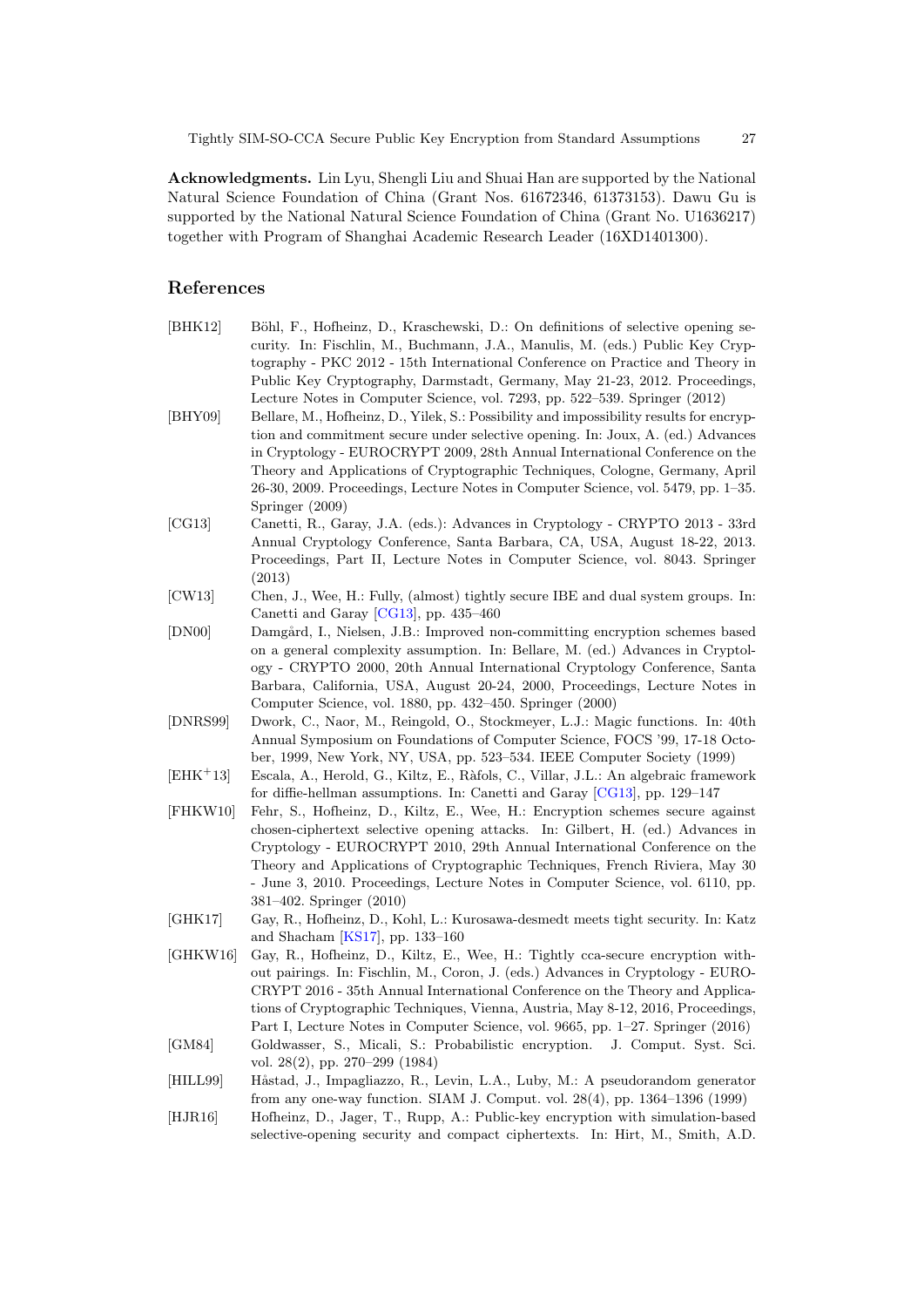**Acknowledgments.** Lin Lyu, Shengli Liu and Shuai Han are supported by the National Natural Science Foundation of China (Grant Nos. 61672346, 61373153). Dawu Gu is supported by the National Natural Science Foundation of China (Grant No. U1636217) together with Program of Shanghai Academic Research Leader (16XD1401300).

## References

[BHK12] Böhl, F., Hofheinz, D., Kraschewski, D.: On definitions of selective opening security. In: Fischlin, M., Buchmann, J.A., Manulis, M. (eds.) Public Key Cryptography - PKC 2012 - 15th International Conference on Practice and Theory in Public Key Cryptography, Darmstadt, Germany, May 21-23, 2012. Proceedings, Lecture Notes in Computer Science, vol. 7293, pp. 522–539. Springer (2012)

[BHY09] Bellare, M., Hofheinz, D., Yilek, S.: Possibility and impossibility results for encryption and commitment secure under selective opening. In: Joux, A. (ed.) Advances in Cryptology - EUROCRYPT 2009, 28th Annual International Conference on the Theory and Applications of Cryptographic Techniques, Cologne, Germany, April 26-30, 2009. Proceedings, Lecture Notes in Computer Science, vol. 5479, pp. 1–35. Springer (2009)

[CG13] Canetti, R., Garay, J.A. (eds.): Advances in Cryptology - CRYPTO 2013 - 33rd Annual Cryptology Conference, Santa Barbara, CA, USA, August 18-22, 2013. Proceedings, Part II, Lecture Notes in Computer Science, vol. 8043. Springer (2013)

[CW13] Chen, J., Wee, H.: Fully, (almost) tightly secure IBE and dual system groups. In: Canetti and Garay [CG13], pp. 435–460

[DN00] Damgård, I., Nielsen, J.B.: Improved non-committing encryption schemes based on a general complexity assumption. In: Bellare, M. (ed.) Advances in Cryptology - CRYPTO 2000, 20th Annual International Cryptology Conference, Santa Barbara, California, USA, August 20-24, 2000, Proceedings, Lecture Notes in Computer Science, vol. 1880, pp. 432–450. Springer (2000)

[DNRS99] Dwork, C., Naor, M., Reingold, O., Stockmeyer, L.J.: Magic functions. In: 40th Annual Symposium on Foundations of Computer Science, FOCS '99, 17-18 October, 1999, New York, NY, USA, pp. 523–534. IEEE Computer Society (1999)

[EHK+13] Escala, A., Herold, G., Kiltz, E., Ràfols, C., Villar, J.L.: An algebraic framework for diffie-hellman assumptions. In: Canetti and Garay [CG13], pp. 129–147

[FHKW10] Fehr, S., Hofheinz, D., Kiltz, E., Wee, H.: Encryption schemes secure against chosen-ciphertext selective opening attacks. In: Gilbert, H. (ed.) Advances in Cryptology - EUROCRYPT 2010, 29th Annual International Conference on the Theory and Applications of Cryptographic Techniques, French Riviera, May 30 - June 3, 2010. Proceedings, Lecture Notes in Computer Science, vol. 6110, pp. 381–402. Springer (2010)

[GHK17] Gay, R., Hofheinz, D., Kohl, L.: Kurosawa-desmedt meets tight security. In: Katz and Shacham [KS17], pp. 133–160

[GHKW16] Gay, R., Hofheinz, D., Kiltz, E., Wee, H.: Tightly cca-secure encryption without pairings. In: Fischlin, M., Coron, J. (eds.) Advances in Cryptology - EUROCRYPT 2016 - 35th Annual International Conference on the Theory and Applications of Cryptographic Techniques, Vienna, Austria, May 8-12, 2016, Proceedings, Part I, Lecture Notes in Computer Science, vol. 9665, pp. 1–27. Springer (2016)

[GM84] Goldwasser, S., Micali, S.: Probabilistic encryption. J. Comput. Syst. Sci. vol. 28(2), pp. 270–299 (1984)

[HILL99] Håstad, J., Impagliazzo, R., Levin, L.A., Luby, M.: A pseudorandom generator from any one-way function. SIAM J. Comput. vol. 28(4), pp. 1364–1396 (1999)

[HJR16] Hofheinz, D., Jager, T., Rupp, A.: Public-key encryption with simulation-based selective-opening security and compact ciphertexts. In: Hirt, M., Smith, A.D.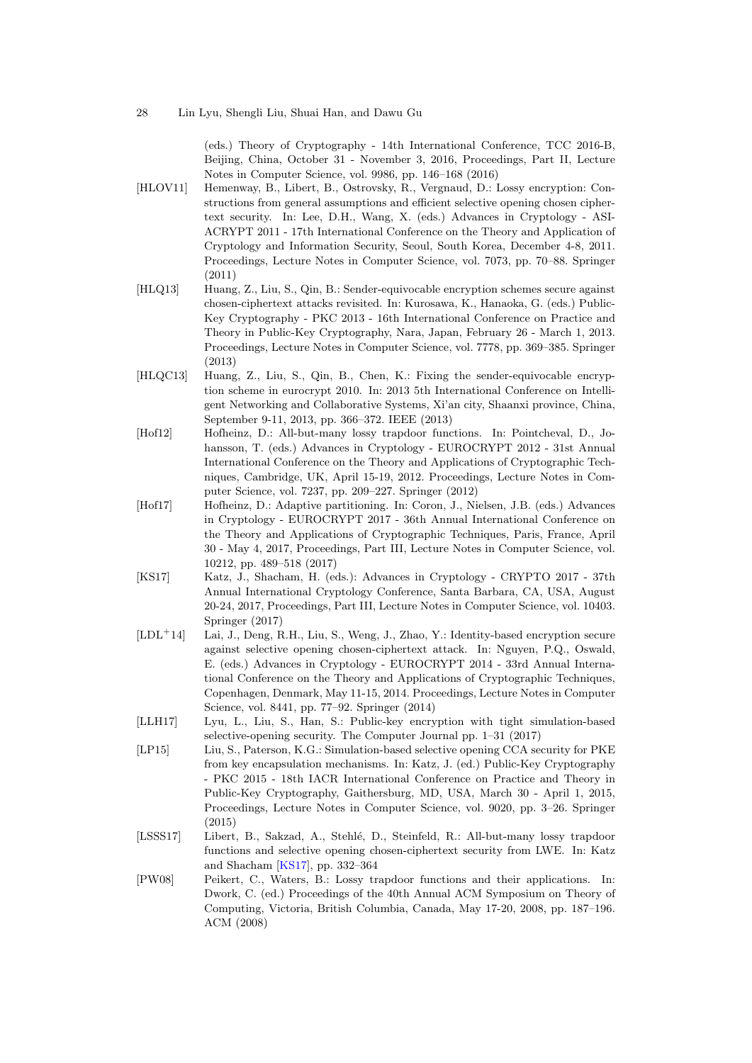(eds.) Theory of Cryptography - 14th International Conference, TCC 2016-B, Beijing, China, October 31 - November 3, 2016, Proceedings, Part II, Lecture Notes in Computer Science, vol. 9986, pp. 146–168 (2016)

[HLOV11] Hemenway, B., Libert, B., Ostrovsky, R., Vergnaud, D.: Lossy encryption: Constructions from general assumptions and efficient selective opening chosen ciphertext security. In: Lee, D.H., Wang, X. (eds.) Advances in Cryptology - ASIACRYPT 2011 - 17th International Conference on the Theory and Application of Cryptology and Information Security, Seoul, South Korea, December 4-8, 2011. Proceedings, Lecture Notes in Computer Science, vol. 7073, pp. 70–88. Springer (2011)

[HLQ13] Huang, Z., Liu, S., Qin, B.: Sender-equivocable encryption schemes secure against chosen-ciphertext attacks revisited. In: Kurosawa, K., Hanaoka, G. (eds.) Public-Key Cryptography - PKC 2013 - 16th International Conference on Practice and Theory in Public-Key Cryptography, Nara, Japan, February 26 - March 1, 2013. Proceedings, Lecture Notes in Computer Science, vol. 7778, pp. 369–385. Springer (2013)

[HLQC13] Huang, Z., Liu, S., Qin, B., Chen, K.: Fixing the sender-equivocable encryption scheme in eurocrypt 2010. In: 2013 5th International Conference on Intelligent Networking and Collaborative Systems, Xi'an city, Shaanxi province, China, September 9-11, 2013, pp. 366–372. IEEE (2013)

[Hof12] Hofheinz, D.: All-but-many lossy trapdoor functions. In: Pointcheval, D., Johansson, T. (eds.) Advances in Cryptology - EUROCRYPT 2012 - 31st Annual International Conference on the Theory and Applications of Cryptographic Techniques, Cambridge, UK, April 15-19, 2012. Proceedings, Lecture Notes in Computer Science, vol. 7237, pp. 209–227. Springer (2012)

[Hof17] Hofheinz, D.: Adaptive partitioning. In: Coron, J., Nielsen, J.B. (eds.) Advances in Cryptology - EUROCRYPT 2017 - 36th Annual International Conference on the Theory and Applications of Cryptographic Techniques, Paris, France, April 30 - May 4, 2017, Proceedings, Part III, Lecture Notes in Computer Science, vol. 10212, pp. 489–518 (2017)

[KS17] Katz, J., Shacham, H. (eds.): Advances in Cryptology - CRYPTO 2017 - 37th Annual International Cryptology Conference, Santa Barbara, CA, USA, August 20-24, 2017, Proceedings, Part III, Lecture Notes in Computer Science, vol. 10403. Springer (2017)

[LDL+14] Lai, J., Deng, R.H., Liu, S., Weng, J., Zhao, Y.: Identity-based encryption secure against selective opening chosen-ciphertext attack. In: Nguyen, P.Q., Oswald, E. (eds.) Advances in Cryptology - EUROCRYPT 2014 - 33rd Annual International Conference on the Theory and Applications of Cryptographic Techniques, Copenhagen, Denmark, May 11-15, 2014. Proceedings, Lecture Notes in Computer Science, vol. 8441, pp. 77–92. Springer (2014)

[LLH17] Lyu, L., Liu, S., Han, S.: Public-key encryption with tight simulation-based selective-opening security. The Computer Journal pp. 1–31 (2017)

[LP15] Liu, S., Paterson, K.G.: Simulation-based selective opening CCA security for PKE from key encapsulation mechanisms. In: Katz, J. (ed.) Public-Key Cryptography - PKC 2015 - 18th IACR International Conference on Practice and Theory in Public-Key Cryptography, Gaithersburg, MD, USA, March 30 - April 1, 2015, Proceedings, Lecture Notes in Computer Science, vol. 9020, pp. 3–26. Springer (2015)

[LSSS17] Libert, B., Sakzad, A., Stehlé, D., Steinfeld, R.: All-but-many lossy trapdoor functions and selective opening chosen-ciphertext security from LWE. In: Katz and Shacham [KS17], pp. 332–364

[PW08] Peikert, C., Waters, B.: Lossy trapdoor functions and their applications. In: Dwork, C. (ed.) Proceedings of the 40th Annual ACM Symposium on Theory of Computing, Victoria, British Columbia, Canada, May 17-20, 2008, pp. 187–196. ACM (2008)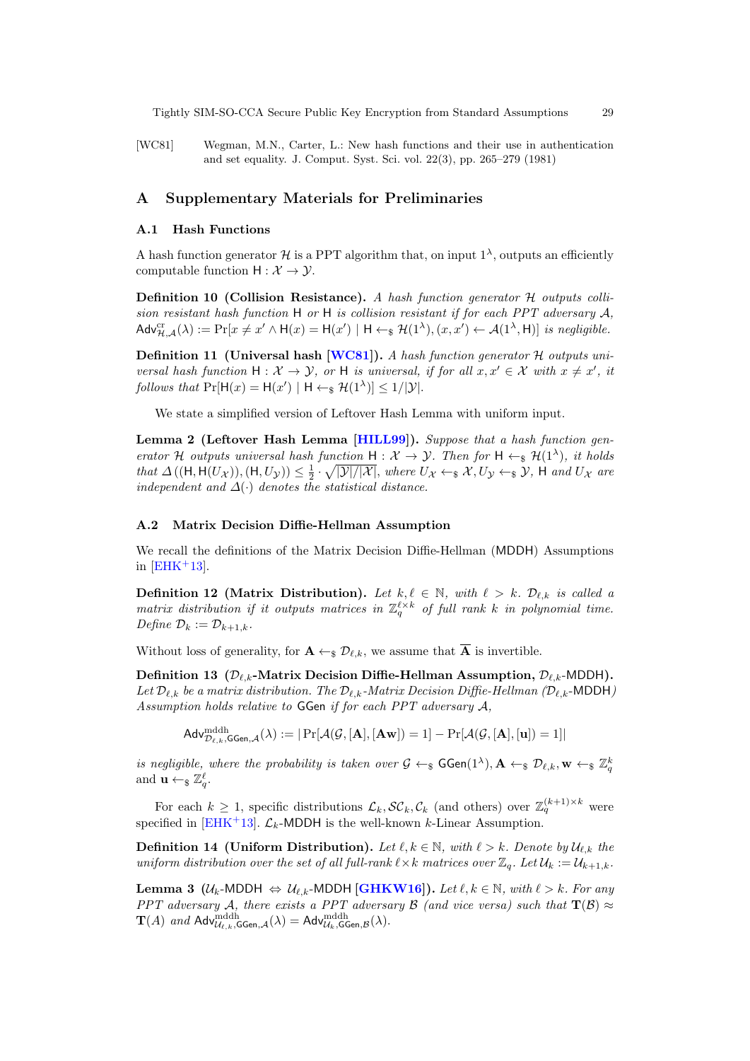[WC81] Wegman, M.N., Carter, L.: New hash functions and their use in authentication and set equality. J. Comput. Syst. Sci. vol. 22(3), pp. 265–279 (1981)

## A Supplementary Materials for Preliminaries

### A.1 Hash Functions

A hash function generator $\mathcal{H}$ is a PPT algorithm that, on input $1^\lambda$, outputs an efficiently computable function $\mathsf{H} : \mathcal{X} \to \mathcal{Y}$.

**Definition 10 (Collision Resistance).** *A hash function generator $\mathcal{H}$ outputs collision resistant hash function $\mathsf{H}$ or $\mathsf{H}$ is collision resistant if for each PPT adversary $\mathcal{A}$, $\mathsf{Adv}^{\mathrm{cr}}_{\mathcal{H},\mathcal{A}}(\lambda) := \Pr[x \neq x' \wedge \mathsf{H}(x) = \mathsf{H}(x') \mid \mathsf{H} \leftarrow_\$ \mathcal{H}(1^\lambda), (x, x') \leftarrow \mathcal{A}(1^\lambda, \mathsf{H})]$ is negligible.*

**Definition 11 (Universal hash [WC81]).** *A hash function generator $\mathcal{H}$ outputs universal hash function $\mathsf{H} : \mathcal{X} \to \mathcal{Y}$, or $\mathsf{H}$ is universal, if for all $x, x' \in \mathcal{X}$ with $x \neq x'$, it follows that $\Pr[\mathsf{H}(x) = \mathsf{H}(x') \mid \mathsf{H} \leftarrow_\$ \mathcal{H}(1^\lambda)] \leq 1/|\mathcal{Y}|$.*

We state a simplified version of Leftover Hash Lemma with uniform input.

**Lemma 2 (Leftover Hash Lemma [HILL99]).** *Suppose that a hash function generator $\mathcal{H}$ outputs universal hash function $\mathsf{H} : \mathcal{X} \to \mathcal{Y}$. Then for $\mathsf{H} \leftarrow_\$ \mathcal{H}(1^\lambda)$, it holds that $\Delta\left((\mathsf{H}, \mathsf{H}(U_\mathcal{X})), (\mathsf{H}, U_\mathcal{Y})\right) \leq \frac{1}{2} \cdot \sqrt{|\mathcal{Y}|/|\mathcal{X}|}$, where $U_\mathcal{X} \leftarrow_\$ \mathcal{X}, U_\mathcal{Y} \leftarrow_\$ \mathcal{Y}$, $\mathsf{H}$ and $U_\mathcal{X}$ are independent and $\Delta(\cdot)$ denotes the statistical distance.*

### A.2 Matrix Decision Diffie-Hellman Assumption

We recall the definitions of the Matrix Decision Diffie-Hellman (MDDH) Assumptions in [EHK+13].

**Definition 12 (Matrix Distribution).** *Let $k, \ell \in \mathbb{N}$, with $\ell > k$. $\mathcal{D}_{\ell,k}$ is called a matrix distribution if it outputs matrices in $\mathbb{Z}_q^{\ell \times k}$ of full rank $k$ in polynomial time. Define $\mathcal{D}_k := \mathcal{D}_{k+1,k}$.*

Without loss of generality, for $\mathbf{A} \leftarrow_\$ \mathcal{D}_{\ell,k}$, we assume that $\overline{\mathbf{A}}$ is invertible.

**Definition 13 ($\mathcal{D}_{\ell,k}$-Matrix Decision Diffie-Hellman Assumption, $\mathcal{D}_{\ell,k}$-MDDH).** *Let $\mathcal{D}_{\ell,k}$ be a matrix distribution. The $\mathcal{D}_{\ell,k}$-Matrix Decision Diffie-Hellman ($\mathcal{D}_{\ell,k}$-MDDH) Assumption holds relative to $\mathsf{GGen}$ if for each PPT adversary $\mathcal{A}$,*

$$\mathsf{Adv}^{\mathrm{mddh}}_{\mathcal{D}_{\ell,k},\mathsf{GGen},\mathcal{A}}(\lambda) := |\Pr[\mathcal{A}(\mathcal{G}, [\mathbf{A}], [\mathbf{A}\mathbf{w}]) = 1] - \Pr[\mathcal{A}(\mathcal{G}, [\mathbf{A}], [\mathbf{u}]) = 1]|$$

*is negligible, where the probability is taken over $\mathcal{G} \leftarrow_\$ \mathsf{GGen}(1^\lambda), \mathbf{A} \leftarrow_\$ \mathcal{D}_{\ell,k}, \mathbf{w} \leftarrow_\$ \mathbb{Z}_q^k$ and $\mathbf{u} \leftarrow_\$ \mathbb{Z}_q^\ell$.*

For each $k \geq 1$, specific distributions $\mathcal{L}_k, \mathcal{SC}_k, \mathcal{C}_k$ (and others) over $\mathbb{Z}_q^{(k+1)\times k}$ were specified in [EHK+13]. $\mathcal{L}_k$-MDDH is the well-known $k$-Linear Assumption.

**Definition 14 (Uniform Distribution).** *Let $\ell, k \in \mathbb{N}$, with $\ell > k$. Denote by $\mathcal{U}_{\ell,k}$ the uniform distribution over the set of all full-rank $\ell \times k$ matrices over $\mathbb{Z}_q$. Let $\mathcal{U}_k := \mathcal{U}_{k+1,k}$.*

**Lemma 3 ($\mathcal{U}_k$-MDDH $\Leftrightarrow$ $\mathcal{U}_{\ell,k}$-MDDH [GHKW16]).** *Let $\ell, k \in \mathbb{N}$, with $\ell > k$. For any PPT adversary $\mathcal{A}$, there exists a PPT adversary $\mathcal{B}$ (and vice versa) such that $\mathbf{T}(\mathcal{B}) \approx \mathbf{T}(\mathcal{A})$ and $\mathsf{Adv}^{\mathrm{mddh}}_{\mathcal{U}_{\ell,k},\mathsf{GGen},\mathcal{A}}(\lambda) = \mathsf{Adv}^{\mathrm{mddh}}_{\mathcal{U}_k,\mathsf{GGen},\mathcal{B}}(\lambda)$.*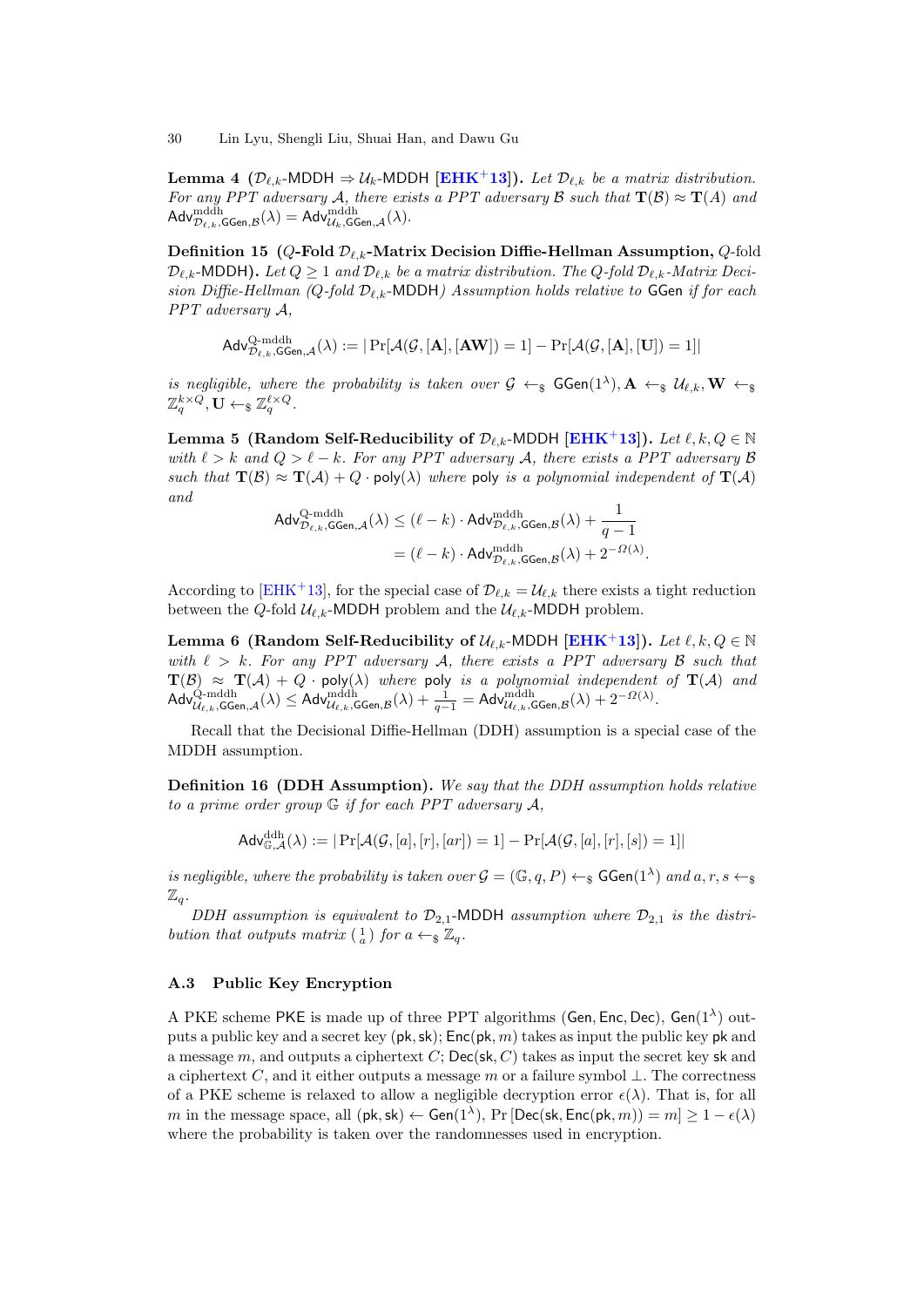**Lemma 4** **($\mathcal{D}_{\ell,k}$-MDDH $\Rightarrow$ $\mathcal{U}_k$-MDDH [EHK+13]).** *Let $\mathcal{D}_{\ell,k}$ be a matrix distribution. For any PPT adversary $\mathcal{A}$, there exists a PPT adversary $\mathcal{B}$ such that $\mathbf{T}(\mathcal{B}) \approx \mathbf{T}(A)$ and $\mathsf{Adv}^{\mathrm{mddh}}_{\mathcal{D}_{\ell,k},\mathsf{GGen},\mathcal{B}}(\lambda) = \mathsf{Adv}^{\mathrm{mddh}}_{\mathcal{U}_k,\mathsf{GGen},\mathcal{A}}(\lambda)$.*

**Definition 15** **($Q$-Fold $\mathcal{D}_{\ell,k}$-Matrix Decision Diffie-Hellman Assumption,** $Q$-fold **$\mathcal{D}_{\ell,k}$-MDDH).** *Let $Q \geq 1$ and $\mathcal{D}_{\ell,k}$ be a matrix distribution. The $Q$-fold $\mathcal{D}_{\ell,k}$-Matrix Decision Diffie-Hellman ($Q$-fold $\mathcal{D}_{\ell,k}$-MDDH) Assumption holds relative to* GGen *if for each PPT adversary $\mathcal{A}$,*

$$\mathsf{Adv}^{\mathrm{Q\text{-}mddh}}_{\mathcal{D}_{\ell,k},\mathsf{GGen},\mathcal{A}}(\lambda) := |\Pr[\mathcal{A}(\mathcal{G},[\mathbf{A}],[\mathbf{AW}]) = 1] - \Pr[\mathcal{A}(\mathcal{G},[\mathbf{A}],[\mathbf{U}]) = 1]|$$

*is negligible, where the probability is taken over $\mathcal{G} \leftarrow_\$ \mathsf{GGen}(1^\lambda), \mathbf{A} \leftarrow_\$ \mathcal{U}_{\ell,k}, \mathbf{W} \leftarrow_\$ \mathbb{Z}_q^{k\times Q}, \mathbf{U} \leftarrow_\$ \mathbb{Z}_q^{\ell\times Q}$.*

**Lemma 5** **(Random Self-Reducibility of $\mathcal{D}_{\ell,k}$-MDDH [EHK+13]).** *Let $\ell, k, Q \in \mathbb{N}$ with $\ell > k$ and $Q > \ell - k$. For any PPT adversary $\mathcal{A}$, there exists a PPT adversary $\mathcal{B}$ such that $\mathbf{T}(\mathcal{B}) \approx \mathbf{T}(\mathcal{A}) + Q \cdot \mathsf{poly}(\lambda)$ where* poly *is a polynomial independent of $\mathbf{T}(\mathcal{A})$ and*

$$\begin{aligned}\mathsf{Adv}^{\mathrm{Q\text{-}mddh}}_{\mathcal{D}_{\ell,k},\mathsf{GGen},\mathcal{A}}(\lambda) &\leq (\ell - k) \cdot \mathsf{Adv}^{\mathrm{mddh}}_{\mathcal{D}_{\ell,k},\mathsf{GGen},\mathcal{B}}(\lambda) + \frac{1}{q-1} \\ &= (\ell - k) \cdot \mathsf{Adv}^{\mathrm{mddh}}_{\mathcal{D}_{\ell,k},\mathsf{GGen},\mathcal{B}}(\lambda) + 2^{-\Omega(\lambda)}.\end{aligned}$$

According to [EHK+13], for the special case of $\mathcal{D}_{\ell,k} = \mathcal{U}_{\ell,k}$ there exists a tight reduction between the $Q$-fold $\mathcal{U}_{\ell,k}$-MDDH problem and the $\mathcal{U}_{\ell,k}$-MDDH problem.

**Lemma 6** **(Random Self-Reducibility of $\mathcal{U}_{\ell,k}$-MDDH [EHK+13]).** *Let $\ell, k, Q \in \mathbb{N}$ with $\ell > k$. For any PPT adversary $\mathcal{A}$, there exists a PPT adversary $\mathcal{B}$ such that $\mathbf{T}(\mathcal{B}) \approx \mathbf{T}(\mathcal{A}) + Q \cdot \mathsf{poly}(\lambda)$ where* poly *is a polynomial independent of $\mathbf{T}(\mathcal{A})$ and $\mathsf{Adv}^{\mathrm{Q\text{-}mddh}}_{\mathcal{U}_{\ell,k},\mathsf{GGen},\mathcal{A}}(\lambda) \leq \mathsf{Adv}^{\mathrm{mddh}}_{\mathcal{U}_{\ell,k},\mathsf{GGen},\mathcal{B}}(\lambda) + \frac{1}{q-1} = \mathsf{Adv}^{\mathrm{mddh}}_{\mathcal{U}_{\ell,k},\mathsf{GGen},\mathcal{B}}(\lambda) + 2^{-\Omega(\lambda)}$.*

Recall that the Decisional Diffie-Hellman (DDH) assumption is a special case of the MDDH assumption.

**Definition 16** **(DDH Assumption).** *We say that the DDH assumption holds relative to a prime order group $\mathbb{G}$ if for each PPT adversary $\mathcal{A}$,*

$$\mathsf{Adv}^{\mathrm{ddh}}_{\mathbb{G},\mathcal{A}}(\lambda) := |\Pr[\mathcal{A}(\mathcal{G},[a],[r],[ar]) = 1] - \Pr[\mathcal{A}(\mathcal{G},[a],[r],[s]) = 1]|$$

*is negligible, where the probability is taken over $\mathcal{G} = (\mathbb{G}, q, P) \leftarrow_\$ \mathsf{GGen}(1^\lambda)$ and $a, r, s \leftarrow_\$ \mathbb{Z}_q$.*

*DDH assumption is equivalent to $\mathcal{D}_{2,1}$-MDDH assumption where $\mathcal{D}_{2,1}$ is the distribution that outputs matrix $\binom{1}{a}$ for $a \leftarrow_\$ \mathbb{Z}_q$.*

### A.3 Public Key Encryption

A PKE scheme PKE is made up of three PPT algorithms (Gen, Enc, Dec), $\mathsf{Gen}(1^\lambda)$ outputs a public key and a secret key (pk, sk); $\mathsf{Enc}(\mathsf{pk}, m)$ takes as input the public key pk and a message $m$, and outputs a ciphertext $C$; $\mathsf{Dec}(\mathsf{sk}, C)$ takes as input the secret key sk and a ciphertext $C$, and it either outputs a message $m$ or a failure symbol $\perp$. The correctness of a PKE scheme is relaxed to allow a negligible decryption error $\epsilon(\lambda)$. That is, for all $m$ in the message space, all $(\mathsf{pk}, \mathsf{sk}) \leftarrow \mathsf{Gen}(1^\lambda)$, $\Pr[\mathsf{Dec}(\mathsf{sk}, \mathsf{Enc}(\mathsf{pk}, m)) = m] \geq 1 - \epsilon(\lambda)$ where the probability is taken over the randomnesses used in encryption.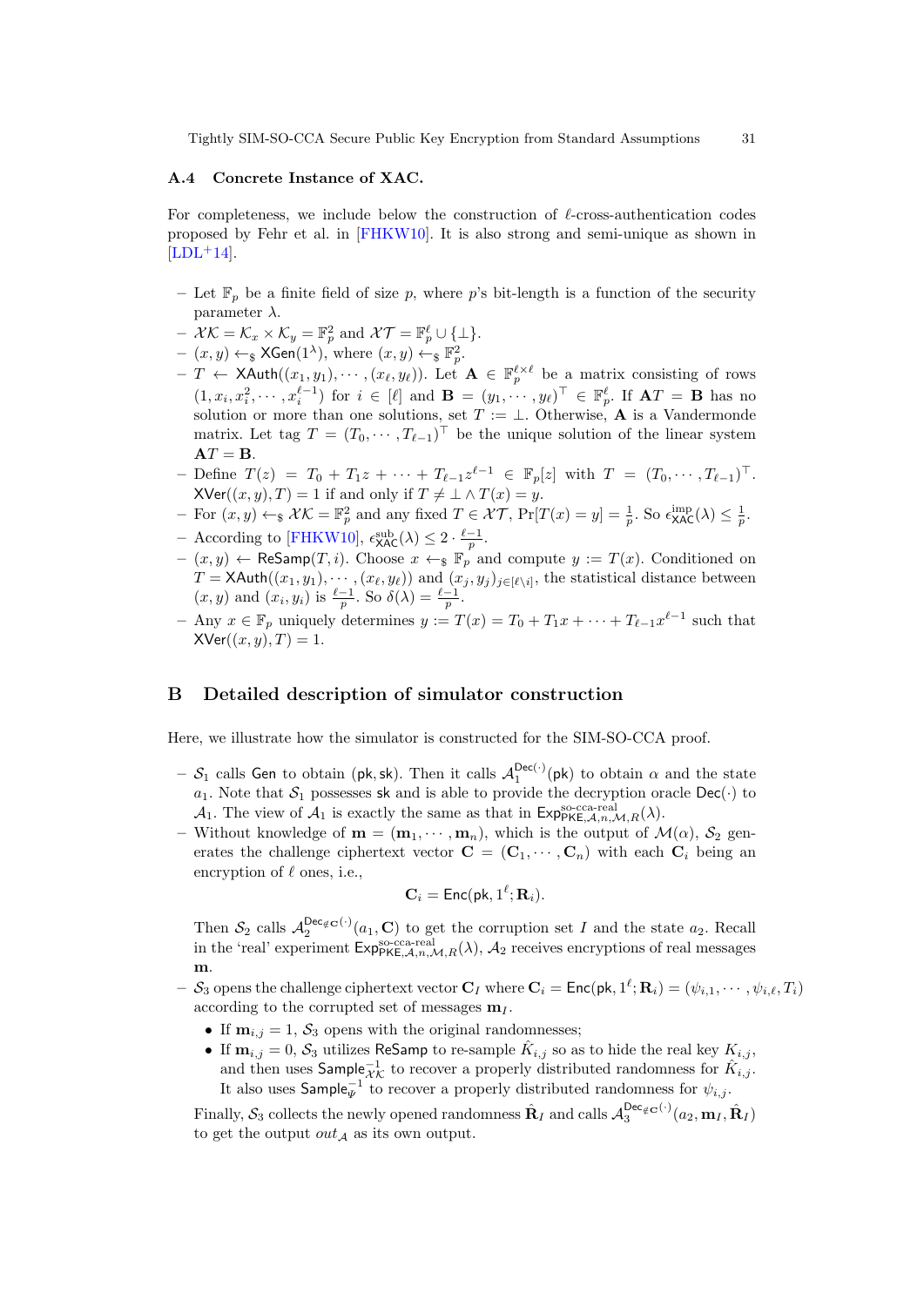### A.4 Concrete Instance of XAC.

For completeness, we include below the construction of $\ell$-cross-authentication codes proposed by Fehr et al. in [FHKW10]. It is also strong and semi-unique as shown in [LDL+14].

- Let $\mathbb{F}_p$ be a finite field of size $p$, where $p$'s bit-length is a function of the security parameter $\lambda$.
- $\mathcal{XK} = \mathcal{K}_x \times \mathcal{K}_y = \mathbb{F}_p^2$ and $\mathcal{XT} = \mathbb{F}_p^\ell \cup \{\bot\}$.
- $(x, y) \leftarrow_\$ \mathsf{XGen}(1^\lambda)$, where $(x, y) \leftarrow_\$ \mathbb{F}_p^2$.
- $T \leftarrow \mathsf{XAuth}((x_1, y_1), \cdots, (x_\ell, y_\ell))$. Let $\mathbf{A} \in \mathbb{F}_p^{\ell \times \ell}$ be a matrix consisting of rows $(1, x_i, x_i^2, \cdots, x_i^{\ell-1})$ for $i \in [\ell]$ and $\mathbf{B} = (y_1, \cdots, y_\ell)^\top \in \mathbb{F}_p^\ell$. If $\mathbf{A}T = \mathbf{B}$ has no solution or more than one solutions, set $T := \bot$. Otherwise, $\mathbf{A}$ is a Vandermonde matrix. Let tag $T = (T_0, \cdots, T_{\ell-1})^\top$ be the unique solution of the linear system $\mathbf{A}T = \mathbf{B}$.
- Define $T(z) = T_0 + T_1 z + \cdots + T_{\ell-1} z^{\ell-1} \in \mathbb{F}_p[z]$ with $T = (T_0, \cdots, T_{\ell-1})^\top$. $\mathsf{XVer}((x, y), T) = 1$ if and only if $T \neq \bot \wedge T(x) = y$.
- For $(x, y) \leftarrow_\$ \mathcal{XK} = \mathbb{F}_p^2$ and any fixed $T \in \mathcal{XT}$, $\Pr[T(x) = y] = \frac{1}{p}$. So $\epsilon_{\mathsf{XAC}}^{\text{imp}}(\lambda) \leq \frac{1}{p}$.
- According to [FHKW10], $\epsilon_{\mathsf{XAC}}^{\text{sub}}(\lambda) \leq 2 \cdot \frac{\ell-1}{p}$.
- $(x, y) \leftarrow \mathsf{ReSamp}(T, i)$. Choose $x \leftarrow_\$ \mathbb{F}_p$ and compute $y := T(x)$. Conditioned on $T = \mathsf{XAuth}((x_1, y_1), \cdots, (x_\ell, y_\ell))$ and $(x_j, y_j)_{j \in [\ell \backslash i]}$, the statistical distance between $(x, y)$ and $(x_i, y_i)$ is $\frac{\ell-1}{p}$. So $\delta(\lambda) = \frac{\ell-1}{p}$.
- Any $x \in \mathbb{F}_p$ uniquely determines $y := T(x) = T_0 + T_1 x + \cdots + T_{\ell-1} x^{\ell-1}$ such that $\mathsf{XVer}((x, y), T) = 1$.

## B Detailed description of simulator construction

Here, we illustrate how the simulator is constructed for the SIM-SO-CCA proof.

- $\mathcal{S}_1$ calls $\mathsf{Gen}$ to obtain $(\mathsf{pk}, \mathsf{sk})$. Then it calls $\mathcal{A}_1^{\mathsf{Dec}(\cdot)}(\mathsf{pk})$ to obtain $\alpha$ and the state $a_1$. Note that $\mathcal{S}_1$ possesses $\mathsf{sk}$ and is able to provide the decryption oracle $\mathsf{Dec}(\cdot)$ to $\mathcal{A}_1$. The view of $\mathcal{A}_1$ is exactly the same as that in $\mathsf{Exp}_{\mathsf{PKE},\mathcal{A},n,\mathcal{M},R}^{\text{so-cca-real}}(\lambda)$.
- Without knowledge of $\mathbf{m} = (\mathbf{m}_1, \cdots, \mathbf{m}_n)$, which is the output of $\mathcal{M}(\alpha)$, $\mathcal{S}_2$ generates the challenge ciphertext vector $\mathbf{C} = (\mathbf{C}_1, \cdots, \mathbf{C}_n)$ with each $\mathbf{C}_i$ being an encryption of $\ell$ ones, i.e.,

$$\mathbf{C}_i = \mathsf{Enc}(\mathsf{pk}, 1^\ell; \mathbf{R}_i).$$

Then $\mathcal{S}_2$ calls $\mathcal{A}_2^{\mathsf{Dec}_{\notin \mathbf{C}}(\cdot)}(a_1, \mathbf{C})$ to get the corruption set $I$ and the state $a_2$. Recall in the 'real' experiment $\mathsf{Exp}_{\mathsf{PKE},\mathcal{A},n,\mathcal{M},R}^{\text{so-cca-real}}(\lambda)$, $\mathcal{A}_2$ receives encryptions of real messages $\mathbf{m}$.
- $\mathcal{S}_3$ opens the challenge ciphertext vector $\mathbf{C}_I$ where $\mathbf{C}_i = \mathsf{Enc}(\mathsf{pk}, 1^\ell; \mathbf{R}_i) = (\psi_{i,1}, \cdots, \psi_{i,\ell}, T_i)$ according to the corrupted set of messages $\mathbf{m}_I$.
  - If $\mathbf{m}_{i,j} = 1$, $\mathcal{S}_3$ opens with the original randomnesses;
  - If $\mathbf{m}_{i,j} = 0$, $\mathcal{S}_3$ utilizes $\mathsf{ReSamp}$ to re-sample $\hat{K}_{i,j}$ so as to hide the real key $K_{i,j}$, and then uses $\mathsf{Sample}_{\mathcal{XK}}^{-1}$ to recover a properly distributed randomness for $\hat{K}_{i,j}$. It also uses $\mathsf{Sample}_{\Psi}^{-1}$ to recover a properly distributed randomness for $\psi_{i,j}$.

Finally, $\mathcal{S}_3$ collects the newly opened randomness $\hat{\mathbf{R}}_I$ and calls $\mathcal{A}_3^{\mathsf{Dec}_{\notin \mathbf{C}}(\cdot)}(a_2, \mathbf{m}_I, \hat{\mathbf{R}}_I)$ to get the output $out_{\mathcal{A}}$ as its own output.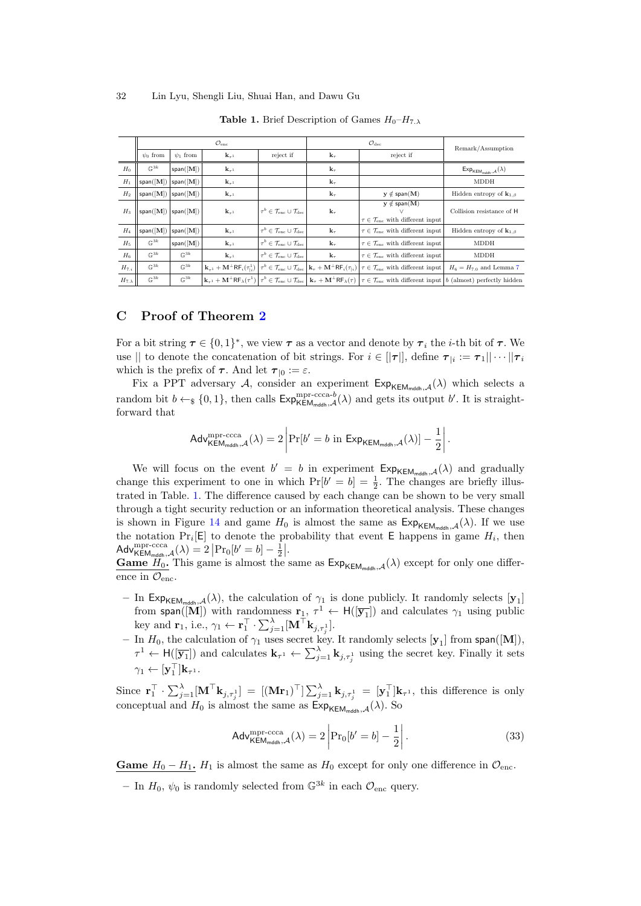**Table 1.** Brief Description of Games $H_0$–$H_{7.\lambda}$

| | $\mathcal{O}_{\rm enc}$ | | | | $\mathcal{O}_{\rm dec}$ | | Remark/Assumption |
|---|---|---|---|---|---|---|---|
| | $\psi_0$ from | $\psi_1$ from | $\mathbf{k}_{\tau^1}$ | reject if | $\mathbf{k}_{\tau}$ | reject if | |
| $H_0$ | $\mathbb{G}^{3k}$ | $\mathsf{span}([\mathbf{M}])$ | $\mathbf{k}_{\tau^1}$ | | $\mathbf{k}_{\tau}$ | | $\mathsf{Exp}_{\mathsf{KEM}_{\mathsf{mddh}},\mathcal{A}}(\lambda)$ |
| $H_1$ | $\mathsf{span}([\mathbf{M}])$ | $\mathsf{span}([\mathbf{M}])$ | $\mathbf{k}_{\tau^1}$ | | $\mathbf{k}_{\tau}$ | | MDDH |
| $H_2$ | $\mathsf{span}([\mathbf{M}])$ | $\mathsf{span}([\mathbf{M}])$ | $\mathbf{k}_{\tau^1}$ | | $\mathbf{k}_{\tau}$ | $\mathbf{y} \notin \mathsf{span}(\mathbf{M})$ | Hidden entropy of $\mathbf{k}_{1,\beta}$ |
| $H_3$ | $\mathsf{span}([\mathbf{M}])$ | $\mathsf{span}([\mathbf{M}])$ | $\mathbf{k}_{\tau^1}$ | $\tau^b \in \mathcal{T}_{\rm enc} \cup \mathcal{T}_{\rm dec}$ | $\mathbf{k}_{\tau}$ | $\mathbf{y} \notin \mathsf{span}(\mathbf{M})$ $\vee$ $\tau \in \mathcal{T}_{\rm enc}$ with different input | Collision resistance of $\mathsf{H}$ |
| $H_4$ | $\mathsf{span}([\mathbf{M}])$ | $\mathsf{span}([\mathbf{M}])$ | $\mathbf{k}_{\tau^1}$ | $\tau^b \in \mathcal{T}_{\rm enc} \cup \mathcal{T}_{\rm dec}$ | $\mathbf{k}_{\tau}$ | $\tau \in \mathcal{T}_{\rm enc}$ with different input | Hidden entropy of $\mathbf{k}_{1,\beta}$ |
| $H_5$ | $\mathbb{G}^{3k}$ | $\mathsf{span}([\mathbf{M}])$ | $\mathbf{k}_{\tau^1}$ | $\tau^b \in \mathcal{T}_{\rm enc} \cup \mathcal{T}_{\rm dec}$ | $\mathbf{k}_{\tau}$ | $\tau \in \mathcal{T}_{\rm enc}$ with different input | MDDH |
| $H_6$ | $\mathbb{G}^{3k}$ | $\mathbb{G}^{3k}$ | $\mathbf{k}_{\tau^1}$ | $\tau^b \in \mathcal{T}_{\rm enc} \cup \mathcal{T}_{\rm dec}$ | $\mathbf{k}_{\tau}$ | $\tau \in \mathcal{T}_{\rm enc}$ with different input | MDDH |
| $H_{7.i}$ | $\mathbb{G}^{3k}$ | $\mathbb{G}^{3k}$ | $\mathbf{k}_{\tau^1} + \mathbf{M}^{\perp}\mathsf{RF}_i(\tau^1_{\|i})$ | $\tau^b \in \mathcal{T}_{\rm enc} \cup \mathcal{T}_{\rm dec}$ | $\mathbf{k}_{\tau} + \mathbf{M}^{\perp}\mathsf{RF}_i(\tau_{\|i})$ | $\tau \in \mathcal{T}_{\rm enc}$ with different input | $H_6 = H_{7.0}$ and Lemma 7 |
| $H_{7.\lambda}$ | $\mathbb{G}^{3k}$ | $\mathbb{G}^{3k}$ | $\mathbf{k}_{\tau^1} + \mathbf{M}^{\perp}\mathsf{RF}_{\lambda}(\tau^1)$ | $\tau^b \in \mathcal{T}_{\rm enc} \cup \mathcal{T}_{\rm dec}$ | $\mathbf{k}_{\tau} + \mathbf{M}^{\perp}\mathsf{RF}_{\lambda}(\tau)$ | $\tau \in \mathcal{T}_{\rm enc}$ with different input | $b$ (almost) perfectly hidden |

## C Proof of Theorem 2

For a bit string $\boldsymbol{\tau} \in \{0,1\}^*$, we view $\boldsymbol{\tau}$ as a vector and denote by $\boldsymbol{\tau}_i$ the $i$-th bit of $\boldsymbol{\tau}$. We use $||$ to denote the concatenation of bit strings. For $i \in [|\boldsymbol{\tau}|]$, define $\boldsymbol{\tau}_{|i} := \boldsymbol{\tau}_1 || \cdots || \boldsymbol{\tau}_i$ which is the prefix of $\boldsymbol{\tau}$. And let $\boldsymbol{\tau}_{|0} := \varepsilon$.

Fix a PPT adversary $\mathcal{A}$, consider an experiment $\mathsf{Exp}_{\mathsf{KEM}_{\mathsf{mddh}},\mathcal{A}}(\lambda)$ which selects a random bit $b \leftarrow_\$ \{0,1\}$, then calls $\mathsf{Exp}^{\text{mpr-ccca-}b}_{\mathsf{KEM}_{\mathsf{mddh}},\mathcal{A}}(\lambda)$ and gets its output $b'$. It is straightforward that

$$\mathsf{Adv}^{\text{mpr-ccca}}_{\mathsf{KEM}_{\mathsf{mddh}},\mathcal{A}}(\lambda) = 2\left|\Pr[b' = b \text{ in } \mathsf{Exp}_{\mathsf{KEM}_{\mathsf{mddh}},\mathcal{A}}(\lambda)] - \frac{1}{2}\right|.$$

We will focus on the event $b' = b$ in experiment $\mathsf{Exp}_{\mathsf{KEM}_{\mathsf{mddh}},\mathcal{A}}(\lambda)$ and gradually change this experiment to one in which $\Pr[b' = b] = \frac{1}{2}$. The changes are briefly illustrated in Table. 1. The difference caused by each change can be shown to be very small through a tight security reduction or an information theoretical analysis. These changes is shown in Figure 14 and game $H_0$ is almost the same as $\mathsf{Exp}_{\mathsf{KEM}_{\mathsf{mddh}},\mathcal{A}}(\lambda)$. If we use the notation $\Pr_i[\mathsf{E}]$ to denote the probability that event $\mathsf{E}$ happens in game $H_i$, then $\mathsf{Adv}^{\text{mpr-ccca}}_{\mathsf{KEM}_{\mathsf{mddh}},\mathcal{A}}(\lambda) = 2\left|\Pr_0[b' = b] - \frac{1}{2}\right|$.

**Game $H_0$.** This game is almost the same as $\mathsf{Exp}_{\mathsf{KEM}_{\mathsf{mddh}},\mathcal{A}}(\lambda)$ except for only one difference in $\mathcal{O}_{\rm enc}$.

- In $\mathsf{Exp}_{\mathsf{KEM}_{\mathsf{mddh}},\mathcal{A}}(\lambda)$, the calculation of $\gamma_1$ is done publicly. It randomly selects $[\mathbf{y}_1]$ from $\mathsf{span}([\mathbf{M}])$ with randomness $\mathbf{r}_1$, $\tau^1 \leftarrow \mathsf{H}([\overline{\mathbf{y}_1}])$ and calculates $\gamma_1$ using public key and $\mathbf{r}_1$, i.e., $\gamma_1 \leftarrow \mathbf{r}_1^\top \cdot \sum_{j=1}^{\lambda}[\mathbf{M}^\top \mathbf{k}_{j,\tau^1_j}]$.
- In $H_0$, the calculation of $\gamma_1$ uses secret key. It randomly selects $[\mathbf{y}_1]$ from $\mathsf{span}([\mathbf{M}])$, $\tau^1 \leftarrow \mathsf{H}([\overline{\mathbf{y}_1}])$ and calculates $\mathbf{k}_{\tau^1} \leftarrow \sum_{j=1}^{\lambda}\mathbf{k}_{j,\tau^1_j}$ using the secret key. Finally it sets $\gamma_1 \leftarrow [\mathbf{y}_1^\top]\mathbf{k}_{\tau^1}$.

Since $\mathbf{r}_1^\top \cdot \sum_{j=1}^{\lambda}[\mathbf{M}^\top \mathbf{k}_{j,\tau^1_j}] = [(\mathbf{M}\mathbf{r}_1)^\top]\sum_{j=1}^{\lambda}\mathbf{k}_{j,\tau^1_j} = [\mathbf{y}_1^\top]\mathbf{k}_{\tau^1}$, this difference is only conceptual and $H_0$ is almost the same as $\mathsf{Exp}_{\mathsf{KEM}_{\mathsf{mddh}},\mathcal{A}}(\lambda)$. So

$$\mathsf{Adv}^{\text{mpr-ccca}}_{\mathsf{KEM}_{\mathsf{mddh}},\mathcal{A}}(\lambda) = 2\left|\Pr_0[b' = b] - \frac{1}{2}\right|. \tag{33}$$

**Game $H_0 - H_1$.** $H_1$ is almost the same as $H_0$ except for only one difference in $\mathcal{O}_{\rm enc}$.

- In $H_0$, $\psi_0$ is randomly selected from $\mathbb{G}^{3k}$ in each $\mathcal{O}_{\rm enc}$ query.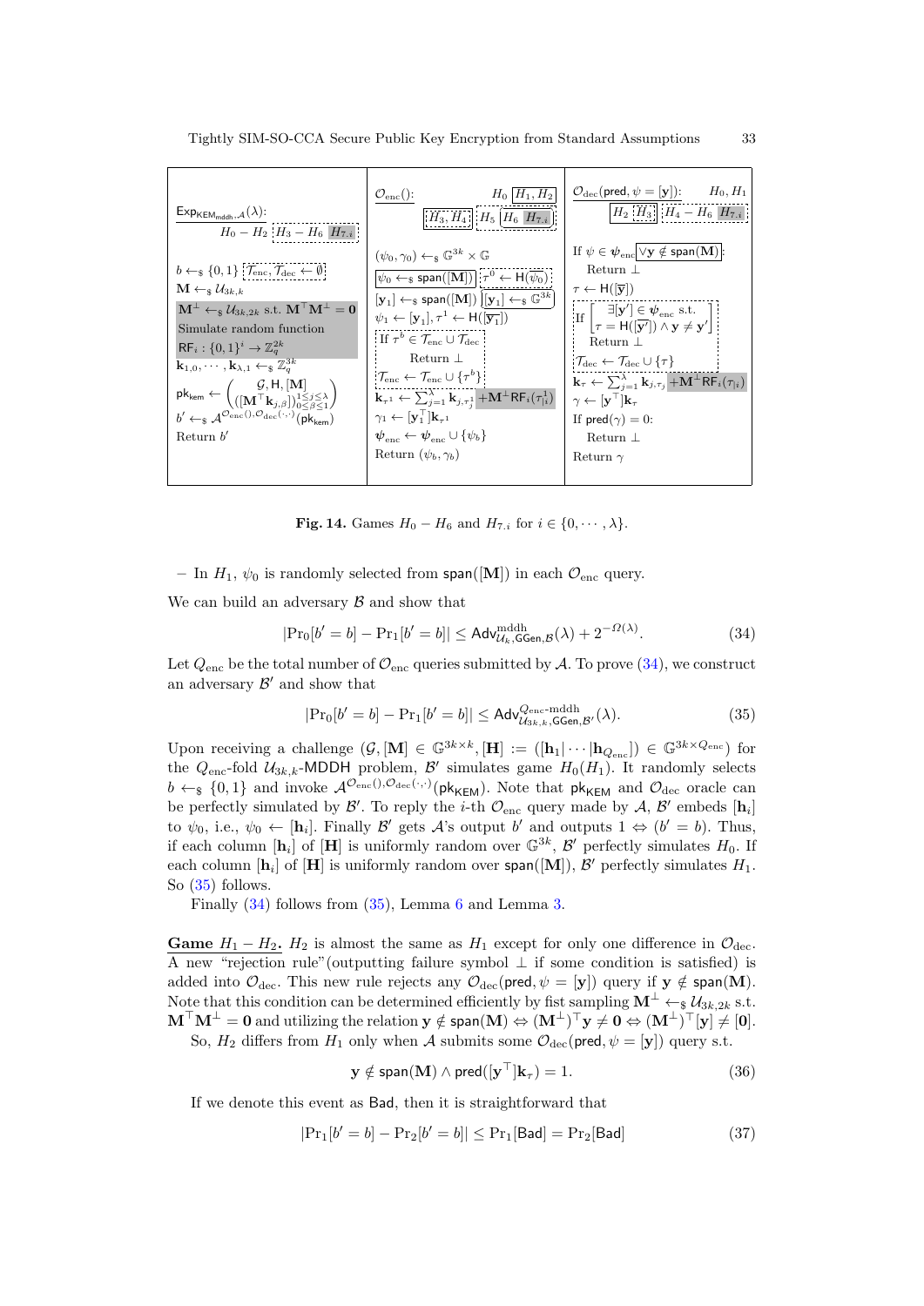| $\mathsf{Exp}_{\mathsf{KEM}_{\mathsf{mddh}},\mathcal{A}}(\lambda)$: $H_0 - H_2$ $H_3 - H_6$ $H_{7.i}$ | $\mathcal{O}_{\mathrm{enc}}()$: $H_0$ $H_1, H_2$ $H_3, H_4$ $H_5$ $H_6$ $H_{7.i}$ | $\mathcal{O}_{\mathrm{dec}}(\mathsf{pred}, \psi = [\mathbf{y}])$: $H_0, H_1$ $H_2$ $H_3$ $H_4 - H_6$ $H_{7.i}$ |
|---|---|---|
| $b \leftarrow_\$ \{0,1\}$ $\mathcal{T}_{\mathrm{enc}}, \mathcal{T}_{\mathrm{dec}} \leftarrow \emptyset$ | $(\psi_0, \gamma_0) \leftarrow_\$ \mathbb{G}^{3k} \times \mathbb{G}$ | If $\psi \in \boldsymbol{\psi}_{\mathrm{enc}}$ $\vee \mathbf{y} \notin \mathsf{span}(\mathbf{M})$: |
| $\mathbf{M} \leftarrow_\$ \mathcal{U}_{3k,k}$ | $\psi_0 \leftarrow_\$ \mathsf{span}([\mathbf{M}])$ $\tau^0 \leftarrow \mathsf{H}(\overline{\psi_0})$ | Return $\perp$ |
| $\mathbf{M}^\perp \leftarrow_\$ \mathcal{U}_{3k,2k}$ s.t. $\mathbf{M}^\top\mathbf{M}^\perp = \mathbf{0}$ | $[\mathbf{y}_1] \leftarrow_\$ \mathsf{span}([\mathbf{M}])$ $[\mathbf{y}_1] \leftarrow_\$ \mathbb{G}^{3k}$ | $\tau \leftarrow \mathsf{H}([\overline{\mathbf{y}}])$ |
| Simulate random function $\mathsf{RF}_i : \{0,1\}^i \rightarrow \mathbb{Z}_q^{2k}$ | $\psi_1 \leftarrow [\mathbf{y}_1], \tau^1 \leftarrow \mathsf{H}([\overline{\mathbf{y}_1}])$ | If $\left[\begin{array}{c}\exists[\mathbf{y}'] \in \boldsymbol{\psi}_{\mathrm{enc}} \text{ s.t.} \\ \tau = \mathsf{H}([\overline{\mathbf{y}'}]) \wedge \mathbf{y} \neq \mathbf{y}'\end{array}\right]$ |
| $\mathbf{k}_{1,0}, \cdots, \mathbf{k}_{\lambda,1} \leftarrow_\$ \mathbb{Z}_q^{3k}$ | If $\tau^b \in \mathcal{T}_{\mathrm{enc}} \cup \mathcal{T}_{\mathrm{dec}}$ | Return $\perp$ |
| $\mathsf{pk}_{\mathsf{kem}} \leftarrow \left(\begin{array}{c}\mathcal{G}, \mathsf{H}, [\mathbf{M}] \\ ([\mathbf{M}^\top \mathbf{k}_{j,\beta}])_{0\le\beta\le 1}^{1\le j\le\lambda}\end{array}\right)$ | Return $\perp$ | $\mathcal{T}_{\mathrm{dec}} \leftarrow \mathcal{T}_{\mathrm{dec}} \cup \{\tau\}$ |
| $b' \leftarrow_\$ \mathcal{A}^{\mathcal{O}_{\mathrm{enc}}(), \mathcal{O}_{\mathrm{dec}}(\cdot,\cdot)}(\mathsf{pk}_{\mathsf{kem}})$ | $\mathcal{T}_{\mathrm{enc}} \leftarrow \mathcal{T}_{\mathrm{enc}} \cup \{\tau^b\}$ | $\mathbf{k}_\tau \leftarrow \sum_{j=1}^{\lambda} \mathbf{k}_{j,\tau_j}$ $+\mathbf{M}^\perp \mathsf{RF}_i(\tau_{\vert i})$ |
| Return $b'$ | $\mathbf{k}_{\tau^1} \leftarrow \sum_{j=1}^{\lambda} \mathbf{k}_{j,\tau_j^1}$ $+\mathbf{M}^\perp \mathsf{RF}_i(\tau^1_{\vert i})$ | $\gamma \leftarrow [\mathbf{y}^\top]\mathbf{k}_\tau$ |
| | $\gamma_1 \leftarrow [\mathbf{y}_1^\top]\mathbf{k}_{\tau^1}$ | If $\mathsf{pred}(\gamma) = 0$: |
| | $\boldsymbol{\psi}_{\mathrm{enc}} \leftarrow \boldsymbol{\psi}_{\mathrm{enc}} \cup \{\psi_b\}$ | Return $\perp$ |
| | Return $(\psi_b, \gamma_b)$ | Return $\gamma$ |

**Fig. 14.** Games $H_0 - H_6$ and $H_{7.i}$ for $i \in \{0, \cdots, \lambda\}$.

– In $H_1$, $\psi_0$ is randomly selected from $\mathsf{span}([\mathbf{M}])$ in each $\mathcal{O}_{\mathrm{enc}}$ query.

We can build an adversary $\mathcal{B}$ and show that

$$|\Pr_0[b' = b] - \Pr_1[b' = b]| \le \mathsf{Adv}^{\mathrm{mddh}}_{\mathcal{U}_k,\mathsf{GGen},\mathcal{B}}(\lambda) + 2^{-\Omega(\lambda)}. \tag{34}$$

Let $Q_{\mathrm{enc}}$ be the total number of $\mathcal{O}_{\mathrm{enc}}$ queries submitted by $\mathcal{A}$. To prove (34), we construct an adversary $\mathcal{B}'$ and show that

$$|\Pr_0[b' = b] - \Pr_1[b' = b]| \le \mathsf{Adv}^{Q_{\mathrm{enc}}\text{-mddh}}_{\mathcal{U}_{3k,k},\mathsf{GGen},\mathcal{B}'}(\lambda). \tag{35}$$

Upon receiving a challenge $(\mathcal{G}, [\mathbf{M}] \in \mathbb{G}^{3k\times k}, [\mathbf{H}] := ([\mathbf{h}_1|\cdots|\mathbf{h}_{Q_{\mathrm{enc}}}]) \in \mathbb{G}^{3k\times Q_{\mathrm{enc}}})$ for the $Q_{\mathrm{enc}}$-fold $\mathcal{U}_{3k,k}$-MDDH problem, $\mathcal{B}'$ simulates game $H_0(H_1)$. It randomly selects $b \leftarrow_\$ \{0,1\}$ and invoke $\mathcal{A}^{\mathcal{O}_{\mathrm{enc}}(), \mathcal{O}_{\mathrm{dec}}(\cdot,\cdot)}(\mathsf{pk}_{\mathsf{KEM}})$. Note that $\mathsf{pk}_{\mathsf{KEM}}$ and $\mathcal{O}_{\mathrm{dec}}$ oracle can be perfectly simulated by $\mathcal{B}'$. To reply the $i$-th $\mathcal{O}_{\mathrm{enc}}$ query made by $\mathcal{A}$, $\mathcal{B}'$ embeds $[\mathbf{h}_i]$ to $\psi_0$, i.e., $\psi_0 \leftarrow [\mathbf{h}_i]$. Finally $\mathcal{B}'$ gets $\mathcal{A}$'s output $b'$ and outputs $1 \Leftrightarrow (b' = b)$. Thus, if each column $[\mathbf{h}_i]$ of $[\mathbf{H}]$ is uniformly random over $\mathbb{G}^{3k}$, $\mathcal{B}'$ perfectly simulates $H_0$. If each column $[\mathbf{h}_i]$ of $[\mathbf{H}]$ is uniformly random over $\mathsf{span}([\mathbf{M}])$, $\mathcal{B}'$ perfectly simulates $H_1$. So (35) follows.

Finally (34) follows from (35), Lemma 6 and Lemma 3.

**Game $H_1 - H_2$.** $H_2$ is almost the same as $H_1$ except for only one difference in $\mathcal{O}_{\mathrm{dec}}$. A new "rejection rule"(outputting failure symbol $\perp$ if some condition is satisfied) is added into $\mathcal{O}_{\mathrm{dec}}$. This new rule rejects any $\mathcal{O}_{\mathrm{dec}}(\mathsf{pred}, \psi = [\mathbf{y}])$ query if $\mathbf{y} \notin \mathsf{span}(\mathbf{M})$. Note that this condition can be determined efficiently by fist sampling $\mathbf{M}^\perp \leftarrow_\$ \mathcal{U}_{3k,2k}$ s.t. $\mathbf{M}^\top\mathbf{M}^\perp = \mathbf{0}$ and utilizing the relation $\mathbf{y} \notin \mathsf{span}(\mathbf{M}) \Leftrightarrow (\mathbf{M}^\perp)^\top\mathbf{y} \neq \mathbf{0} \Leftrightarrow (\mathbf{M}^\perp)^\top[\mathbf{y}] \neq [\mathbf{0}]$.

So, $H_2$ differs from $H_1$ only when $\mathcal{A}$ submits some $\mathcal{O}_{\mathrm{dec}}(\mathsf{pred}, \psi = [\mathbf{y}])$ query s.t.

$$\mathbf{y} \notin \mathsf{span}(\mathbf{M}) \wedge \mathsf{pred}([\mathbf{y}^\top]\mathbf{k}_\tau) = 1. \tag{36}$$

If we denote this event as $\mathsf{Bad}$, then it is straightforward that

$$|\Pr_1[b' = b] - \Pr_2[b' = b]| \le \Pr_1[\mathsf{Bad}] = \Pr_2[\mathsf{Bad}] \tag{37}$$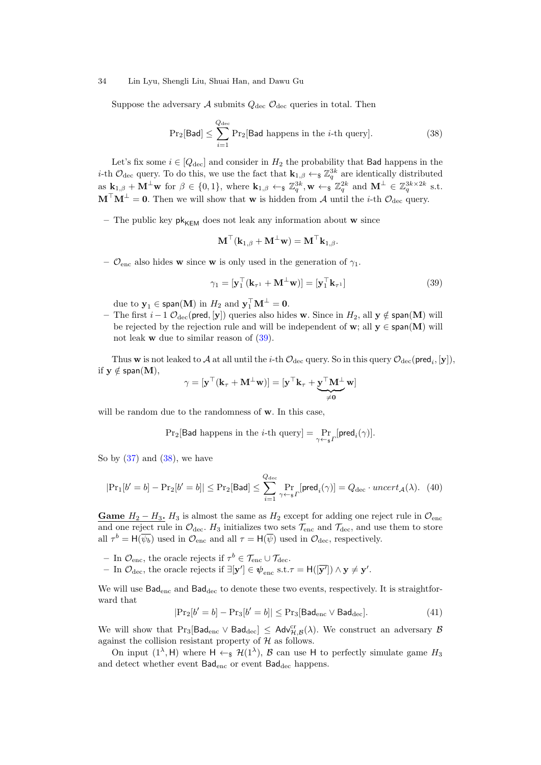Suppose the adversary $\mathcal{A}$ submits $Q_{\rm dec}$ $\mathcal{O}_{\rm dec}$ queries in total. Then

$$\Pr_2[\mathsf{Bad}] \leq \sum_{i=1}^{Q_{\rm dec}} \Pr_2[\mathsf{Bad} \text{ happens in the } i\text{-th query}]. \tag{38}$$

Let's fix some $i \in [Q_{\rm dec}]$ and consider in $H_2$ the probability that $\mathsf{Bad}$ happens in the $i$-th $\mathcal{O}_{\rm dec}$ query. To do this, we use the fact that $\mathbf{k}_{1,\beta} \leftarrow_\$ \mathbb{Z}_q^{3k}$ are identically distributed as $\mathbf{k}_{1,\beta} + \mathbf{M}^\perp \mathbf{w}$ for $\beta \in \{0,1\}$, where $\mathbf{k}_{1,\beta} \leftarrow_\$ \mathbb{Z}_q^{3k}, \mathbf{w} \leftarrow_\$ \mathbb{Z}_q^{2k}$ and $\mathbf{M}^\perp \in \mathbb{Z}_q^{3k \times 2k}$ s.t. $\mathbf{M}^\top \mathbf{M}^\perp = \mathbf{0}$. Then we will show that $\mathbf{w}$ is hidden from $\mathcal{A}$ until the $i$-th $\mathcal{O}_{\rm dec}$ query.

- The public key $\mathsf{pk}_{\mathsf{KEM}}$ does not leak any information about $\mathbf{w}$ since

$$\mathbf{M}^\top(\mathbf{k}_{1,\beta} + \mathbf{M}^\perp \mathbf{w}) = \mathbf{M}^\top \mathbf{k}_{1,\beta}.$$

- $\mathcal{O}_{\rm enc}$ also hides $\mathbf{w}$ since $\mathbf{w}$ is only used in the generation of $\gamma_1$.

$$\gamma_1 = [\mathbf{y}_1^\top(\mathbf{k}_{\tau^1} + \mathbf{M}^\perp \mathbf{w})] = [\mathbf{y}_1^\top \mathbf{k}_{\tau^1}] \tag{39}$$

  due to $\mathbf{y}_1 \in \mathsf{span}(\mathbf{M})$ in $H_2$ and $\mathbf{y}_1^\top \mathbf{M}^\perp = \mathbf{0}$.
- The first $i-1$ $\mathcal{O}_{\rm dec}(\mathsf{pred}, [\mathbf{y}])$ queries also hides $\mathbf{w}$. Since in $H_2$, all $\mathbf{y} \notin \mathsf{span}(\mathbf{M})$ will be rejected by the rejection rule and will be independent of $\mathbf{w}$; all $\mathbf{y} \in \mathsf{span}(\mathbf{M})$ will not leak $\mathbf{w}$ due to similar reason of (39).

Thus $\mathbf{w}$ is not leaked to $\mathcal{A}$ at all until the $i$-th $\mathcal{O}_{\rm dec}$ query. So in this query $\mathcal{O}_{\rm dec}(\mathsf{pred}_i, [\mathbf{y}])$, if $\mathbf{y} \notin \mathsf{span}(\mathbf{M})$,

$$\gamma = [\mathbf{y}^\top(\mathbf{k}_\tau + \mathbf{M}^\perp \mathbf{w})] = [\mathbf{y}^\top \mathbf{k}_\tau + \underbrace{\mathbf{y}^\top \mathbf{M}^\perp}_{\neq \mathbf{0}} \mathbf{w}]$$

will be random due to the randomness of $\mathbf{w}$. In this case,

$$\Pr_2[\mathsf{Bad} \text{ happens in the } i\text{-th query}] = \Pr_{\gamma \leftarrow_\$ \Gamma}[\mathsf{pred}_i(\gamma)].$$

So by (37) and (38), we have

$$|\Pr_1[b' = b] - \Pr_2[b' = b]| \leq \Pr_2[\mathsf{Bad}] \leq \sum_{i=1}^{Q_{\rm dec}} \Pr_{\gamma \leftarrow_\$ \Gamma}[\mathsf{pred}_i(\gamma)] = Q_{\rm dec} \cdot \mathit{uncert}_{\mathcal{A}}(\lambda). \tag{40}$$

**Game $H_2 - H_3$.** $H_3$ is almost the same as $H_2$ except for adding one reject rule in $\mathcal{O}_{\rm enc}$ and one reject rule in $\mathcal{O}_{\rm dec}$. $H_3$ initializes two sets $\mathcal{T}_{\rm enc}$ and $\mathcal{T}_{\rm dec}$, and use them to store all $\tau^b = \mathsf{H}(\overline{\psi_b})$ used in $\mathcal{O}_{\rm enc}$ and all $\tau = \mathsf{H}(\overline{\psi})$ used in $\mathcal{O}_{\rm dec}$, respectively.

- In $\mathcal{O}_{\rm enc}$, the oracle rejects if $\tau^b \in \mathcal{T}_{\rm enc} \cup \mathcal{T}_{\rm dec}$.
- In $\mathcal{O}_{\rm dec}$, the oracle rejects if $\exists [\mathbf{y}'] \in \boldsymbol{\psi}_{\rm enc}$ s.t. $\tau = \mathsf{H}([\overline{\mathbf{y}'}]) \wedge \mathbf{y} \neq \mathbf{y}'$.

We will use $\mathsf{Bad}_{\rm enc}$ and $\mathsf{Bad}_{\rm dec}$ to denote these two events, respectively. It is straightforward that

$$|\Pr_2[b' = b] - \Pr_3[b' = b]| \leq \Pr_3[\mathsf{Bad}_{\rm enc} \vee \mathsf{Bad}_{\rm dec}]. \tag{41}$$

We will show that $\Pr_3[\mathsf{Bad}_{\rm enc} \vee \mathsf{Bad}_{\rm dec}] \leq \mathsf{Adv}^{\rm cr}_{\mathcal{H},\mathcal{B}}(\lambda)$. We construct an adversary $\mathcal{B}$ against the collision resistant property of $\mathcal{H}$ as follows.

On input $(1^\lambda, \mathsf{H})$ where $\mathsf{H} \leftarrow_\$ \mathcal{H}(1^\lambda)$, $\mathcal{B}$ can use $\mathsf{H}$ to perfectly simulate game $H_3$ and detect whether event $\mathsf{Bad}_{\rm enc}$ or event $\mathsf{Bad}_{\rm dec}$ happens.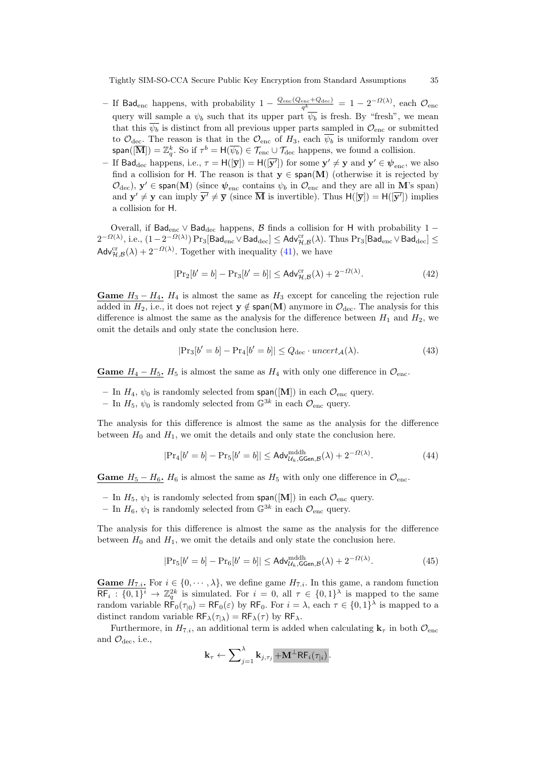– If $\mathsf{Bad}_{\mathrm{enc}}$ happens, with probability $1 - \frac{Q_{\mathrm{enc}}(Q_{\mathrm{enc}}+Q_{\mathrm{dec}})}{q^k} = 1 - 2^{-\Omega(\lambda)}$, each $\mathcal{O}_{\mathrm{enc}}$ query will sample a $\psi_b$ such that its upper part $\overline{\psi_b}$ is fresh. By "fresh", we mean that this $\overline{\psi_b}$ is distinct from all previous upper parts sampled in $\mathcal{O}_{\mathrm{enc}}$ or submitted to $\mathcal{O}_{\mathrm{dec}}$. The reason is that in the $\mathcal{O}_{\mathrm{enc}}$ of $H_3$, each $\overline{\psi_b}$ is uniformly random over $\mathsf{span}([\overline{\mathbf{M}}]) = \mathbb{Z}_q^k$. So if $\tau^b = \mathsf{H}(\overline{\psi_b}) \in \mathcal{T}_{\mathrm{enc}} \cup \mathcal{T}_{\mathrm{dec}}$ happens, we found a collision.

– If $\mathsf{Bad}_{\mathrm{dec}}$ happens, i.e., $\tau = \mathsf{H}([\overline{\mathbf{y}}]) = \mathsf{H}([\overline{\mathbf{y}'}])$ for some $\mathbf{y}' \neq \mathbf{y}$ and $\mathbf{y}' \in \boldsymbol{\psi}_{\mathrm{enc}}$, we also find a collision for $\mathsf{H}$. The reason is that $\mathbf{y} \in \mathsf{span}(\mathbf{M})$ (otherwise it is rejected by $\mathcal{O}_{\mathrm{dec}}$), $\mathbf{y}' \in \mathsf{span}(\mathbf{M})$ (since $\boldsymbol{\psi}_{\mathrm{enc}}$ contains $\psi_b$ in $\mathcal{O}_{\mathrm{enc}}$ and they are all in $\mathbf{M}$'s span) and $\mathbf{y}' \neq \mathbf{y}$ can imply $\overline{\mathbf{y}'} \neq \overline{\mathbf{y}}$ (since $\overline{\mathbf{M}}$ is invertible). Thus $\mathsf{H}([\overline{\mathbf{y}}]) = \mathsf{H}([\overline{\mathbf{y}'}])$ implies a collision for $\mathsf{H}$.

Overall, if $\mathsf{Bad}_{\mathrm{enc}} \vee \mathsf{Bad}_{\mathrm{dec}}$ happens, $\mathcal{B}$ finds a collision for $\mathsf{H}$ with probability $1 - 2^{-\Omega(\lambda)}$, i.e., $(1-2^{-\Omega(\lambda)})\Pr_3[\mathsf{Bad}_{\mathrm{enc}} \vee \mathsf{Bad}_{\mathrm{dec}}] \leq \mathsf{Adv}^{\mathrm{cr}}_{\mathcal{H},\mathcal{B}}(\lambda)$. Thus $\Pr_3[\mathsf{Bad}_{\mathrm{enc}} \vee \mathsf{Bad}_{\mathrm{dec}}] \leq \mathsf{Adv}^{\mathrm{cr}}_{\mathcal{H},\mathcal{B}}(\lambda) + 2^{-\Omega(\lambda)}$. Together with inequality (41), we have

$$|\Pr_2[b' = b] - \Pr_3[b' = b]| \leq \mathsf{Adv}^{\mathrm{cr}}_{\mathcal{H},\mathcal{B}}(\lambda) + 2^{-\Omega(\lambda)}. \tag{42}$$

**Game $H_3 - H_4$.** $H_4$ is almost the same as $H_3$ except for canceling the rejection rule added in $H_2$, i.e., it does not reject $\mathbf{y} \notin \mathsf{span}(\mathbf{M})$ anymore in $\mathcal{O}_{\mathrm{dec}}$. The analysis for this difference is almost the same as the analysis for the difference between $H_1$ and $H_2$, we omit the details and only state the conclusion here.

$$|\Pr_3[b' = b] - \Pr_4[b' = b]| \leq Q_{\mathrm{dec}} \cdot \mathit{uncert}_{\mathcal{A}}(\lambda). \tag{43}$$

**Game $H_4 - H_5$.** $H_5$ is almost the same as $H_4$ with only one difference in $\mathcal{O}_{\mathrm{enc}}$.

– In $H_4$, $\psi_0$ is randomly selected from $\mathsf{span}([\mathbf{M}])$ in each $\mathcal{O}_{\mathrm{enc}}$ query.
– In $H_5$, $\psi_0$ is randomly selected from $\mathbb{G}^{3k}$ in each $\mathcal{O}_{\mathrm{enc}}$ query.

The analysis for this difference is almost the same as the analysis for the difference between $H_0$ and $H_1$, we omit the details and only state the conclusion here.

$$|\Pr_4[b' = b] - \Pr_5[b' = b]| \leq \mathsf{Adv}^{\mathrm{mddh}}_{\mathcal{U}_k,\mathsf{GGen},\mathcal{B}}(\lambda) + 2^{-\Omega(\lambda)}. \tag{44}$$

**Game $H_5 - H_6$.** $H_6$ is almost the same as $H_5$ with only one difference in $\mathcal{O}_{\mathrm{enc}}$.

– In $H_5$, $\psi_1$ is randomly selected from $\mathsf{span}([\mathbf{M}])$ in each $\mathcal{O}_{\mathrm{enc}}$ query.
– In $H_6$, $\psi_1$ is randomly selected from $\mathbb{G}^{3k}$ in each $\mathcal{O}_{\mathrm{enc}}$ query.

The analysis for this difference is almost the same as the analysis for the difference between $H_0$ and $H_1$, we omit the details and only state the conclusion here.

$$|\Pr_5[b' = b] - \Pr_6[b' = b]| \leq \mathsf{Adv}^{\mathrm{mddh}}_{\mathcal{U}_k,\mathsf{GGen},\mathcal{B}}(\lambda) + 2^{-\Omega(\lambda)}. \tag{45}$$

**Game $H_{7.i}$.** For $i \in \{0, \cdots, \lambda\}$, we define game $H_{7.i}$. In this game, a random function $\mathsf{RF}_i : \{0,1\}^i \to \mathbb{Z}_q^{2k}$ is simulated. For $i = 0$, all $\tau \in \{0,1\}^\lambda$ is mapped to the same random variable $\mathsf{RF}_0(\tau_{|0}) = \mathsf{RF}_0(\varepsilon)$ by $\mathsf{RF}_0$. For $i = \lambda$, each $\tau \in \{0,1\}^\lambda$ is mapped to a distinct random variable $\mathsf{RF}_\lambda(\tau_{|\lambda}) = \mathsf{RF}_\lambda(\tau)$ by $\mathsf{RF}_\lambda$.

Furthermore, in $H_{7.i}$, an additional term is added when calculating $\mathbf{k}_\tau$ in both $\mathcal{O}_{\mathrm{enc}}$ and $\mathcal{O}_{\mathrm{dec}}$, i.e.,

$$\mathbf{k}_\tau \leftarrow \sum_{j=1}^{\lambda} \mathbf{k}_{j,\tau_j} + \mathbf{M}^\perp \mathsf{RF}_i(\tau_{|i}).$$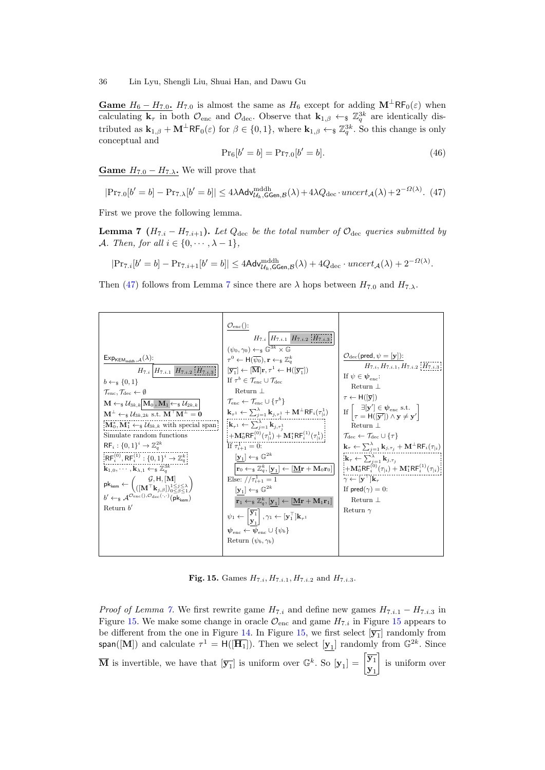**Game $H_6 - H_{7.0}$.** $H_{7.0}$ is almost the same as $H_6$ except for adding $\mathbf{M}^\perp \mathsf{RF}_0(\varepsilon)$ when calculating $\mathbf{k}_\tau$ in both $\mathcal{O}_{\rm enc}$ and $\mathcal{O}_{\rm dec}$. Observe that $\mathbf{k}_{1,\beta} \leftarrow_\$ \mathbb{Z}_q^{3k}$ are identically distributed as $\mathbf{k}_{1,\beta} + \mathbf{M}^\perp \mathsf{RF}_0(\varepsilon)$ for $\beta \in \{0,1\}$, where $\mathbf{k}_{1,\beta} \leftarrow_\$ \mathbb{Z}_q^{3k}$. So this change is only conceptual and

$$\Pr_6[b' = b] = \Pr_{7.0}[b' = b]. \tag{46}$$

**Game $H_{7.0} - H_{7.\lambda}$.** We will prove that

$$|\Pr_{7.0}[b' = b] - \Pr_{7.\lambda}[b' = b]| \le 4\lambda \mathsf{Adv}^{\rm mddh}_{\mathcal{U}_k, \mathsf{GGen}, \mathcal{B}}(\lambda) + 4\lambda Q_{\rm dec} \cdot uncert_{\mathcal{A}}(\lambda) + 2^{-\Omega(\lambda)}. \tag{47}$$

First we prove the following lemma.

**Lemma 7** **($H_{7.i} - H_{7.i+1}$).** *Let $Q_{\rm dec}$ be the total number of $\mathcal{O}_{\rm dec}$ queries submitted by $\mathcal{A}$. Then, for all $i \in \{0, \cdots, \lambda - 1\}$,*

$$|\Pr_{7.i}[b' = b] - \Pr_{7.i+1}[b' = b]| \le 4\mathsf{Adv}^{\rm mddh}_{\mathcal{U}_k, \mathsf{GGen}, \mathcal{B}}(\lambda) + 4Q_{\rm dec} \cdot uncert_{\mathcal{A}}(\lambda) + 2^{-\Omega(\lambda)}.$$

Then (47) follows from Lemma 7 since there are $\lambda$ hops between $H_{7.0}$ and $H_{7.\lambda}$.

| $\mathsf{Exp}_{\mathsf{KEM}_{\rm mddh}, \mathcal{A}}(\lambda)$: <br> $H_{7.i}$ [ $H_{7.i.1}$ ] [ $H_{7.i.2}$ ] [ $H_{7.i.3}$ ] <br> $b \leftarrow_\$ \{0,1\}$ <br> $\mathcal{T}_{\rm enc}, \mathcal{T}_{\rm dec} \leftarrow \emptyset$ <br> $\mathbf{M} \leftarrow_\$ \mathcal{U}_{3k,k}$ [ $\mathbf{M}_0, \mathbf{M}_1 \leftarrow_\$ \mathcal{U}_{2k,k}$ ] <br> $\mathbf{M}^\perp \leftarrow_\$ \mathcal{U}_{3k,2k}$ s.t. $\mathbf{M}^\top \mathbf{M}^\perp = \mathbf{0}$ <br> [ $\mathbf{M}_0^*, \mathbf{M}_1^* \leftarrow_\$ \mathcal{U}_{3k,k}$ with special span ] <br> Simulate random functions <br> $\mathsf{RF}_i : \{0,1\}^i \to \mathbb{Z}_q^{2k}$ <br> [ $\mathsf{RF}_i^{(0)}, \mathsf{RF}_i^{(1)} : \{0,1\}^i \to \mathbb{Z}_q^k$ ] <br> $\mathbf{k}_{1,0}, \cdots, \mathbf{k}_{\lambda,1} \leftarrow_\$ \mathbb{Z}_q^{3k}$ <br> $\mathsf{pk}_{\mathsf{kem}} \leftarrow \begin{pmatrix} \mathcal{G}, \mathsf{H}, [\mathbf{M}] \\ ([\mathbf{M}^\top \mathbf{k}_{j,\beta}])_{0 \le \beta \le 1}^{1 \le j \le \lambda} \end{pmatrix}$ <br> $b' \leftarrow_\$ \mathcal{A}^{\mathcal{O}_{\rm enc}(), \mathcal{O}_{\rm dec}(\cdot,\cdot)}(\mathsf{pk}_{\mathsf{kem}})$ <br> Return $b'$ | $\mathcal{O}_{\rm enc}()$: <br> $H_{7.i}$ [ $H_{7.i.1}$ ] [ $H_{7.i.2}$ ] [ $H_{7.i.3}$ ] <br> $(\psi_0, \gamma_0) \leftarrow_\$ \mathbb{G}^{3k} \times \mathbb{G}$ <br> $\tau^0 \leftarrow \mathsf{H}(\overline{\psi_0}), \mathbf{r} \leftarrow_\$ \mathbb{Z}_q^k$ <br> $[\overline{\mathbf{y}_1}] \leftarrow [\overline{\mathbf{M}}]\mathbf{r}, \tau^1 \leftarrow \mathsf{H}([\overline{\mathbf{y}_1}])$ <br> If $\tau^b \in \mathcal{T}_{\rm enc} \cup \mathcal{T}_{\rm dec}$ <br> Return $\perp$ <br> $\mathcal{T}_{\rm enc} \leftarrow \mathcal{T}_{\rm enc} \cup \{\tau^b\}$ <br> $\mathbf{k}_{\tau^1} \leftarrow \sum_{j=1}^{\lambda} \mathbf{k}_{j,\tau_j^1} + \mathbf{M}^\perp \mathsf{RF}_i(\tau^1_{\|i})$ <br> [ $\mathbf{k}_{\tau^1} \leftarrow \sum_{j=1}^{\lambda} \mathbf{k}_{j,\tau_j^1}$ $+ \mathbf{M}_0^* \mathsf{RF}_i^{(0)}(\tau^1_{\|i}) + \mathbf{M}_1^* \mathsf{RF}_i^{(1)}(\tau^1_{\|i})$ ] <br> If $\tau^1_{i+1} = 0$: <br> $[\underline{\mathbf{y}_1}] \leftarrow_\$ \mathbb{G}^{2k}$ <br> [ $\mathbf{r}_0 \leftarrow_\$ \mathbb{Z}_q^k, [\underline{\mathbf{y}_1}] \leftarrow [\underline{\mathbf{M}}\mathbf{r} + \mathbf{M}_0 \mathbf{r}_0]$ ] <br> Else: // $\tau^1_{i+1} = 1$ <br> $[\underline{\mathbf{y}_1}] \leftarrow_\$ \mathbb{G}^{2k}$ <br> [ $\mathbf{r}_1 \leftarrow_\$ \mathbb{Z}_q^k, [\underline{\mathbf{y}_1}] \leftarrow [\underline{\mathbf{M}}\mathbf{r} + \mathbf{M}_1 \mathbf{r}_1]$ ] <br> $\psi_1 \leftarrow \begin{bmatrix} \overline{\mathbf{y}_1} \\ \underline{\mathbf{y}_1} \end{bmatrix}, \gamma_1 \leftarrow [\mathbf{y}_1^\top] \mathbf{k}_{\tau^1}$ <br> $\boldsymbol{\psi}_{\rm enc} \leftarrow \boldsymbol{\psi}_{\rm enc} \cup \{\psi_b\}$ <br> Return $(\psi_b, \gamma_b)$ | $\mathcal{O}_{\rm dec}(\mathsf{pred}, \psi = [\mathbf{y}])$: <br> $H_{7.i}, H_{7.i.1}, H_{7.i.2}$ [ $H_{7.i.3}$ ] <br> If $\psi \in \boldsymbol{\psi}_{\rm enc}$: <br> Return $\perp$ <br> $\tau \leftarrow \mathsf{H}([\overline{\mathbf{y}}])$ <br> If $\begin{bmatrix} \exists [\mathbf{y}'] \in \boldsymbol{\psi}_{\rm enc} \text{ s.t.} \\ \tau = \mathsf{H}([\overline{\mathbf{y}'}]) \wedge \mathbf{y} \ne \mathbf{y}' \end{bmatrix}$ <br> Return $\perp$ <br> $\mathcal{T}_{\rm dec} \leftarrow \mathcal{T}_{\rm dec} \cup \{\tau\}$ <br> $\mathbf{k}_\tau \leftarrow \sum_{j=1}^{\lambda} \mathbf{k}_{j,\tau_j} + \mathbf{M}^\perp \mathsf{RF}_i(\tau_{\|i})$ <br> [ $\mathbf{k}_\tau \leftarrow \sum_{j=1}^{\lambda} \mathbf{k}_{j,\tau_j}$ $+ \mathbf{M}_0^* \mathsf{RF}_i^{(0)}(\tau_{\|i}) + \mathbf{M}_1^* \mathsf{RF}_i^{(1)}(\tau_{\|i})$ ] <br> $\gamma \leftarrow [\mathbf{y}^\top] \mathbf{k}_\tau$ <br> If $\mathsf{pred}(\gamma) = 0$: <br> Return $\perp$ <br> Return $\gamma$ |
|---|---|---|

**Fig. 15.** Games $H_{7.i}, H_{7.i.1}, H_{7.i.2}$ and $H_{7.i.3}$.

*Proof of Lemma 7.* We first rewrite game $H_{7.i}$ and define new games $H_{7.i.1} - H_{7.i.3}$ in Figure 15. We make some change in oracle $\mathcal{O}_{\rm enc}$ and game $H_{7.i}$ in Figure 15 appears to be different from the one in Figure 14. In Figure 15, we first select $[\overline{\mathbf{y}_1}]$ randomly from $\mathsf{span}([\overline{\mathbf{M}}])$ and calculate $\tau^1 = \mathsf{H}([\overline{\mathbf{H}_1}])$. Then we select $[\underline{\mathbf{y}_1}]$ randomly from $\mathbb{G}^{2k}$. Since $\overline{\mathbf{M}}$ is invertible, we have that $[\overline{\mathbf{y}_1}]$ is uniform over $\mathbb{G}^k$. So $[\mathbf{y}_1] = \begin{bmatrix} \overline{\mathbf{y}_1} \\ \underline{\mathbf{y}_1} \end{bmatrix}$ is uniform over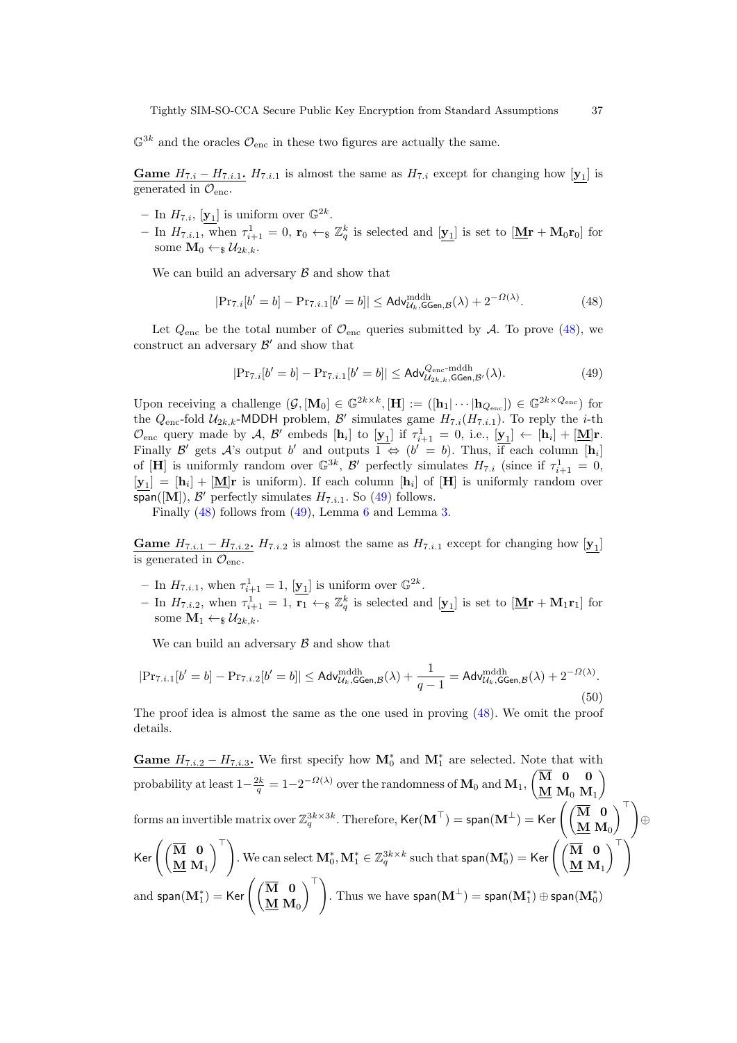$\mathbb{G}^{3k}$ and the oracles $\mathcal{O}_{\text{enc}}$ in these two figures are actually the same.

**Game $H_{7.i} - H_{7.i.1}$.** $H_{7.i.1}$ is almost the same as $H_{7.i}$ except for changing how $[\underline{\mathbf{y}_1}]$ is generated in $\mathcal{O}_{\text{enc}}$.

- In $H_{7.i}$, $[\underline{\mathbf{y}_1}]$ is uniform over $\mathbb{G}^{2k}$.
- In $H_{7.i.1}$, when $\tau^1_{i+1} = 0$, $\mathbf{r}_0 \leftarrow_\$ \mathbb{Z}_q^k$ is selected and $[\underline{\mathbf{y}_1}]$ is set to $[\underline{\mathbf{M}}\mathbf{r} + \mathbf{M}_0\mathbf{r}_0]$ for some $\mathbf{M}_0 \leftarrow_\$ \mathcal{U}_{2k,k}$.

We can build an adversary $\mathcal{B}$ and show that

$$|\Pr_{7.i}[b' = b] - \Pr_{7.i.1}[b' = b]| \leq \mathsf{Adv}^{\text{mddh}}_{\mathcal{U}_k,\mathsf{GGen},\mathcal{B}}(\lambda) + 2^{-\Omega(\lambda)}. \tag{48}$$

Let $Q_{\text{enc}}$ be the total number of $\mathcal{O}_{\text{enc}}$ queries submitted by $\mathcal{A}$. To prove (48), we construct an adversary $\mathcal{B}'$ and show that

$$|\Pr_{7.i}[b' = b] - \Pr_{7.i.1}[b' = b]| \leq \mathsf{Adv}^{Q_{\text{enc}}\text{-mddh}}_{\mathcal{U}_{2k,k},\mathsf{GGen},\mathcal{B}'}(\lambda). \tag{49}$$

Upon receiving a challenge $(\mathcal{G}, [\mathbf{M}_0] \in \mathbb{G}^{2k \times k}, [\mathbf{H}] := ([\mathbf{h}_1| \cdots |\mathbf{h}_{Q_{\text{enc}}}]) \in \mathbb{G}^{2k \times Q_{\text{enc}}})$ for the $Q_{\text{enc}}$-fold $\mathcal{U}_{2k,k}$-MDDH problem, $\mathcal{B}'$ simulates game $H_{7.i}(H_{7.i.1})$. To reply the $i$-th $\mathcal{O}_{\text{enc}}$ query made by $\mathcal{A}$, $\mathcal{B}'$ embeds $[\mathbf{h}_i]$ to $[\underline{\mathbf{y}_1}]$ if $\tau^1_{i+1} = 0$, i.e., $[\underline{\mathbf{y}_1}] \leftarrow [\mathbf{h}_i] + [\underline{\mathbf{M}}]\mathbf{r}$. Finally $\mathcal{B}'$ gets $\mathcal{A}$'s output $b'$ and outputs $1 \Leftrightarrow (b' = b)$. Thus, if each column $[\mathbf{h}_i]$ of $[\mathbf{H}]$ is uniformly random over $\mathbb{G}^{3k}$, $\mathcal{B}'$ perfectly simulates $H_{7.i}$ (since if $\tau^1_{i+1} = 0$, $[\underline{\mathbf{y}_1}] = [\mathbf{h}_i] + [\underline{\mathbf{M}}]\mathbf{r}$ is uniform). If each column $[\mathbf{h}_i]$ of $[\mathbf{H}]$ is uniformly random over $\mathsf{span}([\mathbf{M}])$, $\mathcal{B}'$ perfectly simulates $H_{7.i.1}$. So (49) follows.

Finally (48) follows from (49), Lemma 6 and Lemma 3.

**Game $H_{7.i.1} - H_{7.i.2}$.** $H_{7.i.2}$ is almost the same as $H_{7.i.1}$ except for changing how $[\underline{\mathbf{y}_1}]$ is generated in $\mathcal{O}_{\text{enc}}$.

- In $H_{7.i.1}$, when $\tau^1_{i+1} = 1$, $[\underline{\mathbf{y}_1}]$ is uniform over $\mathbb{G}^{2k}$.
- In $H_{7.i.2}$, when $\tau^1_{i+1} = 1$, $\mathbf{r}_1 \leftarrow_\$ \mathbb{Z}_q^k$ is selected and $[\underline{\mathbf{y}_1}]$ is set to $[\underline{\mathbf{M}}\mathbf{r} + \mathbf{M}_1\mathbf{r}_1]$ for some $\mathbf{M}_1 \leftarrow_\$ \mathcal{U}_{2k,k}$.

We can build an adversary $\mathcal{B}$ and show that

$$|\Pr_{7.i.1}[b' = b] - \Pr_{7.i.2}[b' = b]| \leq \mathsf{Adv}^{\text{mddh}}_{\mathcal{U}_k,\mathsf{GGen},\mathcal{B}}(\lambda) + \frac{1}{q-1} = \mathsf{Adv}^{\text{mddh}}_{\mathcal{U}_k,\mathsf{GGen},\mathcal{B}}(\lambda) + 2^{-\Omega(\lambda)}. \tag{50}$$

The proof idea is almost the same as the one used in proving (48). We omit the proof details.

**Game $H_{7.i.2} - H_{7.i.3}$.** We first specify how $\mathbf{M}_0^*$ and $\mathbf{M}_1^*$ are selected. Note that with probability at least $1 - \frac{2k}{q} = 1 - 2^{-\Omega(\lambda)}$ over the randomness of $\mathbf{M}_0$ and $\mathbf{M}_1$, $\begin{pmatrix} \overline{\mathbf{M}} & \mathbf{0} & \mathbf{0} \\ \underline{\mathbf{M}} & \mathbf{M}_0 & \mathbf{M}_1 \end{pmatrix}$ forms an invertible matrix over $\mathbb{Z}_q^{3k \times 3k}$. Therefore, $\mathsf{Ker}(\mathbf{M}^\top) = \mathsf{span}(\mathbf{M}^\perp) = \mathsf{Ker}\left(\begin{pmatrix} \overline{\mathbf{M}} & \mathbf{0} \\ \underline{\mathbf{M}} & \mathbf{M}_0 \end{pmatrix}^\top\right) \oplus \mathsf{Ker}\left(\begin{pmatrix} \overline{\mathbf{M}} & \mathbf{0} \\ \underline{\mathbf{M}} & \mathbf{M}_1 \end{pmatrix}^\top\right)$. We can select $\mathbf{M}_0^*, \mathbf{M}_1^* \in \mathbb{Z}_q^{3k \times k}$ such that $\mathsf{span}(\mathbf{M}_0^*) = \mathsf{Ker}\left(\begin{pmatrix} \overline{\mathbf{M}} & \mathbf{0} \\ \underline{\mathbf{M}} & \mathbf{M}_1 \end{pmatrix}^\top\right)$ and $\mathsf{span}(\mathbf{M}_1^*) = \mathsf{Ker}\left(\begin{pmatrix} \overline{\mathbf{M}} & \mathbf{0} \\ \underline{\mathbf{M}} & \mathbf{M}_0 \end{pmatrix}^\top\right)$. Thus we have $\mathsf{span}(\mathbf{M}^\perp) = \mathsf{span}(\mathbf{M}_1^*) \oplus \mathsf{span}(\mathbf{M}_0^*)$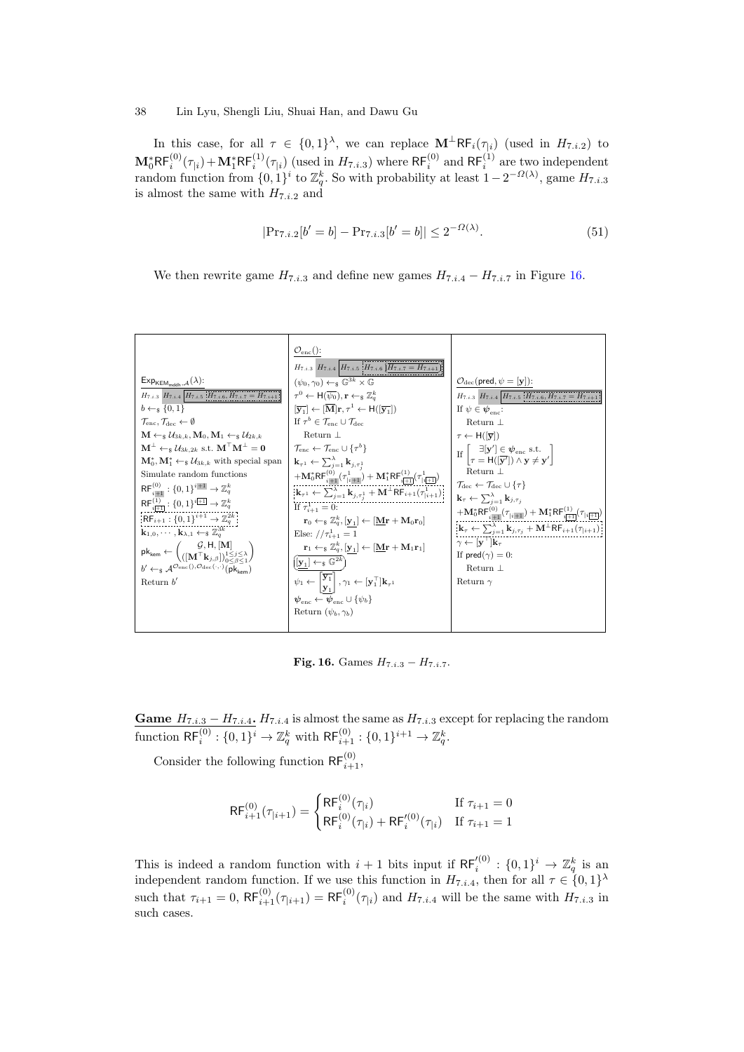In this case, for all $\tau \in \{0,1\}^\lambda$, we can replace $\mathbf{M}^\perp \mathsf{RF}_i(\tau_{|i})$ (used in $H_{7.i.2}$) to $\mathbf{M}_0^* \mathsf{RF}_i^{(0)}(\tau_{|i}) + \mathbf{M}_1^* \mathsf{RF}_i^{(1)}(\tau_{|i})$ (used in $H_{7.i.3}$) where $\mathsf{RF}_i^{(0)}$ and $\mathsf{RF}_i^{(1)}$ are two independent random function from $\{0,1\}^i$ to $\mathbb{Z}_q^k$. So with probability at least $1 - 2^{-\Omega(\lambda)}$, game $H_{7.i.3}$ is almost the same with $H_{7.i.2}$ and

$$|\Pr_{7.i.2}[b' = b] - \Pr_{7.i.3}[b' = b]| \leq 2^{-\Omega(\lambda)}. \tag{51}$$

We then rewrite game $H_{7.i.3}$ and define new games $H_{7.i.4} - H_{7.i.7}$ in Figure 16.

| $\underline{\mathsf{Exp}_{\mathsf{KEM}_{\mathsf{mddh}},\mathcal{A}}(\lambda)}$: | $\underline{\mathcal{O}_{\mathrm{enc}}()}$: | $\underline{\mathcal{O}_{\mathrm{dec}}(\mathsf{pred}, \psi = [\mathbf{y}])}$: |
|---|---|---|
| $H_{7.i.3}$ $H_{7.i.4}$ $H_{7.i.5}$ $H_{7.i.6}, H_{7.i.7} = H_{7.i+1}$ | $H_{7.i.3}$ $H_{7.i.4}$ $H_{7.i.5}$ $H_{7.i.6}$ $H_{7.i.7} = H_{7.i+1}$ | $H_{7.i.3}$ $H_{7.i.4}$ $H_{7.i.5}$ $H_{7.i.6}, H_{7.i.7} = H_{7.i+1}$ |
| $b \leftarrow_\$ \{0,1\}$ | $(\psi_0, \gamma_0) \leftarrow_\$ \mathbb{G}^{3k} \times \mathbb{G}$ | If $\psi \in \boldsymbol{\psi}_{\mathrm{enc}}$: |
| $\mathcal{T}_{\mathrm{enc}}, \mathcal{T}_{\mathrm{dec}} \leftarrow \emptyset$ | $\tau^0 \leftarrow \mathsf{H}(\overline{\psi_0}), \mathbf{r} \leftarrow_\$ \mathbb{Z}_q^k$ | Return $\perp$ |
| $\mathbf{M} \leftarrow_\$ \mathcal{U}_{3k,k}, \mathbf{M}_0, \mathbf{M}_1 \leftarrow_\$ \mathcal{U}_{2k,k}$ | $[\overline{\mathbf{y}_1}] \leftarrow [\overline{\mathbf{M}}]\mathbf{r}, \tau^1 \leftarrow \mathsf{H}([\overline{\mathbf{y}_1}])$ | $\tau \leftarrow \mathsf{H}([\overline{\mathbf{y}}])$ |
| $\mathbf{M}^\perp \leftarrow_\$ \mathcal{U}_{3k,2k}$ s.t. $\mathbf{M}^\top \mathbf{M}^\perp = \mathbf{0}$ | If $\tau^b \in \mathcal{T}_{\mathrm{enc}} \cup \mathcal{T}_{\mathrm{dec}}$ | If $\left[\begin{array}{l}\exists [\mathbf{y}'] \in \boldsymbol{\psi}_{\mathrm{enc}} \text{ s.t.} \\ \tau = \mathsf{H}([\overline{\mathbf{y}'}]) \wedge \mathbf{y} \neq \mathbf{y}'\end{array}\right]$ |
| $\mathbf{M}_0^*, \mathbf{M}_1^* \leftarrow_\$ \mathcal{U}_{3k,k}$ with special span | Return $\perp$ | Return $\perp$ |
| Simulate random functions | $\mathcal{T}_{\mathrm{enc}} \leftarrow \mathcal{T}_{\mathrm{enc}} \cup \{\tau^b\}$ | $\mathcal{T}_{\mathrm{dec}} \leftarrow \mathcal{T}_{\mathrm{dec}} \cup \{\tau\}$ |
| $\mathsf{RF}_{i\,\boxed{+1}}^{(0)} : \{0,1\}^{i\,\boxed{+1}} \rightarrow \mathbb{Z}_q^k$ | $\mathbf{k}_{\tau^1} \leftarrow \sum_{j=1}^{\lambda} \mathbf{k}_{j,\tau_j^1}$ | $\mathbf{k}_\tau \leftarrow \sum_{j=1}^{\lambda} \mathbf{k}_{j,\tau_j}$ |
| $\mathsf{RF}_{i\,\boxed{+1}}^{(1)} : \{0,1\}^{i\,\boxed{+1}} \rightarrow \mathbb{Z}_q^k$ | $+\mathbf{M}_0^* \mathsf{RF}_{i\,\boxed{+1}}^{(0)}(\tau^1_{\vert i\,\boxed{+1}}) + \mathbf{M}_1^* \mathsf{RF}_{i\,\boxed{+1}}^{(1)}(\tau^1_{\vert i\,\boxed{+1}})$ | $+\mathbf{M}_0^* \mathsf{RF}_{i\,\boxed{+1}}^{(0)}(\tau_{\vert i\,\boxed{+1}}) + \mathbf{M}_1^* \mathsf{RF}_{i\,\boxed{+1}}^{(1)}(\tau_{\vert i\,\boxed{+1}})$ |
| $\mathsf{RF}_{i+1} : \{0,1\}^{i+1} \rightarrow \mathbb{Z}_q^{2k}$ | $\mathbf{k}_{\tau^1} \leftarrow \sum_{j=1}^{\lambda} \mathbf{k}_{j,\tau_j^1} + \mathbf{M}^\perp \mathsf{RF}_{i+1}(\tau^1_{\vert i+1})$ | $\mathbf{k}_\tau \leftarrow \sum_{j=1}^{\lambda} \mathbf{k}_{j,\tau_j} + \mathbf{M}^\perp \mathsf{RF}_{i+1}(\tau_{\vert i+1})$ |
| $\mathbf{k}_{1,0}, \cdots, \mathbf{k}_{\lambda,1} \leftarrow_\$ \mathbb{Z}_q^{3k}$ | If $\tau^1_{i+1} = 0$: | $\gamma \leftarrow [\mathbf{y}^\top]\mathbf{k}_\tau$ |
| $\mathsf{pk}_{\mathsf{kem}} \leftarrow \left(\begin{array}{c}\mathcal{G}, \mathsf{H}, [\mathbf{M}] \\ ([\mathbf{M}^\top \mathbf{k}_{j,\beta}])_{0 \leq \beta \leq 1}^{1 \leq j \leq \lambda}\end{array}\right)$ | $\mathbf{r}_0 \leftarrow_\$ \mathbb{Z}_q^k, [\underline{\mathbf{y}_1}] \leftarrow [\underline{\mathbf{M}}\mathbf{r} + \mathbf{M}_0 \mathbf{r}_0]$ | If $\mathsf{pred}(\gamma) = 0$: |
| $b' \leftarrow_\$ \mathcal{A}^{\mathcal{O}_{\mathrm{enc}}(), \mathcal{O}_{\mathrm{dec}}(\cdot,\cdot)}(\mathsf{pk}_{\mathsf{kem}})$ | Else: $//\tau^1_{i+1} = 1$ | Return $\perp$ |
| Return $b'$ | $\mathbf{r}_1 \leftarrow_\$ \mathbb{Z}_q^k, [\underline{\mathbf{y}_1}] \leftarrow [\underline{\mathbf{M}}\mathbf{r} + \mathbf{M}_1 \mathbf{r}_1]$ | Return $\gamma$ |
| | $[\underline{\mathbf{y}_1}] \leftarrow_\$ \mathbb{G}^{2k}$ | |
| | $\psi_1 \leftarrow \begin{bmatrix}\overline{\mathbf{y}_1} \\ \underline{\mathbf{y}_1}\end{bmatrix}, \gamma_1 \leftarrow [\mathbf{y}_1^\top]\mathbf{k}_{\tau^1}$ | |
| | $\boldsymbol{\psi}_{\mathrm{enc}} \leftarrow \boldsymbol{\psi}_{\mathrm{enc}} \cup \{\psi_b\}$ | |
| | Return $(\psi_b, \gamma_b)$ | |

**Fig. 16.** Games $H_{7.i.3} - H_{7.i.7}$.

**Game $H_{7.i.3} - H_{7.i.4}$.** $H_{7.i.4}$ is almost the same as $H_{7.i.3}$ except for replacing the random function $\mathsf{RF}_i^{(0)} : \{0,1\}^i \rightarrow \mathbb{Z}_q^k$ with $\mathsf{RF}_{i+1}^{(0)} : \{0,1\}^{i+1} \rightarrow \mathbb{Z}_q^k$.

Consider the following function $\mathsf{RF}_{i+1}^{(0)}$,

$$\mathsf{RF}_{i+1}^{(0)}(\tau_{|i+1}) = \begin{cases} \mathsf{RF}_i^{(0)}(\tau_{|i}) & \text{If } \tau_{i+1} = 0 \\ \mathsf{RF}_i^{(0)}(\tau_{|i}) + \mathsf{RF}_i'^{(0)}(\tau_{|i}) & \text{If } \tau_{i+1} = 1 \end{cases}$$

This is indeed a random function with $i+1$ bits input if $\mathsf{RF}_i'^{(0)} : \{0,1\}^i \rightarrow \mathbb{Z}_q^k$ is an independent random function. If we use this function in $H_{7.i.4}$, then for all $\tau \in \{0,1\}^\lambda$ such that $\tau_{i+1} = 0$, $\mathsf{RF}_{i+1}^{(0)}(\tau_{|i+1}) = \mathsf{RF}_i^{(0)}(\tau_{|i})$ and $H_{7.i.4}$ will be the same with $H_{7.i.3}$ in such cases.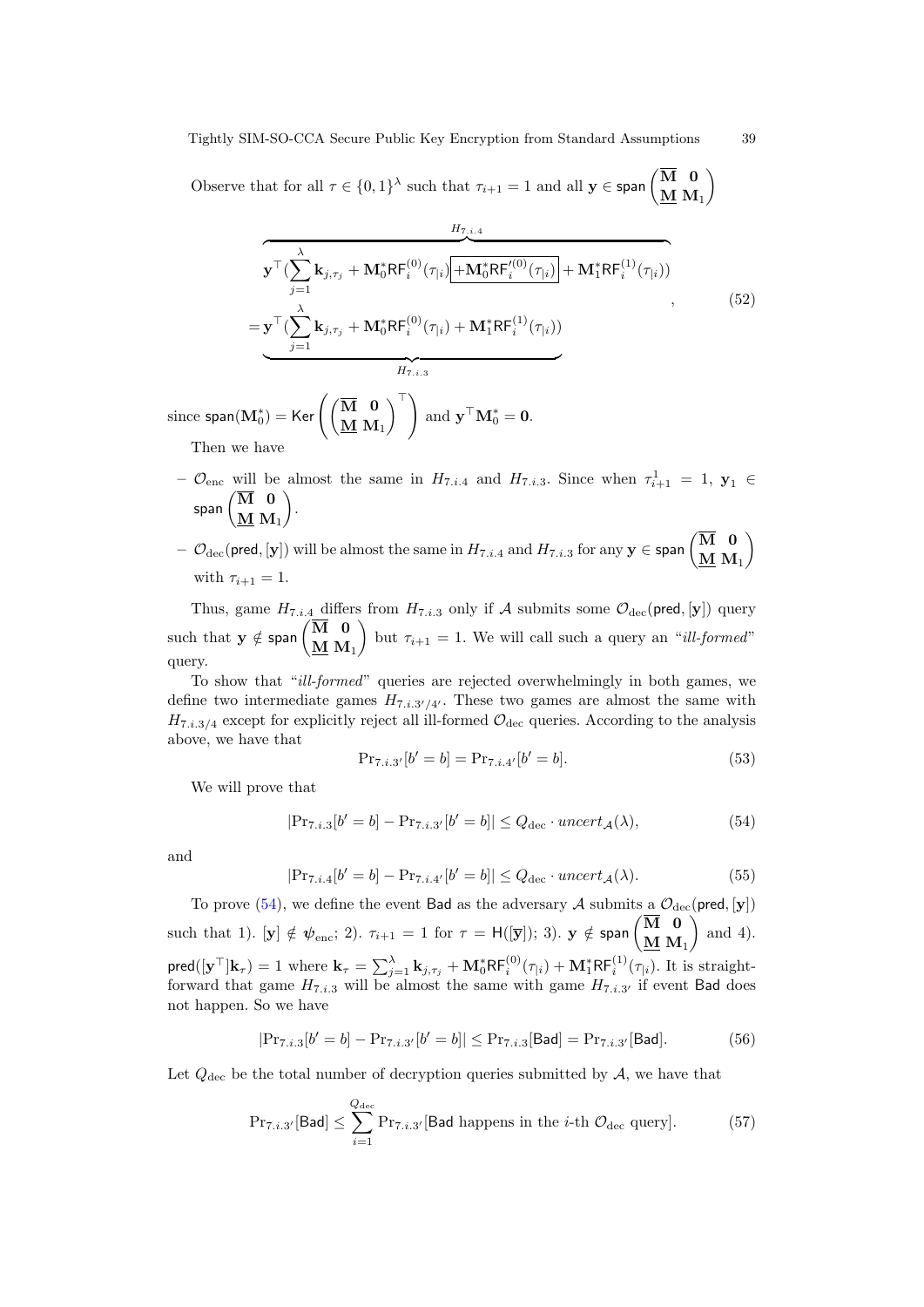Observe that for all $\tau \in \{0,1\}^\lambda$ such that $\tau_{i+1} = 1$ and all $\mathbf{y} \in \mathsf{span}\begin{pmatrix}\overline{\mathbf{M}} & \mathbf{0}\\ \underline{\mathbf{M}} & \mathbf{M}_1\end{pmatrix}$

$$
\begin{aligned}
&\overbrace{\mathbf{y}^\top(\sum_{j=1}^{\lambda}\mathbf{k}_{j,\tau_j} + \mathbf{M}_0^*\mathsf{RF}_i^{(0)}(\tau_{|i}) \boxed{+\mathbf{M}_0^*\mathsf{RF}_i^{\prime(0)}(\tau_{|i})} + \mathbf{M}_1^*\mathsf{RF}_i^{(1)}(\tau_{|i}))}^{H_{7.i.4}} \\
=&\underbrace{\mathbf{y}^\top(\sum_{j=1}^{\lambda}\mathbf{k}_{j,\tau_j} + \mathbf{M}_0^*\mathsf{RF}_i^{(0)}(\tau_{|i}) + \mathbf{M}_1^*\mathsf{RF}_i^{(1)}(\tau_{|i}))}_{H_{7.i.3}}
\end{aligned}, \tag{52}
$$

since $\mathsf{span}(\mathbf{M}_0^*) = \mathsf{Ker}\left(\begin{pmatrix}\overline{\mathbf{M}} & \mathbf{0}\\ \underline{\mathbf{M}} & \mathbf{M}_1\end{pmatrix}^\top\right)$ and $\mathbf{y}^\top\mathbf{M}_0^* = \mathbf{0}$.

Then we have

- $\mathcal{O}_{\mathrm{enc}}$ will be almost the same in $H_{7.i.4}$ and $H_{7.i.3}$. Since when $\tau_{i+1}^1 = 1$, $\mathbf{y}_1 \in \mathsf{span}\begin{pmatrix}\overline{\mathbf{M}} & \mathbf{0}\\ \underline{\mathbf{M}} & \mathbf{M}_1\end{pmatrix}$.
- $\mathcal{O}_{\mathrm{dec}}(\mathsf{pred}, [\mathbf{y}])$ will be almost the same in $H_{7.i.4}$ and $H_{7.i.3}$ for any $\mathbf{y} \in \mathsf{span}\begin{pmatrix}\overline{\mathbf{M}} & \mathbf{0}\\ \underline{\mathbf{M}} & \mathbf{M}_1\end{pmatrix}$ with $\tau_{i+1} = 1$.

Thus, game $H_{7.i.4}$ differs from $H_{7.i.3}$ only if $\mathcal{A}$ submits some $\mathcal{O}_{\mathrm{dec}}(\mathsf{pred}, [\mathbf{y}])$ query such that $\mathbf{y} \notin \mathsf{span}\begin{pmatrix}\overline{\mathbf{M}} & \mathbf{0}\\ \underline{\mathbf{M}} & \mathbf{M}_1\end{pmatrix}$ but $\tau_{i+1} = 1$. We will call such a query an "*ill-formed*" query.

To show that "*ill-formed*" queries are rejected overwhelmingly in both games, we define two intermediate games $H_{7.i.3'/4'}$. These two games are almost the same with $H_{7.i.3/4}$ except for explicitly reject all ill-formed $\mathcal{O}_{\mathrm{dec}}$ queries. According to the analysis above, we have that

$$
\Pr_{7.i.3'}[b' = b] = \Pr_{7.i.4'}[b' = b]. \tag{53}
$$

We will prove that

$$
|\Pr_{7.i.3}[b' = b] - \Pr_{7.i.3'}[b' = b]| \le Q_{\mathrm{dec}} \cdot \mathit{uncert}_{\mathcal{A}}(\lambda), \tag{54}
$$

and

$$
|\Pr_{7.i.4}[b' = b] - \Pr_{7.i.4'}[b' = b]| \le Q_{\mathrm{dec}} \cdot \mathit{uncert}_{\mathcal{A}}(\lambda). \tag{55}
$$

To prove (54), we define the event $\mathsf{Bad}$ as the adversary $\mathcal{A}$ submits a $\mathcal{O}_{\mathrm{dec}}(\mathsf{pred}, [\mathbf{y}])$ such that 1). $[\mathbf{y}] \notin \boldsymbol{\psi}_{\mathrm{enc}}$; 2). $\tau_{i+1} = 1$ for $\tau = \mathsf{H}([\overline{\mathbf{y}}])$; 3). $\mathbf{y} \notin \mathsf{span}\begin{pmatrix}\overline{\mathbf{M}} & \mathbf{0}\\ \underline{\mathbf{M}} & \mathbf{M}_1\end{pmatrix}$ and 4). $\mathsf{pred}([\mathbf{y}^\top]\mathbf{k}_\tau) = 1$ where $\mathbf{k}_\tau = \sum_{j=1}^{\lambda}\mathbf{k}_{j,\tau_j} + \mathbf{M}_0^*\mathsf{RF}_i^{(0)}(\tau_{|i}) + \mathbf{M}_1^*\mathsf{RF}_i^{(1)}(\tau_{|i})$. It is straightforward that game $H_{7.i.3}$ will be almost the same with game $H_{7.i.3'}$ if event $\mathsf{Bad}$ does not happen. So we have

$$
|\Pr_{7.i.3}[b' = b] - \Pr_{7.i.3'}[b' = b]| \le \Pr_{7.i.3}[\mathsf{Bad}] = \Pr_{7.i.3'}[\mathsf{Bad}]. \tag{56}
$$

Let $Q_{\mathrm{dec}}$ be the total number of decryption queries submitted by $\mathcal{A}$, we have that

$$
\Pr_{7.i.3'}[\mathsf{Bad}] \le \sum_{i=1}^{Q_{\mathrm{dec}}} \Pr_{7.i.3'}[\mathsf{Bad}\text{ happens in the } i\text{-th } \mathcal{O}_{\mathrm{dec}} \text{ query}]. \tag{57}
$$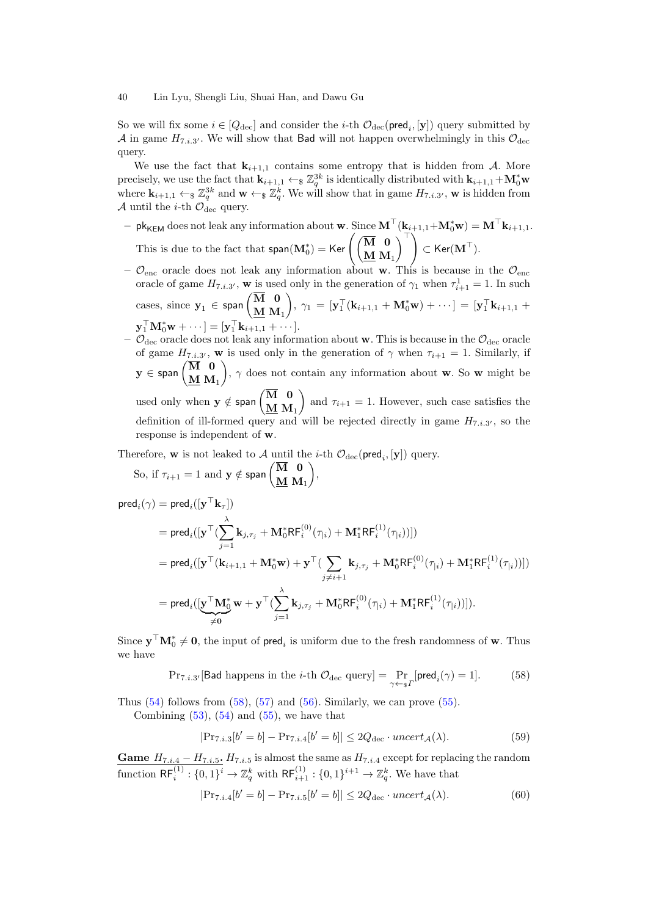So we will fix some $i \in [Q_{\text{dec}}]$ and consider the $i$-th $\mathcal{O}_{\text{dec}}(\mathsf{pred}_i, [\mathbf{y}])$ query submitted by $\mathcal{A}$ in game $H_{7.i.3'}$. We will show that $\mathsf{Bad}$ will not happen overwhelmingly in this $\mathcal{O}_{\text{dec}}$ query.

We use the fact that $\mathbf{k}_{i+1,1}$ contains some entropy that is hidden from $\mathcal{A}$. More precisely, we use the fact that $\mathbf{k}_{i+1,1} \leftarrow_\$ \mathbb{Z}_q^{3k}$ is identically distributed with $\mathbf{k}_{i+1,1} + \mathbf{M}_0^* \mathbf{w}$ where $\mathbf{k}_{i+1,1} \leftarrow_\$ \mathbb{Z}_q^{3k}$ and $\mathbf{w} \leftarrow_\$ \mathbb{Z}_q^{k}$. We will show that in game $H_{7.i.3'}$, $\mathbf{w}$ is hidden from $\mathcal{A}$ until the $i$-th $\mathcal{O}_{\text{dec}}$ query.

- $\mathsf{pk}_{\mathsf{KEM}}$ does not leak any information about $\mathbf{w}$. Since $\mathbf{M}^\top(\mathbf{k}_{i+1,1} + \mathbf{M}_0^* \mathbf{w}) = \mathbf{M}^\top \mathbf{k}_{i+1,1}$. This is due to the fact that $\mathsf{span}(\mathbf{M}_0^*) = \mathsf{Ker}\left(\begin{pmatrix} \overline{\mathbf{M}} & \mathbf{0} \\ \underline{\mathbf{M}} & \mathbf{M}_1 \end{pmatrix}^\top\right) \subset \mathsf{Ker}(\mathbf{M}^\top)$.
- $\mathcal{O}_{\text{enc}}$ oracle does not leak any information about $\mathbf{w}$. This is because in the $\mathcal{O}_{\text{enc}}$ oracle of game $H_{7.i.3'}$, $\mathbf{w}$ is used only in the generation of $\gamma_1$ when $\tau_{i+1}^1 = 1$. In such cases, since $\mathbf{y}_1 \in \mathsf{span}\begin{pmatrix} \overline{\mathbf{M}} & \mathbf{0} \\ \underline{\mathbf{M}} & \mathbf{M}_1 \end{pmatrix}$, $\gamma_1 = [\mathbf{y}_1^\top(\mathbf{k}_{i+1,1} + \mathbf{M}_0^* \mathbf{w}) + \cdots] = [\mathbf{y}_1^\top \mathbf{k}_{i+1,1} + \mathbf{y}_1^\top \mathbf{M}_0^* \mathbf{w} + \cdots] = [\mathbf{y}_1^\top \mathbf{k}_{i+1,1} + \cdots]$.
- $\mathcal{O}_{\text{dec}}$ oracle does not leak any information about $\mathbf{w}$. This is because in the $\mathcal{O}_{\text{dec}}$ oracle of game $H_{7.i.3'}$, $\mathbf{w}$ is used only in the generation of $\gamma$ when $\tau_{i+1} = 1$. Similarly, if $\mathbf{y} \in \mathsf{span}\begin{pmatrix} \overline{\mathbf{M}} & \mathbf{0} \\ \underline{\mathbf{M}} & \mathbf{M}_1 \end{pmatrix}$, $\gamma$ does not contain any information about $\mathbf{w}$. So $\mathbf{w}$ might be used only when $\mathbf{y} \notin \mathsf{span}\begin{pmatrix} \overline{\mathbf{M}} & \mathbf{0} \\ \underline{\mathbf{M}} & \mathbf{M}_1 \end{pmatrix}$ and $\tau_{i+1} = 1$. However, such case satisfies the definition of ill-formed query and will be rejected directly in game $H_{7.i.3'}$, so the response is independent of $\mathbf{w}$.

Therefore, $\mathbf{w}$ is not leaked to $\mathcal{A}$ until the $i$-th $\mathcal{O}_{\text{dec}}(\mathsf{pred}_i, [\mathbf{y}])$ query.

So, if $\tau_{i+1} = 1$ and $\mathbf{y} \notin \mathsf{span}\begin{pmatrix} \overline{\mathbf{M}} & \mathbf{0} \\ \underline{\mathbf{M}} & \mathbf{M}_1 \end{pmatrix}$,

$$
\begin{aligned}
\mathsf{pred}_i(\gamma) &= \mathsf{pred}_i([\mathbf{y}^\top \mathbf{k}_\tau]) \\
&= \mathsf{pred}_i([\mathbf{y}^\top(\sum_{j=1}^{\lambda} \mathbf{k}_{j,\tau_j} + \mathbf{M}_0^* \mathsf{RF}_i^{(0)}(\tau_{|i}) + \mathbf{M}_1^* \mathsf{RF}_i^{(1)}(\tau_{|i}))]) \\
&= \mathsf{pred}_i([\mathbf{y}^\top(\mathbf{k}_{i+1,1} + \mathbf{M}_0^* \mathbf{w}) + \mathbf{y}^\top(\sum_{j \neq i+1} \mathbf{k}_{j,\tau_j} + \mathbf{M}_0^* \mathsf{RF}_i^{(0)}(\tau_{|i}) + \mathbf{M}_1^* \mathsf{RF}_i^{(1)}(\tau_{|i}))]) \\
&= \mathsf{pred}_i([\underbrace{\mathbf{y}^\top \mathbf{M}_0^*}_{\neq \mathbf{0}} \mathbf{w} + \mathbf{y}^\top(\sum_{j=1}^{\lambda} \mathbf{k}_{j,\tau_j} + \mathbf{M}_0^* \mathsf{RF}_i^{(0)}(\tau_{|i}) + \mathbf{M}_1^* \mathsf{RF}_i^{(1)}(\tau_{|i}))]).
\end{aligned}
$$

Since $\mathbf{y}^\top \mathbf{M}_0^* \neq \mathbf{0}$, the input of $\mathsf{pred}_i$ is uniform due to the fresh randomness of $\mathbf{w}$. Thus we have

$$
\Pr_{7.i.3'}[\mathsf{Bad} \text{ happens in the } i\text{-th } \mathcal{O}_{\text{dec}} \text{ query}] = \Pr_{\gamma \leftarrow_\$ \Gamma}[\mathsf{pred}_i(\gamma) = 1]. \tag{58}
$$

Thus (54) follows from (58), (57) and (56). Similarly, we can prove (55).

Combining (53), (54) and (55), we have that

$$
|\Pr_{7.i.3}[b' = b] - \Pr_{7.i.4}[b' = b]| \leq 2Q_{\text{dec}} \cdot \mathit{uncert}_{\mathcal{A}}(\lambda). \tag{59}
$$

**Game $H_{7.i.4} - H_{7.i.5}$.** $H_{7.i.5}$ is almost the same as $H_{7.i.4}$ except for replacing the random function $\mathsf{RF}_i^{(1)}: \{0,1\}^i \to \mathbb{Z}_q^k$ with $\mathsf{RF}_{i+1}^{(1)}: \{0,1\}^{i+1} \to \mathbb{Z}_q^k$. We have that

$$
|\Pr_{7.i.4}[b' = b] - \Pr_{7.i.5}[b' = b]| \leq 2Q_{\text{dec}} \cdot \mathit{uncert}_{\mathcal{A}}(\lambda). \tag{60}
$$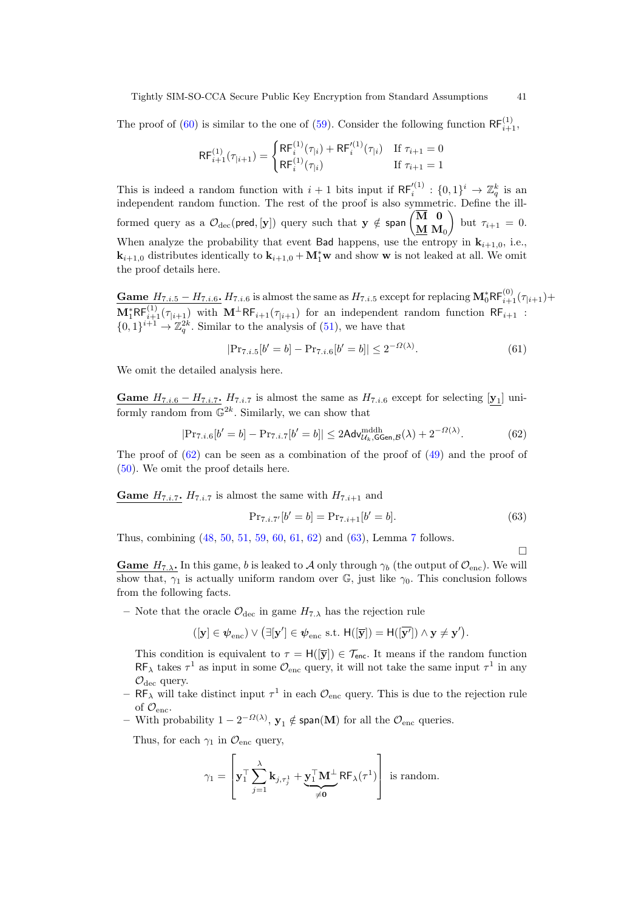The proof of (60) is similar to the one of (59). Consider the following function $\mathsf{RF}_{i+1}^{(1)}$,

$$\mathsf{RF}_{i+1}^{(1)}(\tau_{|i+1}) = \begin{cases} \mathsf{RF}_i^{(1)}(\tau_{|i}) + \mathsf{RF}_i'^{(1)}(\tau_{|i}) & \text{If } \tau_{i+1} = 0 \\ \mathsf{RF}_i^{(1)}(\tau_{|i}) & \text{If } \tau_{i+1} = 1 \end{cases}$$

This is indeed a random function with $i+1$ bits input if $\mathsf{RF}_i'^{(1)} : \{0,1\}^i \to \mathbb{Z}_q^k$ is an independent random function. The rest of the proof is also symmetric. Define the ill-formed query as a $\mathcal{O}_{\mathrm{dec}}(\mathsf{pred}, [\mathbf{y}])$ query such that $\mathbf{y} \notin \mathsf{span}\begin{pmatrix} \overline{\mathbf{M}} & \mathbf{0} \\ \underline{\mathbf{M}} & \mathbf{M}_0 \end{pmatrix}$ but $\tau_{i+1} = 0$. When analyze the probability that event $\mathsf{Bad}$ happens, use the entropy in $\mathbf{k}_{i+1,0}$, i.e., $\mathbf{k}_{i+1,0}$ distributes identically to $\mathbf{k}_{i+1,0} + \mathbf{M}_1^* \mathbf{w}$ and show $\mathbf{w}$ is not leaked at all. We omit the proof details here.

**Game $H_{7.i.5} - H_{7.i.6}$.** $H_{7.i.6}$ is almost the same as $H_{7.i.5}$ except for replacing $\mathbf{M}_0^* \mathsf{RF}_{i+1}^{(0)}(\tau_{|i+1}) + \mathbf{M}_1^* \mathsf{RF}_{i+1}^{(1)}(\tau_{|i+1})$ with $\mathbf{M}^\perp \mathsf{RF}_{i+1}(\tau_{|i+1})$ for an independent random function $\mathsf{RF}_{i+1} : \{0,1\}^{i+1} \to \mathbb{Z}_q^{2k}$. Similar to the analysis of (51), we have that

$$|\Pr_{7.i.5}[b' = b] - \Pr_{7.i.6}[b' = b]| \le 2^{-\Omega(\lambda)}. \tag{61}$$

We omit the detailed analysis here.

**Game $H_{7.i.6} - H_{7.i.7}$.** $H_{7.i.7}$ is almost the same as $H_{7.i.6}$ except for selecting $[\underline{\mathbf{y}_1}]$ uniformly random from $\mathbb{G}^{2k}$. Similarly, we can show that

$$|\Pr_{7.i.6}[b' = b] - \Pr_{7.i.7}[b' = b]| \le 2\mathsf{Adv}^{\mathrm{mddh}}_{\mathcal{U}_k, \mathsf{GGen}, \mathcal{B}}(\lambda) + 2^{-\Omega(\lambda)}. \tag{62}$$

The proof of (62) can be seen as a combination of the proof of (49) and the proof of (50). We omit the proof details here.

**Game $H_{7.i.7}$.** $H_{7.i.7}$ is almost the same with $H_{7.i+1}$ and

$$\Pr_{7.i.7'}[b' = b] = \Pr_{7.i+1}[b' = b]. \tag{63}$$

Thus, combining (48, 50, 51, 59, 60, 61, 62) and (63), Lemma 7 follows.

$\square$

**Game $H_{7.\lambda}$.** In this game, $b$ is leaked to $\mathcal{A}$ only through $\gamma_b$ (the output of $\mathcal{O}_{\mathrm{enc}}$). We will show that, $\gamma_1$ is actually uniform random over $\mathbb{G}$, just like $\gamma_0$. This conclusion follows from the following facts.

– Note that the oracle $\mathcal{O}_{\mathrm{dec}}$ in game $H_{7.\lambda}$ has the rejection rule

$$([\mathbf{y}] \in \boldsymbol{\psi}_{\mathrm{enc}}) \vee \left(\exists [\mathbf{y}'] \in \boldsymbol{\psi}_{\mathrm{enc}} \text{ s.t. } \mathsf{H}([\overline{\mathbf{y}}]) = \mathsf{H}([\overline{\mathbf{y}'}]) \wedge \mathbf{y} \ne \mathbf{y}'\right).$$

This condition is equivalent to $\tau = \mathsf{H}([\overline{\mathbf{y}}]) \in \mathcal{T}_{\mathsf{enc}}$. It means if the random function $\mathsf{RF}_\lambda$ takes $\tau^1$ as input in some $\mathcal{O}_{\mathrm{enc}}$ query, it will not take the same input $\tau^1$ in any $\mathcal{O}_{\mathrm{dec}}$ query.

– $\mathsf{RF}_\lambda$ will take distinct input $\tau^1$ in each $\mathcal{O}_{\mathrm{enc}}$ query. This is due to the rejection rule of $\mathcal{O}_{\mathrm{enc}}$.

– With probability $1 - 2^{-\Omega(\lambda)}$, $\underline{\mathbf{y}_1} \notin \mathsf{span}(\mathbf{M})$ for all the $\mathcal{O}_{\mathrm{enc}}$ queries.

Thus, for each $\gamma_1$ in $\mathcal{O}_{\mathrm{enc}}$ query,

$$\gamma_1 = \left[ \mathbf{y}_1^\top \sum_{j=1}^{\lambda} \mathbf{k}_{j,\tau_j^1} + \underbrace{\mathbf{y}_1^\top \mathbf{M}^\perp}_{\ne \mathbf{0}} \mathsf{RF}_\lambda(\tau^1) \right] \text{ is random.}$$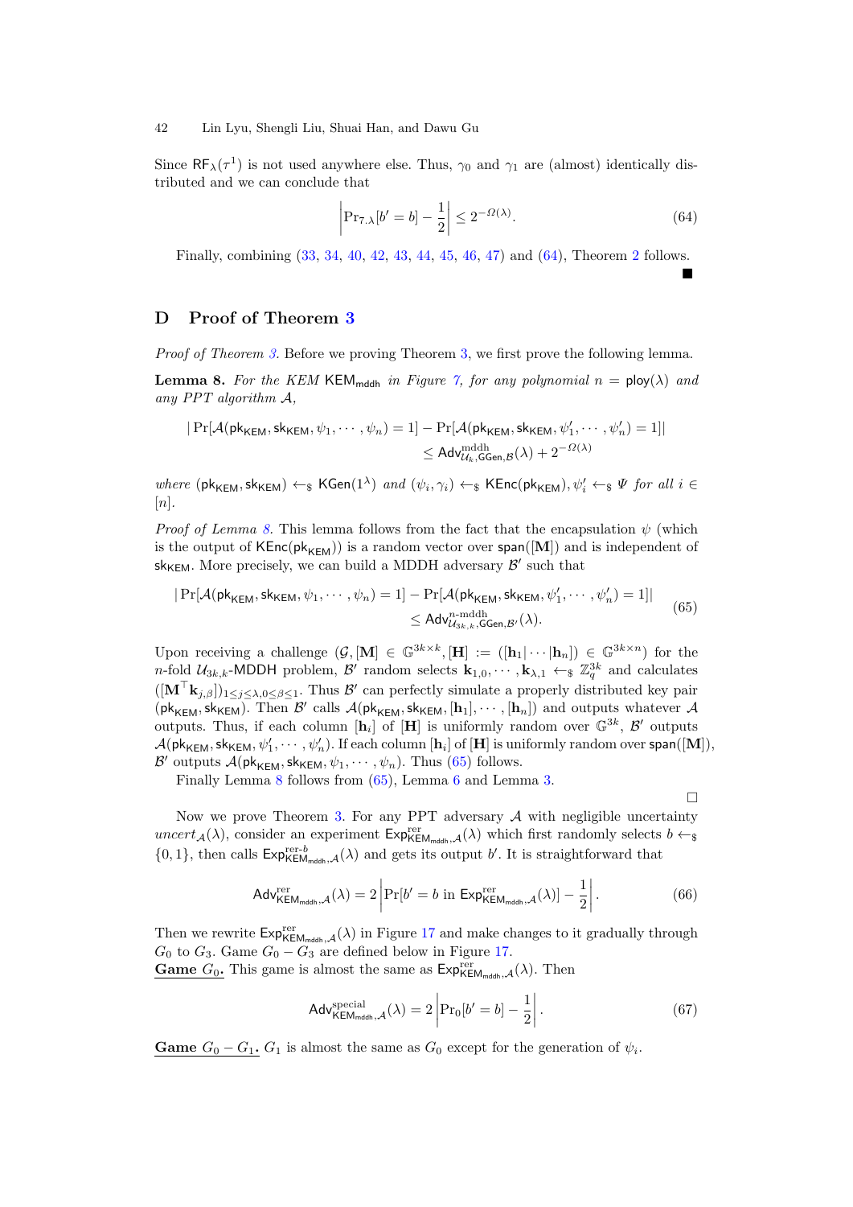Since $\mathsf{RF}_\lambda(\tau^1)$ is not used anywhere else. Thus, $\gamma_0$ and $\gamma_1$ are (almost) identically distributed and we can conclude that

$$\left|\Pr_{7.\lambda}[b'=b]-\frac{1}{2}\right| \le 2^{-\Omega(\lambda)}. \tag{64}$$

Finally, combining (33, 34, 40, 42, 43, 44, 45, 46, 47) and (64), Theorem 2 follows. ∎

## D Proof of Theorem 3

*Proof of Theorem 3.* Before we proving Theorem 3, we first prove the following lemma.

**Lemma 8.** *For the KEM $\mathsf{KEM}_{\mathsf{mddh}}$ in Figure 7, for any polynomial $n = \mathsf{ploy}(\lambda)$ and any PPT algorithm $\mathcal{A}$,*

$$\begin{aligned}|\Pr[\mathcal{A}(\mathsf{pk}_{\mathsf{KEM}},\mathsf{sk}_{\mathsf{KEM}},\psi_1,\cdots,\psi_n)=1]-\Pr[\mathcal{A}(\mathsf{pk}_{\mathsf{KEM}},\mathsf{sk}_{\mathsf{KEM}},\psi'_1,\cdots,\psi'_n)=1]|\\ \le \mathsf{Adv}^{\mathrm{mddh}}_{\mathcal{U}_k,\mathsf{GGen},\mathcal{B}}(\lambda)+2^{-\Omega(\lambda)}\end{aligned}$$

*where $(\mathsf{pk}_{\mathsf{KEM}},\mathsf{sk}_{\mathsf{KEM}}) \leftarrow_\$ \mathsf{KGen}(1^\lambda)$ and $(\psi_i,\gamma_i) \leftarrow_\$ \mathsf{KEnc}(\mathsf{pk}_{\mathsf{KEM}})$, $\psi'_i \leftarrow_\$ \Psi$ for all $i \in [n]$.*

*Proof of Lemma 8.* This lemma follows from the fact that the encapsulation $\psi$ (which is the output of $\mathsf{KEnc}(\mathsf{pk}_{\mathsf{KEM}})$) is a random vector over $\mathsf{span}([\mathbf{M}])$ and is independent of $\mathsf{sk}_{\mathsf{KEM}}$. More precisely, we can build a MDDH adversary $\mathcal{B}'$ such that

$$\begin{aligned}|\Pr[\mathcal{A}(\mathsf{pk}_{\mathsf{KEM}},\mathsf{sk}_{\mathsf{KEM}},\psi_1,\cdots,\psi_n)=1]-\Pr[\mathcal{A}(\mathsf{pk}_{\mathsf{KEM}},\mathsf{sk}_{\mathsf{KEM}},\psi'_1,\cdots,\psi'_n)=1]|\\ \le \mathsf{Adv}^{n\text{-mddh}}_{\mathcal{U}_{3k,k},\mathsf{GGen},\mathcal{B}'}(\lambda).\end{aligned} \tag{65}$$

Upon receiving a challenge $(\mathcal{G},[\mathbf{M}] \in \mathbb{G}^{3k\times k},[\mathbf{H}] := ([\mathbf{h}_1|\cdots|\mathbf{h}_n]) \in \mathbb{G}^{3k\times n})$ for the $n$-fold $\mathcal{U}_{3k,k}$-MDDH problem, $\mathcal{B}'$ random selects $\mathbf{k}_{1,0},\cdots,\mathbf{k}_{\lambda,1} \leftarrow_\$ \mathbb{Z}_q^{3k}$ and calculates $([\mathbf{M}^\top\mathbf{k}_{j,\beta}])_{1\le j\le\lambda,0\le\beta\le 1}$. Thus $\mathcal{B}'$ can perfectly simulate a properly distributed key pair $(\mathsf{pk}_{\mathsf{KEM}},\mathsf{sk}_{\mathsf{KEM}})$. Then $\mathcal{B}'$ calls $\mathcal{A}(\mathsf{pk}_{\mathsf{KEM}},\mathsf{sk}_{\mathsf{KEM}},[\mathbf{h}_1],\cdots,[\mathbf{h}_n])$ and outputs whatever $\mathcal{A}$ outputs. Thus, if each column $[\mathbf{h}_i]$ of $[\mathbf{H}]$ is uniformly random over $\mathbb{G}^{3k}$, $\mathcal{B}'$ outputs $\mathcal{A}(\mathsf{pk}_{\mathsf{KEM}},\mathsf{sk}_{\mathsf{KEM}},\psi'_1,\cdots,\psi'_n)$. If each column $[\mathbf{h}_i]$ of $[\mathbf{H}]$ is uniformly random over $\mathsf{span}([\mathbf{M}])$, $\mathcal{B}'$ outputs $\mathcal{A}(\mathsf{pk}_{\mathsf{KEM}},\mathsf{sk}_{\mathsf{KEM}},\psi_1,\cdots,\psi_n)$. Thus (65) follows.

Finally Lemma 8 follows from (65), Lemma 6 and Lemma 3. □

Now we prove Theorem 3. For any PPT adversary $\mathcal{A}$ with negligible uncertainty $uncert_{\mathcal{A}}(\lambda)$, consider an experiment $\mathsf{Exp}^{\mathrm{rer}}_{\mathsf{KEM}_{\mathsf{mddh}},\mathcal{A}}(\lambda)$ which first randomly selects $b \leftarrow_\$ \{0,1\}$, then calls $\mathsf{Exp}^{\mathrm{rer}\text{-}b}_{\mathsf{KEM}_{\mathsf{mddh}},\mathcal{A}}(\lambda)$ and gets its output $b'$. It is straightforward that

$$\mathsf{Adv}^{\mathrm{rer}}_{\mathsf{KEM}_{\mathsf{mddh}},\mathcal{A}}(\lambda) = 2\left|\Pr[b'=b \text{ in } \mathsf{Exp}^{\mathrm{rer}}_{\mathsf{KEM}_{\mathsf{mddh}},\mathcal{A}}(\lambda)]-\frac{1}{2}\right|. \tag{66}$$

Then we rewrite $\mathsf{Exp}^{\mathrm{rer}}_{\mathsf{KEM}_{\mathsf{mddh}},\mathcal{A}}(\lambda)$ in Figure 17 and make changes to it gradually through $G_0$ to $G_3$. Game $G_0 - G_3$ are defined below in Figure 17.

**<u>Game $G_0$.</u>** This game is almost the same as $\mathsf{Exp}^{\mathrm{rer}}_{\mathsf{KEM}_{\mathsf{mddh}},\mathcal{A}}(\lambda)$. Then

$$\mathsf{Adv}^{\mathrm{special}}_{\mathsf{KEM}_{\mathsf{mddh}},\mathcal{A}}(\lambda) = 2\left|\Pr_0[b'=b]-\frac{1}{2}\right|. \tag{67}$$

**<u>Game $G_0 - G_1$.</u>** $G_1$ is almost the same as $G_0$ except for the generation of $\psi_i$.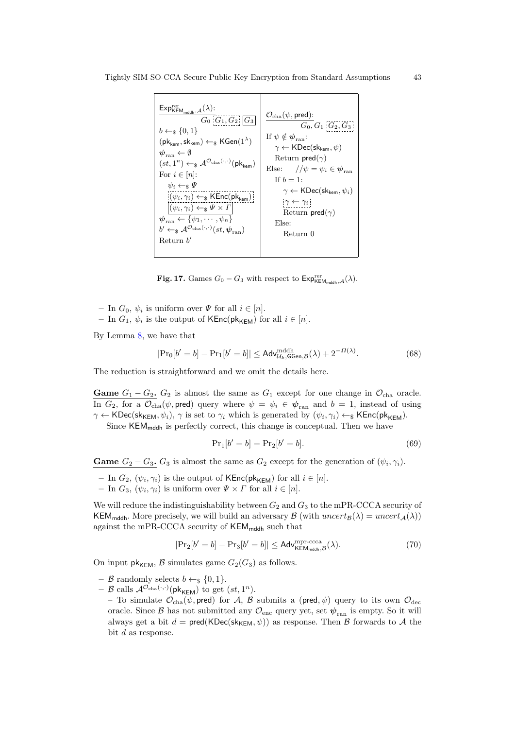| $\mathsf{Exp}^{\mathrm{rer}}_{\mathsf{KEM}_{\mathsf{mddh}},\mathcal{A}}(\lambda)$: $G_0$ [$G_1, G_2$] [$G_3$] | $\mathcal{O}_{\mathrm{cha}}(\psi, \mathsf{pred})$: $G_0, G_1$ [$G_2, G_3$] |
| --- | --- |
| $b \leftarrow_\$ \{0,1\}$ | If $\psi \notin \boldsymbol{\psi}_{\mathrm{ran}}$: |
| $(\mathsf{pk}_{\mathsf{kem}}, \mathsf{sk}_{\mathsf{kem}}) \leftarrow_\$ \mathsf{KGen}(1^\lambda)$ | $\quad\gamma \leftarrow \mathsf{KDec}(\mathsf{sk}_{\mathsf{kem}}, \psi)$ |
| $\boldsymbol{\psi}_{\mathrm{ran}} \leftarrow \emptyset$ | $\quad$Return $\mathsf{pred}(\gamma)$ |
| $(st, 1^n) \leftarrow_\$ \mathcal{A}^{\mathcal{O}_{\mathrm{cha}}(\cdot,\cdot)}(\mathsf{pk}_{\mathsf{kem}})$ | Else: $\quad // \psi = \psi_i \in \boldsymbol{\psi}_{\mathrm{ran}}$ |
| For $i \in [n]$: | $\quad$If $b = 1$: |
| $\quad\psi_i \leftarrow_\$ \Psi$ | $\quad\quad\gamma \leftarrow \mathsf{KDec}(\mathsf{sk}_{\mathsf{kem}}, \psi_i)$ |
| $\quad$[$(\psi_i, \gamma_i) \leftarrow_\$ \mathsf{KEnc}(\mathsf{pk}_{\mathsf{kem}})$] | $\quad\quad$[$\gamma \leftarrow \gamma_i$] |
| $\quad$[$(\psi_i, \gamma_i) \leftarrow_\$ \Psi \times \Gamma$] | $\quad\quad$Return $\mathsf{pred}(\gamma)$ |
| $\boldsymbol{\psi}_{\mathrm{ran}} \leftarrow \{\psi_1, \cdots, \psi_n\}$ | $\quad$Else: |
| $b' \leftarrow_\$ \mathcal{A}^{\mathcal{O}_{\mathrm{cha}}(\cdot,\cdot)}(st, \boldsymbol{\psi}_{\mathrm{ran}})$ | $\quad\quad$Return 0 |
| Return $b'$ | |

**Fig. 17.** Games $G_0 - G_3$ with respect to $\mathsf{Exp}^{\mathrm{rer}}_{\mathsf{KEM}_{\mathsf{mddh}},\mathcal{A}}(\lambda)$.

- In $G_0$, $\psi_i$ is uniform over $\Psi$ for all $i \in [n]$.
- In $G_1$, $\psi_i$ is the output of $\mathsf{KEnc}(\mathsf{pk}_{\mathsf{KEM}})$ for all $i \in [n]$.

By Lemma 8, we have that

$$|\Pr_0[b' = b] - \Pr_1[b' = b]| \leq \mathsf{Adv}^{\mathrm{mddh}}_{\mathcal{U}_k,\mathsf{GGen},\mathcal{B}}(\lambda) + 2^{-\Omega(\lambda)}. \tag{68}$$

The reduction is straightforward and we omit the details here.

**Game $G_1 - G_2$.** $G_2$ is almost the same as $G_1$ except for one change in $\mathcal{O}_{\mathrm{cha}}$ oracle. In $G_2$, for a $\mathcal{O}_{\mathrm{cha}}(\psi, \mathsf{pred})$ query where $\psi = \psi_i \in \boldsymbol{\psi}_{\mathrm{ran}}$ and $b = 1$, instead of using $\gamma \leftarrow \mathsf{KDec}(\mathsf{sk}_{\mathsf{KEM}}, \psi_i)$, $\gamma$ is set to $\gamma_i$ which is generated by $(\psi_i, \gamma_i) \leftarrow_\$ \mathsf{KEnc}(\mathsf{pk}_{\mathsf{KEM}})$.

Since $\mathsf{KEM}_{\mathsf{mddh}}$ is perfectly correct, this change is conceptual. Then we have

$$\Pr_1[b' = b] = \Pr_2[b' = b]. \tag{69}$$

**Game $G_2 - G_3$.** $G_3$ is almost the same as $G_2$ except for the generation of $(\psi_i, \gamma_i)$.

- In $G_2$, $(\psi_i, \gamma_i)$ is the output of $\mathsf{KEnc}(\mathsf{pk}_{\mathsf{KEM}})$ for all $i \in [n]$.
- In $G_3$, $(\psi_i, \gamma_i)$ is uniform over $\Psi \times \Gamma$ for all $i \in [n]$.

We will reduce the indistinguishability between $G_2$ and $G_3$ to the mPR-CCCA security of $\mathsf{KEM}_{\mathsf{mddh}}$. More precisely, we will build an adversary $\mathcal{B}$ (with $uncert_{\mathcal{B}}(\lambda) = uncert_{\mathcal{A}}(\lambda)$) against the mPR-CCCA security of $\mathsf{KEM}_{\mathsf{mddh}}$ such that

$$|\Pr_2[b' = b] - \Pr_3[b' = b]| \leq \mathsf{Adv}^{\mathrm{mpr\text{-}ccca}}_{\mathsf{KEM}_{\mathsf{mddh}},\mathcal{B}}(\lambda). \tag{70}$$

On input $\mathsf{pk}_{\mathsf{KEM}}$, $\mathcal{B}$ simulates game $G_2(G_3)$ as follows.

- $\mathcal{B}$ randomly selects $b \leftarrow_\$ \{0,1\}$.
- $\mathcal{B}$ calls $\mathcal{A}^{\mathcal{O}_{\mathrm{cha}}(\cdot,\cdot)}(\mathsf{pk}_{\mathsf{KEM}})$ to get $(st, 1^n)$.
  - To simulate $\mathcal{O}_{\mathrm{cha}}(\psi, \mathsf{pred})$ for $\mathcal{A}$, $\mathcal{B}$ submits a $(\mathsf{pred}, \psi)$ query to its own $\mathcal{O}_{\mathrm{dec}}$ oracle. Since $\mathcal{B}$ has not submitted any $\mathcal{O}_{\mathrm{enc}}$ query yet, set $\boldsymbol{\psi}_{\mathrm{ran}}$ is empty. So it will always get a bit $d = \mathsf{pred}(\mathsf{KDec}(\mathsf{sk}_{\mathsf{KEM}}, \psi))$ as response. Then $\mathcal{B}$ forwards to $\mathcal{A}$ the bit $d$ as response.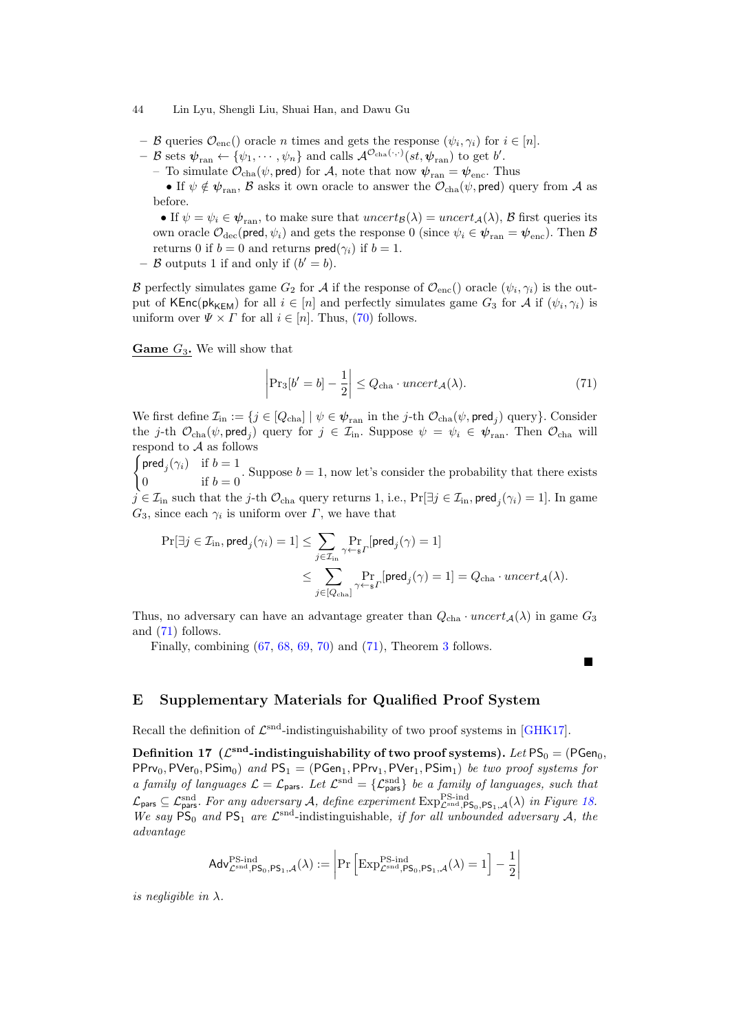– $\mathcal{B}$ queries $\mathcal{O}_{\text{enc}}()$ oracle $n$ times and gets the response $(\psi_i, \gamma_i)$ for $i \in [n]$.
– $\mathcal{B}$ sets $\boldsymbol{\psi}_{\text{ran}} \leftarrow \{\psi_1, \cdots, \psi_n\}$ and calls $\mathcal{A}^{\mathcal{O}_{\text{cha}}(\cdot,\cdot)}(st, \boldsymbol{\psi}_{\text{ran}})$ to get $b'$.
  – To simulate $\mathcal{O}_{\text{cha}}(\psi, \mathsf{pred})$ for $\mathcal{A}$, note that now $\boldsymbol{\psi}_{\text{ran}} = \boldsymbol{\psi}_{\text{enc}}$. Thus
    • If $\psi \notin \boldsymbol{\psi}_{\text{ran}}$, $\mathcal{B}$ asks it own oracle to answer the $\mathcal{O}_{\text{cha}}(\psi, \mathsf{pred})$ query from $\mathcal{A}$ as before.
    • If $\psi = \psi_i \in \boldsymbol{\psi}_{\text{ran}}$, to make sure that $uncert_{\mathcal{B}}(\lambda) = uncert_{\mathcal{A}}(\lambda)$, $\mathcal{B}$ first queries its own oracle $\mathcal{O}_{\text{dec}}(\mathsf{pred}, \psi_i)$ and gets the response 0 (since $\psi_i \in \boldsymbol{\psi}_{\text{ran}} = \boldsymbol{\psi}_{\text{enc}}$). Then $\mathcal{B}$ returns 0 if $b = 0$ and returns $\mathsf{pred}(\gamma_i)$ if $b = 1$.
– $\mathcal{B}$ outputs 1 if and only if $(b' = b)$.

$\mathcal{B}$ perfectly simulates game $G_2$ for $\mathcal{A}$ if the response of $\mathcal{O}_{\text{enc}}()$ oracle $(\psi_i, \gamma_i)$ is the output of $\mathsf{KEnc}(\mathsf{pk}_{\mathsf{KEM}})$ for all $i \in [n]$ and perfectly simulates game $G_3$ for $\mathcal{A}$ if $(\psi_i, \gamma_i)$ is uniform over $\Psi \times \Gamma$ for all $i \in [n]$. Thus, (70) follows.

**Game $G_3$.** We will show that

$$\left|\Pr_3[b' = b] - \frac{1}{2}\right| \leq Q_{\text{cha}} \cdot uncert_{\mathcal{A}}(\lambda). \tag{71}$$

We first define $\mathcal{I}_{\text{in}} := \{j \in [Q_{\text{cha}}] \mid \psi \in \boldsymbol{\psi}_{\text{ran}} \text{ in the } j\text{-th } \mathcal{O}_{\text{cha}}(\psi, \mathsf{pred}_j) \text{ query}\}$. Consider the $j$-th $\mathcal{O}_{\text{cha}}(\psi, \mathsf{pred}_j)$ query for $j \in \mathcal{I}_{\text{in}}$. Suppose $\psi = \psi_i \in \boldsymbol{\psi}_{\text{ran}}$. Then $\mathcal{O}_{\text{cha}}$ will respond to $\mathcal{A}$ as follows
$\begin{cases} \mathsf{pred}_j(\gamma_i) & \text{if } b = 1 \\ 0 & \text{if } b = 0 \end{cases}$. Suppose $b = 1$, now let's consider the probability that there exists $j \in \mathcal{I}_{\text{in}}$ such that the $j$-th $\mathcal{O}_{\text{cha}}$ query returns 1, i.e., $\Pr[\exists j \in \mathcal{I}_{\text{in}}, \mathsf{pred}_j(\gamma_i) = 1]$. In game $G_3$, since each $\gamma_i$ is uniform over $\Gamma$, we have that

$$\begin{aligned}
\Pr[\exists j \in \mathcal{I}_{\text{in}}, \mathsf{pred}_j(\gamma_i) = 1] &\leq \sum_{j \in \mathcal{I}_{\text{in}}} \Pr_{\gamma \leftarrow_\$ \Gamma}[\mathsf{pred}_j(\gamma) = 1] \\
&\leq \sum_{j \in [Q_{\text{cha}}]} \Pr_{\gamma \leftarrow_\$ \Gamma}[\mathsf{pred}_j(\gamma) = 1] = Q_{\text{cha}} \cdot uncert_{\mathcal{A}}(\lambda).
\end{aligned}$$

Thus, no adversary can have an advantage greater than $Q_{\text{cha}} \cdot uncert_{\mathcal{A}}(\lambda)$ in game $G_3$ and (71) follows.

Finally, combining (67, 68, 69, 70) and (71), Theorem 3 follows. ∎

## E Supplementary Materials for Qualified Proof System

Recall the definition of $\mathcal{L}^{\text{snd}}$-indistinguishability of two proof systems in [GHK17].

**Definition 17** **($\mathcal{L}^{\text{snd}}$-indistinguishability of two proof systems).** *Let $\mathsf{PS}_0 = (\mathsf{PGen}_0, \mathsf{PPrv}_0, \mathsf{PVer}_0, \mathsf{PSim}_0)$ and $\mathsf{PS}_1 = (\mathsf{PGen}_1, \mathsf{PPrv}_1, \mathsf{PVer}_1, \mathsf{PSim}_1)$ be two proof systems for a family of languages $\mathcal{L} = \mathcal{L}_{\mathsf{pars}}$. Let $\mathcal{L}^{\text{snd}} = \{\mathcal{L}^{\text{snd}}_{\mathsf{pars}}\}$ be a family of languages, such that $\mathcal{L}_{\mathsf{pars}} \subseteq \mathcal{L}^{\text{snd}}_{\mathsf{pars}}$. For any adversary $\mathcal{A}$, define experiment $\text{Exp}^{\text{PS-ind}}_{\mathcal{L}^{\text{snd}},\mathsf{PS}_0,\mathsf{PS}_1,\mathcal{A}}(\lambda)$ in Figure 18. We say $\mathsf{PS}_0$ and $\mathsf{PS}_1$ are $\mathcal{L}^{\text{snd}}$-indistinguishable, if for all unbounded adversary $\mathcal{A}$, the advantage*

$$\mathsf{Adv}^{\text{PS-ind}}_{\mathcal{L}^{\text{snd}},\mathsf{PS}_0,\mathsf{PS}_1,\mathcal{A}}(\lambda) := \left|\Pr\left[\text{Exp}^{\text{PS-ind}}_{\mathcal{L}^{\text{snd}},\mathsf{PS}_0,\mathsf{PS}_1,\mathcal{A}}(\lambda) = 1\right] - \frac{1}{2}\right|$$

*is negligible in $\lambda$.*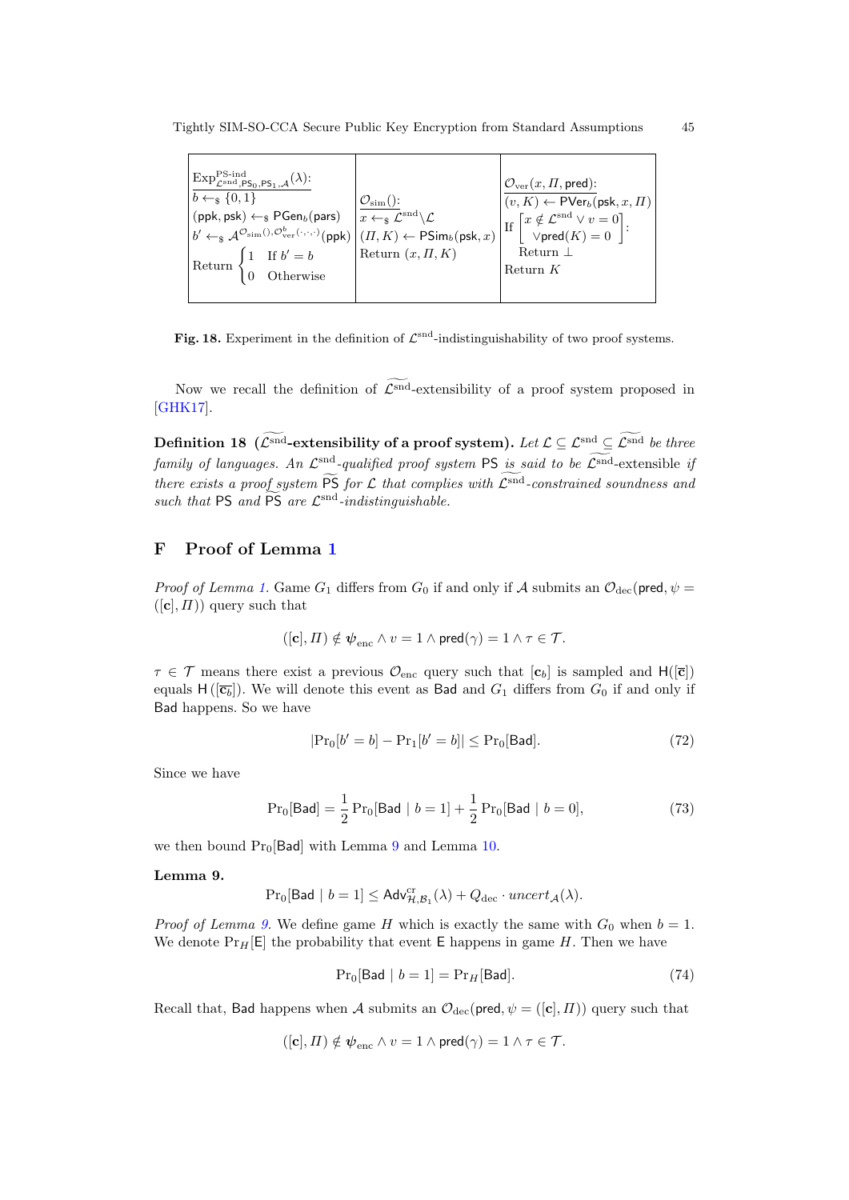| $\mathrm{Exp}^{\text{PS-ind}}_{\mathcal{L}^{\text{snd}},\mathsf{PS}_0,\mathsf{PS}_1,\mathcal{A}}(\lambda)$: | $\mathcal{O}_{\text{sim}}()$: | $\mathcal{O}_{\text{ver}}(x,\Pi,\mathsf{pred})$: |
|---|---|---|
| $b \leftarrow_\$ \{0,1\}$ <br> $(\mathsf{ppk},\mathsf{psk}) \leftarrow_\$ \mathsf{PGen}_b(\mathsf{pars})$ <br> $b' \leftarrow_\$ \mathcal{A}^{\mathcal{O}_{\text{sim}}(),\mathcal{O}^b_{\text{ver}}(\cdot,\cdot,\cdot)}(\mathsf{ppk})$ <br> Return $\begin{cases}1 & \text{If } b'=b\\ 0 & \text{Otherwise}\end{cases}$ | $x \leftarrow_\$ \mathcal{L}^{\text{snd}}\backslash\mathcal{L}$ <br> $(\Pi,K) \leftarrow \mathsf{PSim}_b(\mathsf{psk},x)$ <br> Return $(x,\Pi,K)$ | $(v,K) \leftarrow \mathsf{PVer}_b(\mathsf{psk},x,\Pi)$ <br> If $\begin{bmatrix} x \notin \mathcal{L}^{\text{snd}} \vee v=0 \\ \vee \mathsf{pred}(K)=0 \end{bmatrix}$: <br> Return $\perp$ <br> Return $K$ |

**Fig. 18.** Experiment in the definition of $\mathcal{L}^{\text{snd}}$-indistinguishability of two proof systems.

Now we recall the definition of $\widetilde{\mathcal{L}^{\text{snd}}}$-extensibility of a proof system proposed in [GHK17].

**Definition 18 ($\widetilde{\mathcal{L}^{\text{snd}}}$-extensibility of a proof system).** *Let $\mathcal{L} \subseteq \mathcal{L}^{\text{snd}} \subseteq \widetilde{\mathcal{L}^{\text{snd}}}$ be three family of languages. An $\mathcal{L}^{\text{snd}}$-qualified proof system $\mathsf{PS}$ is said to be $\widetilde{\mathcal{L}^{\text{snd}}}$-extensible if there exists a proof system $\widetilde{\mathsf{PS}}$ for $\mathcal{L}$ that complies with $\widetilde{\mathcal{L}^{\text{snd}}}$-constrained soundness and such that $\mathsf{PS}$ and $\widetilde{\mathsf{PS}}$ are $\mathcal{L}^{\text{snd}}$-indistinguishable.*

# F Proof of Lemma 1

*Proof of Lemma 1.* Game $G_1$ differs from $G_0$ if and only if $\mathcal{A}$ submits an $\mathcal{O}_{\text{dec}}(\mathsf{pred},\psi = ([\mathbf{c}],\Pi))$ query such that

$$([\mathbf{c}],\Pi) \notin \boldsymbol{\psi}_{\text{enc}} \wedge v = 1 \wedge \mathsf{pred}(\gamma) = 1 \wedge \tau \in \mathcal{T}.$$

$\tau \in \mathcal{T}$ means there exist a previous $\mathcal{O}_{\text{enc}}$ query such that $[\mathbf{c}_b]$ is sampled and $\mathsf{H}([\mathbf{c}])$ equals $\mathsf{H}([\overline{\mathbf{c}_b}])$. We will denote this event as $\mathsf{Bad}$ and $G_1$ differs from $G_0$ if and only if $\mathsf{Bad}$ happens. So we have

$$|\Pr_0[b'=b] - \Pr_1[b'=b]| \leq \Pr_0[\mathsf{Bad}]. \tag{72}$$

Since we have

$$\Pr_0[\mathsf{Bad}] = \frac{1}{2}\Pr_0[\mathsf{Bad} \mid b=1] + \frac{1}{2}\Pr_0[\mathsf{Bad} \mid b=0], \tag{73}$$

we then bound $\Pr_0[\mathsf{Bad}]$ with Lemma 9 and Lemma 10.

**Lemma 9.**

$$\Pr_0[\mathsf{Bad} \mid b=1] \leq \mathsf{Adv}^{\text{cr}}_{\mathcal{H},\mathcal{B}_1}(\lambda) + Q_{\text{dec}} \cdot uncert_{\mathcal{A}}(\lambda).$$

*Proof of Lemma 9.* We define game $H$ which is exactly the same with $G_0$ when $b=1$. We denote $\Pr_H[\mathsf{E}]$ the probability that event $\mathsf{E}$ happens in game $H$. Then we have

$$\Pr_0[\mathsf{Bad} \mid b=1] = \Pr_H[\mathsf{Bad}]. \tag{74}$$

Recall that, $\mathsf{Bad}$ happens when $\mathcal{A}$ submits an $\mathcal{O}_{\text{dec}}(\mathsf{pred},\psi = ([\mathbf{c}],\Pi))$ query such that

$$([\mathbf{c}],\Pi) \notin \boldsymbol{\psi}_{\text{enc}} \wedge v = 1 \wedge \mathsf{pred}(\gamma) = 1 \wedge \tau \in \mathcal{T}.$$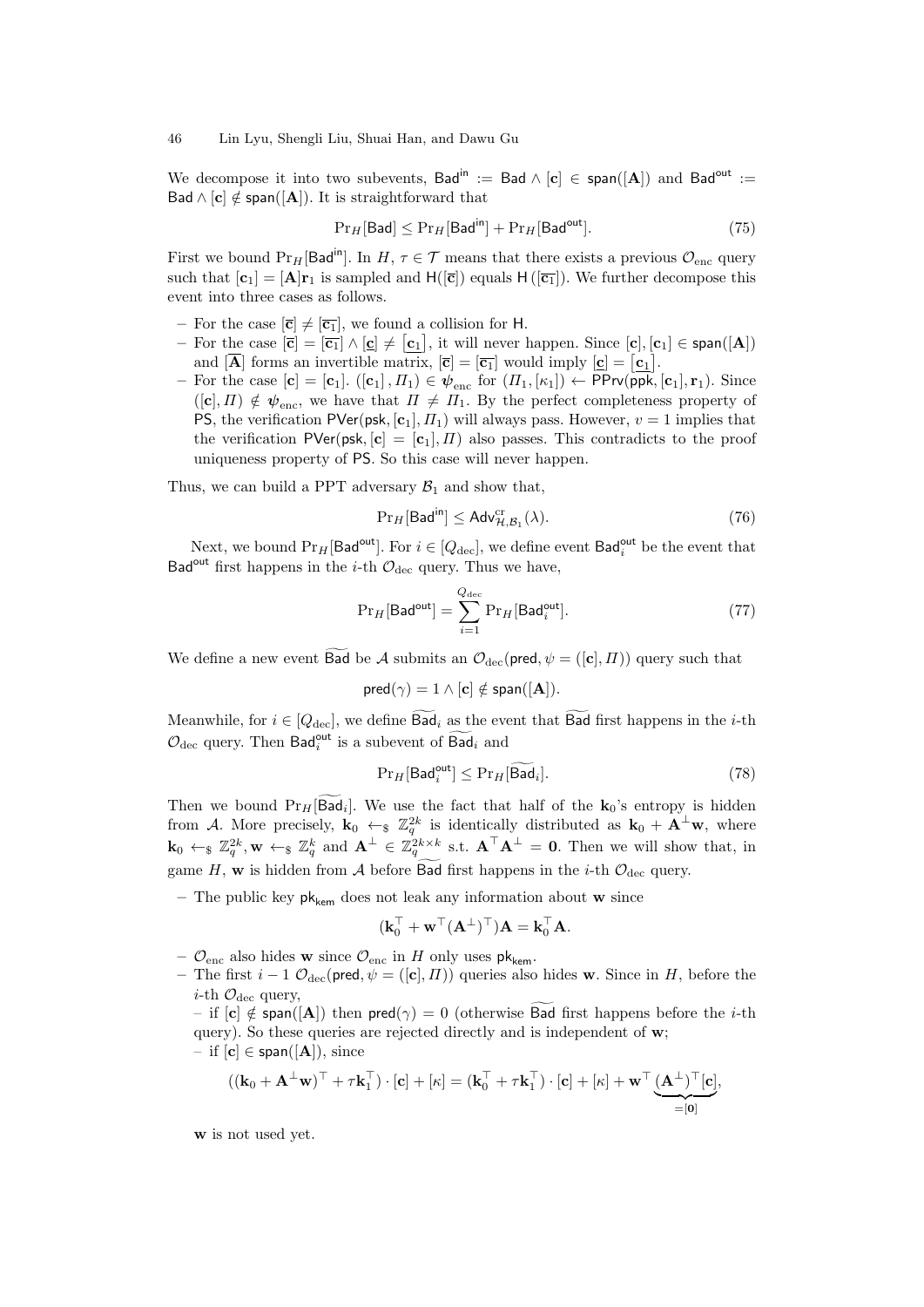We decompose it into two subevents, $\mathsf{Bad}^{\mathsf{in}} := \mathsf{Bad} \wedge [\mathbf{c}] \in \mathsf{span}([\mathbf{A}])$ and $\mathsf{Bad}^{\mathsf{out}} := \mathsf{Bad} \wedge [\mathbf{c}] \notin \mathsf{span}([\mathbf{A}])$. It is straightforward that

$$\Pr_H[\mathsf{Bad}] \le \Pr_H[\mathsf{Bad}^{\mathsf{in}}] + \Pr_H[\mathsf{Bad}^{\mathsf{out}}]. \tag{75}$$

First we bound $\Pr_H[\mathsf{Bad}^{\mathsf{in}}]$. In $H$, $\tau \in \mathcal{T}$ means that there exists a previous $\mathcal{O}_{\mathrm{enc}}$ query such that $[\mathbf{c}_1] = [\mathbf{A}]\mathbf{r}_1$ is sampled and $\mathsf{H}([\overline{\mathbf{c}}])$ equals $\mathsf{H}([\overline{\mathbf{c}_1}])$. We further decompose this event into three cases as follows.

- For the case $[\overline{\mathbf{c}}] \neq [\overline{\mathbf{c}_1}]$, we found a collision for $\mathsf{H}$.
- For the case $[\overline{\mathbf{c}}] = [\overline{\mathbf{c}_1}] \wedge [\underline{\mathbf{c}}] \neq [\underline{\mathbf{c}_1}]$, it will never happen. Since $[\mathbf{c}], [\mathbf{c}_1] \in \mathsf{span}([\mathbf{A}])$ and $[\overline{\mathbf{A}}]$ forms an invertible matrix, $[\overline{\mathbf{c}}] = [\overline{\mathbf{c}_1}]$ would imply $[\underline{\mathbf{c}}] = [\underline{\mathbf{c}_1}]$.
- For the case $[\mathbf{c}] = [\mathbf{c}_1]$. $([\mathbf{c}_1], \Pi_1) \in \boldsymbol{\psi}_{\mathrm{enc}}$ for $(\Pi_1, [\kappa_1]) \leftarrow \mathsf{PPrv}(\mathsf{ppk}, [\mathbf{c}_1], \mathbf{r}_1)$. Since $([\mathbf{c}], \Pi) \notin \boldsymbol{\psi}_{\mathrm{enc}}$, we have that $\Pi \neq \Pi_1$. By the perfect completeness property of $\mathsf{PS}$, the verification $\mathsf{PVer}(\mathsf{psk}, [\mathbf{c}_1], \Pi_1)$ will always pass. However, $v = 1$ implies that the verification $\mathsf{PVer}(\mathsf{psk}, [\mathbf{c}] = [\mathbf{c}_1], \Pi)$ also passes. This contradicts to the proof uniqueness property of $\mathsf{PS}$. So this case will never happen.

Thus, we can build a PPT adversary $\mathcal{B}_1$ and show that,

$$\Pr_H[\mathsf{Bad}^{\mathsf{in}}] \le \mathsf{Adv}^{\mathrm{cr}}_{\mathcal{H},\mathcal{B}_1}(\lambda). \tag{76}$$

Next, we bound $\Pr_H[\mathsf{Bad}^{\mathsf{out}}]$. For $i \in [Q_{\mathrm{dec}}]$, we define event $\mathsf{Bad}^{\mathsf{out}}_i$ be the event that $\mathsf{Bad}^{\mathsf{out}}$ first happens in the $i$-th $\mathcal{O}_{\mathrm{dec}}$ query. Thus we have,

$$\Pr_H[\mathsf{Bad}^{\mathsf{out}}] = \sum_{i=1}^{Q_{\mathrm{dec}}} \Pr_H[\mathsf{Bad}^{\mathsf{out}}_i]. \tag{77}$$

We define a new event $\widetilde{\mathsf{Bad}}$ be $\mathcal{A}$ submits an $\mathcal{O}_{\mathrm{dec}}(\mathsf{pred}, \psi = ([\mathbf{c}], \Pi))$ query such that

$$\mathsf{pred}(\gamma) = 1 \wedge [\mathbf{c}] \notin \mathsf{span}([\mathbf{A}]).$$

Meanwhile, for $i \in [Q_{\mathrm{dec}}]$, we define $\widetilde{\mathsf{Bad}}_i$ as the event that $\widetilde{\mathsf{Bad}}$ first happens in the $i$-th $\mathcal{O}_{\mathrm{dec}}$ query. Then $\mathsf{Bad}^{\mathsf{out}}_i$ is a subevent of $\widetilde{\mathsf{Bad}}_i$ and

$$\Pr_H[\mathsf{Bad}^{\mathsf{out}}_i] \le \Pr_H[\widetilde{\mathsf{Bad}}_i]. \tag{78}$$

Then we bound $\Pr_H[\widetilde{\mathsf{Bad}}_i]$. We use the fact that half of the $\mathbf{k}_0$'s entropy is hidden from $\mathcal{A}$. More precisely, $\mathbf{k}_0 \leftarrow_\$ \mathbb{Z}_q^{2k}$ is identically distributed as $\mathbf{k}_0 + \mathbf{A}^\perp \mathbf{w}$, where $\mathbf{k}_0 \leftarrow_\$ \mathbb{Z}_q^{2k}, \mathbf{w} \leftarrow_\$ \mathbb{Z}_q^k$ and $\mathbf{A}^\perp \in \mathbb{Z}_q^{2k \times k}$ s.t. $\mathbf{A}^\top \mathbf{A}^\perp = \mathbf{0}$. Then we will show that, in game $H$, $\mathbf{w}$ is hidden from $\mathcal{A}$ before $\widetilde{\mathsf{Bad}}$ first happens in the $i$-th $\mathcal{O}_{\mathrm{dec}}$ query.

- The public key $\mathsf{pk}_{\mathsf{kem}}$ does not leak any information about $\mathbf{w}$ since

$$(\mathbf{k}_0^\top + \mathbf{w}^\top (\mathbf{A}^\perp)^\top)\mathbf{A} = \mathbf{k}_0^\top \mathbf{A}.$$

- $\mathcal{O}_{\mathrm{enc}}$ also hides $\mathbf{w}$ since $\mathcal{O}_{\mathrm{enc}}$ in $H$ only uses $\mathsf{pk}_{\mathsf{kem}}$.
- The first $i-1$ $\mathcal{O}_{\mathrm{dec}}(\mathsf{pred}, \psi = ([\mathbf{c}], \Pi))$ queries also hides $\mathbf{w}$. Since in $H$, before the $i$-th $\mathcal{O}_{\mathrm{dec}}$ query,
  - if $[\mathbf{c}] \notin \mathsf{span}([\mathbf{A}])$ then $\mathsf{pred}(\gamma) = 0$ (otherwise $\widetilde{\mathsf{Bad}}$ first happens before the $i$-th query). So these queries are rejected directly and is independent of $\mathbf{w}$;
  - if $[\mathbf{c}] \in \mathsf{span}([\mathbf{A}])$, since

$$((\mathbf{k}_0 + \mathbf{A}^\perp \mathbf{w})^\top + \tau \mathbf{k}_1^\top) \cdot [\mathbf{c}] + [\kappa] = (\mathbf{k}_0^\top + \tau \mathbf{k}_1^\top) \cdot [\mathbf{c}] + [\kappa] + \mathbf{w}^\top \underbrace{(\mathbf{A}^\perp)^\top [\mathbf{c}]}_{=[\mathbf{0}]},$$

  $\mathbf{w}$ is not used yet.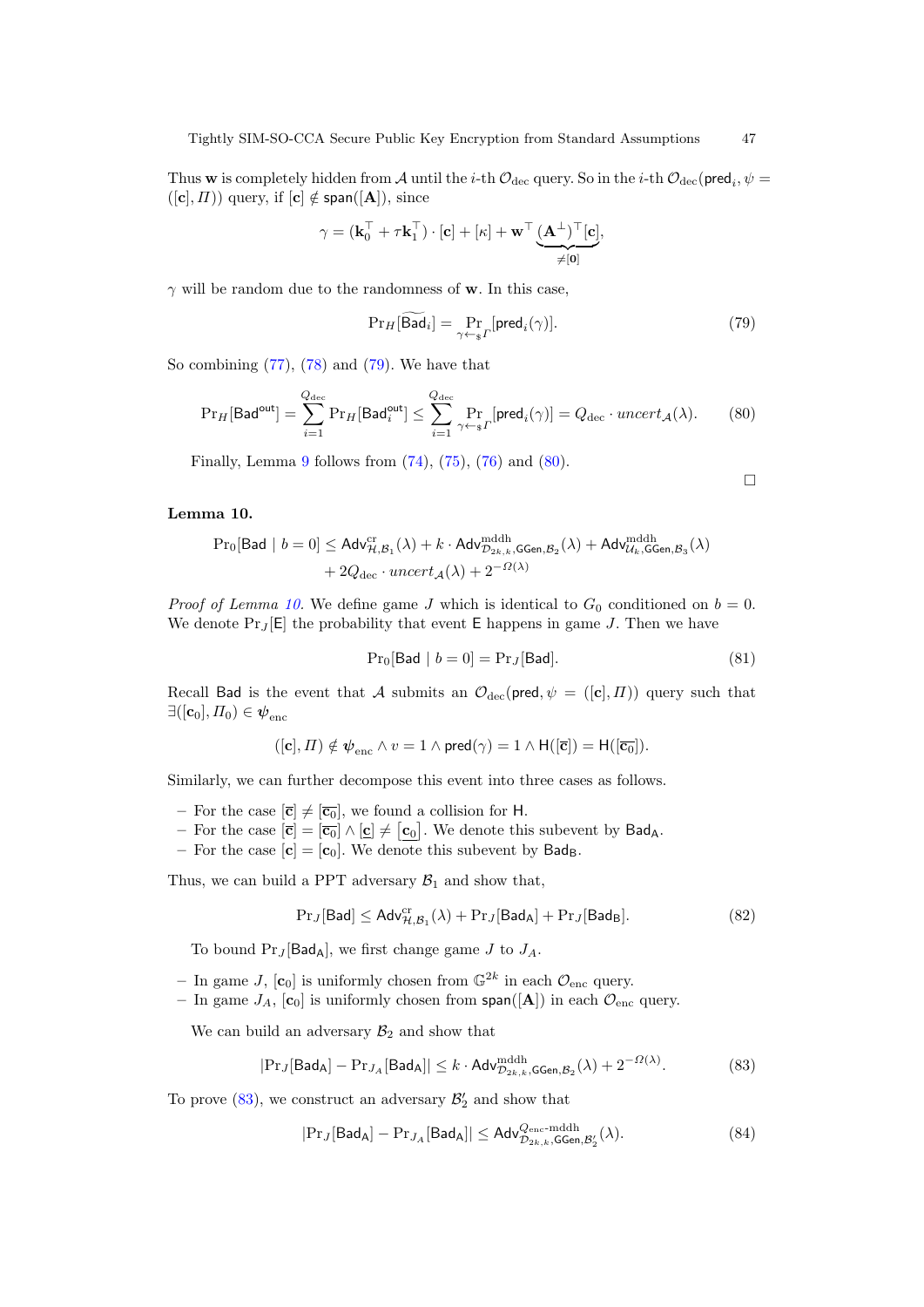Thus $\mathbf{w}$ is completely hidden from $\mathcal{A}$ until the $i$-th $\mathcal{O}_{\text{dec}}$ query. So in the $i$-th $\mathcal{O}_{\text{dec}}(\mathsf{pred}_i, \psi = ([\mathbf{c}], \Pi))$ query, if $[\mathbf{c}] \notin \mathsf{span}([\mathbf{A}])$, since

$$\gamma = (\mathbf{k}_0^\top + \tau \mathbf{k}_1^\top) \cdot [\mathbf{c}] + [\kappa] + \mathbf{w}^\top \underbrace{(\mathbf{A}^\perp)^\top [\mathbf{c}]}_{\neq [\mathbf{0}]},$$

$\gamma$ will be random due to the randomness of $\mathbf{w}$. In this case,

$$\Pr_H[\widetilde{\mathsf{Bad}_i}] = \Pr_{\gamma \leftarrow_\$ \Gamma}[\mathsf{pred}_i(\gamma)]. \tag{79}$$

So combining (77), (78) and (79). We have that

$$\Pr_H[\mathsf{Bad}^{\mathsf{out}}] = \sum_{i=1}^{Q_{\text{dec}}} \Pr_H[\mathsf{Bad}_i^{\mathsf{out}}] \leq \sum_{i=1}^{Q_{\text{dec}}} \Pr_{\gamma \leftarrow_\$ \Gamma}[\mathsf{pred}_i(\gamma)] = Q_{\text{dec}} \cdot \mathit{uncert}_{\mathcal{A}}(\lambda). \tag{80}$$

Finally, Lemma 9 follows from (74), (75), (76) and (80).

□

**Lemma 10.**

$$\Pr_0[\mathsf{Bad} \mid b = 0] \leq \mathsf{Adv}^{\text{cr}}_{\mathcal{H},\mathcal{B}_1}(\lambda) + k \cdot \mathsf{Adv}^{\text{mddh}}_{\mathcal{D}_{2k,k},\mathsf{GGen},\mathcal{B}_2}(\lambda) + \mathsf{Adv}^{\text{mddh}}_{\mathcal{U}_k,\mathsf{GGen},\mathcal{B}_3}(\lambda) \\ + 2Q_{\text{dec}} \cdot \mathit{uncert}_{\mathcal{A}}(\lambda) + 2^{-\Omega(\lambda)}$$

*Proof of Lemma 10.* We define game $J$ which is identical to $G_0$ conditioned on $b = 0$. We denote $\Pr_J[\mathsf{E}]$ the probability that event $\mathsf{E}$ happens in game $J$. Then we have

$$\Pr_0[\mathsf{Bad} \mid b = 0] = \Pr_J[\mathsf{Bad}]. \tag{81}$$

Recall $\mathsf{Bad}$ is the event that $\mathcal{A}$ submits an $\mathcal{O}_{\text{dec}}(\mathsf{pred}, \psi = ([\mathbf{c}], \Pi))$ query such that $\exists([\mathbf{c}_0], \Pi_0) \in \boldsymbol{\psi}_{\text{enc}}$

$$([\mathbf{c}], \Pi) \notin \boldsymbol{\psi}_{\text{enc}} \wedge v = 1 \wedge \mathsf{pred}(\gamma) = 1 \wedge \mathsf{H}([\overline{\mathbf{c}}]) = \mathsf{H}([\overline{\mathbf{c}_0}]).$$

Similarly, we can further decompose this event into three cases as follows.

- For the case $[\overline{\mathbf{c}}] \neq [\overline{\mathbf{c}_0}]$, we found a collision for $\mathsf{H}$.
- For the case $[\overline{\mathbf{c}}] = [\overline{\mathbf{c}_0}] \wedge [\underline{\mathbf{c}}] \neq [\underline{\mathbf{c}_0}]$. We denote this subevent by $\mathsf{Bad}_{\mathsf{A}}$.
- For the case $[\mathbf{c}] = [\mathbf{c}_0]$. We denote this subevent by $\mathsf{Bad}_{\mathsf{B}}$.

Thus, we can build a PPT adversary $\mathcal{B}_1$ and show that,

$$\Pr_J[\mathsf{Bad}] \leq \mathsf{Adv}^{\text{cr}}_{\mathcal{H},\mathcal{B}_1}(\lambda) + \Pr_J[\mathsf{Bad}_{\mathsf{A}}] + \Pr_J[\mathsf{Bad}_{\mathsf{B}}]. \tag{82}$$

To bound $\Pr_J[\mathsf{Bad}_{\mathsf{A}}]$, we first change game $J$ to $J_A$.

- In game $J$, $[\mathbf{c}_0]$ is uniformly chosen from $\mathbb{G}^{2k}$ in each $\mathcal{O}_{\text{enc}}$ query.
- In game $J_A$, $[\mathbf{c}_0]$ is uniformly chosen from $\mathsf{span}([\mathbf{A}])$ in each $\mathcal{O}_{\text{enc}}$ query.

We can build an adversary $\mathcal{B}_2$ and show that

$$|\Pr_J[\mathsf{Bad}_{\mathsf{A}}] - \Pr_{J_A}[\mathsf{Bad}_{\mathsf{A}}]| \leq k \cdot \mathsf{Adv}^{\text{mddh}}_{\mathcal{D}_{2k,k},\mathsf{GGen},\mathcal{B}_2}(\lambda) + 2^{-\Omega(\lambda)}. \tag{83}$$

To prove (83), we construct an adversary $\mathcal{B}_2'$ and show that

$$|\Pr_J[\mathsf{Bad}_{\mathsf{A}}] - \Pr_{J_A}[\mathsf{Bad}_{\mathsf{A}}]| \leq \mathsf{Adv}^{Q_{\text{enc}}\text{-mddh}}_{\mathcal{D}_{2k,k},\mathsf{GGen},\mathcal{B}_2'}(\lambda). \tag{84}$$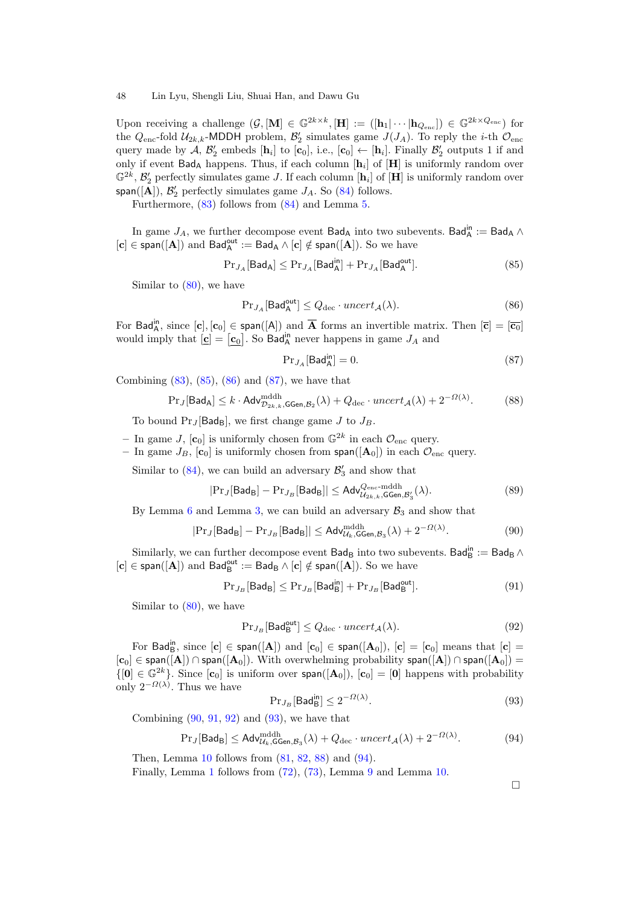Upon receiving a challenge $(\mathcal{G}, [\mathbf{M}] \in \mathbb{G}^{2k\times k}, [\mathbf{H}] := ([\mathbf{h}_1|\cdots|\mathbf{h}_{Q_{\text{enc}}}]) \in \mathbb{G}^{2k\times Q_{\text{enc}}})$ for the $Q_{\text{enc}}$-fold $\mathcal{U}_{2k,k}$-MDDH problem, $\mathcal{B}_2'$ simulates game $J(J_A)$. To reply the $i$-th $\mathcal{O}_{\text{enc}}$ query made by $\mathcal{A}$, $\mathcal{B}_2'$ embeds $[\mathbf{h}_i]$ to $[\mathbf{c}_0]$, i.e., $[\mathbf{c}_0] \leftarrow [\mathbf{h}_i]$. Finally $\mathcal{B}_2'$ outputs 1 if and only if event $\mathsf{Bad_A}$ happens. Thus, if each column $[\mathbf{h}_i]$ of $[\mathbf{H}]$ is uniformly random over $\mathbb{G}^{2k}$, $\mathcal{B}_2'$ perfectly simulates game $J$. If each column $[\mathbf{h}_i]$ of $[\mathbf{H}]$ is uniformly random over $\mathsf{span}([\mathbf{A}])$, $\mathcal{B}_2'$ perfectly simulates game $J_A$. So (84) follows.

Furthermore, (83) follows from (84) and Lemma 5.

In game $J_A$, we further decompose event $\mathsf{Bad_A}$ into two subevents. $\mathsf{Bad_A^{in}} := \mathsf{Bad_A} \wedge [\mathbf{c}] \in \mathsf{span}([\mathbf{A}])$ and $\mathsf{Bad_A^{out}} := \mathsf{Bad_A} \wedge [\mathbf{c}] \notin \mathsf{span}([\mathbf{A}])$. So we have

$$\Pr_{J_A}[\mathsf{Bad_A}] \le \Pr_{J_A}[\mathsf{Bad_A^{in}}] + \Pr_{J_A}[\mathsf{Bad_A^{out}}]. \tag{85}$$

Similar to (80), we have

$$\Pr_{J_A}[\mathsf{Bad_A^{out}}] \le Q_{\text{dec}} \cdot \mathit{uncert}_{\mathcal{A}}(\lambda). \tag{86}$$

For $\mathsf{Bad_A^{in}}$, since $[\mathbf{c}], [\mathbf{c}_0] \in \mathsf{span}([\mathrm{A}])$ and $\overline{\mathbf{A}}$ forms an invertible matrix. Then $[\overline{\mathbf{c}}] = [\overline{\mathbf{c}_0}]$ would imply that $[\underline{\mathbf{c}}] = [\underline{\mathbf{c}_0}]$. So $\mathsf{Bad_A^{in}}$ never happens in game $J_A$ and

$$\Pr_{J_A}[\mathsf{Bad_A^{in}}] = 0. \tag{87}$$

Combining (83), (85), (86) and (87), we have that

$$\Pr_J[\mathsf{Bad_A}] \le k \cdot \mathsf{Adv}^{\text{mddh}}_{\mathcal{D}_{2k,k},\mathsf{GGen},\mathcal{B}_2}(\lambda) + Q_{\text{dec}} \cdot \mathit{uncert}_{\mathcal{A}}(\lambda) + 2^{-\Omega(\lambda)}. \tag{88}$$

To bound $\Pr_J[\mathsf{Bad_B}]$, we first change game $J$ to $J_B$.

- In game $J$, $[\mathbf{c}_0]$ is uniformly chosen from $\mathbb{G}^{2k}$ in each $\mathcal{O}_{\text{enc}}$ query.
- In game $J_B$, $[\mathbf{c}_0]$ is uniformly chosen from $\mathsf{span}([\mathbf{A}_0])$ in each $\mathcal{O}_{\text{enc}}$ query.

Similar to (84), we can build an adversary $\mathcal{B}_3'$ and show that

$$|\Pr_J[\mathsf{Bad_B}] - \Pr_{J_B}[\mathsf{Bad_B}]| \le \mathsf{Adv}^{Q_{\text{enc}}\text{-mddh}}_{\mathcal{U}_{2k,k},\mathsf{GGen},\mathcal{B}_3'}(\lambda). \tag{89}$$

By Lemma 6 and Lemma 3, we can build an adversary $\mathcal{B}_3$ and show that

$$|\Pr_J[\mathsf{Bad_B}] - \Pr_{J_B}[\mathsf{Bad_B}]| \le \mathsf{Adv}^{\text{mddh}}_{\mathcal{U}_k,\mathsf{GGen},\mathcal{B}_3}(\lambda) + 2^{-\Omega(\lambda)}. \tag{90}$$

Similarly, we can further decompose event $\mathsf{Bad_B}$ into two subevents. $\mathsf{Bad_B^{in}} := \mathsf{Bad_B} \wedge [\mathbf{c}] \in \mathsf{span}([\mathbf{A}])$ and $\mathsf{Bad_B^{out}} := \mathsf{Bad_B} \wedge [\mathbf{c}] \notin \mathsf{span}([\mathbf{A}])$. So we have

$$\Pr_{J_B}[\mathsf{Bad_B}] \le \Pr_{J_B}[\mathsf{Bad_B^{in}}] + \Pr_{J_B}[\mathsf{Bad_B^{out}}]. \tag{91}$$

Similar to (80), we have

$$\Pr_{J_B}[\mathsf{Bad_B^{out}}] \le Q_{\text{dec}} \cdot \mathit{uncert}_{\mathcal{A}}(\lambda). \tag{92}$$

For $\mathsf{Bad_B^{in}}$, since $[\mathbf{c}] \in \mathsf{span}([\mathbf{A}])$ and $[\mathbf{c}_0] \in \mathsf{span}([\mathbf{A}_0])$, $[\mathbf{c}] = [\mathbf{c}_0]$ means that $[\mathbf{c}] = [\mathbf{c}_0] \in \mathsf{span}([\mathbf{A}]) \cap \mathsf{span}([\mathbf{A}_0])$. With overwhelming probability $\mathsf{span}([\mathbf{A}]) \cap \mathsf{span}([\mathbf{A}_0]) = \{[\mathbf{0}] \in \mathbb{G}^{2k}\}$. Since $[\mathbf{c}_0]$ is uniform over $\mathsf{span}([\mathbf{A}_0])$, $[\mathbf{c}_0] = [\mathbf{0}]$ happens with probability only $2^{-\Omega(\lambda)}$. Thus we have

$$\Pr_{J_B}[\mathsf{Bad_B^{in}}] \le 2^{-\Omega(\lambda)}. \tag{93}$$

Combining (90, 91, 92) and (93), we have that

$$\Pr_J[\mathsf{Bad_B}] \le \mathsf{Adv}^{\text{mddh}}_{\mathcal{U}_k,\mathsf{GGen},\mathcal{B}_3}(\lambda) + Q_{\text{dec}} \cdot \mathit{uncert}_{\mathcal{A}}(\lambda) + 2^{-\Omega(\lambda)}. \tag{94}$$

Then, Lemma 10 follows from (81, 82, 88) and (94).

Finally, Lemma 1 follows from (72), (73), Lemma 9 and Lemma 10.

□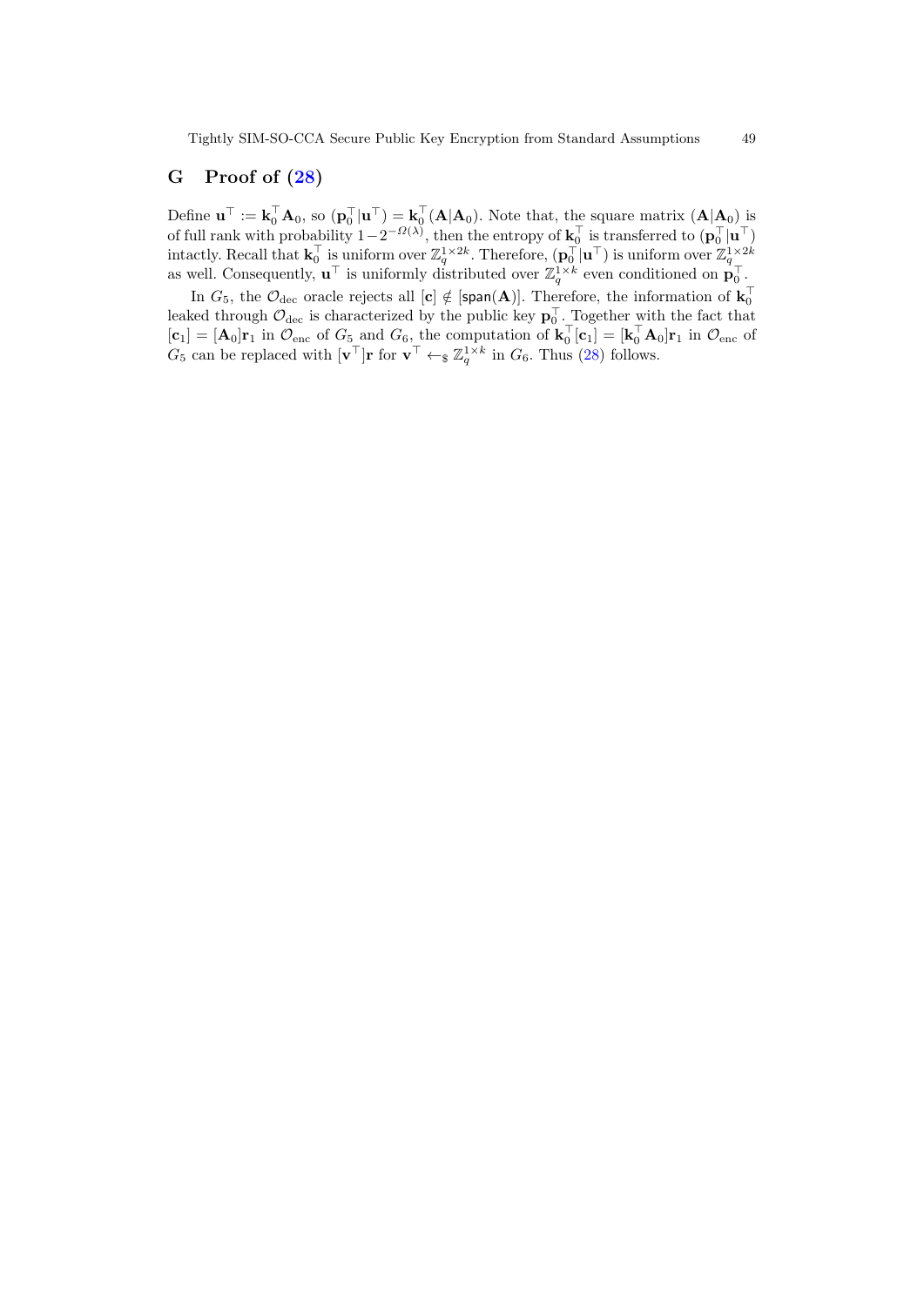## G Proof of (28)

Define $\mathbf{u}^\top := \mathbf{k}_0^\top \mathbf{A}_0$, so $(\mathbf{p}_0^\top | \mathbf{u}^\top) = \mathbf{k}_0^\top (\mathbf{A} | \mathbf{A}_0)$. Note that, the square matrix $(\mathbf{A} | \mathbf{A}_0)$ is of full rank with probability $1 - 2^{-\Omega(\lambda)}$, then the entropy of $\mathbf{k}_0^\top$ is transferred to $(\mathbf{p}_0^\top | \mathbf{u}^\top)$ intactly. Recall that $\mathbf{k}_0^\top$ is uniform over $\mathbb{Z}_q^{1 \times 2k}$. Therefore, $(\mathbf{p}_0^\top | \mathbf{u}^\top)$ is uniform over $\mathbb{Z}_q^{1 \times 2k}$ as well. Consequently, $\mathbf{u}^\top$ is uniformly distributed over $\mathbb{Z}_q^{1 \times k}$ even conditioned on $\mathbf{p}_0^\top$.

In $G_5$, the $\mathcal{O}_{\mathrm{dec}}$ oracle rejects all $[\mathbf{c}] \notin [\mathsf{span}(\mathbf{A})]$. Therefore, the information of $\mathbf{k}_0^\top$ leaked through $\mathcal{O}_{\mathrm{dec}}$ is characterized by the public key $\mathbf{p}_0^\top$. Together with the fact that $[\mathbf{c}_1] = [\mathbf{A}_0]\mathbf{r}_1$ in $\mathcal{O}_{\mathrm{enc}}$ of $G_5$ and $G_6$, the computation of $\mathbf{k}_0^\top [\mathbf{c}_1] = [\mathbf{k}_0^\top \mathbf{A}_0]\mathbf{r}_1$ in $\mathcal{O}_{\mathrm{enc}}$ of $G_5$ can be replaced with $[\mathbf{v}^\top]\mathbf{r}$ for $\mathbf{v}^\top \leftarrow_{\$} \mathbb{Z}_q^{1 \times k}$ in $G_6$. Thus (28) follows.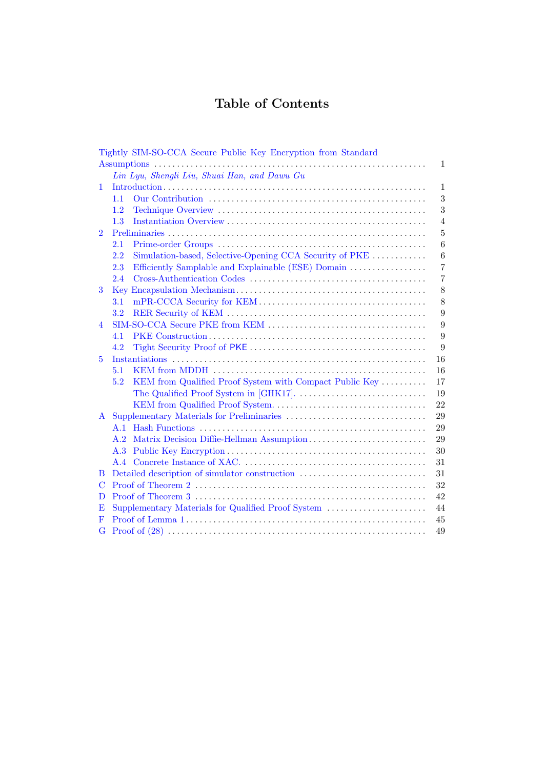# Table of Contents

Tightly SIM-SO-CCA Secure Public Key Encryption from Standard Assumptions ........ 1
*Lin Lyu, Shengli Liu, Shuai Han, and Dawu Gu*

1 Introduction ........ 1
  1.1 Our Contribution ........ 3
  1.2 Technique Overview ........ 3
  1.3 Instantiation Overview ........ 4
2 Preliminaries ........ 5
  2.1 Prime-order Groups ........ 6
  2.2 Simulation-based, Selective-Opening CCA Security of PKE ........ 6
  2.3 Efficiently Samplable and Explainable (ESE) Domain ........ 7
  2.4 Cross-Authentication Codes ........ 7
3 Key Encapsulation Mechanism ........ 8
  3.1 mPR-CCCA Security for KEM ........ 8
  3.2 RER Security of KEM ........ 9
4 SIM-SO-CCA Secure PKE from KEM ........ 9
  4.1 PKE Construction ........ 9
  4.2 Tight Security Proof of PKE ........ 9
5 Instantiations ........ 16
  5.1 KEM from MDDH ........ 16
  5.2 KEM from Qualified Proof System with Compact Public Key ........ 17
    The Qualified Proof System in [GHK17]. ........ 19
    KEM from Qualified Proof System. ........ 22
A Supplementary Materials for Preliminaries ........ 29
  A.1 Hash Functions ........ 29
  A.2 Matrix Decision Diffie-Hellman Assumption ........ 29
  A.3 Public Key Encryption ........ 30
  A.4 Concrete Instance of XAC. ........ 31
B Detailed description of simulator construction ........ 31
C Proof of Theorem 2 ........ 32
D Proof of Theorem 3 ........ 42
E Supplementary Materials for Qualified Proof System ........ 44
F Proof of Lemma 1 ........ 45
G Proof of (28) ........ 49